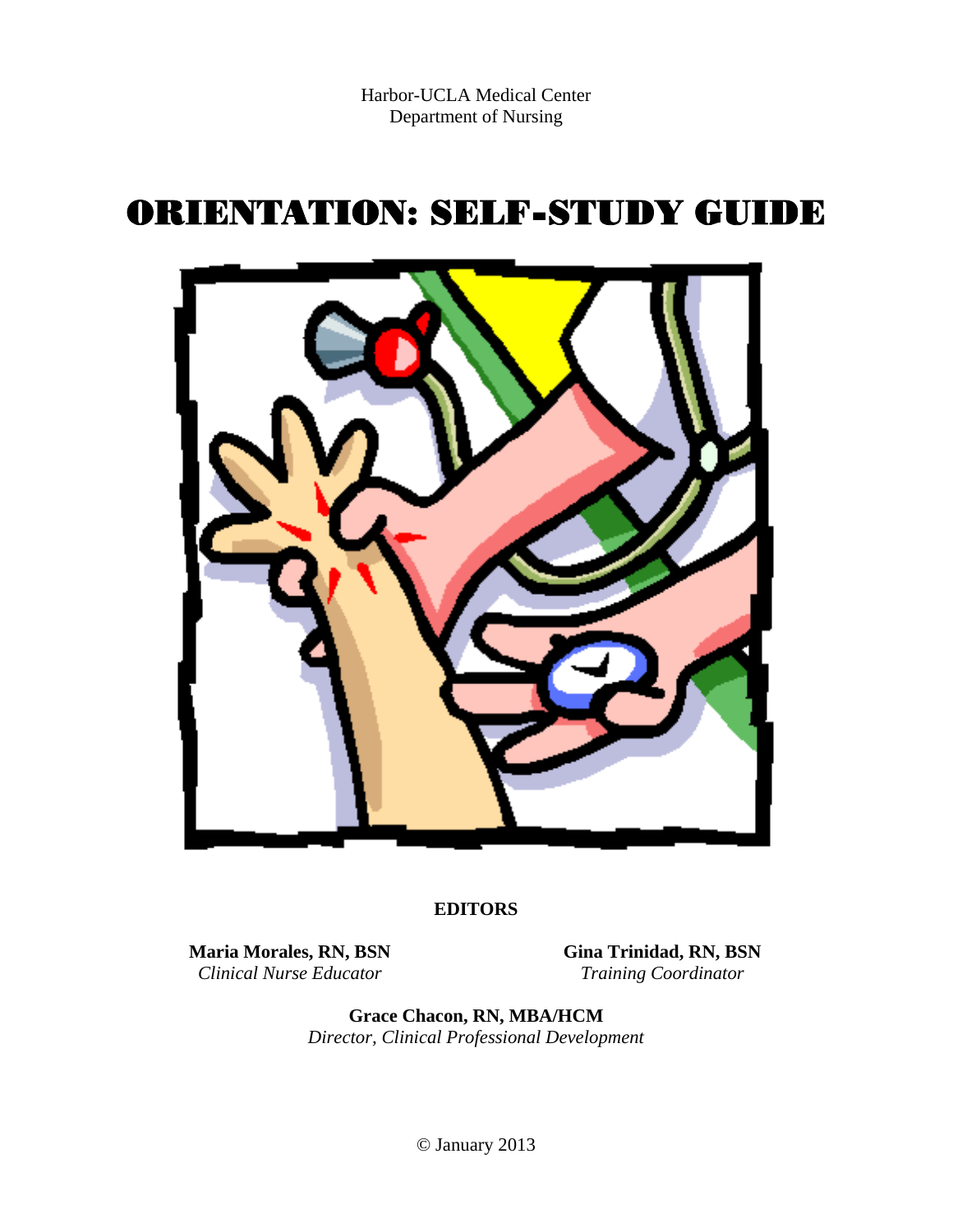Harbor-UCLA Medical Center
Department of Nursing

# ORIENTATION: SELF-STUDY GUIDE

**EDITORS**

**Maria Morales, RN, BSN**
*Clinical Nurse Educator*

**Gina Trinidad, RN, BSN**
*Training Coordinator*

**Grace Chacon, RN, MBA/HCM**
*Director, Clinical Professional Development*

© January 2013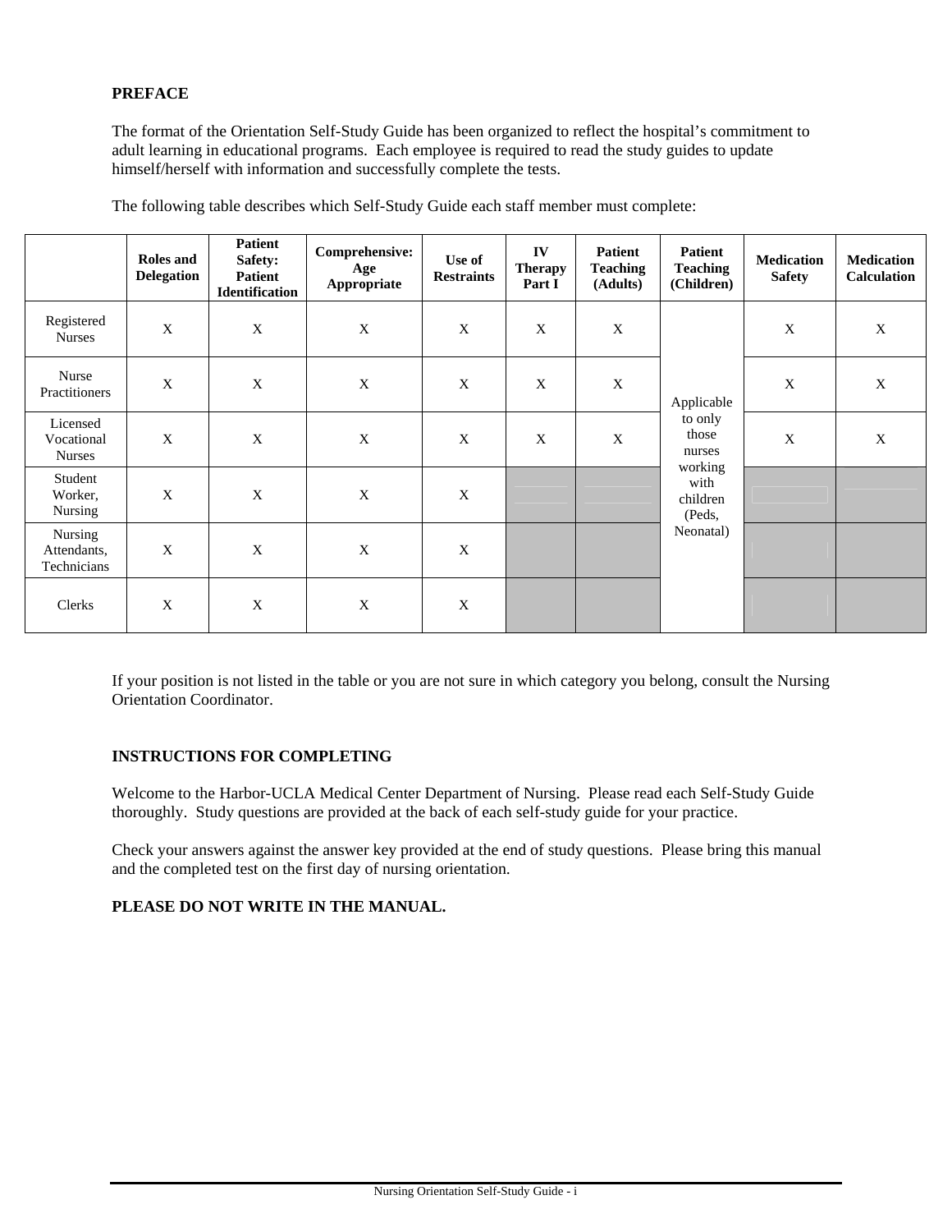**PREFACE**

The format of the Orientation Self-Study Guide has been organized to reflect the hospital's commitment to adult learning in educational programs. Each employee is required to read the study guides to update himself/herself with information and successfully complete the tests.

The following table describes which Self-Study Guide each staff member must complete:

| | Roles and Delegation | Patient Safety: Patient Identification | Comprehensive: Age Appropriate | Use of Restraints | IV Therapy Part I | Patient Teaching (Adults) | Patient Teaching (Children) | Medication Safety | Medication Calculation |
|---|---|---|---|---|---|---|---|---|---|
| Registered Nurses | X | X | X | X | X | X | Applicable to only those nurses working with children (Peds, Neonatal) | X | X |
| Nurse Practitioners | X | X | X | X | X | X | | X | X |
| Licensed Vocational Nurses | X | X | X | X | X | X | | X | X |
| Student Worker, Nursing | X | X | X | X | | | | | |
| Nursing Attendants, Technicians | X | X | X | X | | | | | |
| Clerks | X | X | X | X | | | | | |

If your position is not listed in the table or you are not sure in which category you belong, consult the Nursing Orientation Coordinator.

**INSTRUCTIONS FOR COMPLETING**

Welcome to the Harbor-UCLA Medical Center Department of Nursing. Please read each Self-Study Guide thoroughly. Study questions are provided at the back of each self-study guide for your practice.

Check your answers against the answer key provided at the end of study questions. Please bring this manual and the completed test on the first day of nursing orientation.

**PLEASE DO NOT WRITE IN THE MANUAL.**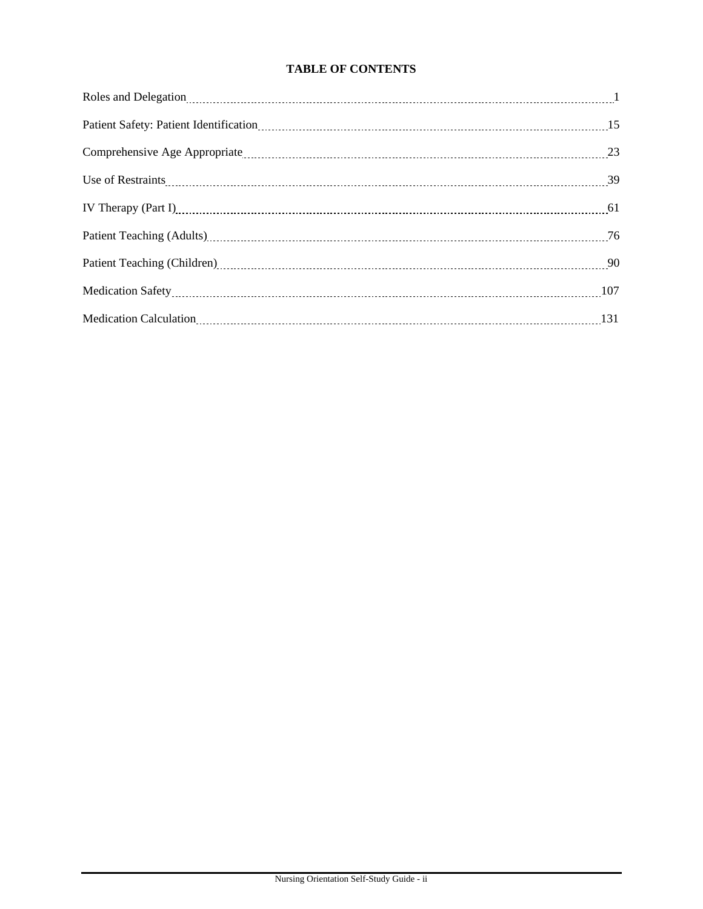# TABLE OF CONTENTS

| | |
|---|---|
| Roles and Delegation | 1 |
| Patient Safety: Patient Identification | 15 |
| Comprehensive Age Appropriate | 23 |
| Use of Restraints | 39 |
| IV Therapy (Part I) | 61 |
| Patient Teaching (Adults) | 76 |
| Patient Teaching (Children) | 90 |
| Medication Safety | 107 |
| Medication Calculation | 131 |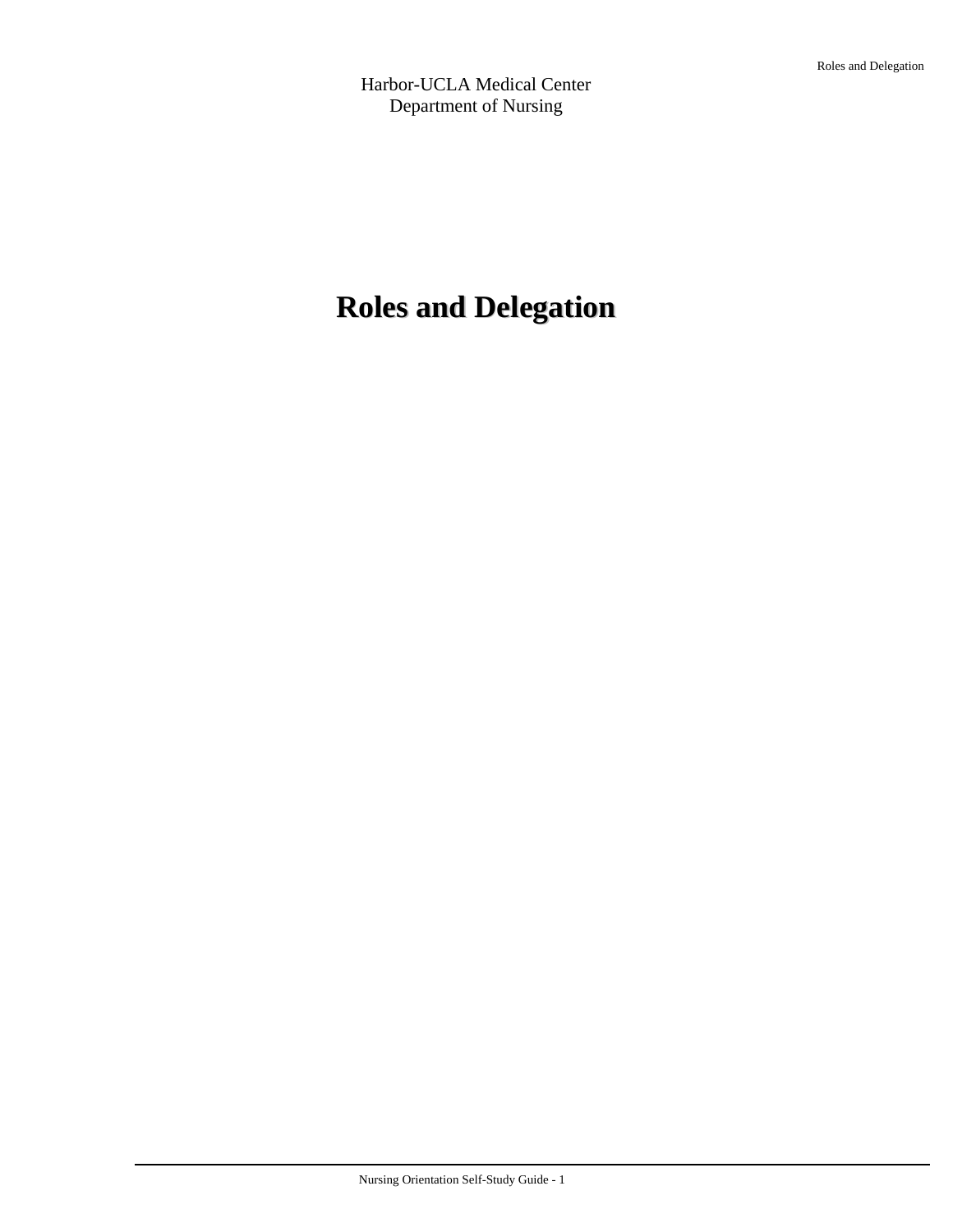Harbor-UCLA Medical Center
Department of Nursing

# Roles and Delegation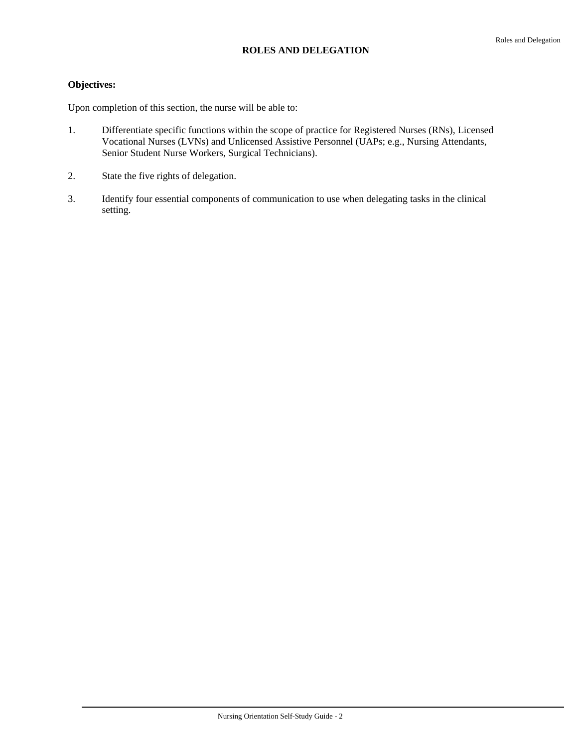# ROLES AND DELEGATION

**Objectives:**

Upon completion of this section, the nurse will be able to:

1. Differentiate specific functions within the scope of practice for Registered Nurses (RNs), Licensed Vocational Nurses (LVNs) and Unlicensed Assistive Personnel (UAPs; e.g., Nursing Attendants, Senior Student Nurse Workers, Surgical Technicians).

2. State the five rights of delegation.

3. Identify four essential components of communication to use when delegating tasks in the clinical setting.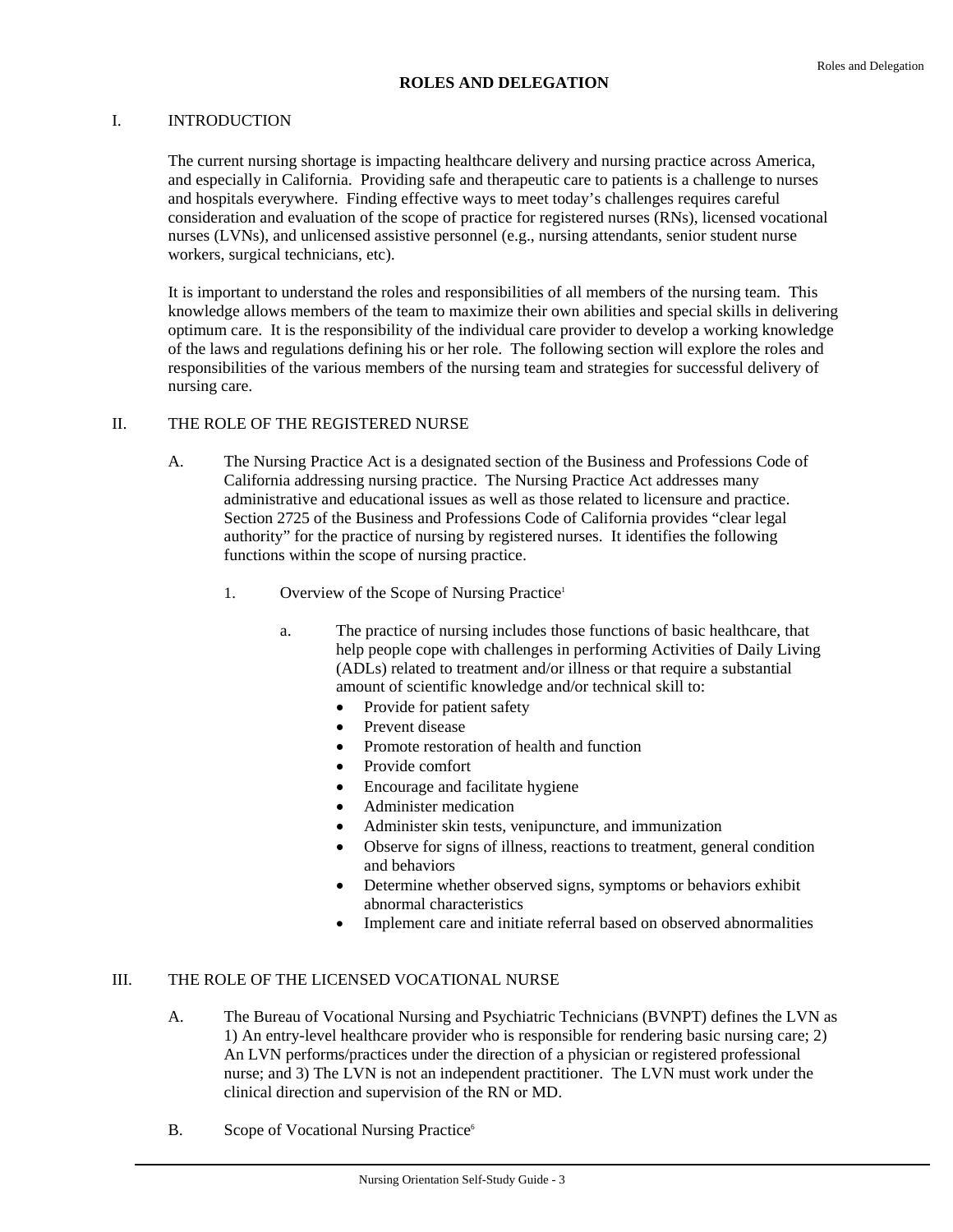# ROLES AND DELEGATION

## I. INTRODUCTION

The current nursing shortage is impacting healthcare delivery and nursing practice across America, and especially in California. Providing safe and therapeutic care to patients is a challenge to nurses and hospitals everywhere. Finding effective ways to meet today's challenges requires careful consideration and evaluation of the scope of practice for registered nurses (RNs), licensed vocational nurses (LVNs), and unlicensed assistive personnel (e.g., nursing attendants, senior student nurse workers, surgical technicians, etc).

It is important to understand the roles and responsibilities of all members of the nursing team. This knowledge allows members of the team to maximize their own abilities and special skills in delivering optimum care. It is the responsibility of the individual care provider to develop a working knowledge of the laws and regulations defining his or her role. The following section will explore the roles and responsibilities of the various members of the nursing team and strategies for successful delivery of nursing care.

## II. THE ROLE OF THE REGISTERED NURSE

A. The Nursing Practice Act is a designated section of the Business and Professions Code of California addressing nursing practice. The Nursing Practice Act addresses many administrative and educational issues as well as those related to licensure and practice. Section 2725 of the Business and Professions Code of California provides "clear legal authority" for the practice of nursing by registered nurses. It identifies the following functions within the scope of nursing practice.

1. Overview of the Scope of Nursing Practice[1]

   a. The practice of nursing includes those functions of basic healthcare, that help people cope with challenges in performing Activities of Daily Living (ADLs) related to treatment and/or illness or that require a substantial amount of scientific knowledge and/or technical skill to:
      - Provide for patient safety
      - Prevent disease
      - Promote restoration of health and function
      - Provide comfort
      - Encourage and facilitate hygiene
      - Administer medication
      - Administer skin tests, venipuncture, and immunization
      - Observe for signs of illness, reactions to treatment, general condition and behaviors
      - Determine whether observed signs, symptoms or behaviors exhibit abnormal characteristics
      - Implement care and initiate referral based on observed abnormalities

## III. THE ROLE OF THE LICENSED VOCATIONAL NURSE

A. The Bureau of Vocational Nursing and Psychiatric Technicians (BVNPT) defines the LVN as 1) An entry-level healthcare provider who is responsible for rendering basic nursing care; 2) An LVN performs/practices under the direction of a physician or registered professional nurse; and 3) The LVN is not an independent practitioner. The LVN must work under the clinical direction and supervision of the RN or MD.

B. Scope of Vocational Nursing Practice[6]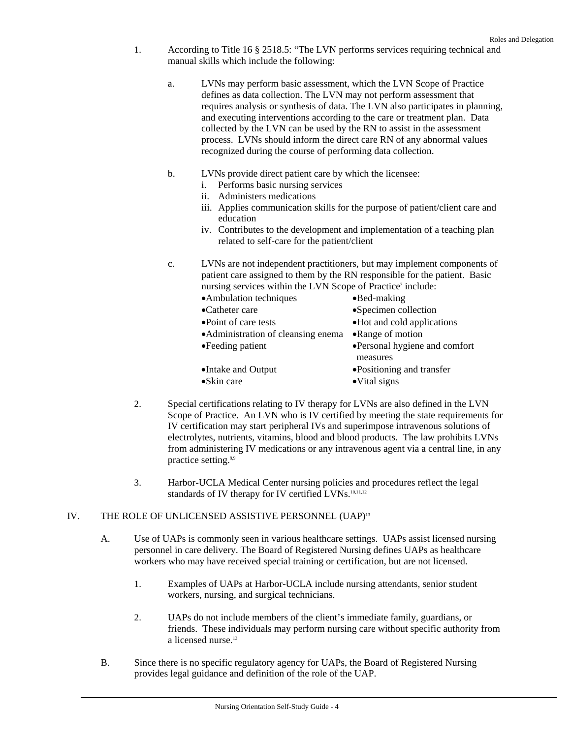1. According to Title 16 § 2518.5: "The LVN performs services requiring technical and manual skills which include the following:

   a. LVNs may perform basic assessment, which the LVN Scope of Practice defines as data collection. The LVN may not perform assessment that requires analysis or synthesis of data. The LVN also participates in planning, and executing interventions according to the care or treatment plan. Data collected by the LVN can be used by the RN to assist in the assessment process. LVNs should inform the direct care RN of any abnormal values recognized during the course of performing data collection.

   b. LVNs provide direct patient care by which the licensee:
      i. Performs basic nursing services
      ii. Administers medications
      iii. Applies communication skills for the purpose of patient/client care and education
      iv. Contributes to the development and implementation of a teaching plan related to self-care for the patient/client

   c. LVNs are not independent practitioners, but may implement components of patient care assigned to them by the RN responsible for the patient. Basic nursing services within the LVN Scope of Practice[7] include:
      - Ambulation techniques
      - Bed-making
      - Catheter care
      - Specimen collection
      - Point of care tests
      - Hot and cold applications
      - Administration of cleansing enema
      - Range of motion
      - Feeding patient
      - Personal hygiene and comfort measures
      - Intake and Output
      - Positioning and transfer
      - Skin care
      - Vital signs

2. Special certifications relating to IV therapy for LVNs are also defined in the LVN Scope of Practice. An LVN who is IV certified by meeting the state requirements for IV certification may start peripheral IVs and superimpose intravenous solutions of electrolytes, nutrients, vitamins, blood and blood products. The law prohibits LVNs from administering IV medications or any intravenous agent via a central line, in any practice setting.[8,9]

3. Harbor-UCLA Medical Center nursing policies and procedures reflect the legal standards of IV therapy for IV certified LVNs.[10,11,12]

## IV. THE ROLE OF UNLICENSED ASSISTIVE PERSONNEL (UAP)[13]

A. Use of UAPs is commonly seen in various healthcare settings. UAPs assist licensed nursing personnel in care delivery. The Board of Registered Nursing defines UAPs as healthcare workers who may have received special training or certification, but are not licensed.

   1. Examples of UAPs at Harbor-UCLA include nursing attendants, senior student workers, nursing, and surgical technicians.

   2. UAPs do not include members of the client's immediate family, guardians, or friends. These individuals may perform nursing care without specific authority from a licensed nurse.[13]

B. Since there is no specific regulatory agency for UAPs, the Board of Registered Nursing provides legal guidance and definition of the role of the UAP.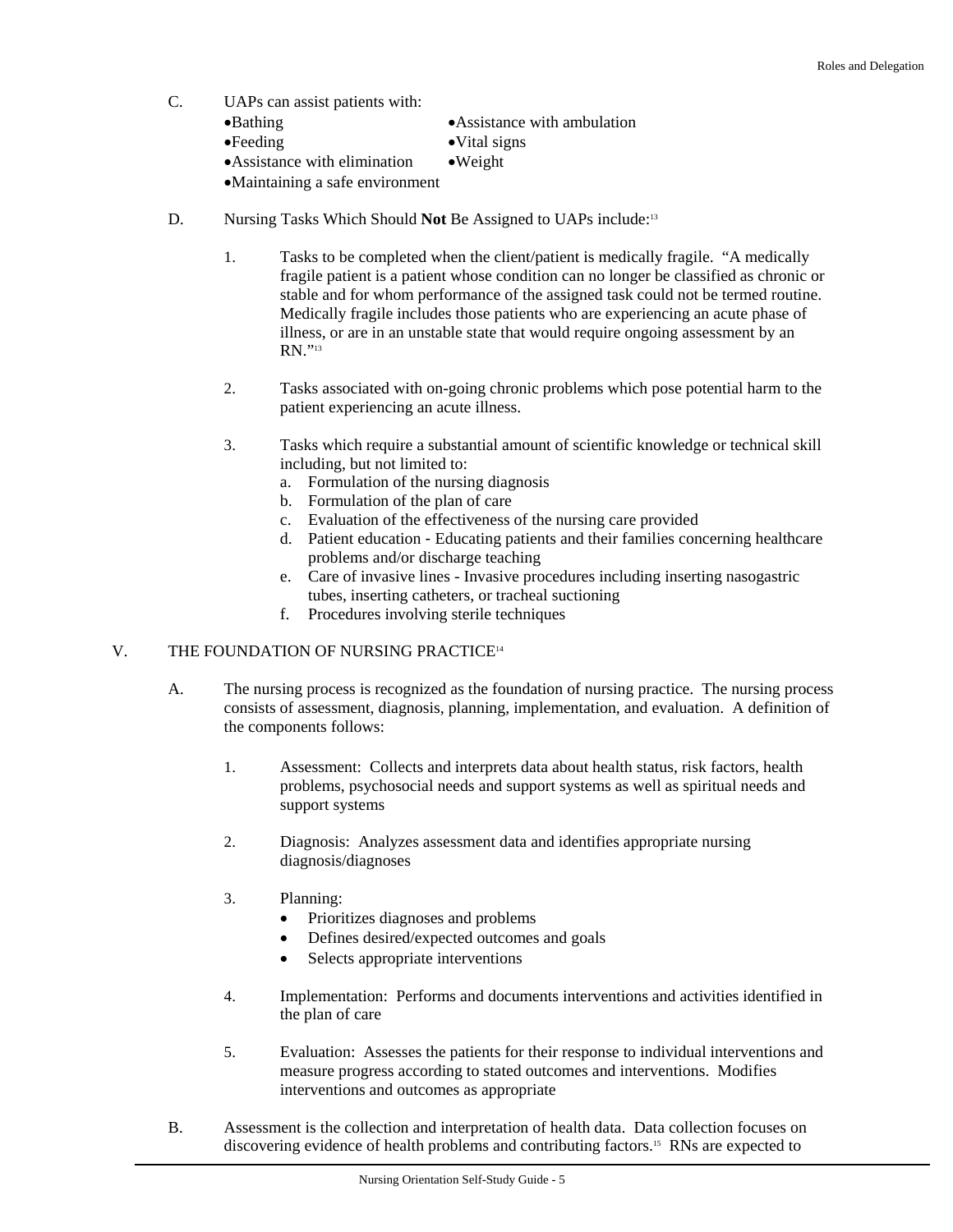C. UAPs can assist patients with:

- Bathing
- Feeding
- Assistance with elimination
- Maintaining a safe environment
- Assistance with ambulation
- Vital signs
- Weight

D. Nursing Tasks Which Should **Not** Be Assigned to UAPs include:[13]

1. Tasks to be completed when the client/patient is medically fragile. "A medically fragile patient is a patient whose condition can no longer be classified as chronic or stable and for whom performance of the assigned task could not be termed routine. Medically fragile includes those patients who are experiencing an acute phase of illness, or are in an unstable state that would require ongoing assessment by an RN."[13]

2. Tasks associated with on-going chronic problems which pose potential harm to the patient experiencing an acute illness.

3. Tasks which require a substantial amount of scientific knowledge or technical skill including, but not limited to:
   a. Formulation of the nursing diagnosis
   b. Formulation of the plan of care
   c. Evaluation of the effectiveness of the nursing care provided
   d. Patient education - Educating patients and their families concerning healthcare problems and/or discharge teaching
   e. Care of invasive lines - Invasive procedures including inserting nasogastric tubes, inserting catheters, or tracheal suctioning
   f. Procedures involving sterile techniques

## V. THE FOUNDATION OF NURSING PRACTICE[14]

A. The nursing process is recognized as the foundation of nursing practice. The nursing process consists of assessment, diagnosis, planning, implementation, and evaluation. A definition of the components follows:

1. Assessment: Collects and interprets data about health status, risk factors, health problems, psychosocial needs and support systems as well as spiritual needs and support systems

2. Diagnosis: Analyzes assessment data and identifies appropriate nursing diagnosis/diagnoses

3. Planning:
   - Prioritizes diagnoses and problems
   - Defines desired/expected outcomes and goals
   - Selects appropriate interventions

4. Implementation: Performs and documents interventions and activities identified in the plan of care

5. Evaluation: Assesses the patients for their response to individual interventions and measure progress according to stated outcomes and interventions. Modifies interventions and outcomes as appropriate

B. Assessment is the collection and interpretation of health data. Data collection focuses on discovering evidence of health problems and contributing factors.[15] RNs are expected to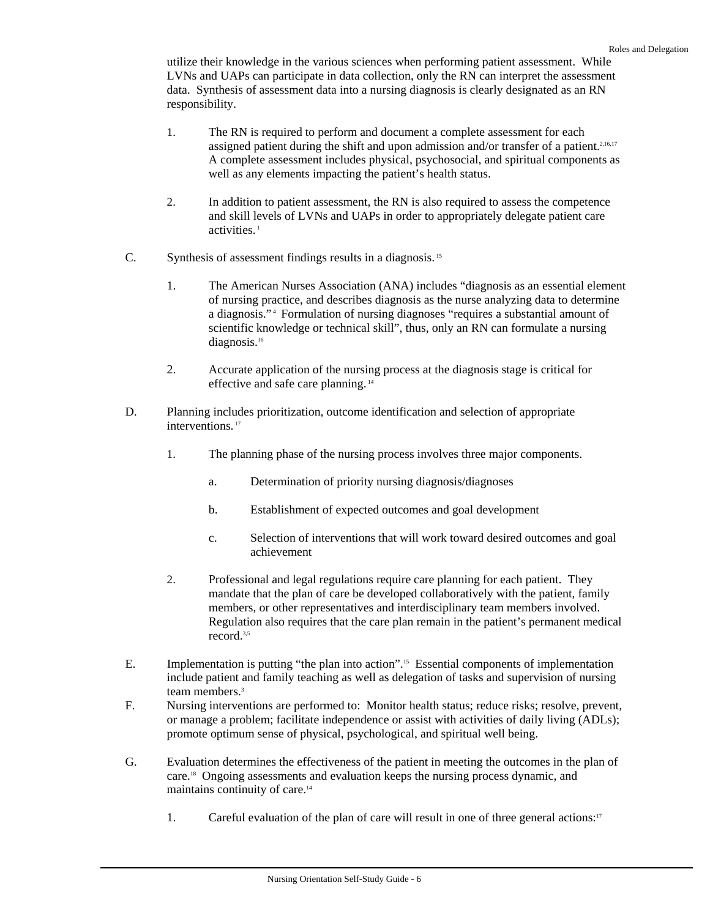utilize their knowledge in the various sciences when performing patient assessment. While LVNs and UAPs can participate in data collection, only the RN can interpret the assessment data. Synthesis of assessment data into a nursing diagnosis is clearly designated as an RN responsibility.

1. The RN is required to perform and document a complete assessment for each assigned patient during the shift and upon admission and/or transfer of a patient.[2,16,17] A complete assessment includes physical, psychosocial, and spiritual components as well as any elements impacting the patient's health status.

2. In addition to patient assessment, the RN is also required to assess the competence and skill levels of LVNs and UAPs in order to appropriately delegate patient care activities.[1]

C. Synthesis of assessment findings results in a diagnosis.[15]

1. The American Nurses Association (ANA) includes "diagnosis as an essential element of nursing practice, and describes diagnosis as the nurse analyzing data to determine a diagnosis."[4] Formulation of nursing diagnoses "requires a substantial amount of scientific knowledge or technical skill", thus, only an RN can formulate a nursing diagnosis.[16]

2. Accurate application of the nursing process at the diagnosis stage is critical for effective and safe care planning.[14]

D. Planning includes prioritization, outcome identification and selection of appropriate interventions.[17]

1. The planning phase of the nursing process involves three major components.

   a. Determination of priority nursing diagnosis/diagnoses

   b. Establishment of expected outcomes and goal development

   c. Selection of interventions that will work toward desired outcomes and goal achievement

2. Professional and legal regulations require care planning for each patient. They mandate that the plan of care be developed collaboratively with the patient, family members, or other representatives and interdisciplinary team members involved. Regulation also requires that the care plan remain in the patient's permanent medical record.[3,5]

E. Implementation is putting "the plan into action".[15] Essential components of implementation include patient and family teaching as well as delegation of tasks and supervision of nursing team members.[3]

F. Nursing interventions are performed to: Monitor health status; reduce risks; resolve, prevent, or manage a problem; facilitate independence or assist with activities of daily living (ADLs); promote optimum sense of physical, psychological, and spiritual well being.

G. Evaluation determines the effectiveness of the patient in meeting the outcomes in the plan of care.[18] Ongoing assessments and evaluation keeps the nursing process dynamic, and maintains continuity of care.[14]

1. Careful evaluation of the plan of care will result in one of three general actions:[17]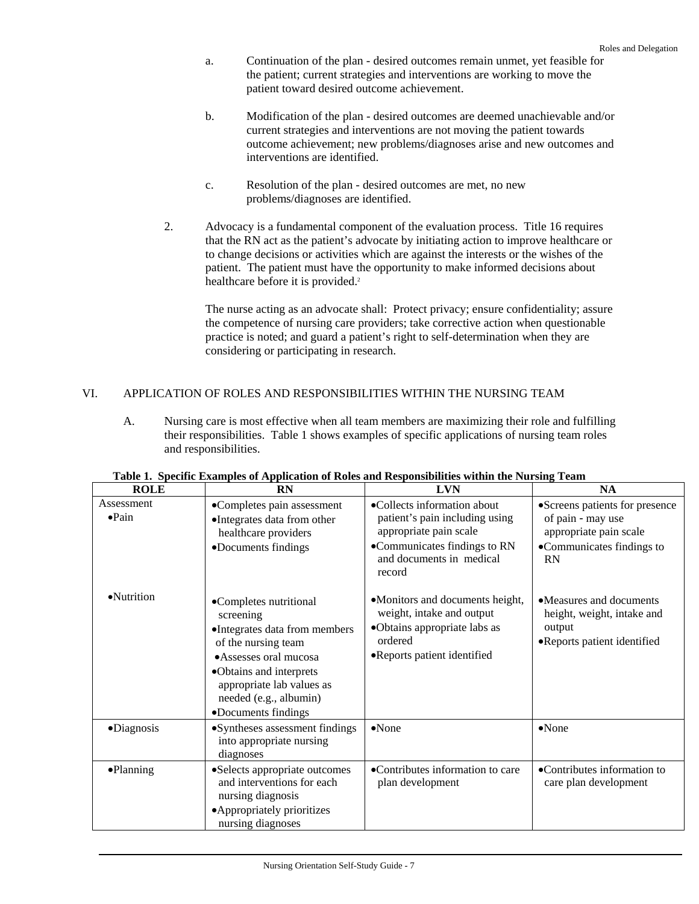a. Continuation of the plan - desired outcomes remain unmet, yet feasible for the patient; current strategies and interventions are working to move the patient toward desired outcome achievement.

b. Modification of the plan - desired outcomes are deemed unachievable and/or current strategies and interventions are not moving the patient towards outcome achievement; new problems/diagnoses arise and new outcomes and interventions are identified.

c. Resolution of the plan - desired outcomes are met, no new problems/diagnoses are identified.

2. Advocacy is a fundamental component of the evaluation process. Title 16 requires that the RN act as the patient's advocate by initiating action to improve healthcare or to change decisions or activities which are against the interests or the wishes of the patient. The patient must have the opportunity to make informed decisions about healthcare before it is provided.[2]

The nurse acting as an advocate shall: Protect privacy; ensure confidentiality; assure the competence of nursing care providers; take corrective action when questionable practice is noted; and guard a patient's right to self-determination when they are considering or participating in research.

## VI. APPLICATION OF ROLES AND RESPONSIBILITIES WITHIN THE NURSING TEAM

A. Nursing care is most effective when all team members are maximizing their role and fulfilling their responsibilities. Table 1 shows examples of specific applications of nursing team roles and responsibilities.

**Table 1. Specific Examples of Application of Roles and Responsibilities within the Nursing Team**

| ROLE | RN | LVN | NA |
|---|---|---|---|
| Assessment<br>• Pain | • Completes pain assessment<br>• Integrates data from other healthcare providers<br>• Documents findings | • Collects information about patient's pain including using appropriate pain scale<br>• Communicates findings to RN and documents in medical record | • Screens patients for presence of pain - may use appropriate pain scale<br>• Communicates findings to RN |
| • Nutrition | • Completes nutritional screening<br>• Integrates data from members of the nursing team<br>• Assesses oral mucosa<br>• Obtains and interprets appropriate lab values as needed (e.g., albumin)<br>• Documents findings | • Monitors and documents height, weight, intake and output<br>• Obtains appropriate labs as ordered<br>• Reports patient identified | • Measures and documents height, weight, intake and output<br>• Reports patient identified |
| • Diagnosis | • Syntheses assessment findings into appropriate nursing diagnoses | • None | • None |
| • Planning | • Selects appropriate outcomes and interventions for each nursing diagnosis<br>• Appropriately prioritizes nursing diagnoses | • Contributes information to care plan development | • Contributes information to care plan development |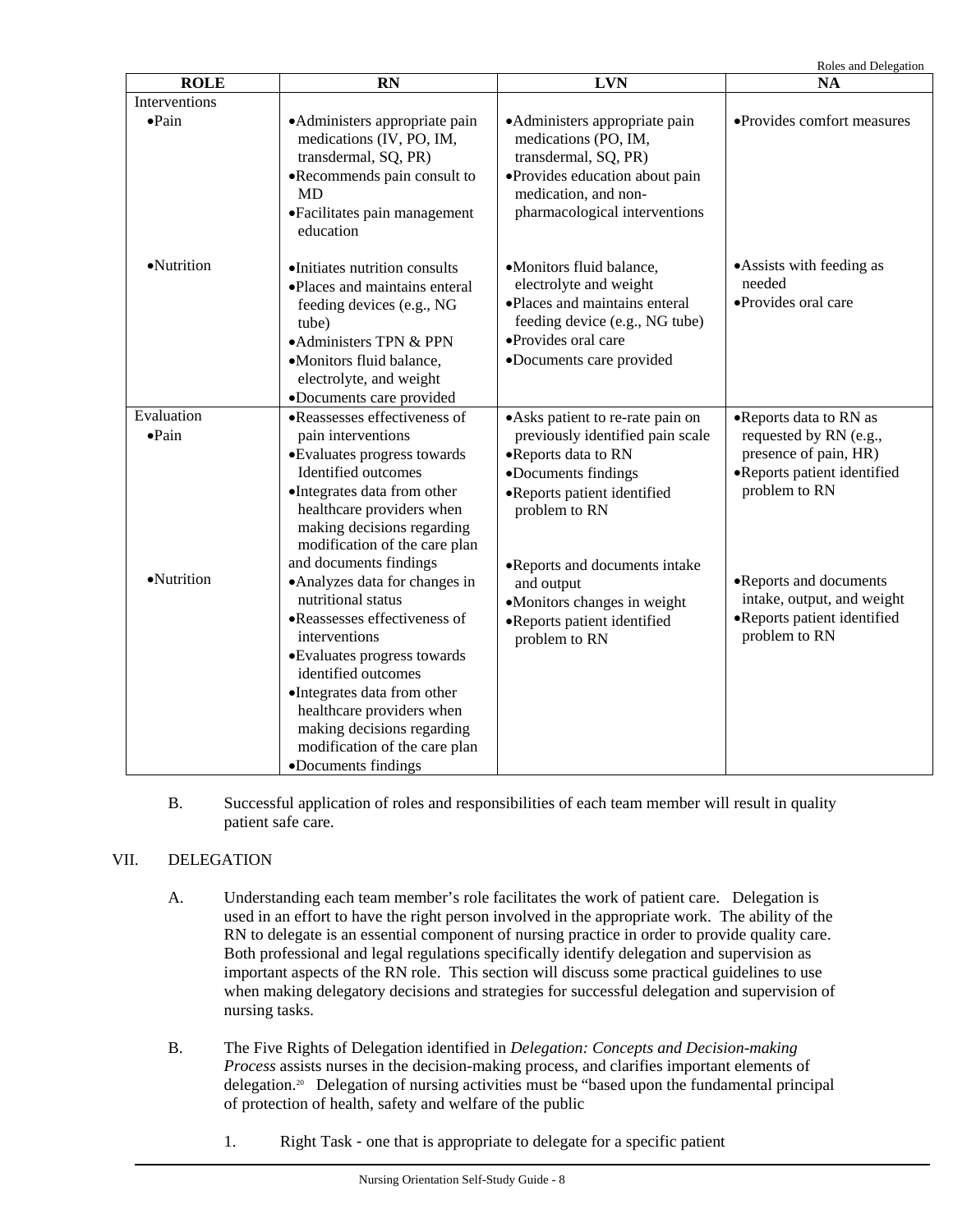| ROLE | RN | LVN | NA |
|---|---|---|---|
| Interventions<br>•Pain | •Administers appropriate pain medications (IV, PO, IM, transdermal, SQ, PR)<br>•Recommends pain consult to MD<br>•Facilitates pain management education | •Administers appropriate pain medications (PO, IM, transdermal, SQ, PR)<br>•Provides education about pain medication, and non-pharmacological interventions | •Provides comfort measures |
| •Nutrition | •Initiates nutrition consults<br>•Places and maintains enteral feeding devices (e.g., NG tube)<br>•Administers TPN & PPN<br>•Monitors fluid balance, electrolyte, and weight<br>•Documents care provided | •Monitors fluid balance, electrolyte and weight<br>•Places and maintains enteral feeding device (e.g., NG tube)<br>•Provides oral care<br>•Documents care provided | •Assists with feeding as needed<br>•Provides oral care |
| Evaluation<br>•Pain | •Reassesses effectiveness of pain interventions<br>•Evaluates progress towards Identified outcomes<br>•Integrates data from other healthcare providers when making decisions regarding modification of the care plan and documents findings | •Asks patient to re-rate pain on previously identified pain scale<br>•Reports data to RN<br>•Documents findings<br>•Reports patient identified problem to RN | •Reports data to RN as requested by RN (e.g., presence of pain, HR)<br>•Reports patient identified problem to RN |
| •Nutrition | •Analyzes data for changes in nutritional status<br>•Reassesses effectiveness of interventions<br>•Evaluates progress towards identified outcomes<br>•Integrates data from other healthcare providers when making decisions regarding modification of the care plan<br>•Documents findings | •Reports and documents intake and output<br>•Monitors changes in weight<br>•Reports patient identified problem to RN | •Reports and documents intake, output, and weight<br>•Reports patient identified problem to RN |

B. Successful application of roles and responsibilities of each team member will result in quality patient safe care.

## VII. DELEGATION

A. Understanding each team member's role facilitates the work of patient care. Delegation is used in an effort to have the right person involved in the appropriate work. The ability of the RN to delegate is an essential component of nursing practice in order to provide quality care. Both professional and legal regulations specifically identify delegation and supervision as important aspects of the RN role. This section will discuss some practical guidelines to use when making delegatory decisions and strategies for successful delegation and supervision of nursing tasks.

B. The Five Rights of Delegation identified in *Delegation: Concepts and Decision-making Process* assists nurses in the decision-making process, and clarifies important elements of delegation.[20] Delegation of nursing activities must be "based upon the fundamental principal of protection of health, safety and welfare of the public

1. Right Task - one that is appropriate to delegate for a specific patient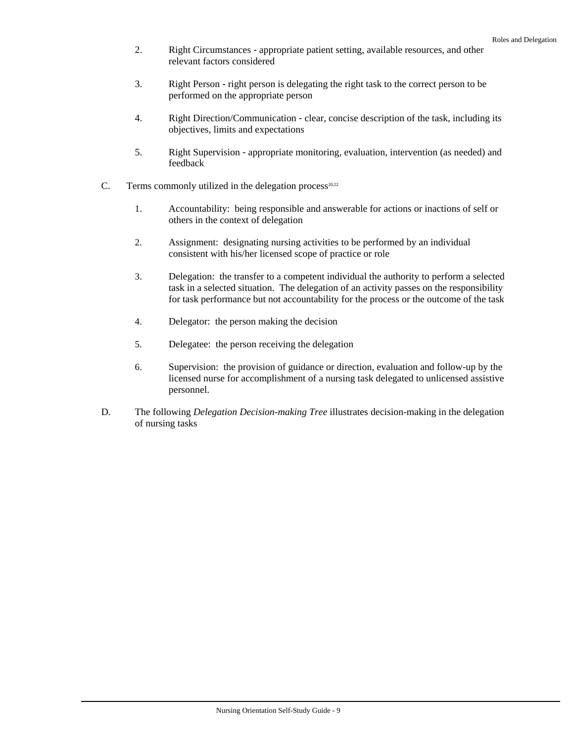2. Right Circumstances - appropriate patient setting, available resources, and other relevant factors considered

3. Right Person - right person is delegating the right task to the correct person to be performed on the appropriate person

4. Right Direction/Communication - clear, concise description of the task, including its objectives, limits and expectations

5. Right Supervision - appropriate monitoring, evaluation, intervention (as needed) and feedback

C. Terms commonly utilized in the delegation process[20,22]

1. Accountability: being responsible and answerable for actions or inactions of self or others in the context of delegation

2. Assignment: designating nursing activities to be performed by an individual consistent with his/her licensed scope of practice or role

3. Delegation: the transfer to a competent individual the authority to perform a selected task in a selected situation. The delegation of an activity passes on the responsibility for task performance but not accountability for the process or the outcome of the task

4. Delegator: the person making the decision

5. Delegatee: the person receiving the delegation

6. Supervision: the provision of guidance or direction, evaluation and follow-up by the licensed nurse for accomplishment of a nursing task delegated to unlicensed assistive personnel.

D. The following *Delegation Decision-making Tree* illustrates decision-making in the delegation of nursing tasks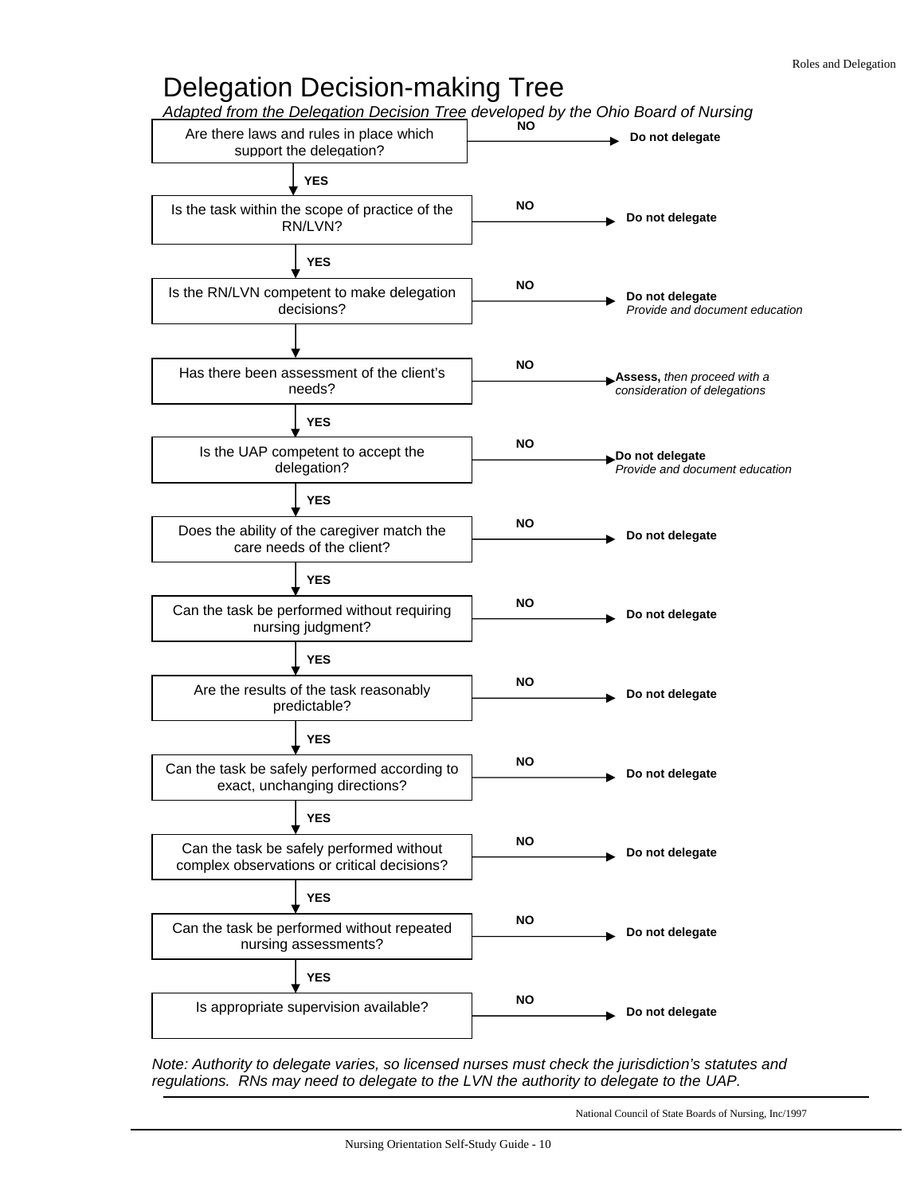# Delegation Decision-making Tree

*Adapted from the Delegation Decision Tree developed by the Ohio Board of Nursing*

Are there laws and rules in place which support the delegation?

NO → **Do not delegate**

YES ↓

Is the task within the scope of practice of the RN/LVN?

NO → **Do not delegate**

YES ↓

Is the RN/LVN competent to make delegation decisions?

NO → **Do not delegate**
*Provide and document education*

↓

Has there been assessment of the client's needs?

NO → **Assess,** *then proceed with a consideration of delegations*

YES ↓

Is the UAP competent to accept the delegation?

NO → **Do not delegate**
*Provide and document education*

YES ↓

Does the ability of the caregiver match the care needs of the client?

NO → **Do not delegate**

YES ↓

Can the task be performed without requiring nursing judgment?

NO → **Do not delegate**

YES ↓

Are the results of the task reasonably predictable?

NO → **Do not delegate**

YES ↓

Can the task be safely performed according to exact, unchanging directions?

NO → **Do not delegate**

YES ↓

Can the task be safely performed without complex observations or critical decisions?

NO → **Do not delegate**

YES ↓

Can the task be performed without repeated nursing assessments?

NO → **Do not delegate**

YES ↓

Is appropriate supervision available?

NO → **Do not delegate**

*Note: Authority to delegate varies, so licensed nurses must check the jurisdiction's statutes and regulations. RNs may need to delegate to the LVN the authority to delegate to the UAP.*

National Council of State Boards of Nursing, Inc/1997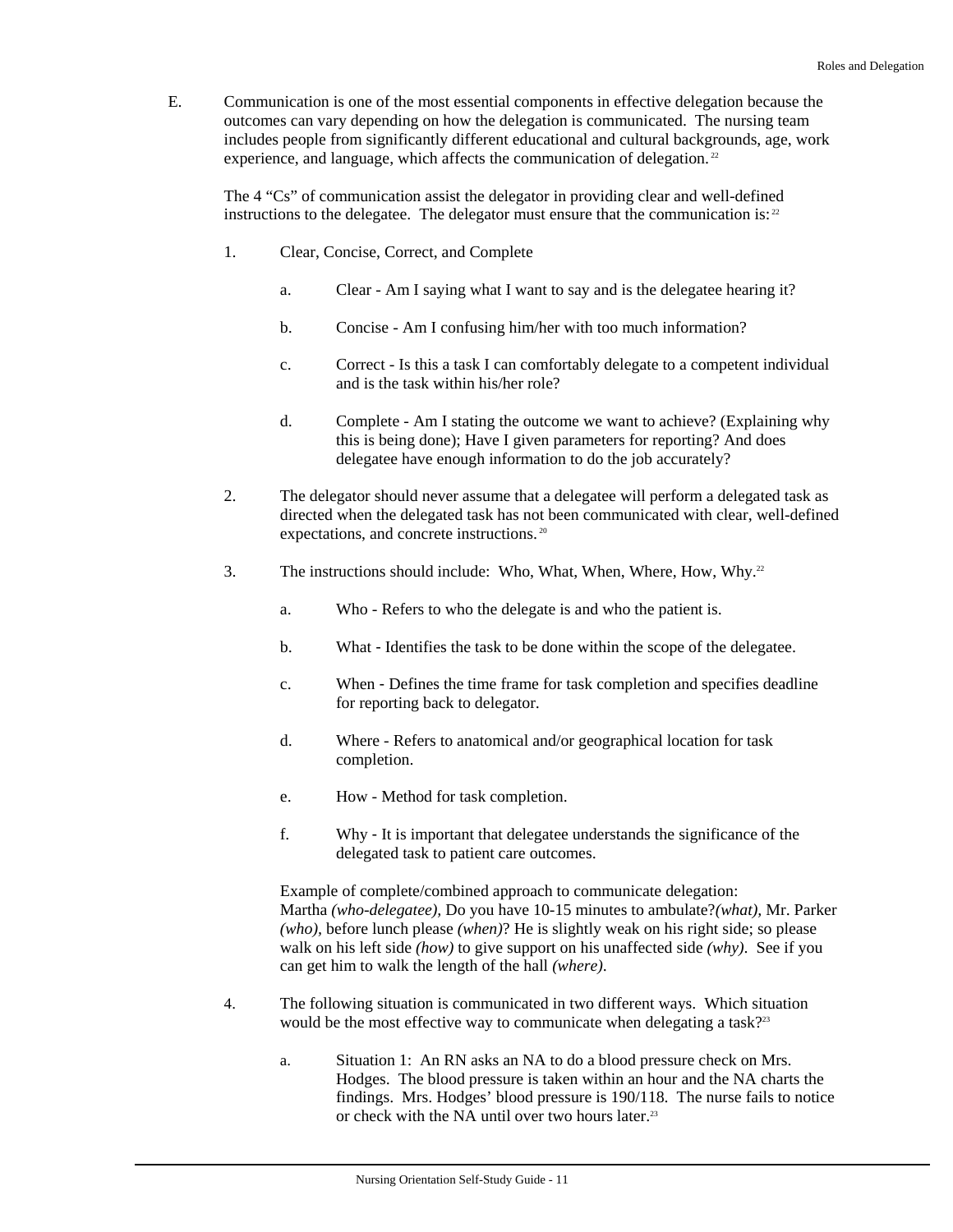E. Communication is one of the most essential components in effective delegation because the outcomes can vary depending on how the delegation is communicated. The nursing team includes people from significantly different educational and cultural backgrounds, age, work experience, and language, which affects the communication of delegation.[22]

The 4 "Cs" of communication assist the delegator in providing clear and well-defined instructions to the delegatee. The delegator must ensure that the communication is:[22]

1. Clear, Concise, Correct, and Complete

   a. Clear - Am I saying what I want to say and is the delegatee hearing it?

   b. Concise - Am I confusing him/her with too much information?

   c. Correct - Is this a task I can comfortably delegate to a competent individual and is the task within his/her role?

   d. Complete - Am I stating the outcome we want to achieve? (Explaining why this is being done); Have I given parameters for reporting? And does delegatee have enough information to do the job accurately?

2. The delegator should never assume that a delegatee will perform a delegated task as directed when the delegated task has not been communicated with clear, well-defined expectations, and concrete instructions.[20]

3. The instructions should include: Who, What, When, Where, How, Why.[22]

   a. Who - Refers to who the delegate is and who the patient is.

   b. What - Identifies the task to be done within the scope of the delegatee.

   c. When - Defines the time frame for task completion and specifies deadline for reporting back to delegator.

   d. Where - Refers to anatomical and/or geographical location for task completion.

   e. How - Method for task completion.

   f. Why - It is important that delegatee understands the significance of the delegated task to patient care outcomes.

   Example of complete/combined approach to communicate delegation: Martha *(who-delegatee)*, Do you have 10-15 minutes to ambulate?*(what)*, Mr. Parker *(who)*, before lunch please *(when)*? He is slightly weak on his right side; so please walk on his left side *(how)* to give support on his unaffected side *(why)*. See if you can get him to walk the length of the hall *(where)*.

4. The following situation is communicated in two different ways. Which situation would be the most effective way to communicate when delegating a task?[23]

   a. Situation 1: An RN asks an NA to do a blood pressure check on Mrs. Hodges. The blood pressure is taken within an hour and the NA charts the findings. Mrs. Hodges' blood pressure is 190/118. The nurse fails to notice or check with the NA until over two hours later.[23]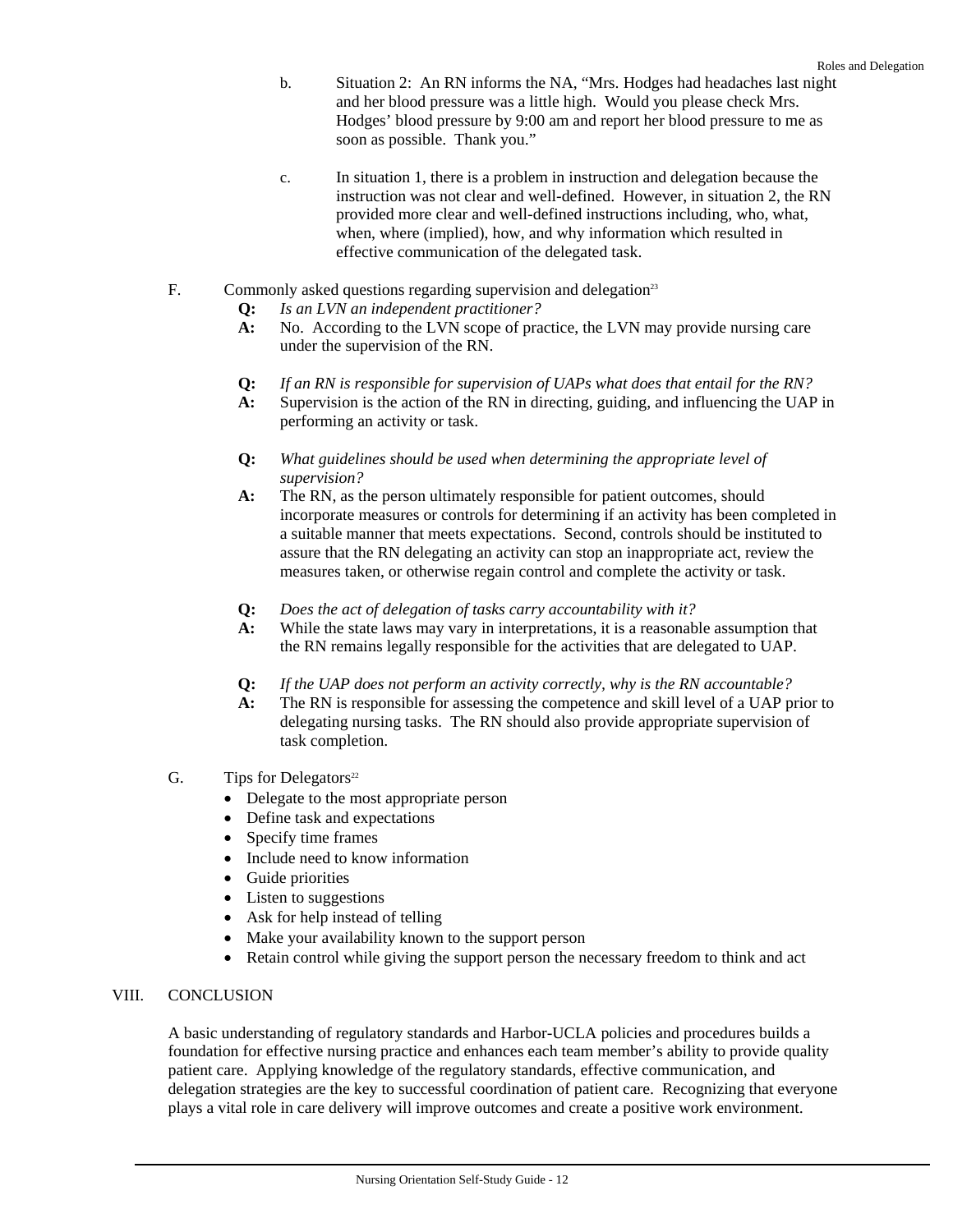b. Situation 2: An RN informs the NA, "Mrs. Hodges had headaches last night and her blood pressure was a little high. Would you please check Mrs. Hodges' blood pressure by 9:00 am and report her blood pressure to me as soon as possible. Thank you."

c. In situation 1, there is a problem in instruction and delegation because the instruction was not clear and well-defined. However, in situation 2, the RN provided more clear and well-defined instructions including, who, what, when, where (implied), how, and why information which resulted in effective communication of the delegated task.

F. Commonly asked questions regarding supervision and delegation[23]

**Q:** *Is an LVN an independent practitioner?*
**A:** No. According to the LVN scope of practice, the LVN may provide nursing care under the supervision of the RN.

**Q:** *If an RN is responsible for supervision of UAPs what does that entail for the RN?*
**A:** Supervision is the action of the RN in directing, guiding, and influencing the UAP in performing an activity or task.

**Q:** *What guidelines should be used when determining the appropriate level of supervision?*
**A:** The RN, as the person ultimately responsible for patient outcomes, should incorporate measures or controls for determining if an activity has been completed in a suitable manner that meets expectations. Second, controls should be instituted to assure that the RN delegating an activity can stop an inappropriate act, review the measures taken, or otherwise regain control and complete the activity or task.

**Q:** *Does the act of delegation of tasks carry accountability with it?*
**A:** While the state laws may vary in interpretations, it is a reasonable assumption that the RN remains legally responsible for the activities that are delegated to UAP.

**Q:** *If the UAP does not perform an activity correctly, why is the RN accountable?*
**A:** The RN is responsible for assessing the competence and skill level of a UAP prior to delegating nursing tasks. The RN should also provide appropriate supervision of task completion.

G. Tips for Delegators[22]

- Delegate to the most appropriate person
- Define task and expectations
- Specify time frames
- Include need to know information
- Guide priorities
- Listen to suggestions
- Ask for help instead of telling
- Make your availability known to the support person
- Retain control while giving the support person the necessary freedom to think and act

## VIII. CONCLUSION

A basic understanding of regulatory standards and Harbor-UCLA policies and procedures builds a foundation for effective nursing practice and enhances each team member's ability to provide quality patient care. Applying knowledge of the regulatory standards, effective communication, and delegation strategies are the key to successful coordination of patient care. Recognizing that everyone plays a vital role in care delivery will improve outcomes and create a positive work environment.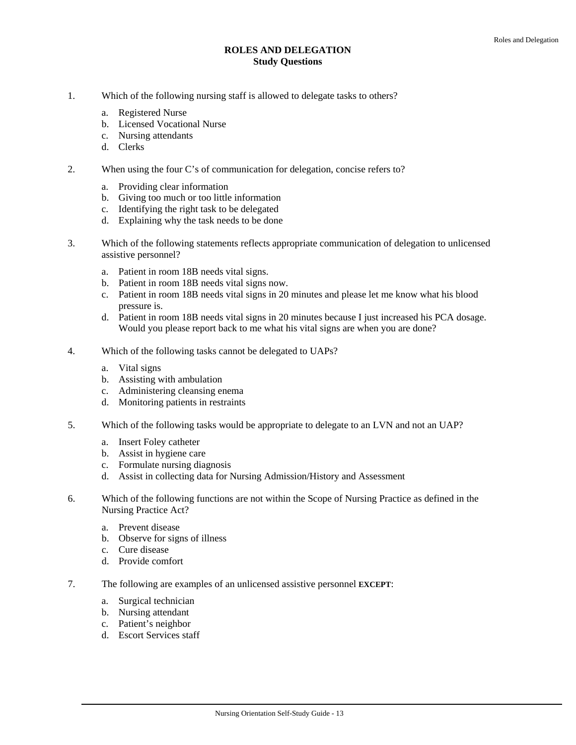# ROLES AND DELEGATION
## Study Questions

1. Which of the following nursing staff is allowed to delegate tasks to others?

   a. Registered Nurse
   b. Licensed Vocational Nurse
   c. Nursing attendants
   d. Clerks

2. When using the four C's of communication for delegation, concise refers to?

   a. Providing clear information
   b. Giving too much or too little information
   c. Identifying the right task to be delegated
   d. Explaining why the task needs to be done

3. Which of the following statements reflects appropriate communication of delegation to unlicensed assistive personnel?

   a. Patient in room 18B needs vital signs.
   b. Patient in room 18B needs vital signs now.
   c. Patient in room 18B needs vital signs in 20 minutes and please let me know what his blood pressure is.
   d. Patient in room 18B needs vital signs in 20 minutes because I just increased his PCA dosage. Would you please report back to me what his vital signs are when you are done?

4. Which of the following tasks cannot be delegated to UAPs?

   a. Vital signs
   b. Assisting with ambulation
   c. Administering cleansing enema
   d. Monitoring patients in restraints

5. Which of the following tasks would be appropriate to delegate to an LVN and not an UAP?

   a. Insert Foley catheter
   b. Assist in hygiene care
   c. Formulate nursing diagnosis
   d. Assist in collecting data for Nursing Admission/History and Assessment

6. Which of the following functions are not within the Scope of Nursing Practice as defined in the Nursing Practice Act?

   a. Prevent disease
   b. Observe for signs of illness
   c. Cure disease
   d. Provide comfort

7. The following are examples of an unlicensed assistive personnel **EXCEPT**:

   a. Surgical technician
   b. Nursing attendant
   c. Patient's neighbor
   d. Escort Services staff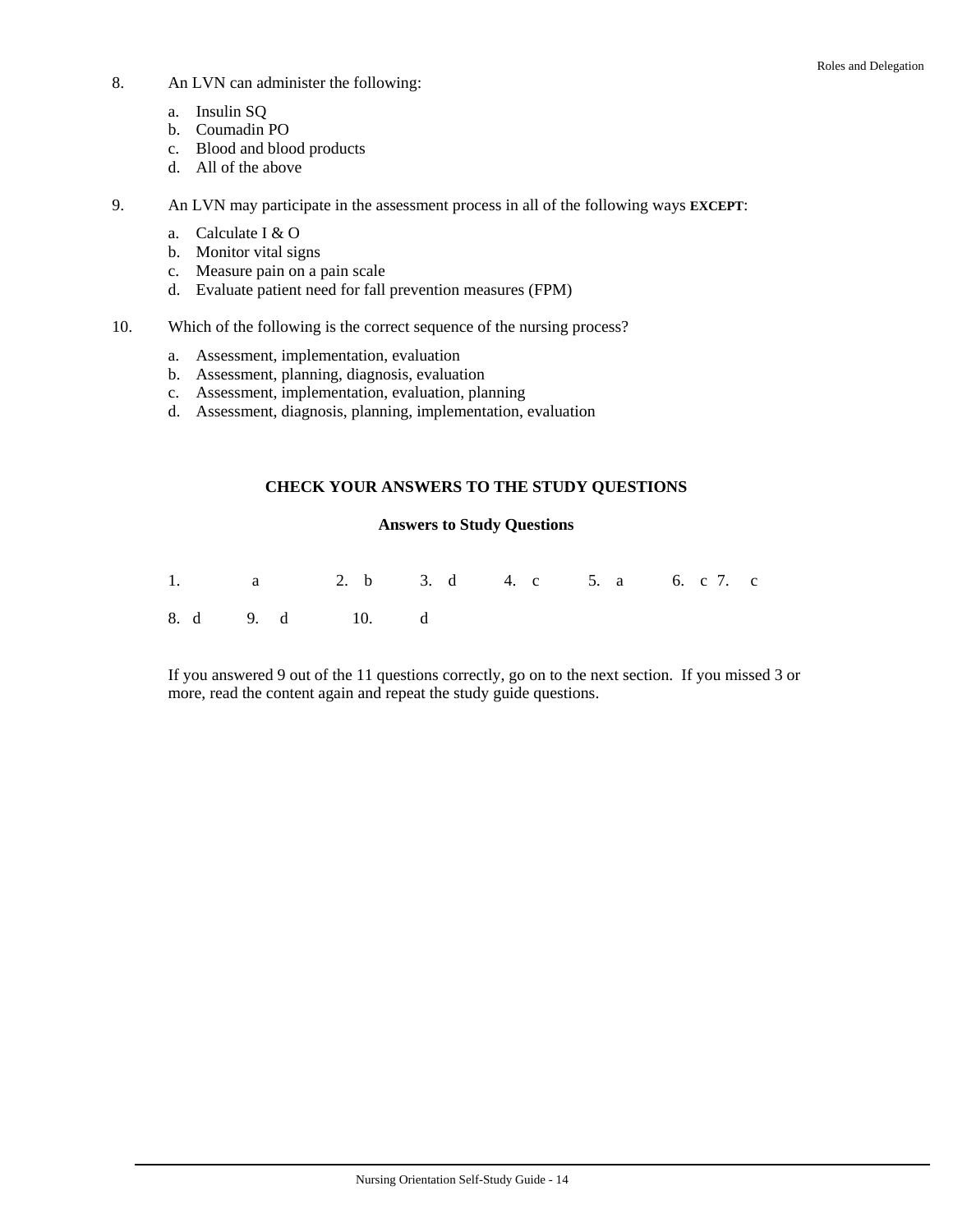8. An LVN can administer the following:

   a. Insulin SQ
   b. Coumadin PO
   c. Blood and blood products
   d. All of the above

9. An LVN may participate in the assessment process in all of the following ways **EXCEPT**:

   a. Calculate I & O
   b. Monitor vital signs
   c. Measure pain on a pain scale
   d. Evaluate patient need for fall prevention measures (FPM)

10. Which of the following is the correct sequence of the nursing process?

    a. Assessment, implementation, evaluation
    b. Assessment, planning, diagnosis, evaluation
    c. Assessment, implementation, evaluation, planning
    d. Assessment, diagnosis, planning, implementation, evaluation

**CHECK YOUR ANSWERS TO THE STUDY QUESTIONS**

**Answers to Study Questions**

1. a 2. b 3. d 4. c 5. a 6. c 7. c

8. d 9. d 10. d

If you answered 9 out of the 11 questions correctly, go on to the next section. If you missed 3 or more, read the content again and repeat the study guide questions.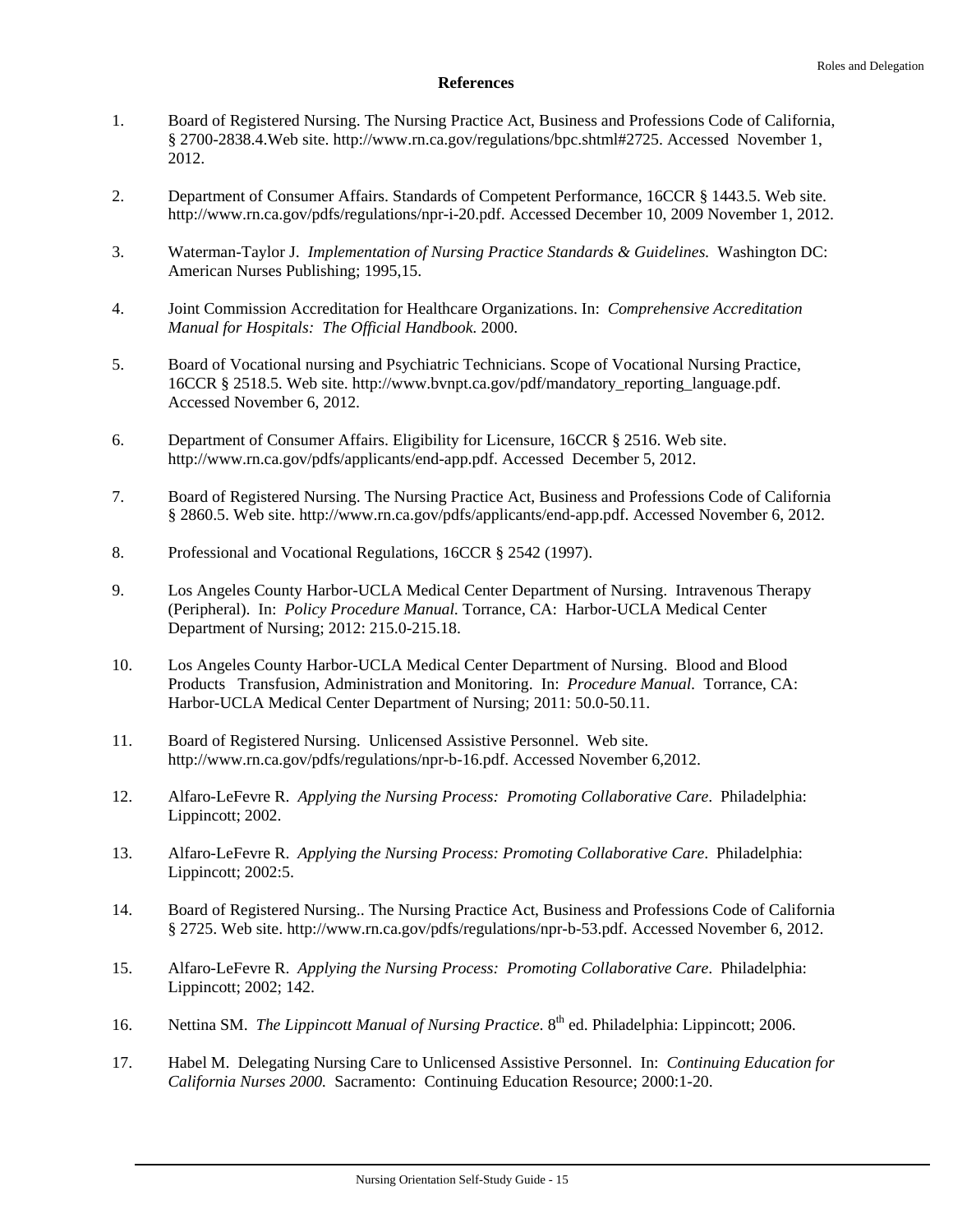## References

1. Board of Registered Nursing. The Nursing Practice Act, Business and Professions Code of California, § 2700-2838.4.Web site. http://www.rn.ca.gov/regulations/bpc.shtml#2725. Accessed November 1, 2012.

2. Department of Consumer Affairs. Standards of Competent Performance, 16CCR § 1443.5. Web site. http://www.rn.ca.gov/pdfs/regulations/npr-i-20.pdf. Accessed December 10, 2009 November 1, 2012.

3. Waterman-Taylor J. *Implementation of Nursing Practice Standards & Guidelines.* Washington DC: American Nurses Publishing; 1995,15.

4. Joint Commission Accreditation for Healthcare Organizations. In: *Comprehensive Accreditation Manual for Hospitals: The Official Handbook.* 2000.

5. Board of Vocational nursing and Psychiatric Technicians. Scope of Vocational Nursing Practice, 16CCR § 2518.5. Web site. http://www.bvnpt.ca.gov/pdf/mandatory_reporting_language.pdf. Accessed November 6, 2012.

6. Department of Consumer Affairs. Eligibility for Licensure, 16CCR § 2516. Web site. http://www.rn.ca.gov/pdfs/applicants/end-app.pdf. Accessed December 5, 2012.

7. Board of Registered Nursing. The Nursing Practice Act, Business and Professions Code of California § 2860.5. Web site. http://www.rn.ca.gov/pdfs/applicants/end-app.pdf. Accessed November 6, 2012.

8. Professional and Vocational Regulations, 16CCR § 2542 (1997).

9. Los Angeles County Harbor-UCLA Medical Center Department of Nursing. Intravenous Therapy (Peripheral). In: *Policy Procedure Manual*. Torrance, CA: Harbor-UCLA Medical Center Department of Nursing; 2012: 215.0-215.18.

10. Los Angeles County Harbor-UCLA Medical Center Department of Nursing. Blood and Blood Products Transfusion, Administration and Monitoring. In: *Procedure Manual.* Torrance, CA: Harbor-UCLA Medical Center Department of Nursing; 2011: 50.0-50.11.

11. Board of Registered Nursing. Unlicensed Assistive Personnel. Web site. http://www.rn.ca.gov/pdfs/regulations/npr-b-16.pdf. Accessed November 6,2012.

12. Alfaro-LeFevre R. *Applying the Nursing Process: Promoting Collaborative Care*. Philadelphia: Lippincott; 2002.

13. Alfaro-LeFevre R. *Applying the Nursing Process: Promoting Collaborative Care*. Philadelphia: Lippincott; 2002:5.

14. Board of Registered Nursing.. The Nursing Practice Act, Business and Professions Code of California § 2725. Web site. http://www.rn.ca.gov/pdfs/regulations/npr-b-53.pdf. Accessed November 6, 2012.

15. Alfaro-LeFevre R. *Applying the Nursing Process: Promoting Collaborative Care*. Philadelphia: Lippincott; 2002; 142.

16. Nettina SM. *The Lippincott Manual of Nursing Practice.* 8th ed. Philadelphia: Lippincott; 2006.

17. Habel M. Delegating Nursing Care to Unlicensed Assistive Personnel. In: *Continuing Education for California Nurses 2000.* Sacramento: Continuing Education Resource; 2000:1-20.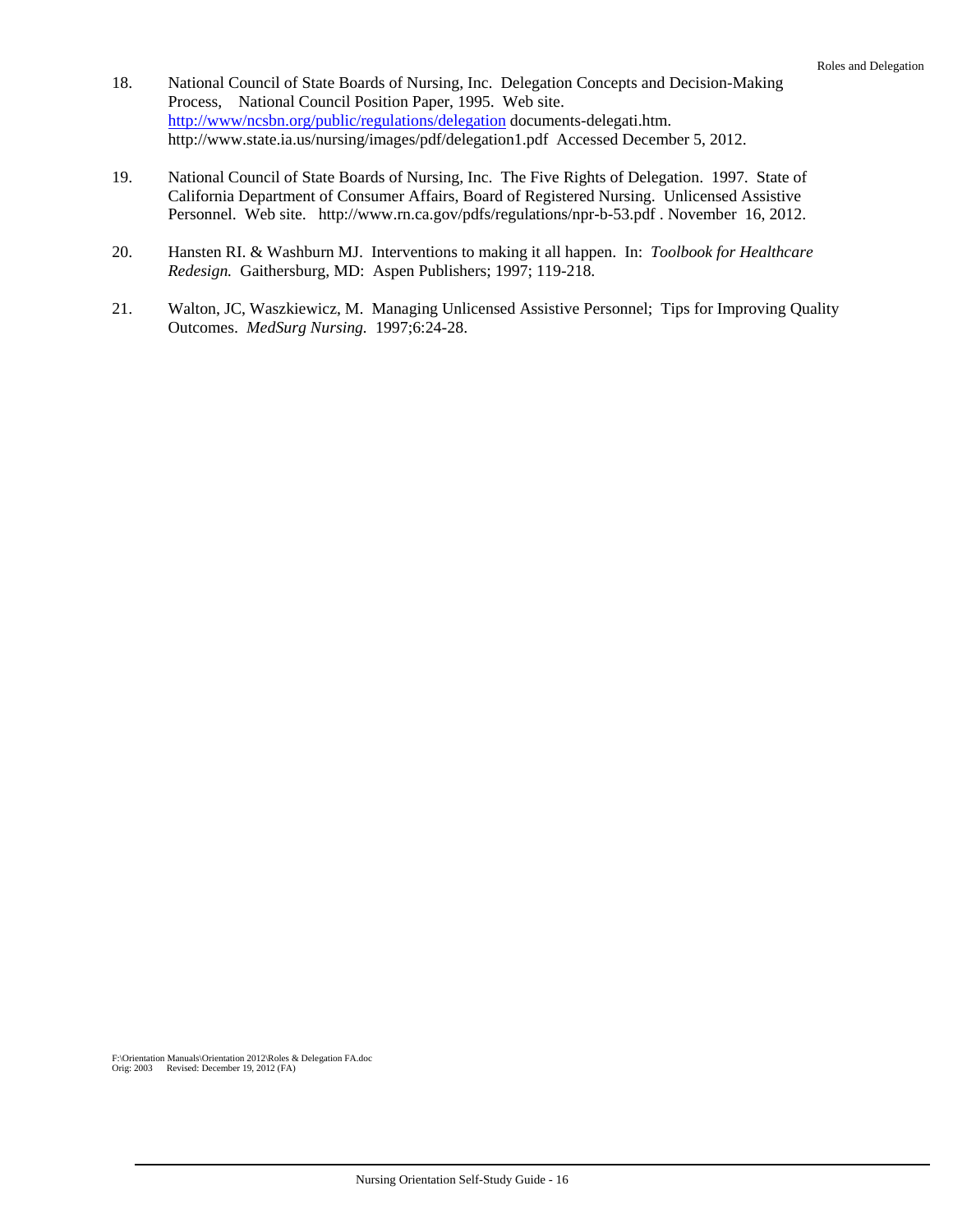18. National Council of State Boards of Nursing, Inc. Delegation Concepts and Decision-Making Process, National Council Position Paper, 1995. Web site. [http://www/ncsbn.org/public/regulations/delegation](http://www/ncsbn.org/public/regulations/delegation) documents-delegati.htm. http://www.state.ia.us/nursing/images/pdf/delegation1.pdf Accessed December 5, 2012.

19. National Council of State Boards of Nursing, Inc. The Five Rights of Delegation. 1997. State of California Department of Consumer Affairs, Board of Registered Nursing. Unlicensed Assistive Personnel. Web site. http://www.rn.ca.gov/pdfs/regulations/npr-b-53.pdf . November 16, 2012.

20. Hansten RI. & Washburn MJ. Interventions to making it all happen. In: *Toolbook for Healthcare Redesign.* Gaithersburg, MD: Aspen Publishers; 1997; 119-218.

21. Walton, JC, Waszkiewicz, M. Managing Unlicensed Assistive Personnel; Tips for Improving Quality Outcomes. *MedSurg Nursing.* 1997;6:24-28.

F:\Orientation Manuals\Orientation 2012\Roles & Delegation FA.doc
Orig: 2003 Revised: December 19, 2012 (FA)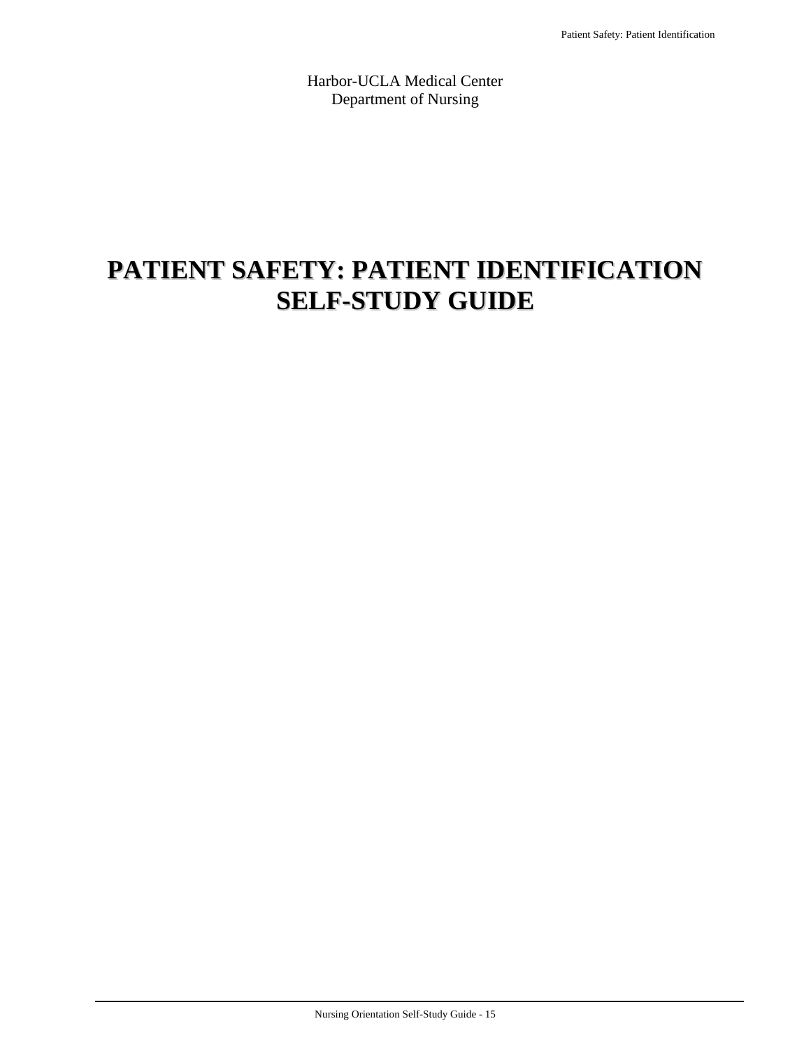Harbor-UCLA Medical Center
Department of Nursing

# PATIENT SAFETY: PATIENT IDENTIFICATION SELF-STUDY GUIDE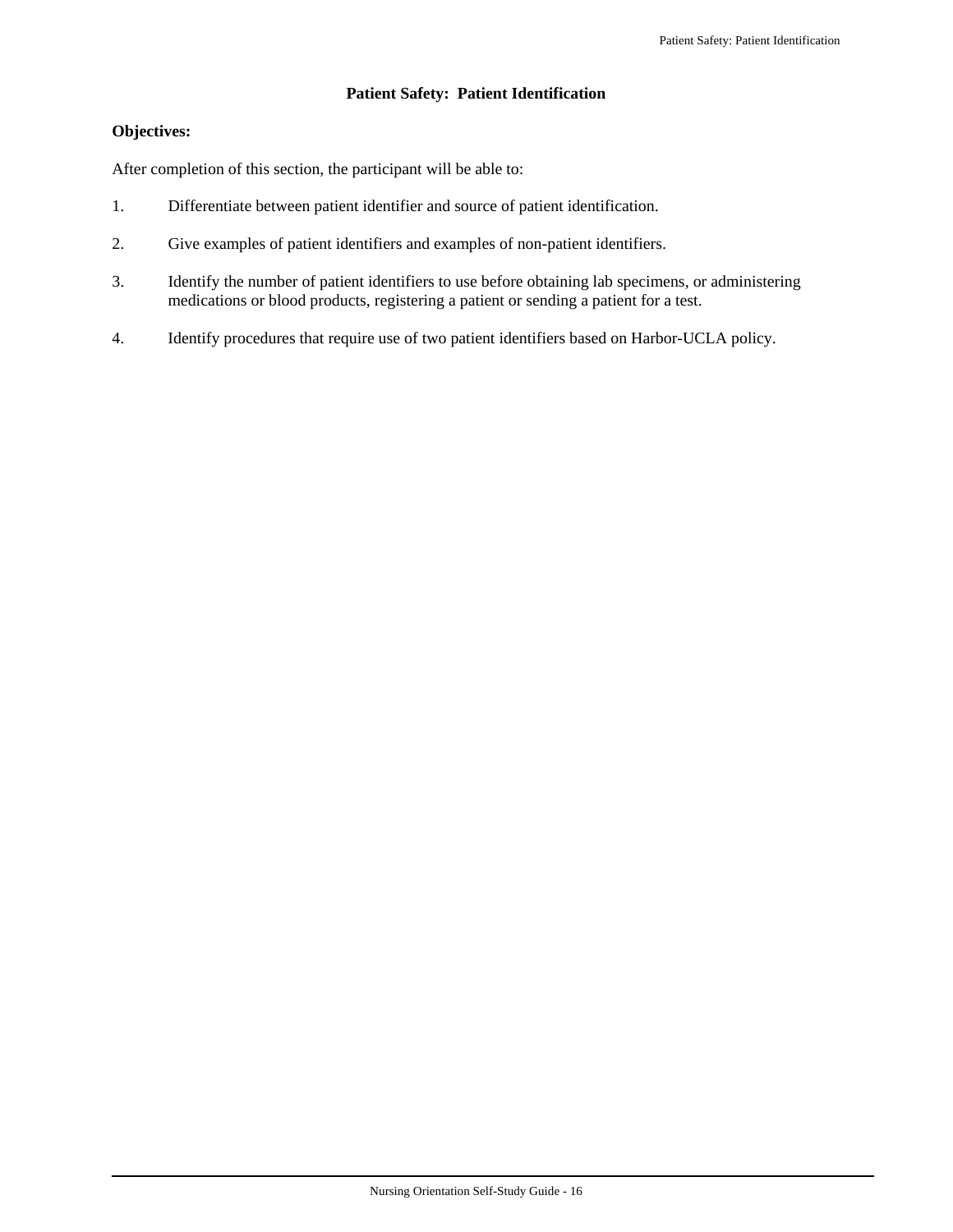# Patient Safety: Patient Identification

**Objectives:**

After completion of this section, the participant will be able to:

1. Differentiate between patient identifier and source of patient identification.

2. Give examples of patient identifiers and examples of non-patient identifiers.

3. Identify the number of patient identifiers to use before obtaining lab specimens, or administering medications or blood products, registering a patient or sending a patient for a test.

4. Identify procedures that require use of two patient identifiers based on Harbor-UCLA policy.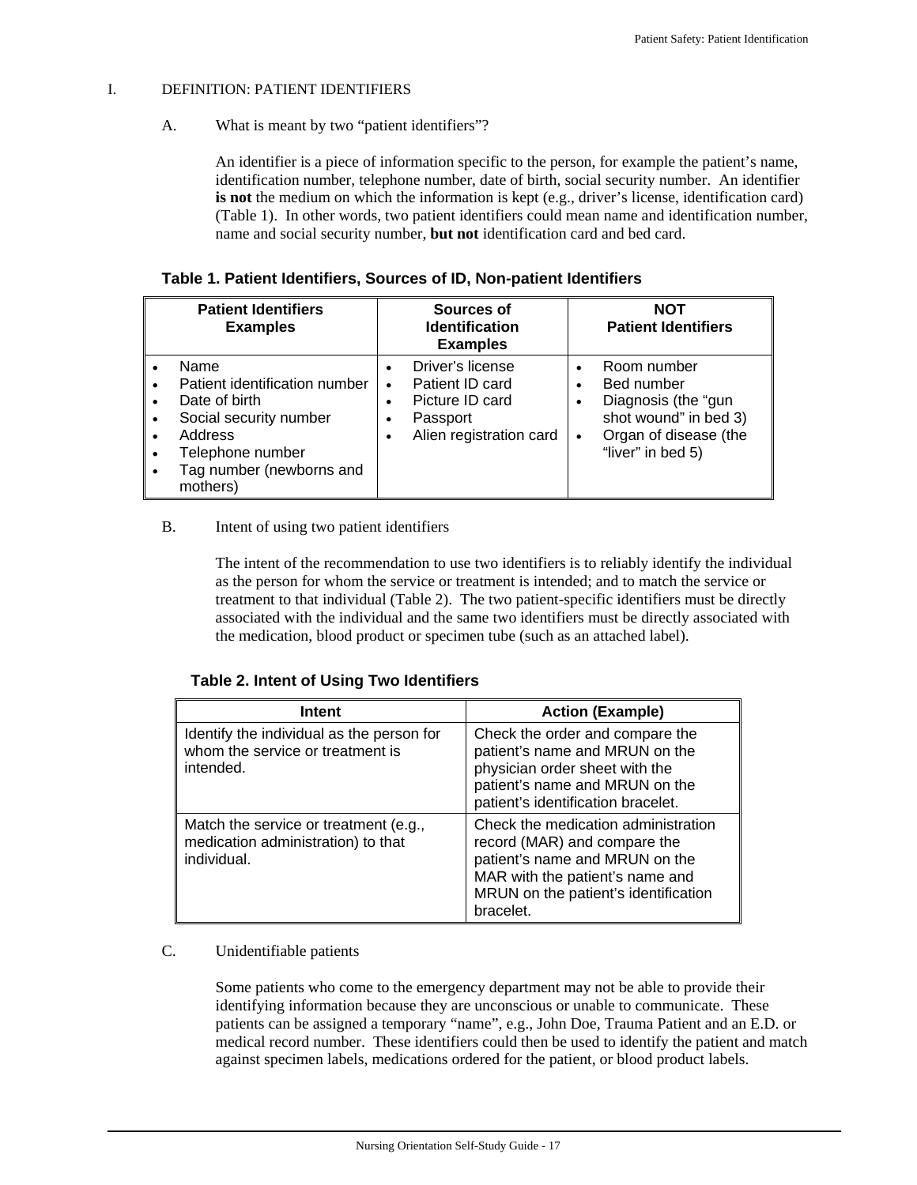## I. DEFINITION: PATIENT IDENTIFIERS

### A. What is meant by two "patient identifiers"?

An identifier is a piece of information specific to the person, for example the patient's name, identification number, telephone number, date of birth, social security number. An identifier **is not** the medium on which the information is kept (e.g., driver's license, identification card) (Table 1). In other words, two patient identifiers could mean name and identification number, name and social security number, **but not** identification card and bed card.

**Table 1. Patient Identifiers, Sources of ID, Non-patient Identifiers**

| Patient Identifiers Examples | Sources of Identification Examples | NOT Patient Identifiers |
|---|---|---|
| • Name<br>• Patient identification number<br>• Date of birth<br>• Social security number<br>• Address<br>• Telephone number<br>• Tag number (newborns and mothers) | • Driver's license<br>• Patient ID card<br>• Picture ID card<br>• Passport<br>• Alien registration card | • Room number<br>• Bed number<br>• Diagnosis (the "gun shot wound" in bed 3)<br>• Organ of disease (the "liver" in bed 5) |

### B. Intent of using two patient identifiers

The intent of the recommendation to use two identifiers is to reliably identify the individual as the person for whom the service or treatment is intended; and to match the service or treatment to that individual (Table 2). The two patient-specific identifiers must be directly associated with the individual and the same two identifiers must be directly associated with the medication, blood product or specimen tube (such as an attached label).

**Table 2. Intent of Using Two Identifiers**

| Intent | Action (Example) |
|---|---|
| Identify the individual as the person for whom the service or treatment is intended. | Check the order and compare the patient's name and MRUN on the physician order sheet with the patient's name and MRUN on the patient's identification bracelet. |
| Match the service or treatment (e.g., medication administration) to that individual. | Check the medication administration record (MAR) and compare the patient's name and MRUN on the MAR with the patient's name and MRUN on the patient's identification bracelet. |

### C. Unidentifiable patients

Some patients who come to the emergency department may not be able to provide their identifying information because they are unconscious or unable to communicate. These patients can be assigned a temporary "name", e.g., John Doe, Trauma Patient and an E.D. or medical record number. These identifiers could then be used to identify the patient and match against specimen labels, medications ordered for the patient, or blood product labels.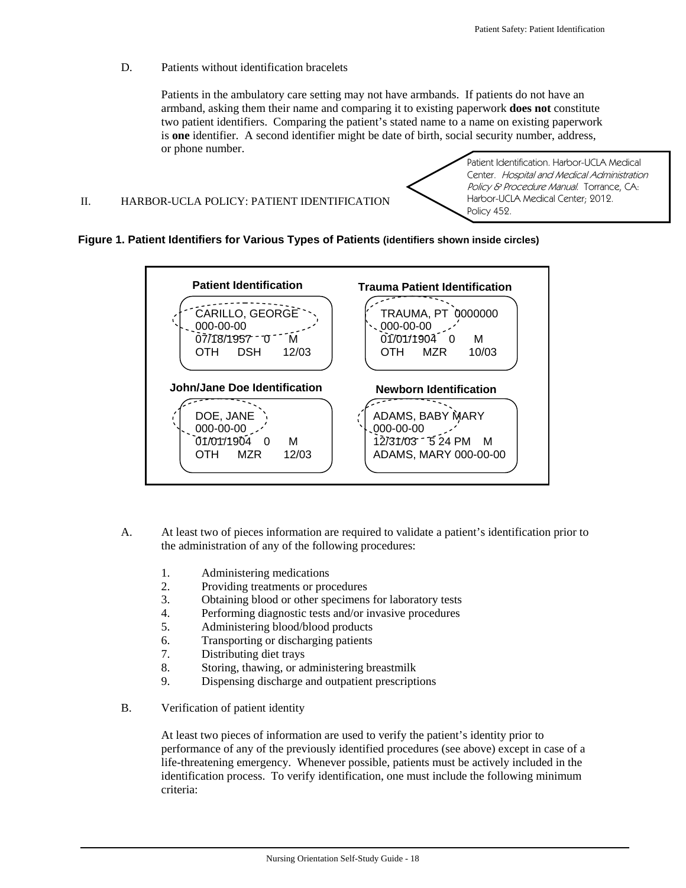D. Patients without identification bracelets

Patients in the ambulatory care setting may not have armbands. If patients do not have an armband, asking them their name and comparing it to existing paperwork **does not** constitute two patient identifiers. Comparing the patient's stated name to a name on existing paperwork is **one** identifier. A second identifier might be date of birth, social security number, address, or phone number.

## II. HARBOR-UCLA POLICY: PATIENT IDENTIFICATION

> Patient Identification. Harbor-UCLA Medical Center. *Hospital and Medical Administration Policy & Procedure Manual.* Torrance, CA: Harbor-UCLA Medical Center; 2012. Policy 452.

**Figure 1. Patient Identifiers for Various Types of Patients (identifiers shown inside circles)**

**Patient Identification**

```
CARILLO, GEORGE
000-00-00
07/18/1957   0     M
OTH    DSH    12/03
```

**Trauma Patient Identification**

```
TRAUMA, PT  0000000
000-00-00
01/01/1904   0     M
OTH    MZR    10/03
```

**John/Jane Doe Identification**

```
DOE, JANE
000-00-00
01/01/1904   0     M
OTH    MZR    12/03
```

**Newborn Identification**

```
ADAMS, BABY MARY
000-00-00
12/31/03   5 24 PM   M
ADAMS, MARY 000-00-00
```

A. At least two of pieces information are required to validate a patient's identification prior to the administration of any of the following procedures:

1. Administering medications
2. Providing treatments or procedures
3. Obtaining blood or other specimens for laboratory tests
4. Performing diagnostic tests and/or invasive procedures
5. Administering blood/blood products
6. Transporting or discharging patients
7. Distributing diet trays
8. Storing, thawing, or administering breastmilk
9. Dispensing discharge and outpatient prescriptions

B. Verification of patient identity

At least two pieces of information are used to verify the patient's identity prior to performance of any of the previously identified procedures (see above) except in case of a life-threatening emergency. Whenever possible, patients must be actively included in the identification process. To verify identification, one must include the following minimum criteria: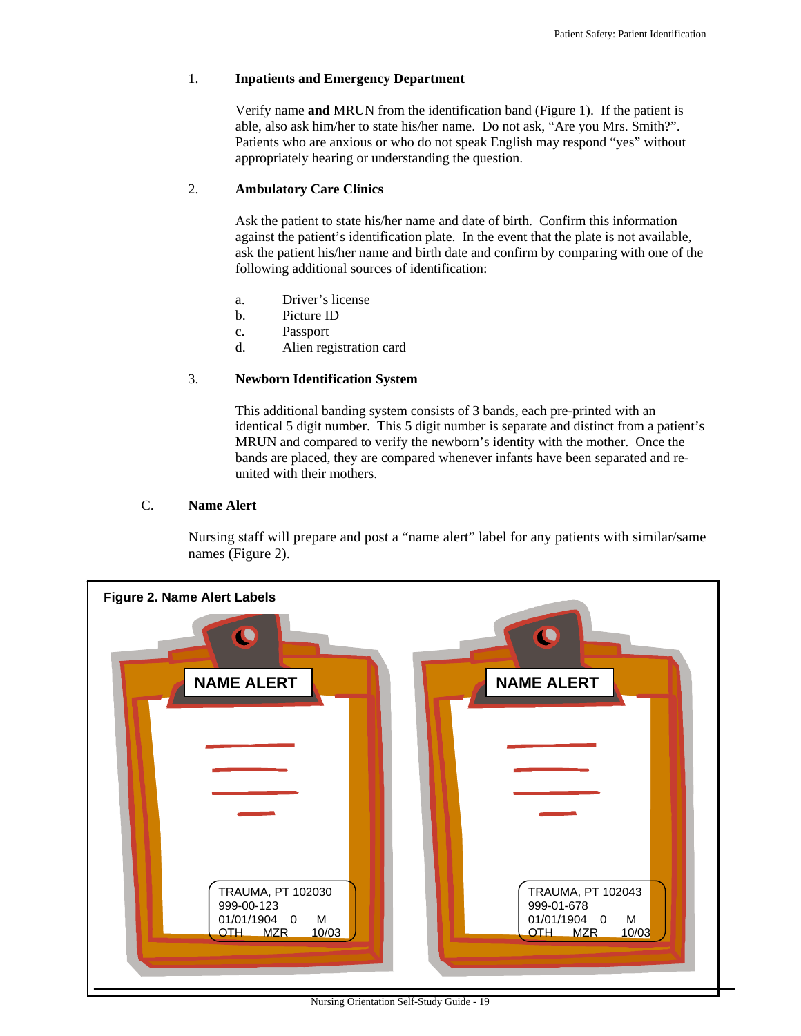1. **Inpatients and Emergency Department**

   Verify name **and** MRUN from the identification band (Figure 1). If the patient is able, also ask him/her to state his/her name. Do not ask, "Are you Mrs. Smith?". Patients who are anxious or who do not speak English may respond "yes" without appropriately hearing or understanding the question.

2. **Ambulatory Care Clinics**

   Ask the patient to state his/her name and date of birth. Confirm this information against the patient's identification plate. In the event that the plate is not available, ask the patient his/her name and birth date and confirm by comparing with one of the following additional sources of identification:

   a. Driver's license
   b. Picture ID
   c. Passport
   d. Alien registration card

3. **Newborn Identification System**

   This additional banding system consists of 3 bands, each pre-printed with an identical 5 digit number. This 5 digit number is separate and distinct from a patient's MRUN and compared to verify the newborn's identity with the mother. Once the bands are placed, they are compared whenever infants have been separated and re-united with their mothers.

C. **Name Alert**

Nursing staff will prepare and post a "name alert" label for any patients with similar/same names (Figure 2).

**Figure 2. Name Alert Labels**

NAME ALERT

TRAUMA, PT 102030
999-00-123
01/01/1904 0 M
OTH MZR 10/03

NAME ALERT

TRAUMA, PT 102043
999-01-678
01/01/1904 0 M
OTH MZR 10/03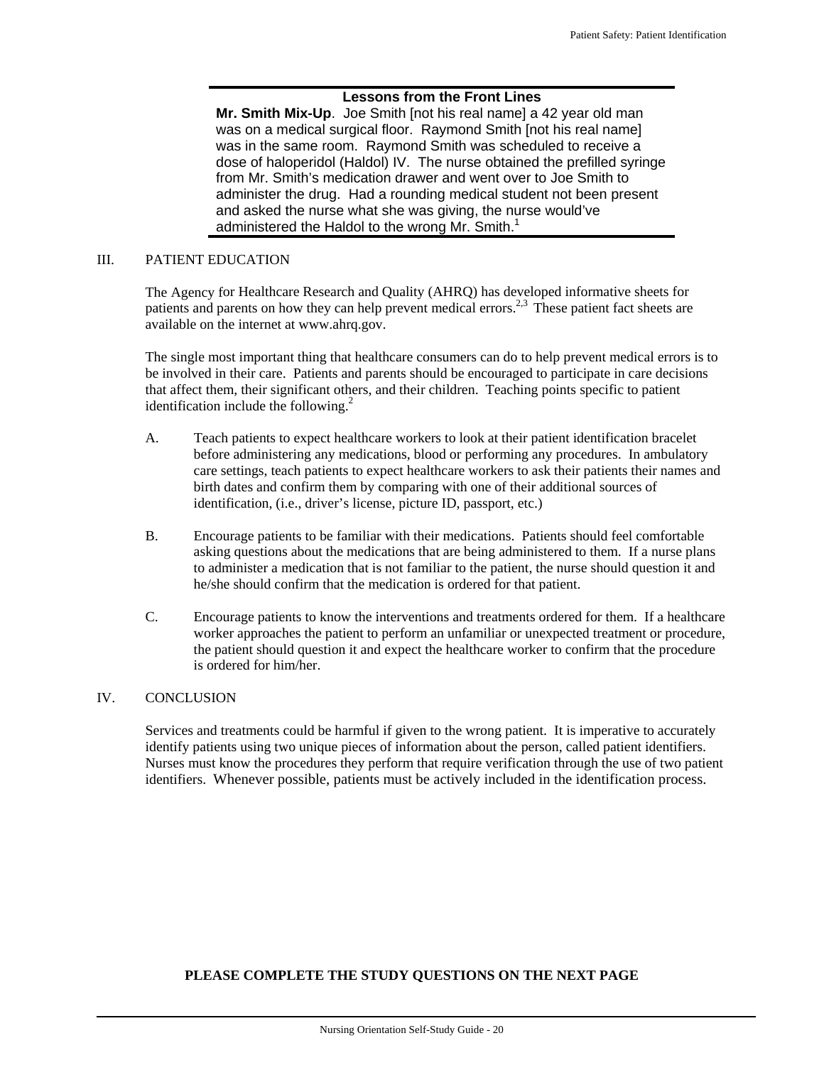**Lessons from the Front Lines**

**Mr. Smith Mix-Up**. Joe Smith [not his real name] a 42 year old man was on a medical surgical floor. Raymond Smith [not his real name] was in the same room. Raymond Smith was scheduled to receive a dose of haloperidol (Haldol) IV. The nurse obtained the prefilled syringe from Mr. Smith's medication drawer and went over to Joe Smith to administer the drug. Had a rounding medical student not been present and asked the nurse what she was giving, the nurse would've administered the Haldol to the wrong Mr. Smith.[1]

## III. PATIENT EDUCATION

The Agency for Healthcare Research and Quality (AHRQ) has developed informative sheets for patients and parents on how they can help prevent medical errors.[2,3] These patient fact sheets are available on the internet at www.ahrq.gov.

The single most important thing that healthcare consumers can do to help prevent medical errors is to be involved in their care. Patients and parents should be encouraged to participate in care decisions that affect them, their significant others, and their children. Teaching points specific to patient identification include the following.[2]

A. Teach patients to expect healthcare workers to look at their patient identification bracelet before administering any medications, blood or performing any procedures. In ambulatory care settings, teach patients to expect healthcare workers to ask their patients their names and birth dates and confirm them by comparing with one of their additional sources of identification, (i.e., driver's license, picture ID, passport, etc.)

B. Encourage patients to be familiar with their medications. Patients should feel comfortable asking questions about the medications that are being administered to them. If a nurse plans to administer a medication that is not familiar to the patient, the nurse should question it and he/she should confirm that the medication is ordered for that patient.

C. Encourage patients to know the interventions and treatments ordered for them. If a healthcare worker approaches the patient to perform an unfamiliar or unexpected treatment or procedure, the patient should question it and expect the healthcare worker to confirm that the procedure is ordered for him/her.

## IV. CONCLUSION

Services and treatments could be harmful if given to the wrong patient. It is imperative to accurately identify patients using two unique pieces of information about the person, called patient identifiers. Nurses must know the procedures they perform that require verification through the use of two patient identifiers. Whenever possible, patients must be actively included in the identification process.

**PLEASE COMPLETE THE STUDY QUESTIONS ON THE NEXT PAGE**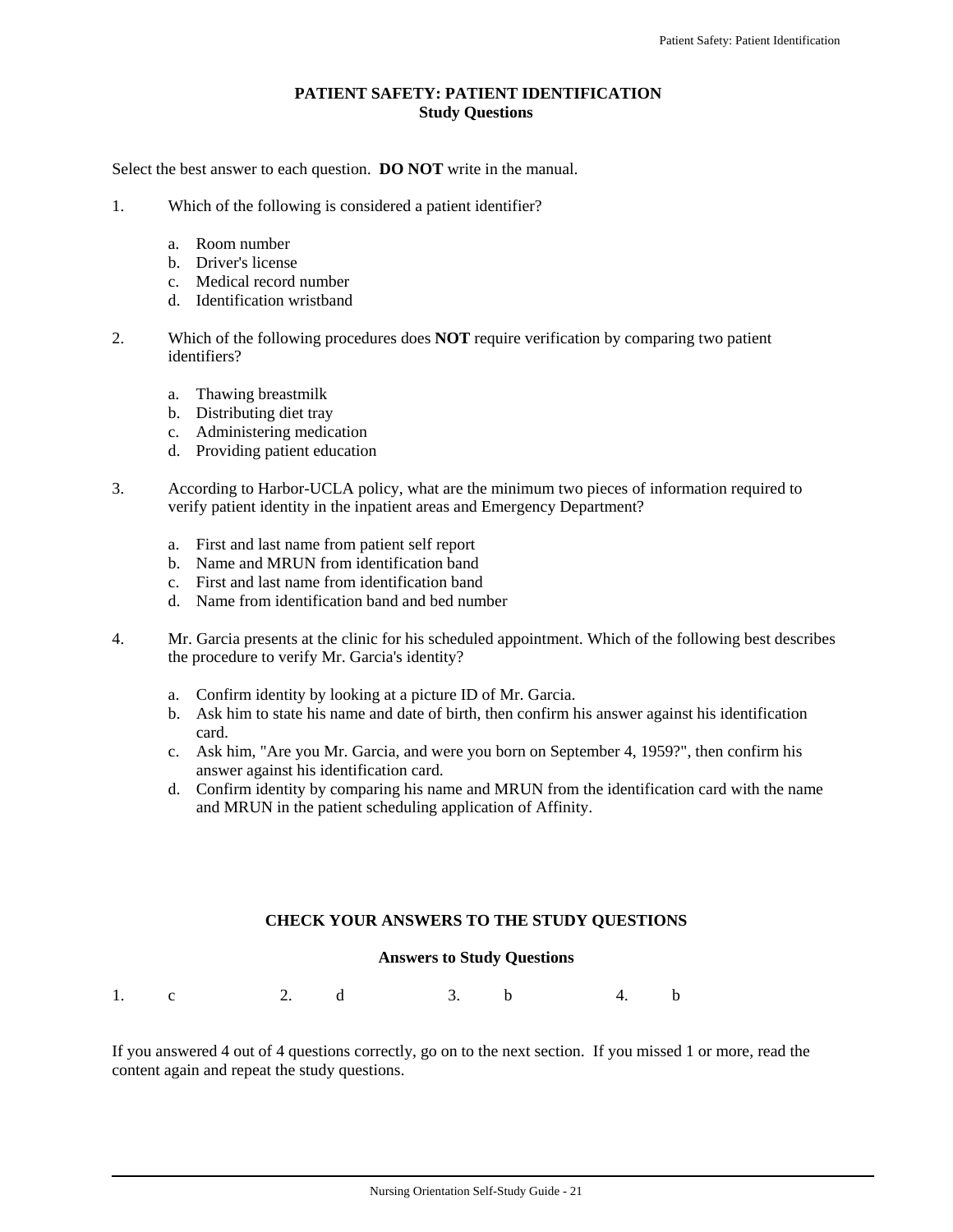# PATIENT SAFETY: PATIENT IDENTIFICATION
## Study Questions

Select the best answer to each question. **DO NOT** write in the manual.

1. Which of the following is considered a patient identifier?

    a. Room number
    b. Driver's license
    c. Medical record number
    d. Identification wristband

2. Which of the following procedures does **NOT** require verification by comparing two patient identifiers?

    a. Thawing breastmilk
    b. Distributing diet tray
    c. Administering medication
    d. Providing patient education

3. According to Harbor-UCLA policy, what are the minimum two pieces of information required to verify patient identity in the inpatient areas and Emergency Department?

    a. First and last name from patient self report
    b. Name and MRUN from identification band
    c. First and last name from identification band
    d. Name from identification band and bed number

4. Mr. Garcia presents at the clinic for his scheduled appointment. Which of the following best describes the procedure to verify Mr. Garcia's identity?

    a. Confirm identity by looking at a picture ID of Mr. Garcia.
    b. Ask him to state his name and date of birth, then confirm his answer against his identification card.
    c. Ask him, "Are you Mr. Garcia, and were you born on September 4, 1959?", then confirm his answer against his identification card.
    d. Confirm identity by comparing his name and MRUN from the identification card with the name and MRUN in the patient scheduling application of Affinity.

## CHECK YOUR ANSWERS TO THE STUDY QUESTIONS

### Answers to Study Questions

1. c 2. d 3. b 4. b

If you answered 4 out of 4 questions correctly, go on to the next section. If you missed 1 or more, read the content again and repeat the study questions.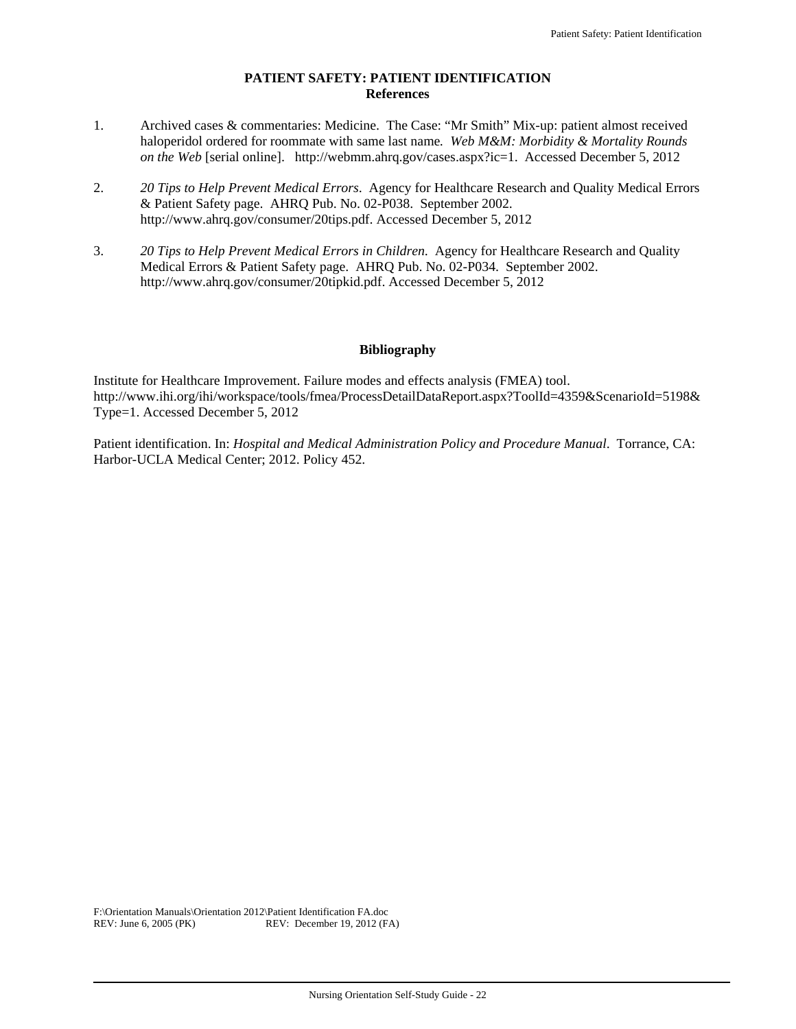## PATIENT SAFETY: PATIENT IDENTIFICATION
### References

1. Archived cases & commentaries: Medicine. The Case: "Mr Smith" Mix-up: patient almost received haloperidol ordered for roommate with same last name. *Web M&M: Morbidity & Mortality Rounds on the Web* [serial online]. http://webmm.ahrq.gov/cases.aspx?ic=1. Accessed December 5, 2012

2. *20 Tips to Help Prevent Medical Errors*. Agency for Healthcare Research and Quality Medical Errors & Patient Safety page. AHRQ Pub. No. 02-P038. September 2002. http://www.ahrq.gov/consumer/20tips.pdf. Accessed December 5, 2012

3. *20 Tips to Help Prevent Medical Errors in Children*. Agency for Healthcare Research and Quality Medical Errors & Patient Safety page. AHRQ Pub. No. 02-P034. September 2002. http://www.ahrq.gov/consumer/20tipkid.pdf. Accessed December 5, 2012

### Bibliography

Institute for Healthcare Improvement. Failure modes and effects analysis (FMEA) tool. http://www.ihi.org/ihi/workspace/tools/fmea/ProcessDetailDataReport.aspx?ToolId=4359&ScenarioId=5198&Type=1. Accessed December 5, 2012

Patient identification. In: *Hospital and Medical Administration Policy and Procedure Manual*. Torrance, CA: Harbor-UCLA Medical Center; 2012. Policy 452.

F:\Orientation Manuals\Orientation 2012\Patient Identification FA.doc
REV: June 6, 2005 (PK) REV: December 19, 2012 (FA)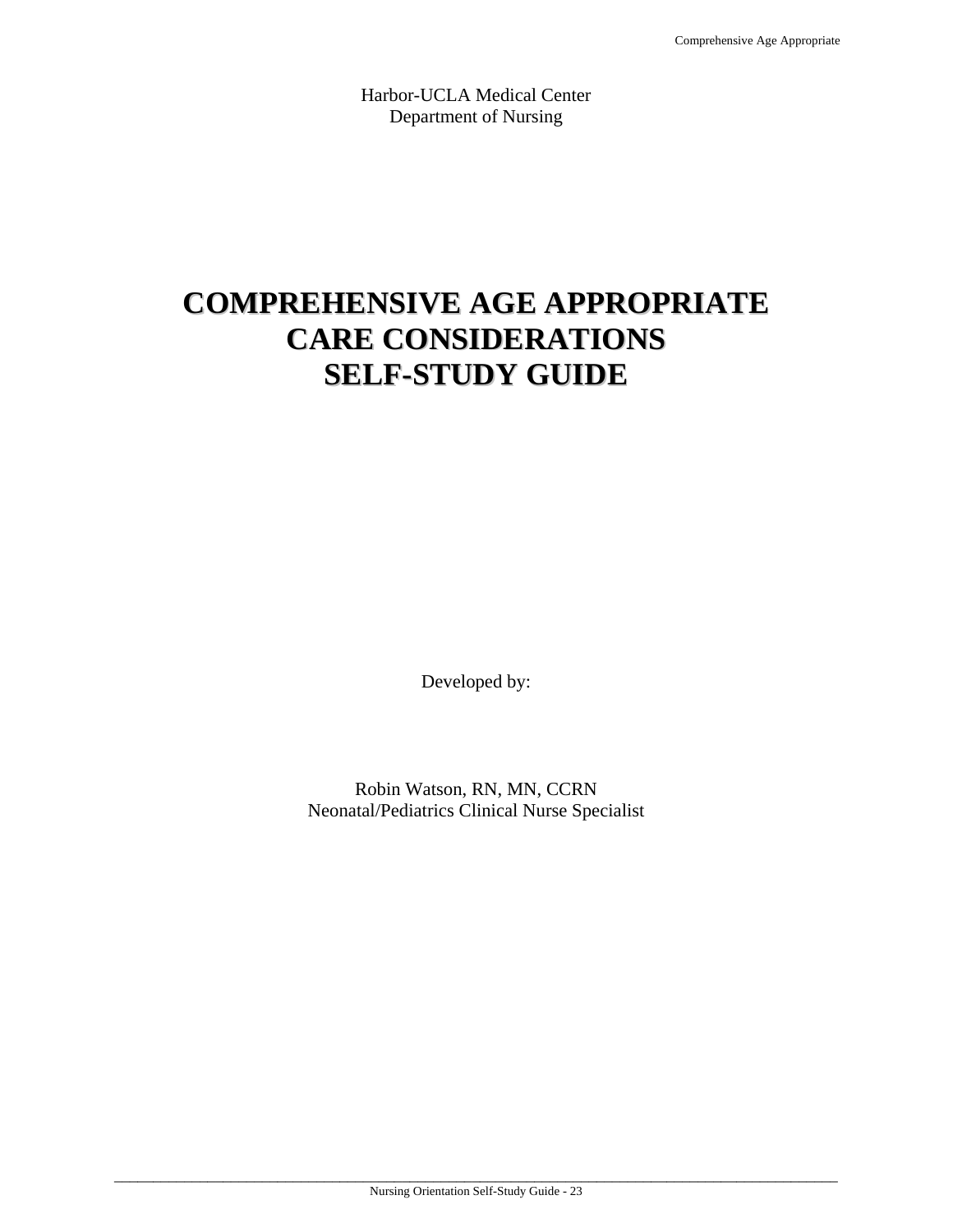Harbor-UCLA Medical Center
Department of Nursing

# COMPREHENSIVE AGE APPROPRIATE CARE CONSIDERATIONS SELF-STUDY GUIDE

Developed by:

Robin Watson, RN, MN, CCRN
Neonatal/Pediatrics Clinical Nurse Specialist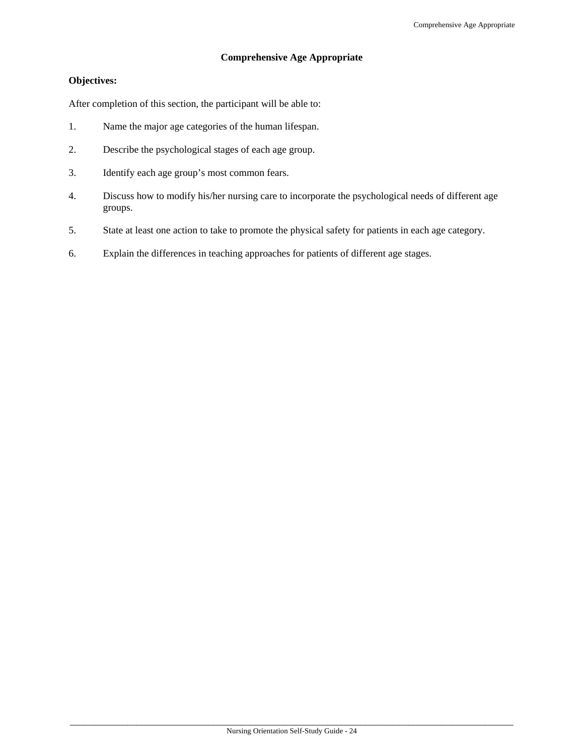# Comprehensive Age Appropriate

**Objectives:**

After completion of this section, the participant will be able to:

1. Name the major age categories of the human lifespan.
2. Describe the psychological stages of each age group.
3. Identify each age group's most common fears.
4. Discuss how to modify his/her nursing care to incorporate the psychological needs of different age groups.
5. State at least one action to take to promote the physical safety for patients in each age category.
6. Explain the differences in teaching approaches for patients of different age stages.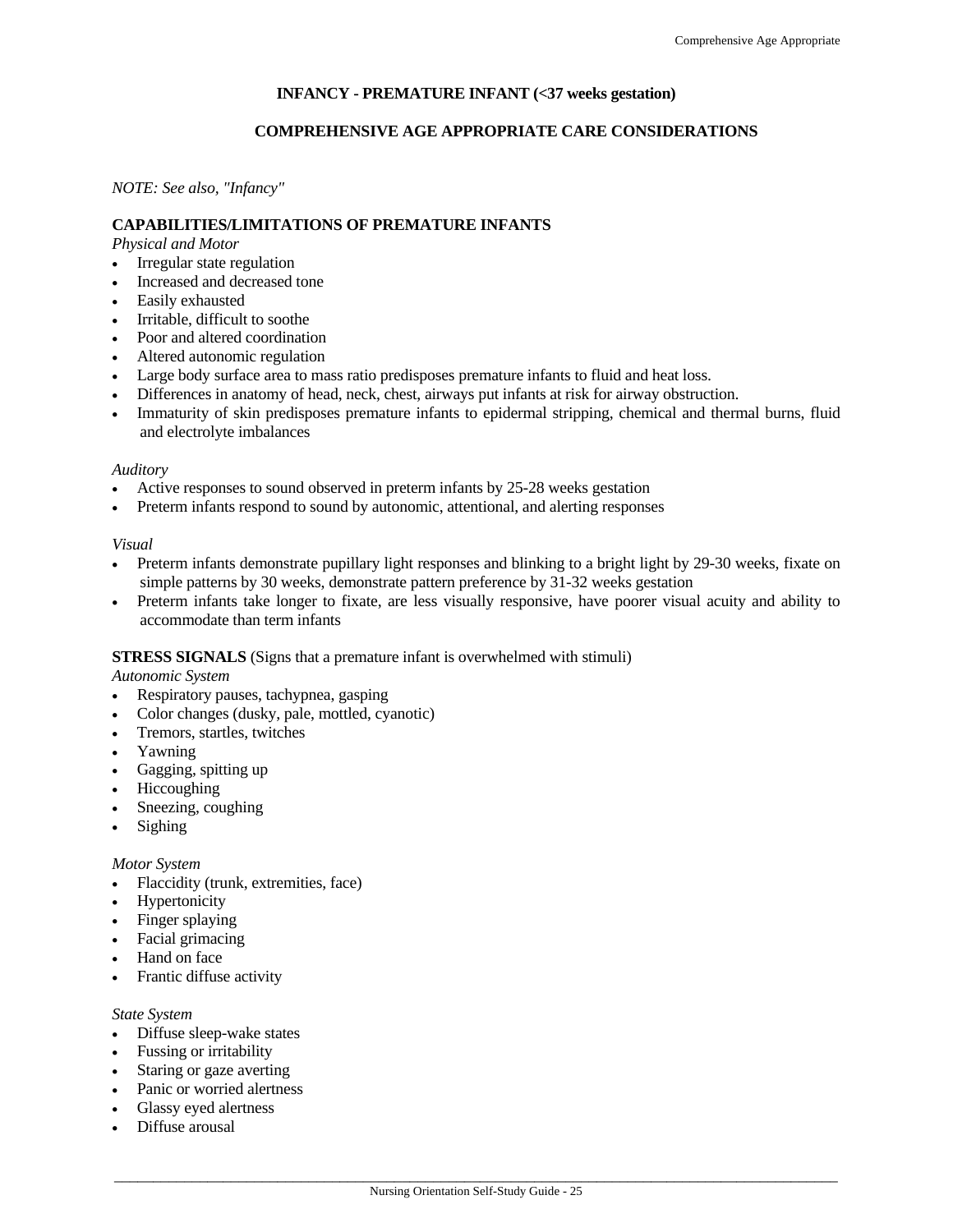## INFANCY - PREMATURE INFANT (<37 weeks gestation)

## COMPREHENSIVE AGE APPROPRIATE CARE CONSIDERATIONS

*NOTE: See also, "Infancy"*

### CAPABILITIES/LIMITATIONS OF PREMATURE INFANTS

*Physical and Motor*

- Irregular state regulation
- Increased and decreased tone
- Easily exhausted
- Irritable, difficult to soothe
- Poor and altered coordination
- Altered autonomic regulation
- Large body surface area to mass ratio predisposes premature infants to fluid and heat loss.
- Differences in anatomy of head, neck, chest, airways put infants at risk for airway obstruction.
- Immaturity of skin predisposes premature infants to epidermal stripping, chemical and thermal burns, fluid and electrolyte imbalances

*Auditory*

- Active responses to sound observed in preterm infants by 25-28 weeks gestation
- Preterm infants respond to sound by autonomic, attentional, and alerting responses

*Visual*

- Preterm infants demonstrate pupillary light responses and blinking to a bright light by 29-30 weeks, fixate on simple patterns by 30 weeks, demonstrate pattern preference by 31-32 weeks gestation
- Preterm infants take longer to fixate, are less visually responsive, have poorer visual acuity and ability to accommodate than term infants

**STRESS SIGNALS** (Signs that a premature infant is overwhelmed with stimuli)

*Autonomic System*

- Respiratory pauses, tachypnea, gasping
- Color changes (dusky, pale, mottled, cyanotic)
- Tremors, startles, twitches
- Yawning
- Gagging, spitting up
- Hiccoughing
- Sneezing, coughing
- Sighing

*Motor System*

- Flaccidity (trunk, extremities, face)
- Hypertonicity
- Finger splaying
- Facial grimacing
- Hand on face
- Frantic diffuse activity

*State System*

- Diffuse sleep-wake states
- Fussing or irritability
- Staring or gaze averting
- Panic or worried alertness
- Glassy eyed alertness
- Diffuse arousal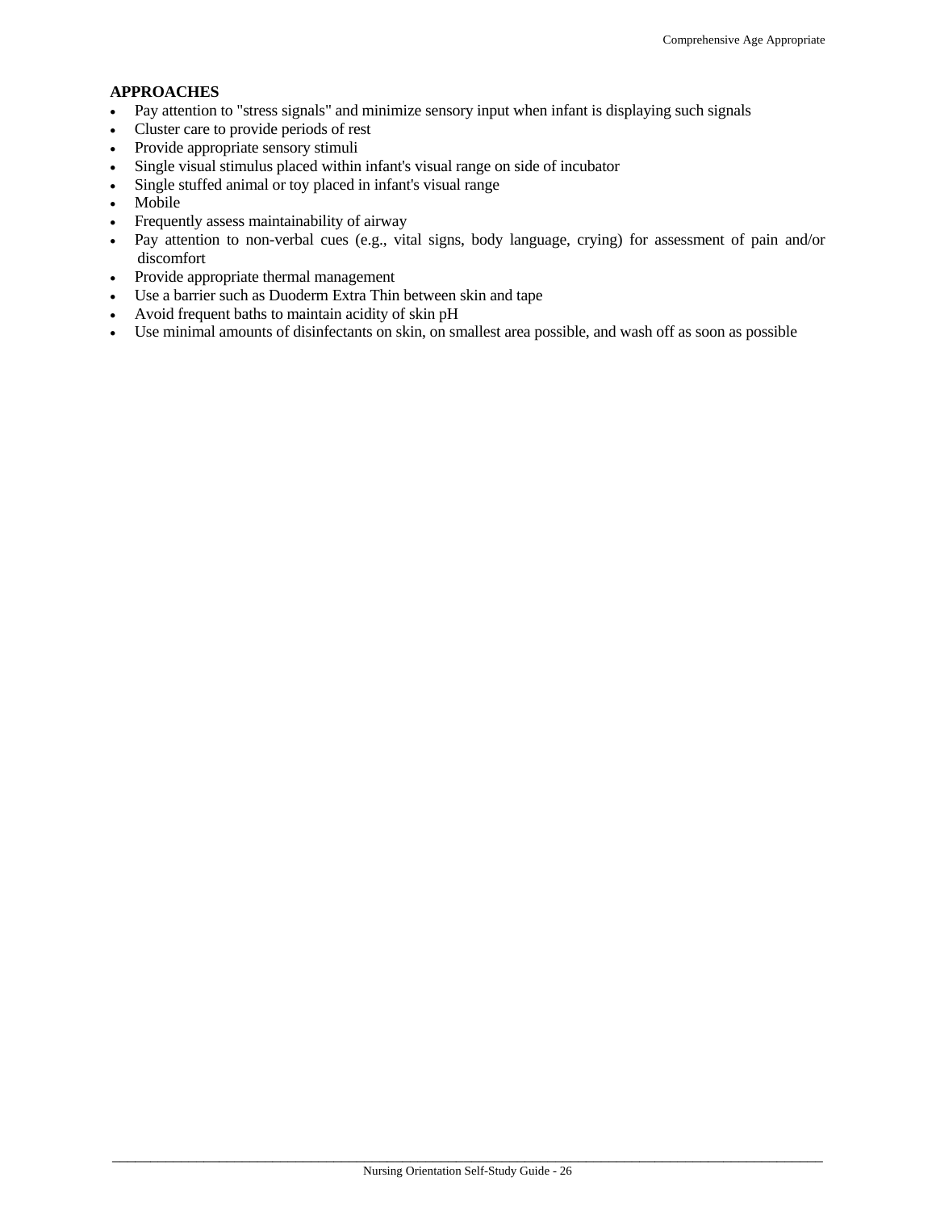**APPROACHES**

- Pay attention to "stress signals" and minimize sensory input when infant is displaying such signals
- Cluster care to provide periods of rest
- Provide appropriate sensory stimuli
- Single visual stimulus placed within infant's visual range on side of incubator
- Single stuffed animal or toy placed in infant's visual range
- Mobile
- Frequently assess maintainability of airway
- Pay attention to non-verbal cues (e.g., vital signs, body language, crying) for assessment of pain and/or discomfort
- Provide appropriate thermal management
- Use a barrier such as Duoderm Extra Thin between skin and tape
- Avoid frequent baths to maintain acidity of skin pH
- Use minimal amounts of disinfectants on skin, on smallest area possible, and wash off as soon as possible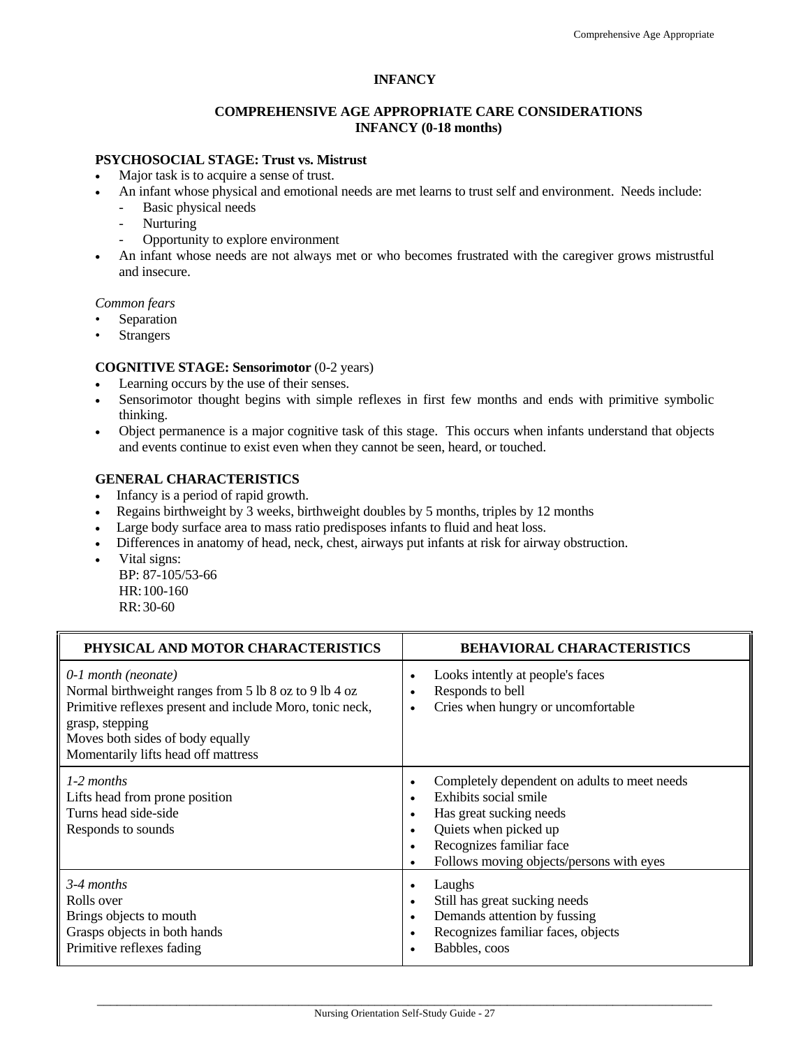# INFANCY

## COMPREHENSIVE AGE APPROPRIATE CARE CONSIDERATIONS
## INFANCY (0-18 months)

**PSYCHOSOCIAL STAGE: Trust vs. Mistrust**

- Major task is to acquire a sense of trust.
- An infant whose physical and emotional needs are met learns to trust self and environment. Needs include:
  - Basic physical needs
  - Nurturing
  - Opportunity to explore environment
- An infant whose needs are not always met or who becomes frustrated with the caregiver grows mistrustful and insecure.

*Common fears*

- Separation
- Strangers

**COGNITIVE STAGE: Sensorimotor** (0-2 years)

- Learning occurs by the use of their senses.
- Sensorimotor thought begins with simple reflexes in first few months and ends with primitive symbolic thinking.
- Object permanence is a major cognitive task of this stage. This occurs when infants understand that objects and events continue to exist even when they cannot be seen, heard, or touched.

**GENERAL CHARACTERISTICS**

- Infancy is a period of rapid growth.
- Regains birthweight by 3 weeks, birthweight doubles by 5 months, triples by 12 months
- Large body surface area to mass ratio predisposes infants to fluid and heat loss.
- Differences in anatomy of head, neck, chest, airways put infants at risk for airway obstruction.
- Vital signs:
  BP: 87-105/53-66
  HR: 100-160
  RR: 30-60

| PHYSICAL AND MOTOR CHARACTERISTICS | BEHAVIORAL CHARACTERISTICS |
|---|---|
| *0-1 month (neonate)*<br>Normal birthweight ranges from 5 lb 8 oz to 9 lb 4 oz<br>Primitive reflexes present and include Moro, tonic neck, grasp, stepping<br>Moves both sides of body equally<br>Momentarily lifts head off mattress | • Looks intently at people's faces<br>• Responds to bell<br>• Cries when hungry or uncomfortable |
| *1-2 months*<br>Lifts head from prone position<br>Turns head side-side<br>Responds to sounds | • Completely dependent on adults to meet needs<br>• Exhibits social smile<br>• Has great sucking needs<br>• Quiets when picked up<br>• Recognizes familiar face<br>• Follows moving objects/persons with eyes |
| *3-4 months*<br>Rolls over<br>Brings objects to mouth<br>Grasps objects in both hands<br>Primitive reflexes fading | • Laughs<br>• Still has great sucking needs<br>• Demands attention by fussing<br>• Recognizes familiar faces, objects<br>• Babbles, coos |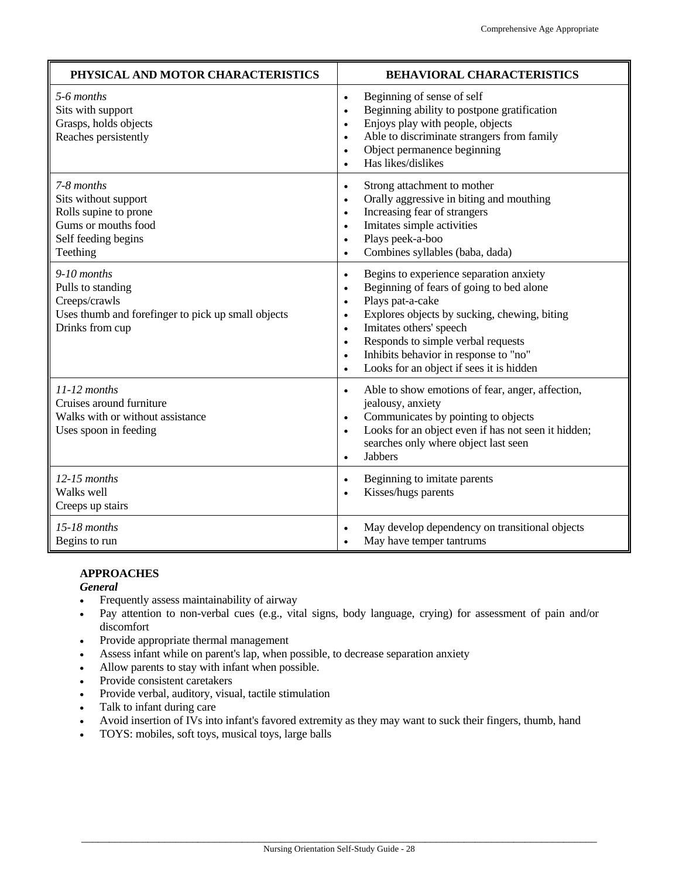| PHYSICAL AND MOTOR CHARACTERISTICS | BEHAVIORAL CHARACTERISTICS |
|---|---|
| *5-6 months*<br>Sits with support<br>Grasps, holds objects<br>Reaches persistently | • Beginning of sense of self<br>• Beginning ability to postpone gratification<br>• Enjoys play with people, objects<br>• Able to discriminate strangers from family<br>• Object permanence beginning<br>• Has likes/dislikes |
| *7-8 months*<br>Sits without support<br>Rolls supine to prone<br>Gums or mouths food<br>Self feeding begins<br>Teething | • Strong attachment to mother<br>• Orally aggressive in biting and mouthing<br>• Increasing fear of strangers<br>• Imitates simple activities<br>• Plays peek-a-boo<br>• Combines syllables (baba, dada) |
| *9-10 months*<br>Pulls to standing<br>Creeps/crawls<br>Uses thumb and forefinger to pick up small objects<br>Drinks from cup | • Begins to experience separation anxiety<br>• Beginning of fears of going to bed alone<br>• Plays pat-a-cake<br>• Explores objects by sucking, chewing, biting<br>• Imitates others' speech<br>• Responds to simple verbal requests<br>• Inhibits behavior in response to "no"<br>• Looks for an object if sees it is hidden |
| *11-12 months*<br>Cruises around furniture<br>Walks with or without assistance<br>Uses spoon in feeding | • Able to show emotions of fear, anger, affection, jealousy, anxiety<br>• Communicates by pointing to objects<br>• Looks for an object even if has not seen it hidden; searches only where object last seen<br>• Jabbers |
| *12-15 months*<br>Walks well<br>Creeps up stairs | • Beginning to imitate parents<br>• Kisses/hugs parents |
| *15-18 months*<br>Begins to run | • May develop dependency on transitional objects<br>• May have temper tantrums |

**APPROACHES**

***General***

- Frequently assess maintainability of airway
- Pay attention to non-verbal cues (e.g., vital signs, body language, crying) for assessment of pain and/or discomfort
- Provide appropriate thermal management
- Assess infant while on parent's lap, when possible, to decrease separation anxiety
- Allow parents to stay with infant when possible.
- Provide consistent caretakers
- Provide verbal, auditory, visual, tactile stimulation
- Talk to infant during care
- Avoid insertion of IVs into infant's favored extremity as they may want to suck their fingers, thumb, hand
- TOYS: mobiles, soft toys, musical toys, large balls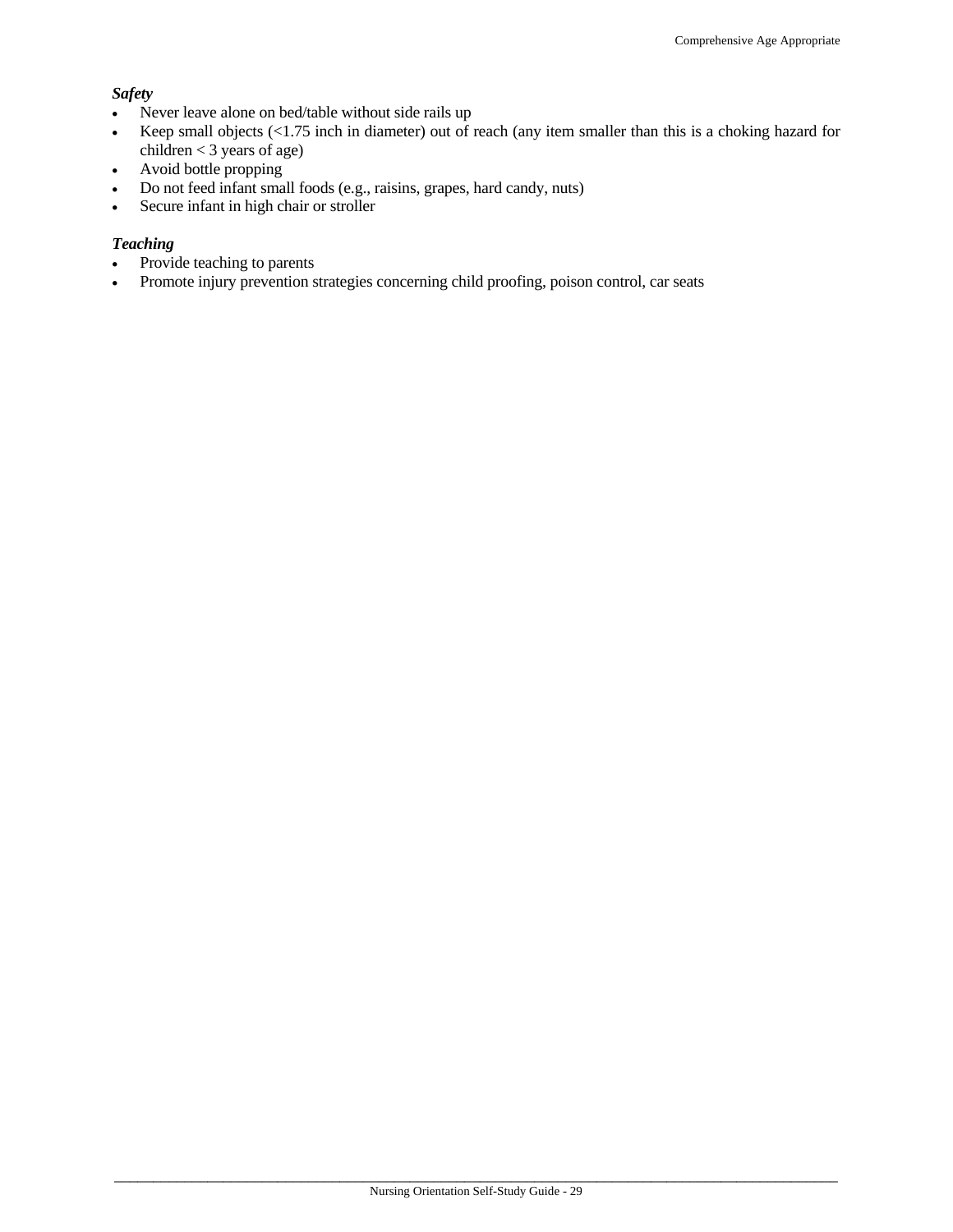***Safety***

- Never leave alone on bed/table without side rails up
- Keep small objects (<1.75 inch in diameter) out of reach (any item smaller than this is a choking hazard for children < 3 years of age)
- Avoid bottle propping
- Do not feed infant small foods (e.g., raisins, grapes, hard candy, nuts)
- Secure infant in high chair or stroller

***Teaching***

- Provide teaching to parents
- Promote injury prevention strategies concerning child proofing, poison control, car seats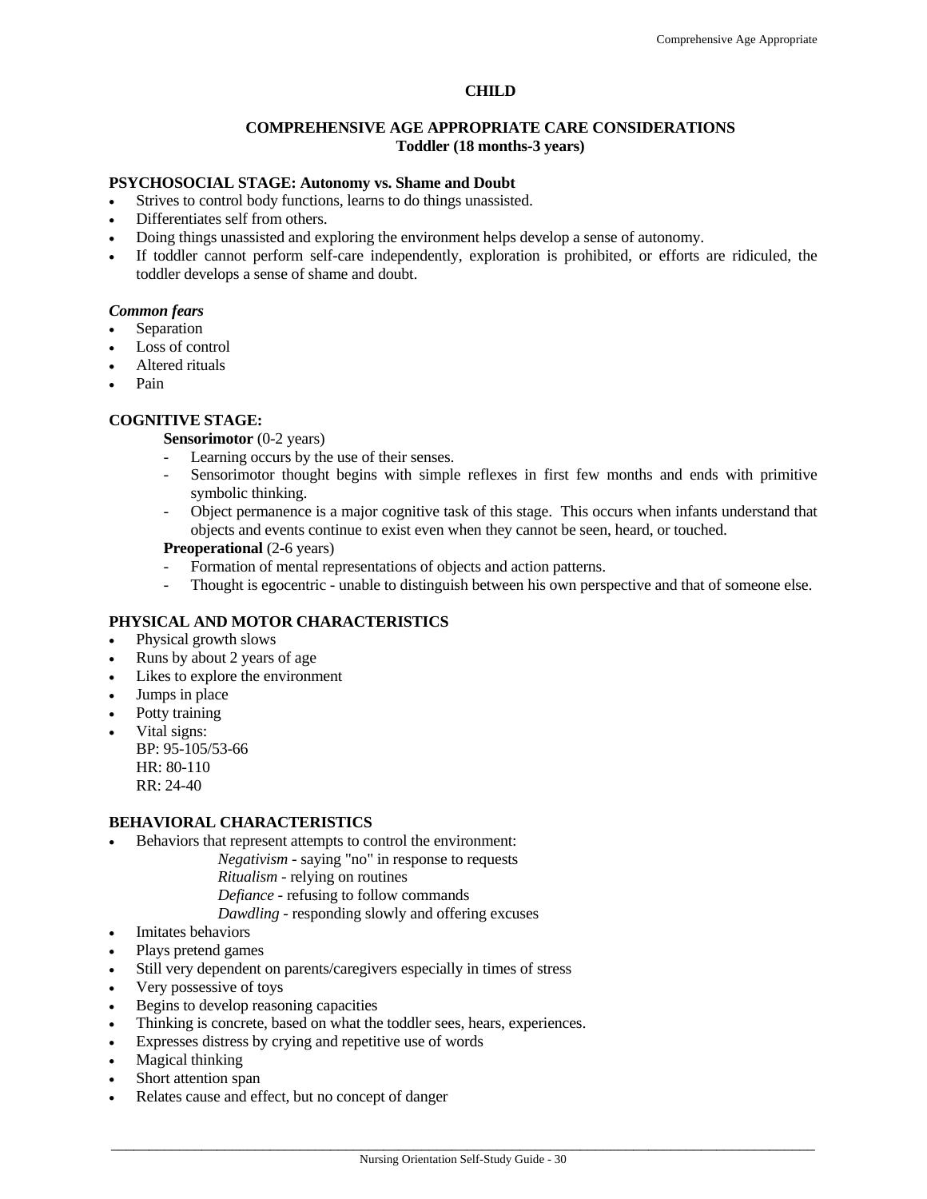# CHILD

## COMPREHENSIVE AGE APPROPRIATE CARE CONSIDERATIONS
## Toddler (18 months-3 years)

**PSYCHOSOCIAL STAGE: Autonomy vs. Shame and Doubt**

- Strives to control body functions, learns to do things unassisted.
- Differentiates self from others.
- Doing things unassisted and exploring the environment helps develop a sense of autonomy.
- If toddler cannot perform self-care independently, exploration is prohibited, or efforts are ridiculed, the toddler develops a sense of shame and doubt.

***Common fears***

- Separation
- Loss of control
- Altered rituals
- Pain

**COGNITIVE STAGE:**

**Sensorimotor** (0-2 years)

- Learning occurs by the use of their senses.
- Sensorimotor thought begins with simple reflexes in first few months and ends with primitive symbolic thinking.
- Object permanence is a major cognitive task of this stage. This occurs when infants understand that objects and events continue to exist even when they cannot be seen, heard, or touched.

**Preoperational** (2-6 years)

- Formation of mental representations of objects and action patterns.
- Thought is egocentric - unable to distinguish between his own perspective and that of someone else.

**PHYSICAL AND MOTOR CHARACTERISTICS**

- Physical growth slows
- Runs by about 2 years of age
- Likes to explore the environment
- Jumps in place
- Potty training
- Vital signs:
  BP: 95-105/53-66
  HR: 80-110
  RR: 24-40

**BEHAVIORAL CHARACTERISTICS**

- Behaviors that represent attempts to control the environment:
  *Negativism* - saying "no" in response to requests
  *Ritualism* - relying on routines
  *Defiance* - refusing to follow commands
  *Dawdling* - responding slowly and offering excuses
- Imitates behaviors
- Plays pretend games
- Still very dependent on parents/caregivers especially in times of stress
- Very possessive of toys
- Begins to develop reasoning capacities
- Thinking is concrete, based on what the toddler sees, hears, experiences.
- Expresses distress by crying and repetitive use of words
- Magical thinking
- Short attention span
- Relates cause and effect, but no concept of danger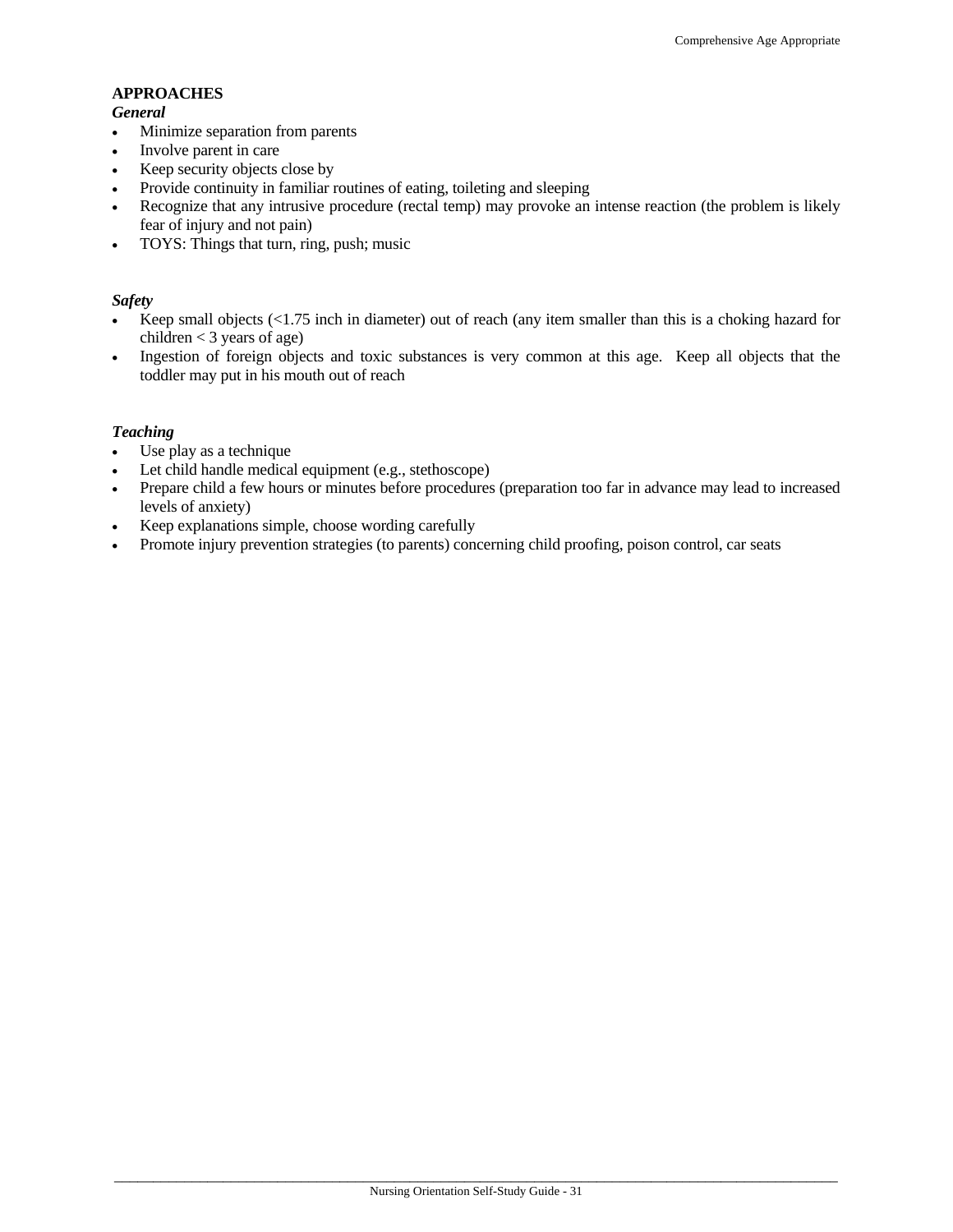**APPROACHES**

***General***

- Minimize separation from parents
- Involve parent in care
- Keep security objects close by
- Provide continuity in familiar routines of eating, toileting and sleeping
- Recognize that any intrusive procedure (rectal temp) may provoke an intense reaction (the problem is likely fear of injury and not pain)
- TOYS: Things that turn, ring, push; music

***Safety***

- Keep small objects (<1.75 inch in diameter) out of reach (any item smaller than this is a choking hazard for children < 3 years of age)
- Ingestion of foreign objects and toxic substances is very common at this age. Keep all objects that the toddler may put in his mouth out of reach

***Teaching***

- Use play as a technique
- Let child handle medical equipment (e.g., stethoscope)
- Prepare child a few hours or minutes before procedures (preparation too far in advance may lead to increased levels of anxiety)
- Keep explanations simple, choose wording carefully
- Promote injury prevention strategies (to parents) concerning child proofing, poison control, car seats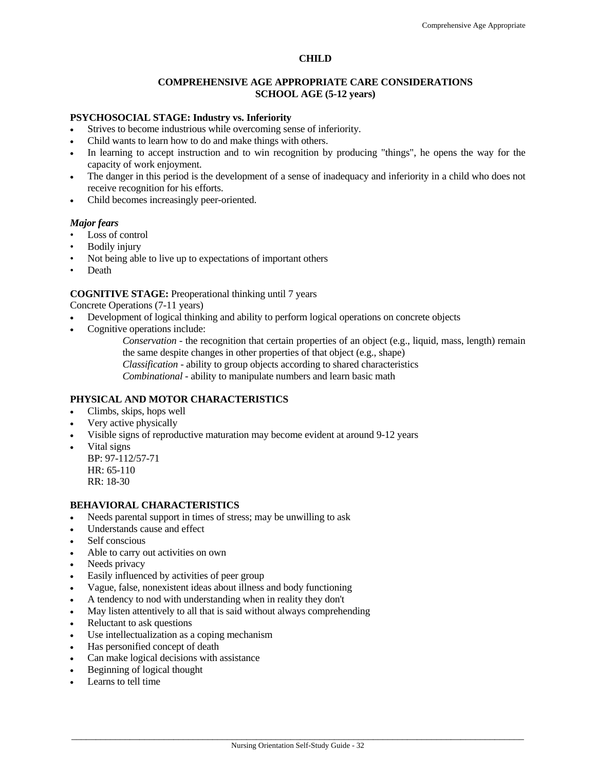# CHILD

## COMPREHENSIVE AGE APPROPRIATE CARE CONSIDERATIONS
## SCHOOL AGE (5-12 years)

**PSYCHOSOCIAL STAGE: Industry vs. Inferiority**

- Strives to become industrious while overcoming sense of inferiority.
- Child wants to learn how to do and make things with others.
- In learning to accept instruction and to win recognition by producing "things", he opens the way for the capacity of work enjoyment.
- The danger in this period is the development of a sense of inadequacy and inferiority in a child who does not receive recognition for his efforts.
- Child becomes increasingly peer-oriented.

***Major fears***

- Loss of control
- Bodily injury
- Not being able to live up to expectations of important others
- Death

**COGNITIVE STAGE:** Preoperational thinking until 7 years

Concrete Operations (7-11 years)

- Development of logical thinking and ability to perform logical operations on concrete objects
- Cognitive operations include:

  *Conservation* - the recognition that certain properties of an object (e.g., liquid, mass, length) remain the same despite changes in other properties of that object (e.g., shape)

  *Classification* - ability to group objects according to shared characteristics

  *Combinational* - ability to manipulate numbers and learn basic math

**PHYSICAL AND MOTOR CHARACTERISTICS**

- Climbs, skips, hops well
- Very active physically
- Visible signs of reproductive maturation may become evident at around 9-12 years
- Vital signs

  BP: 97-112/57-71

  HR: 65-110

  RR: 18-30

**BEHAVIORAL CHARACTERISTICS**

- Needs parental support in times of stress; may be unwilling to ask
- Understands cause and effect
- Self conscious
- Able to carry out activities on own
- Needs privacy
- Easily influenced by activities of peer group
- Vague, false, nonexistent ideas about illness and body functioning
- A tendency to nod with understanding when in reality they don't
- May listen attentively to all that is said without always comprehending
- Reluctant to ask questions
- Use intellectualization as a coping mechanism
- Has personified concept of death
- Can make logical decisions with assistance
- Beginning of logical thought
- Learns to tell time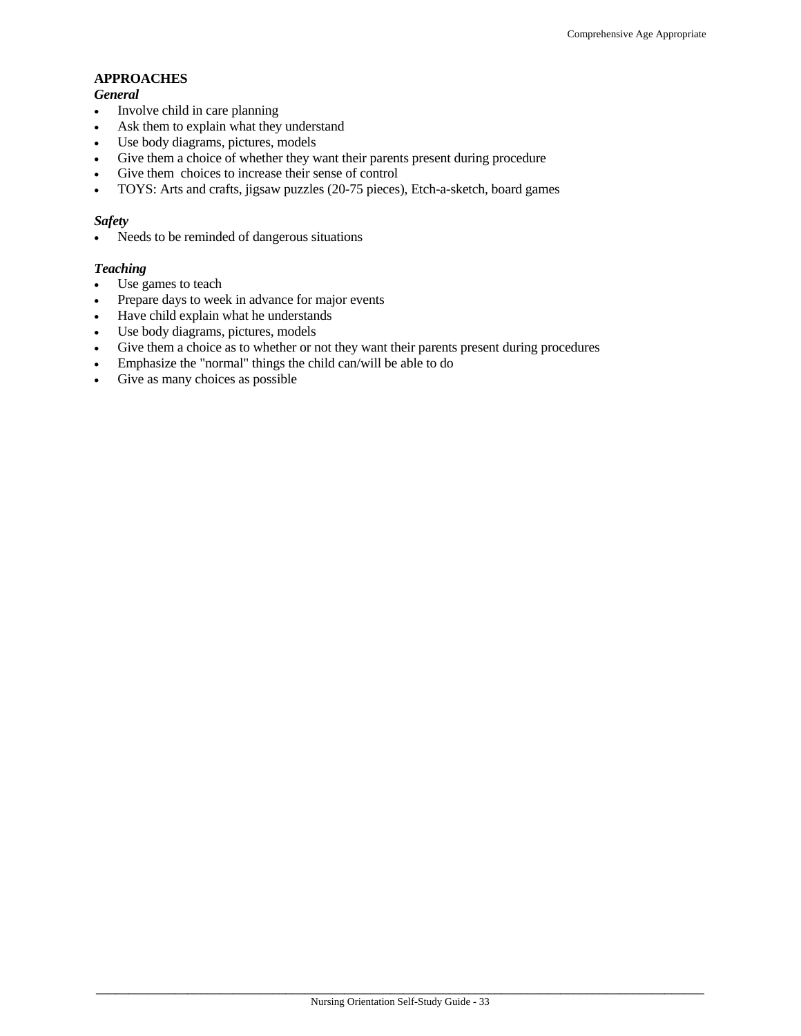**APPROACHES**

***General***

- Involve child in care planning
- Ask them to explain what they understand
- Use body diagrams, pictures, models
- Give them a choice of whether they want their parents present during procedure
- Give them choices to increase their sense of control
- TOYS: Arts and crafts, jigsaw puzzles (20-75 pieces), Etch-a-sketch, board games

***Safety***

- Needs to be reminded of dangerous situations

***Teaching***

- Use games to teach
- Prepare days to week in advance for major events
- Have child explain what he understands
- Use body diagrams, pictures, models
- Give them a choice as to whether or not they want their parents present during procedures
- Emphasize the "normal" things the child can/will be able to do
- Give as many choices as possible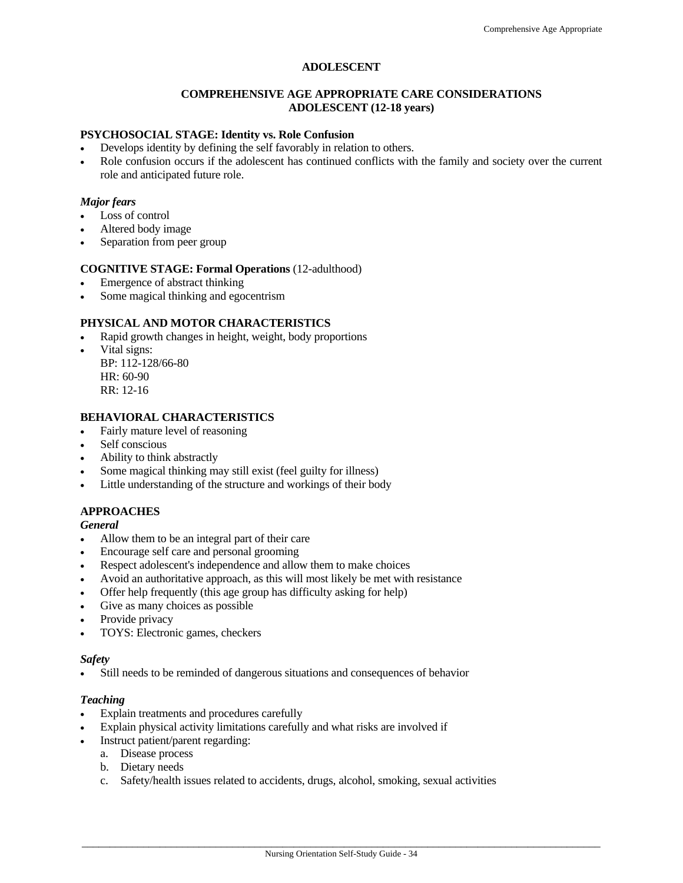# ADOLESCENT

## COMPREHENSIVE AGE APPROPRIATE CARE CONSIDERATIONS ADOLESCENT (12-18 years)

**PSYCHOSOCIAL STAGE: Identity vs. Role Confusion**

- Develops identity by defining the self favorably in relation to others.
- Role confusion occurs if the adolescent has continued conflicts with the family and society over the current role and anticipated future role.

***Major fears***

- Loss of control
- Altered body image
- Separation from peer group

**COGNITIVE STAGE: Formal Operations** (12-adulthood)

- Emergence of abstract thinking
- Some magical thinking and egocentrism

**PHYSICAL AND MOTOR CHARACTERISTICS**

- Rapid growth changes in height, weight, body proportions
- Vital signs:
  BP: 112-128/66-80
  HR: 60-90
  RR: 12-16

**BEHAVIORAL CHARACTERISTICS**

- Fairly mature level of reasoning
- Self conscious
- Ability to think abstractly
- Some magical thinking may still exist (feel guilty for illness)
- Little understanding of the structure and workings of their body

**APPROACHES**

***General***

- Allow them to be an integral part of their care
- Encourage self care and personal grooming
- Respect adolescent's independence and allow them to make choices
- Avoid an authoritative approach, as this will most likely be met with resistance
- Offer help frequently (this age group has difficulty asking for help)
- Give as many choices as possible
- Provide privacy
- TOYS: Electronic games, checkers

***Safety***

- Still needs to be reminded of dangerous situations and consequences of behavior

***Teaching***

- Explain treatments and procedures carefully
- Explain physical activity limitations carefully and what risks are involved if
- Instruct patient/parent regarding:
  a. Disease process
  b. Dietary needs
  c. Safety/health issues related to accidents, drugs, alcohol, smoking, sexual activities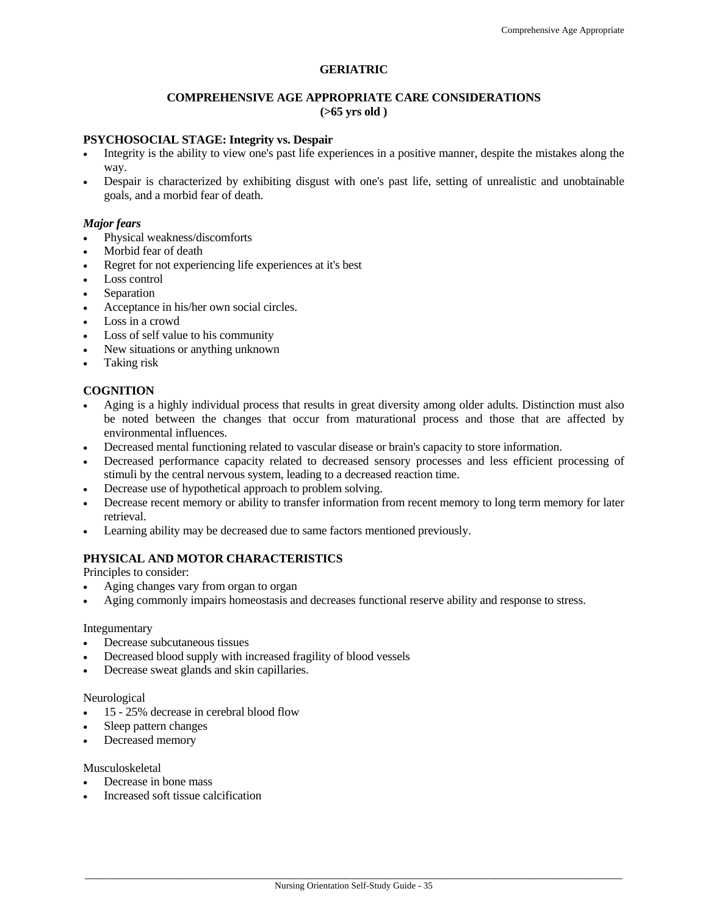# GERIATRIC

## COMPREHENSIVE AGE APPROPRIATE CARE CONSIDERATIONS
## (>65 yrs old )

### PSYCHOSOCIAL STAGE: Integrity vs. Despair

- Integrity is the ability to view one's past life experiences in a positive manner, despite the mistakes along the way.
- Despair is characterized by exhibiting disgust with one's past life, setting of unrealistic and unobtainable goals, and a morbid fear of death.

***Major fears***

- Physical weakness/discomforts
- Morbid fear of death
- Regret for not experiencing life experiences at it's best
- Loss control
- Separation
- Acceptance in his/her own social circles.
- Loss in a crowd
- Loss of self value to his community
- New situations or anything unknown
- Taking risk

### COGNITION

- Aging is a highly individual process that results in great diversity among older adults. Distinction must also be noted between the changes that occur from maturational process and those that are affected by environmental influences.
- Decreased mental functioning related to vascular disease or brain's capacity to store information.
- Decreased performance capacity related to decreased sensory processes and less efficient processing of stimuli by the central nervous system, leading to a decreased reaction time.
- Decrease use of hypothetical approach to problem solving.
- Decrease recent memory or ability to transfer information from recent memory to long term memory for later retrieval.
- Learning ability may be decreased due to same factors mentioned previously.

### PHYSICAL AND MOTOR CHARACTERISTICS

Principles to consider:

- Aging changes vary from organ to organ
- Aging commonly impairs homeostasis and decreases functional reserve ability and response to stress.

Integumentary

- Decrease subcutaneous tissues
- Decreased blood supply with increased fragility of blood vessels
- Decrease sweat glands and skin capillaries.

Neurological

- 15 - 25% decrease in cerebral blood flow
- Sleep pattern changes
- Decreased memory

Musculoskeletal

- Decrease in bone mass
- Increased soft tissue calcification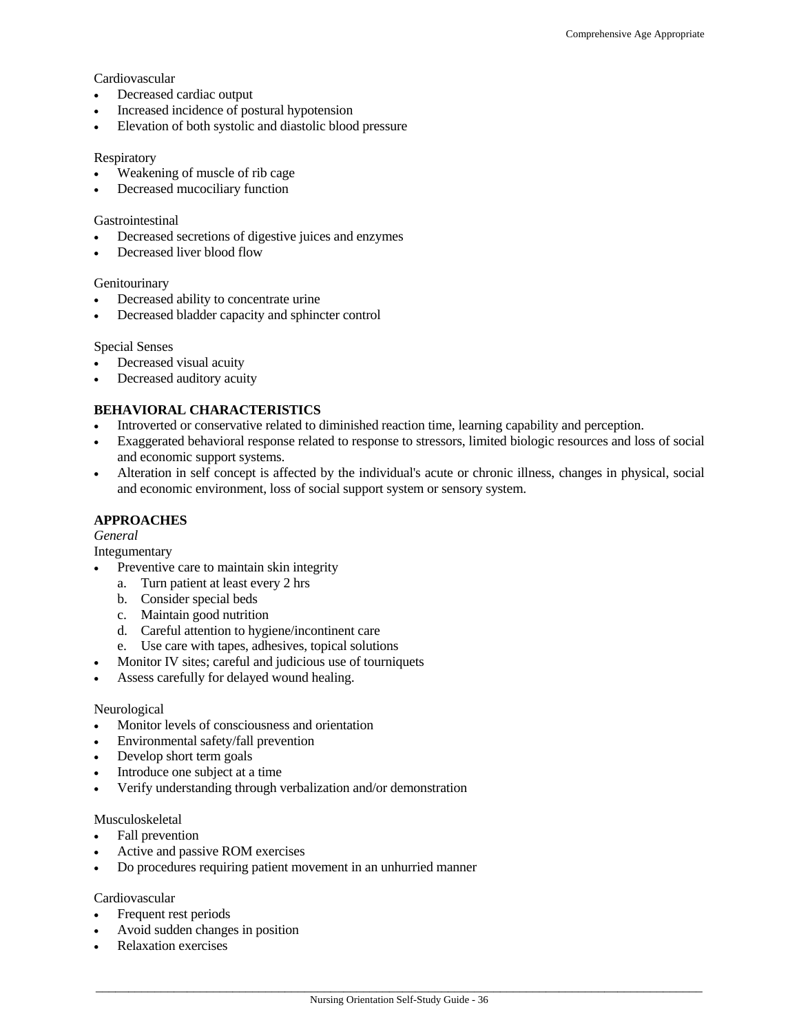Cardiovascular

- Decreased cardiac output
- Increased incidence of postural hypotension
- Elevation of both systolic and diastolic blood pressure

Respiratory

- Weakening of muscle of rib cage
- Decreased mucociliary function

Gastrointestinal

- Decreased secretions of digestive juices and enzymes
- Decreased liver blood flow

Genitourinary

- Decreased ability to concentrate urine
- Decreased bladder capacity and sphincter control

Special Senses

- Decreased visual acuity
- Decreased auditory acuity

**BEHAVIORAL CHARACTERISTICS**

- Introverted or conservative related to diminished reaction time, learning capability and perception.
- Exaggerated behavioral response related to response to stressors, limited biologic resources and loss of social and economic support systems.
- Alteration in self concept is affected by the individual's acute or chronic illness, changes in physical, social and economic environment, loss of social support system or sensory system.

**APPROACHES**

*General*

Integumentary

- Preventive care to maintain skin integrity
    a. Turn patient at least every 2 hrs
    b. Consider special beds
    c. Maintain good nutrition
    d. Careful attention to hygiene/incontinent care
    e. Use care with tapes, adhesives, topical solutions
- Monitor IV sites; careful and judicious use of tourniquets
- Assess carefully for delayed wound healing.

Neurological

- Monitor levels of consciousness and orientation
- Environmental safety/fall prevention
- Develop short term goals
- Introduce one subject at a time
- Verify understanding through verbalization and/or demonstration

Musculoskeletal

- Fall prevention
- Active and passive ROM exercises
- Do procedures requiring patient movement in an unhurried manner

Cardiovascular

- Frequent rest periods
- Avoid sudden changes in position
- Relaxation exercises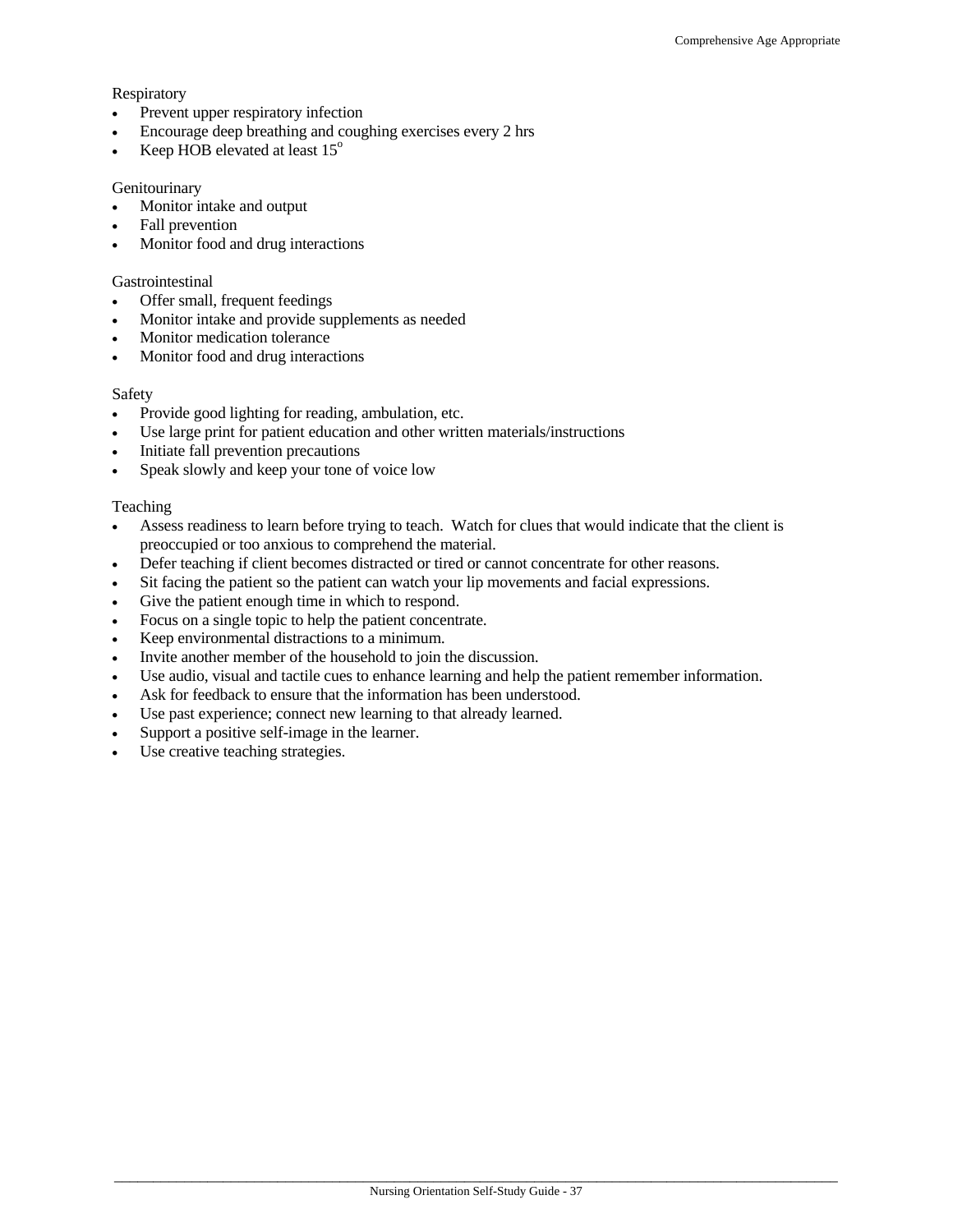Respiratory

- Prevent upper respiratory infection
- Encourage deep breathing and coughing exercises every 2 hrs
- Keep HOB elevated at least $15^{o}$

Genitourinary

- Monitor intake and output
- Fall prevention
- Monitor food and drug interactions

Gastrointestinal

- Offer small, frequent feedings
- Monitor intake and provide supplements as needed
- Monitor medication tolerance
- Monitor food and drug interactions

Safety

- Provide good lighting for reading, ambulation, etc.
- Use large print for patient education and other written materials/instructions
- Initiate fall prevention precautions
- Speak slowly and keep your tone of voice low

Teaching

- Assess readiness to learn before trying to teach. Watch for clues that would indicate that the client is preoccupied or too anxious to comprehend the material.
- Defer teaching if client becomes distracted or tired or cannot concentrate for other reasons.
- Sit facing the patient so the patient can watch your lip movements and facial expressions.
- Give the patient enough time in which to respond.
- Focus on a single topic to help the patient concentrate.
- Keep environmental distractions to a minimum.
- Invite another member of the household to join the discussion.
- Use audio, visual and tactile cues to enhance learning and help the patient remember information.
- Ask for feedback to ensure that the information has been understood.
- Use past experience; connect new learning to that already learned.
- Support a positive self-image in the learner.
- Use creative teaching strategies.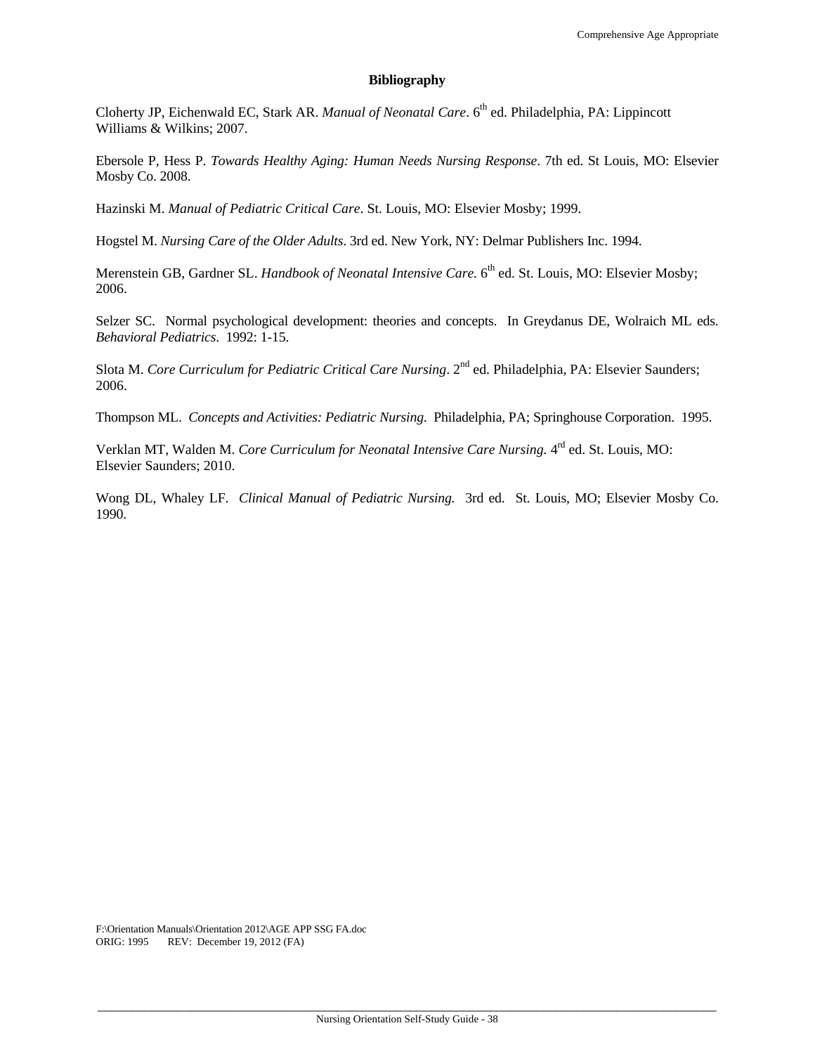**Bibliography**

Cloherty JP, Eichenwald EC, Stark AR. *Manual of Neonatal Care*. 6th ed. Philadelphia, PA: Lippincott Williams & Wilkins; 2007.

Ebersole P, Hess P. *Towards Healthy Aging: Human Needs Nursing Response*. 7th ed. St Louis, MO: Elsevier Mosby Co. 2008.

Hazinski M. *Manual of Pediatric Critical Care*. St. Louis, MO: Elsevier Mosby; 1999.

Hogstel M. *Nursing Care of the Older Adults*. 3rd ed. New York, NY: Delmar Publishers Inc. 1994.

Merenstein GB, Gardner SL. *Handbook of Neonatal Intensive Care.* 6th ed. St. Louis, MO: Elsevier Mosby; 2006.

Selzer SC. Normal psychological development: theories and concepts. In Greydanus DE, Wolraich ML eds. *Behavioral Pediatrics*. 1992: 1-15.

Slota M. *Core Curriculum for Pediatric Critical Care Nursing*. 2nd ed. Philadelphia, PA: Elsevier Saunders; 2006.

Thompson ML. *Concepts and Activities: Pediatric Nursing.* Philadelphia, PA; Springhouse Corporation. 1995.

Verklan MT, Walden M. *Core Curriculum for Neonatal Intensive Care Nursing.* 4rd ed. St. Louis, MO: Elsevier Saunders; 2010.

Wong DL, Whaley LF. *Clinical Manual of Pediatric Nursing.* 3rd ed. St. Louis, MO; Elsevier Mosby Co. 1990.

F:\Orientation Manuals\Orientation 2012\AGE APP SSG FA.doc
ORIG: 1995 REV: December 19, 2012 (FA)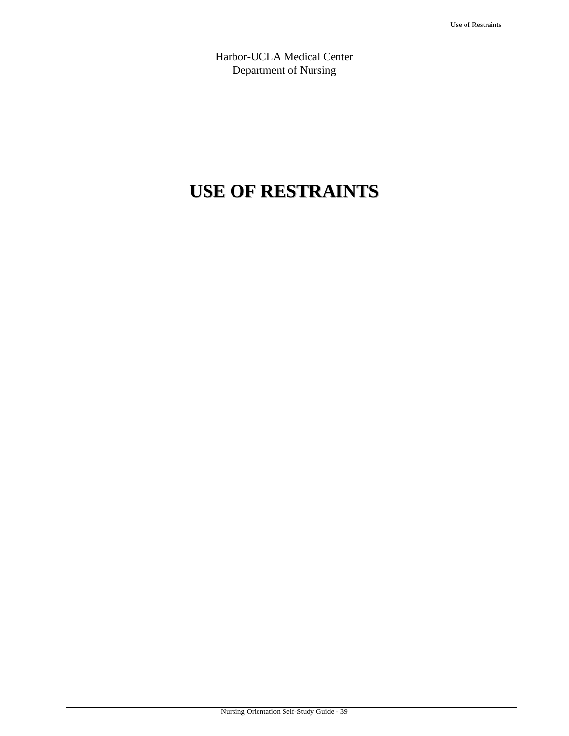Harbor-UCLA Medical Center
Department of Nursing

# USE OF RESTRAINTS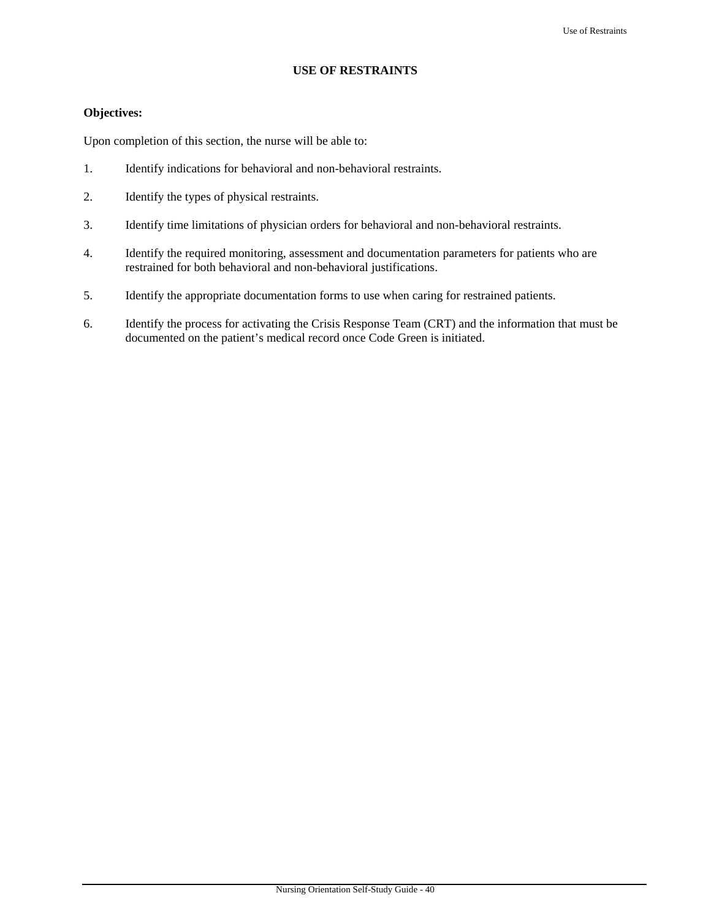# USE OF RESTRAINTS

**Objectives:**

Upon completion of this section, the nurse will be able to:

1. Identify indications for behavioral and non-behavioral restraints.

2. Identify the types of physical restraints.

3. Identify time limitations of physician orders for behavioral and non-behavioral restraints.

4. Identify the required monitoring, assessment and documentation parameters for patients who are restrained for both behavioral and non-behavioral justifications.

5. Identify the appropriate documentation forms to use when caring for restrained patients.

6. Identify the process for activating the Crisis Response Team (CRT) and the information that must be documented on the patient's medical record once Code Green is initiated.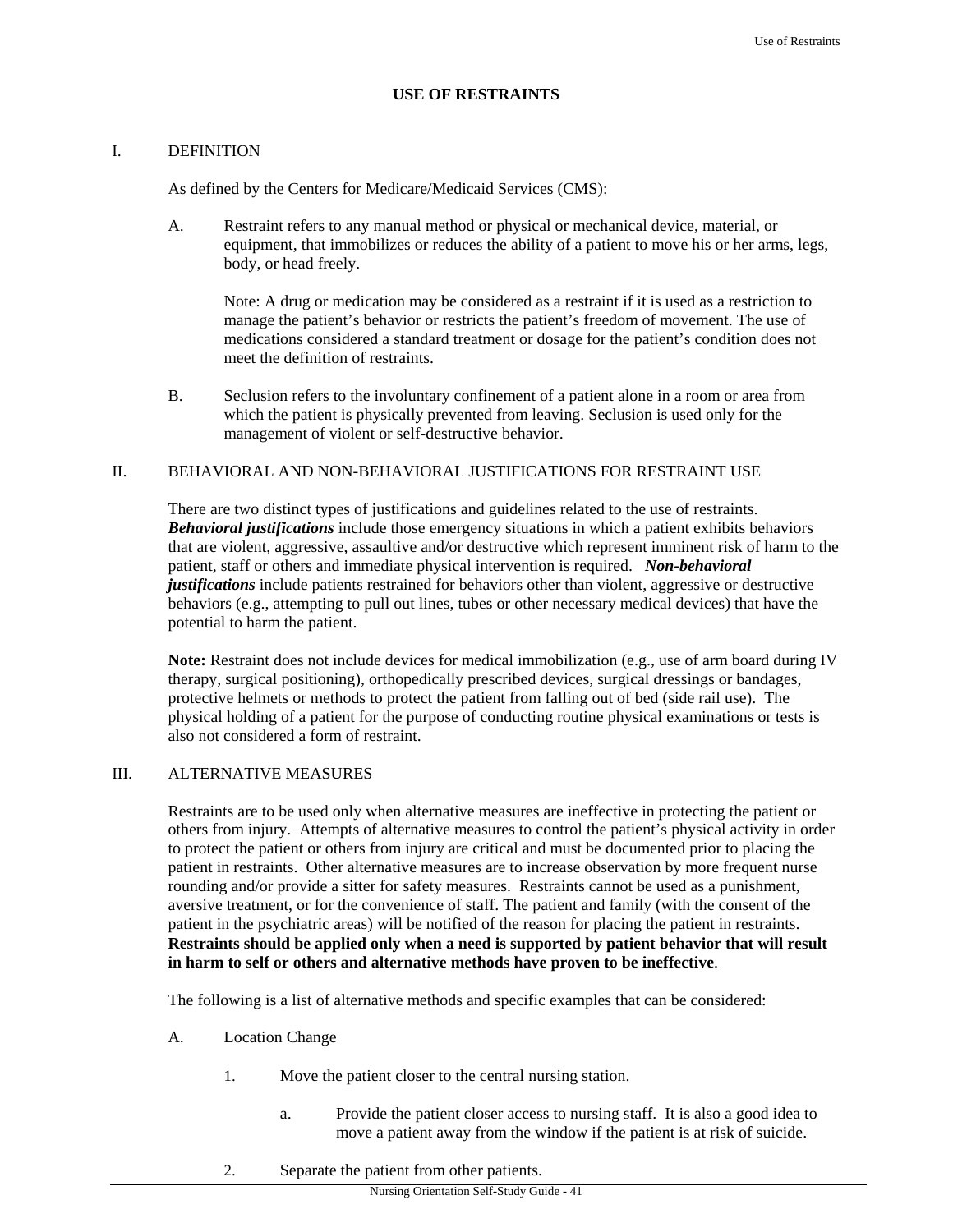# USE OF RESTRAINTS

## I. DEFINITION

As defined by the Centers for Medicare/Medicaid Services (CMS):

A. Restraint refers to any manual method or physical or mechanical device, material, or equipment, that immobilizes or reduces the ability of a patient to move his or her arms, legs, body, or head freely.

   Note: A drug or medication may be considered as a restraint if it is used as a restriction to manage the patient's behavior or restricts the patient's freedom of movement. The use of medications considered a standard treatment or dosage for the patient's condition does not meet the definition of restraints.

B. Seclusion refers to the involuntary confinement of a patient alone in a room or area from which the patient is physically prevented from leaving. Seclusion is used only for the management of violent or self-destructive behavior.

## II. BEHAVIORAL AND NON-BEHAVIORAL JUSTIFICATIONS FOR RESTRAINT USE

There are two distinct types of justifications and guidelines related to the use of restraints. ***Behavioral justifications*** include those emergency situations in which a patient exhibits behaviors that are violent, aggressive, assaultive and/or destructive which represent imminent risk of harm to the patient, staff or others and immediate physical intervention is required. ***Non-behavioral justifications*** include patients restrained for behaviors other than violent, aggressive or destructive behaviors (e.g., attempting to pull out lines, tubes or other necessary medical devices) that have the potential to harm the patient.

**Note:** Restraint does not include devices for medical immobilization (e.g., use of arm board during IV therapy, surgical positioning), orthopedically prescribed devices, surgical dressings or bandages, protective helmets or methods to protect the patient from falling out of bed (side rail use). The physical holding of a patient for the purpose of conducting routine physical examinations or tests is also not considered a form of restraint.

## III. ALTERNATIVE MEASURES

Restraints are to be used only when alternative measures are ineffective in protecting the patient or others from injury. Attempts of alternative measures to control the patient's physical activity in order to protect the patient or others from injury are critical and must be documented prior to placing the patient in restraints. Other alternative measures are to increase observation by more frequent nurse rounding and/or provide a sitter for safety measures. Restraints cannot be used as a punishment, aversive treatment, or for the convenience of staff. The patient and family (with the consent of the patient in the psychiatric areas) will be notified of the reason for placing the patient in restraints. **Restraints should be applied only when a need is supported by patient behavior that will result in harm to self or others and alternative methods have proven to be ineffective**.

The following is a list of alternative methods and specific examples that can be considered:

A. Location Change

   1. Move the patient closer to the central nursing station.

      a. Provide the patient closer access to nursing staff. It is also a good idea to move a patient away from the window if the patient is at risk of suicide.

   2. Separate the patient from other patients.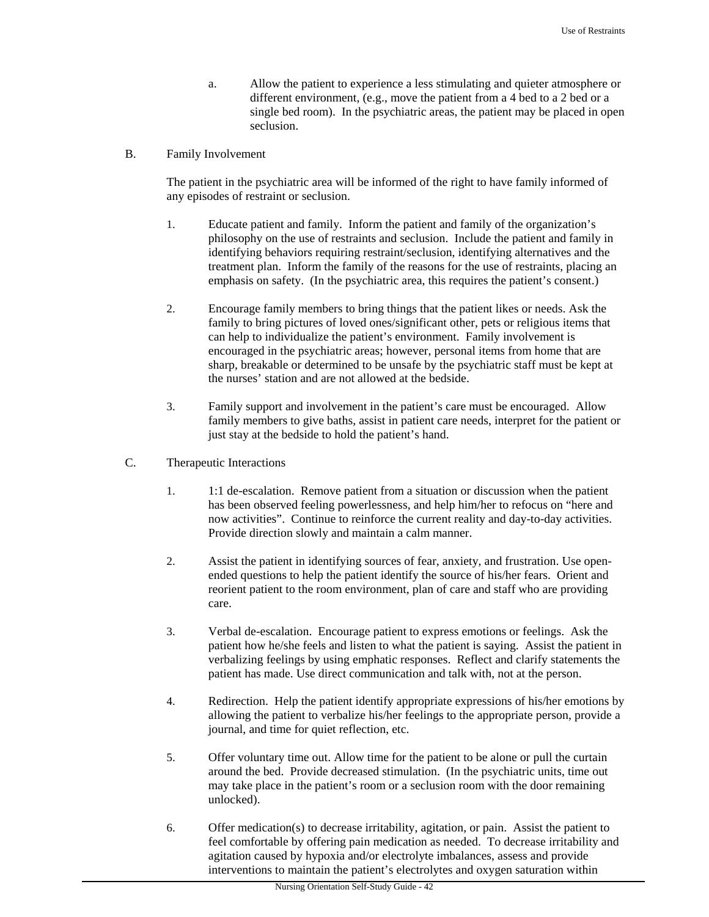a. Allow the patient to experience a less stimulating and quieter atmosphere or different environment, (e.g., move the patient from a 4 bed to a 2 bed or a single bed room). In the psychiatric areas, the patient may be placed in open seclusion.

B. Family Involvement

The patient in the psychiatric area will be informed of the right to have family informed of any episodes of restraint or seclusion.

1. Educate patient and family. Inform the patient and family of the organization's philosophy on the use of restraints and seclusion. Include the patient and family in identifying behaviors requiring restraint/seclusion, identifying alternatives and the treatment plan. Inform the family of the reasons for the use of restraints, placing an emphasis on safety. (In the psychiatric area, this requires the patient's consent.)

2. Encourage family members to bring things that the patient likes or needs. Ask the family to bring pictures of loved ones/significant other, pets or religious items that can help to individualize the patient's environment. Family involvement is encouraged in the psychiatric areas; however, personal items from home that are sharp, breakable or determined to be unsafe by the psychiatric staff must be kept at the nurses' station and are not allowed at the bedside.

3. Family support and involvement in the patient's care must be encouraged. Allow family members to give baths, assist in patient care needs, interpret for the patient or just stay at the bedside to hold the patient's hand.

C. Therapeutic Interactions

1. 1:1 de-escalation. Remove patient from a situation or discussion when the patient has been observed feeling powerlessness, and help him/her to refocus on "here and now activities". Continue to reinforce the current reality and day-to-day activities. Provide direction slowly and maintain a calm manner.

2. Assist the patient in identifying sources of fear, anxiety, and frustration. Use open-ended questions to help the patient identify the source of his/her fears. Orient and reorient patient to the room environment, plan of care and staff who are providing care.

3. Verbal de-escalation. Encourage patient to express emotions or feelings. Ask the patient how he/she feels and listen to what the patient is saying. Assist the patient in verbalizing feelings by using emphatic responses. Reflect and clarify statements the patient has made. Use direct communication and talk with, not at the person.

4. Redirection. Help the patient identify appropriate expressions of his/her emotions by allowing the patient to verbalize his/her feelings to the appropriate person, provide a journal, and time for quiet reflection, etc.

5. Offer voluntary time out. Allow time for the patient to be alone or pull the curtain around the bed. Provide decreased stimulation. (In the psychiatric units, time out may take place in the patient's room or a seclusion room with the door remaining unlocked).

6. Offer medication(s) to decrease irritability, agitation, or pain. Assist the patient to feel comfortable by offering pain medication as needed. To decrease irritability and agitation caused by hypoxia and/or electrolyte imbalances, assess and provide interventions to maintain the patient's electrolytes and oxygen saturation within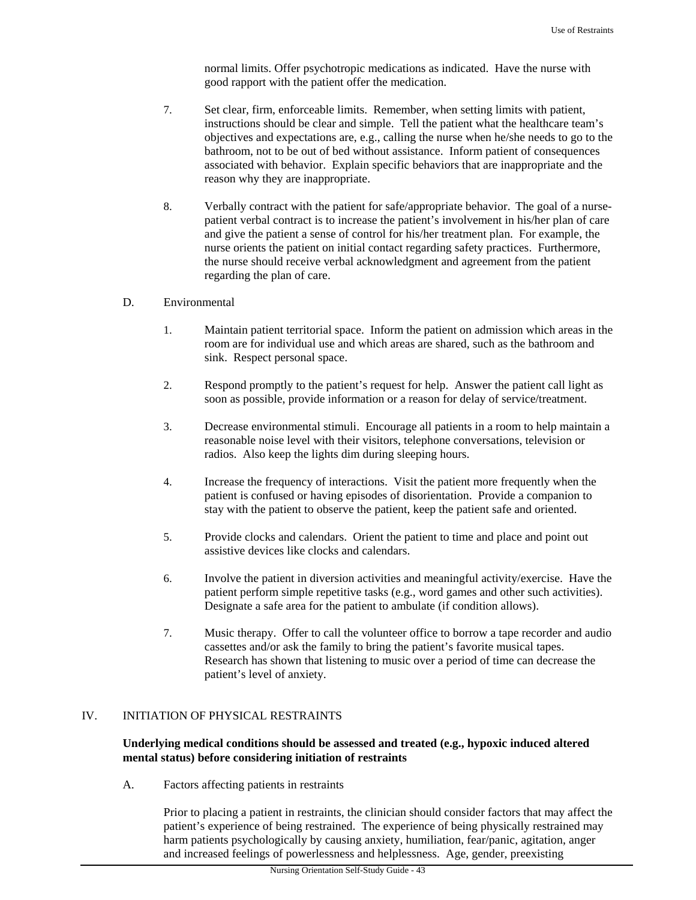normal limits. Offer psychotropic medications as indicated. Have the nurse with good rapport with the patient offer the medication.

7. Set clear, firm, enforceable limits. Remember, when setting limits with patient, instructions should be clear and simple. Tell the patient what the healthcare team's objectives and expectations are, e.g., calling the nurse when he/she needs to go to the bathroom, not to be out of bed without assistance. Inform patient of consequences associated with behavior. Explain specific behaviors that are inappropriate and the reason why they are inappropriate.

8. Verbally contract with the patient for safe/appropriate behavior. The goal of a nurse-patient verbal contract is to increase the patient's involvement in his/her plan of care and give the patient a sense of control for his/her treatment plan. For example, the nurse orients the patient on initial contact regarding safety practices. Furthermore, the nurse should receive verbal acknowledgment and agreement from the patient regarding the plan of care.

D. Environmental

1. Maintain patient territorial space. Inform the patient on admission which areas in the room are for individual use and which areas are shared, such as the bathroom and sink. Respect personal space.

2. Respond promptly to the patient's request for help. Answer the patient call light as soon as possible, provide information or a reason for delay of service/treatment.

3. Decrease environmental stimuli. Encourage all patients in a room to help maintain a reasonable noise level with their visitors, telephone conversations, television or radios. Also keep the lights dim during sleeping hours.

4. Increase the frequency of interactions. Visit the patient more frequently when the patient is confused or having episodes of disorientation. Provide a companion to stay with the patient to observe the patient, keep the patient safe and oriented.

5. Provide clocks and calendars. Orient the patient to time and place and point out assistive devices like clocks and calendars.

6. Involve the patient in diversion activities and meaningful activity/exercise. Have the patient perform simple repetitive tasks (e.g., word games and other such activities). Designate a safe area for the patient to ambulate (if condition allows).

7. Music therapy. Offer to call the volunteer office to borrow a tape recorder and audio cassettes and/or ask the family to bring the patient's favorite musical tapes. Research has shown that listening to music over a period of time can decrease the patient's level of anxiety.

## IV. INITIATION OF PHYSICAL RESTRAINTS

**Underlying medical conditions should be assessed and treated (e.g., hypoxic induced altered mental status) before considering initiation of restraints**

A. Factors affecting patients in restraints

Prior to placing a patient in restraints, the clinician should consider factors that may affect the patient's experience of being restrained. The experience of being physically restrained may harm patients psychologically by causing anxiety, humiliation, fear/panic, agitation, anger and increased feelings of powerlessness and helplessness. Age, gender, preexisting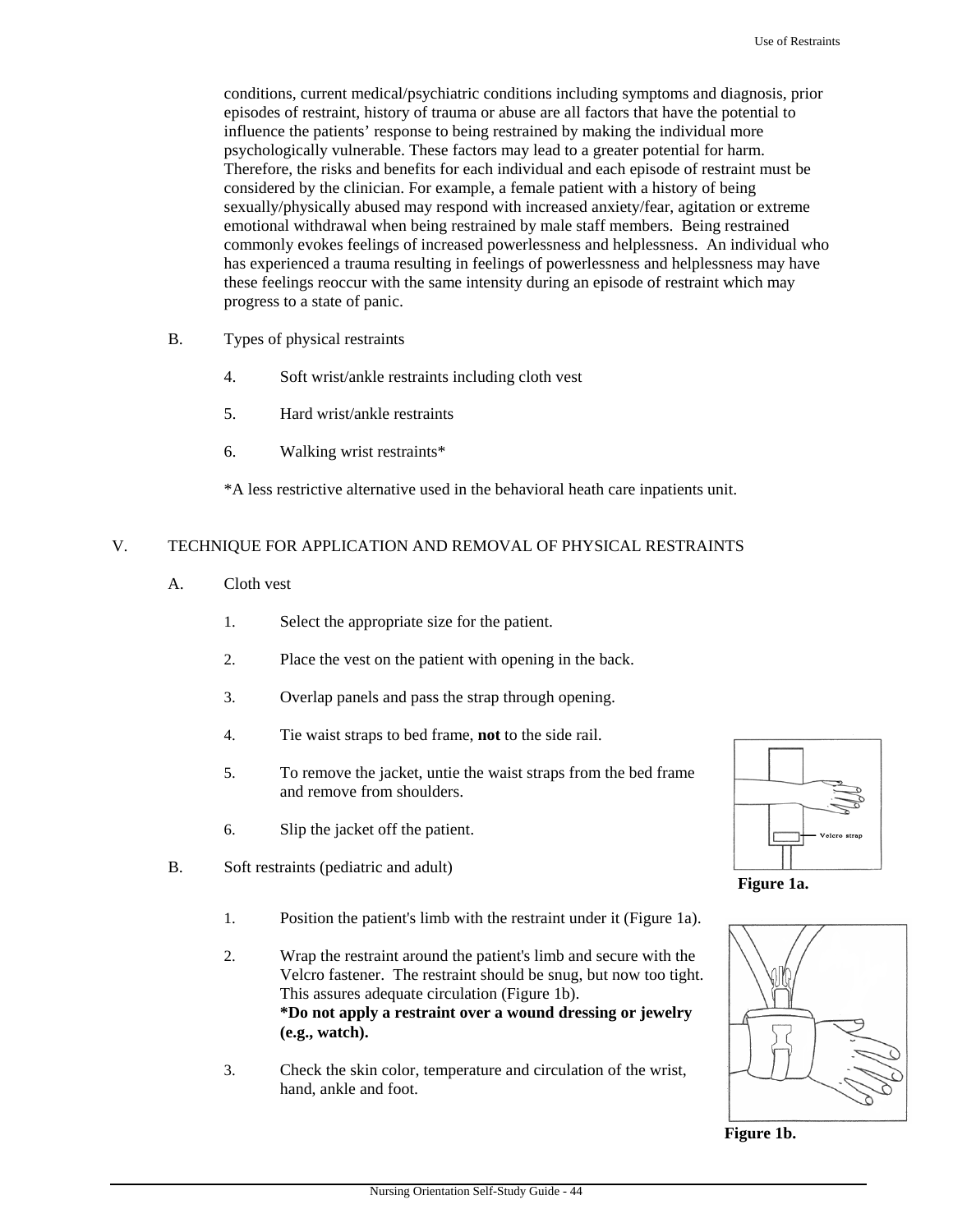conditions, current medical/psychiatric conditions including symptoms and diagnosis, prior episodes of restraint, history of trauma or abuse are all factors that have the potential to influence the patients' response to being restrained by making the individual more psychologically vulnerable. These factors may lead to a greater potential for harm. Therefore, the risks and benefits for each individual and each episode of restraint must be considered by the clinician. For example, a female patient with a history of being sexually/physically abused may respond with increased anxiety/fear, agitation or extreme emotional withdrawal when being restrained by male staff members. Being restrained commonly evokes feelings of increased powerlessness and helplessness. An individual who has experienced a trauma resulting in feelings of powerlessness and helplessness may have these feelings reoccur with the same intensity during an episode of restraint which may progress to a state of panic.

B. Types of physical restraints

4. Soft wrist/ankle restraints including cloth vest

5. Hard wrist/ankle restraints

6. Walking wrist restraints*

*A less restrictive alternative used in the behavioral heath care inpatients unit.

## V. TECHNIQUE FOR APPLICATION AND REMOVAL OF PHYSICAL RESTRAINTS

A. Cloth vest

1. Select the appropriate size for the patient.
2. Place the vest on the patient with opening in the back.
3. Overlap panels and pass the strap through opening.
4. Tie waist straps to bed frame, **not** to the side rail.
5. To remove the jacket, untie the waist straps from the bed frame and remove from shoulders.
6. Slip the jacket off the patient.

B. Soft restraints (pediatric and adult)

1. Position the patient's limb with the restraint under it (Figure 1a).
2. Wrap the restraint around the patient's limb and secure with the Velcro fastener. The restraint should be snug, but now too tight. This assures adequate circulation (Figure 1b).
   **\*Do not apply a restraint over a wound dressing or jewelry (e.g., watch).**
3. Check the skin color, temperature and circulation of the wrist, hand, ankle and foot.

Velcro strap

**Figure 1a.**

**Figure 1b.**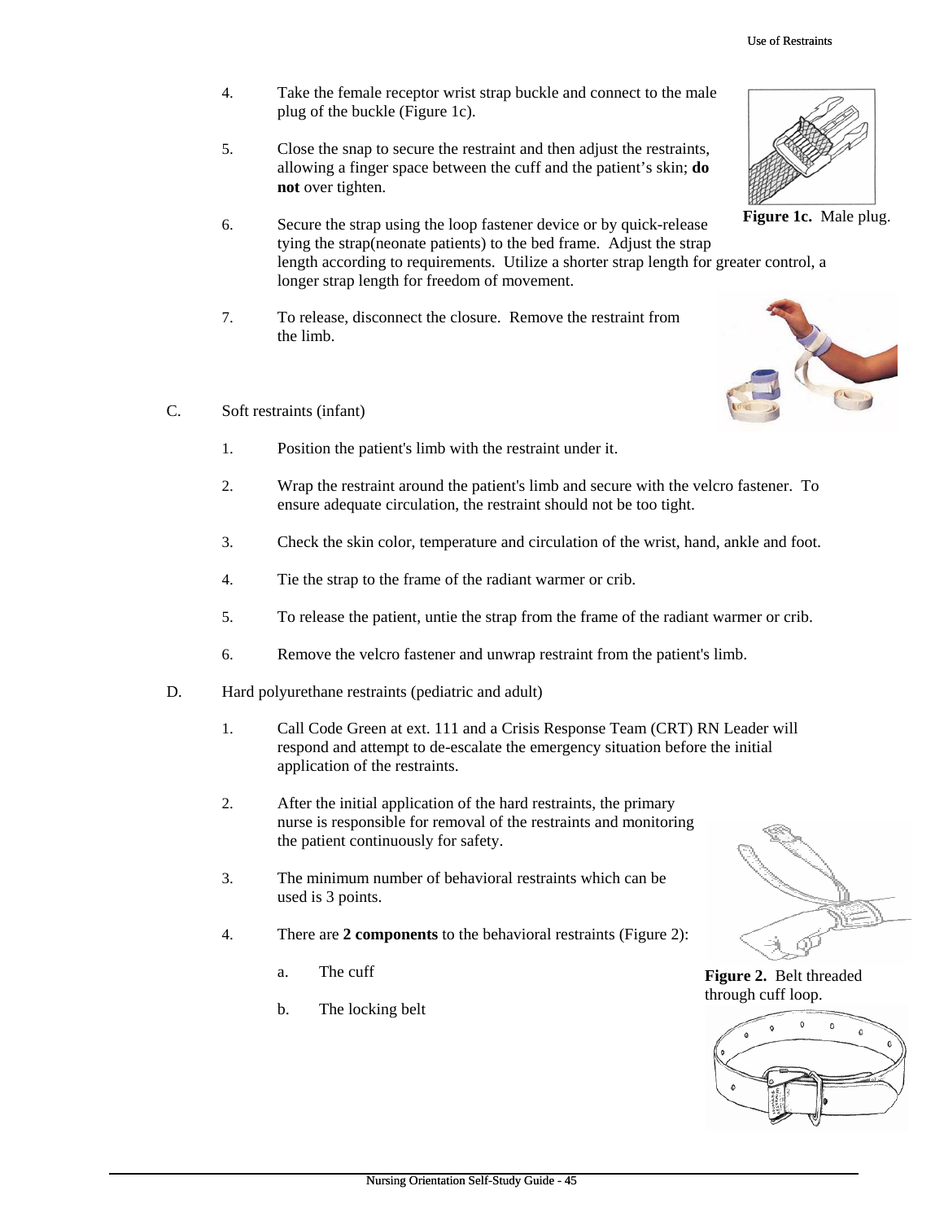4. Take the female receptor wrist strap buckle and connect to the male plug of the buckle (Figure 1c).

5. Close the snap to secure the restraint and then adjust the restraints, allowing a finger space between the cuff and the patient's skin; **do not** over tighten.

**Figure 1c.** Male plug.

6. Secure the strap using the loop fastener device or by quick-release tying the strap(neonate patients) to the bed frame. Adjust the strap length according to requirements. Utilize a shorter strap length for greater control, a longer strap length for freedom of movement.

7. To release, disconnect the closure. Remove the restraint from the limb.

C. Soft restraints (infant)

1. Position the patient's limb with the restraint under it.

2. Wrap the restraint around the patient's limb and secure with the velcro fastener. To ensure adequate circulation, the restraint should not be too tight.

3. Check the skin color, temperature and circulation of the wrist, hand, ankle and foot.

4. Tie the strap to the frame of the radiant warmer or crib.

5. To release the patient, untie the strap from the frame of the radiant warmer or crib.

6. Remove the velcro fastener and unwrap restraint from the patient's limb.

D. Hard polyurethane restraints (pediatric and adult)

1. Call Code Green at ext. 111 and a Crisis Response Team (CRT) RN Leader will respond and attempt to de-escalate the emergency situation before the initial application of the restraints.

2. After the initial application of the hard restraints, the primary nurse is responsible for removal of the restraints and monitoring the patient continuously for safety.

3. The minimum number of behavioral restraints which can be used is 3 points.

4. There are **2 components** to the behavioral restraints (Figure 2):

   a. The cuff

   b. The locking belt

**Figure 2.** Belt threaded through cuff loop.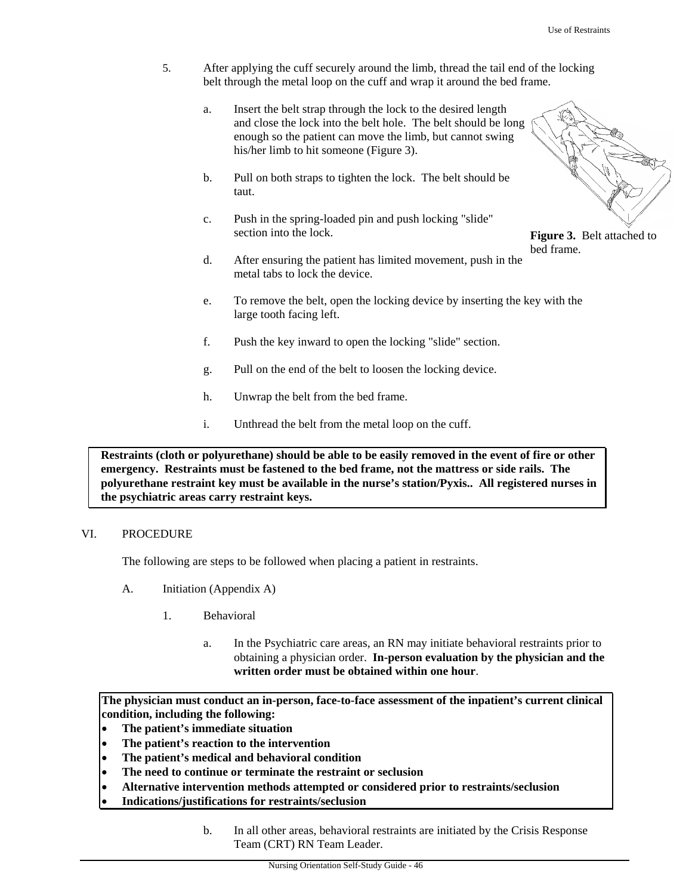5. After applying the cuff securely around the limb, thread the tail end of the locking belt through the metal loop on the cuff and wrap it around the bed frame.

   a. Insert the belt strap through the lock to the desired length and close the lock into the belt hole. The belt should be long enough so the patient can move the limb, but cannot swing his/her limb to hit someone (Figure 3).

   b. Pull on both straps to tighten the lock. The belt should be taut.

   c. Push in the spring-loaded pin and push locking "slide" section into the lock.

   d. After ensuring the patient has limited movement, push in the metal tabs to lock the device.

   e. To remove the belt, open the locking device by inserting the key with the large tooth facing left.

   f. Push the key inward to open the locking "slide" section.

   g. Pull on the end of the belt to loosen the locking device.

   h. Unwrap the belt from the bed frame.

   i. Unthread the belt from the metal loop on the cuff.

**Figure 3.** Belt attached to bed frame.

> **Restraints (cloth or polyurethane) should be able to be easily removed in the event of fire or other emergency. Restraints must be fastened to the bed frame, not the mattress or side rails. The polyurethane restraint key must be available in the nurse's station/Pyxis.. All registered nurses in the psychiatric areas carry restraint keys.**

VI. PROCEDURE

The following are steps to be followed when placing a patient in restraints.

A. Initiation (Appendix A)

1. Behavioral

   a. In the Psychiatric care areas, an RN may initiate behavioral restraints prior to obtaining a physician order. **In-person evaluation by the physician and the written order must be obtained within one hour**.

> **The physician must conduct an in-person, face-to-face assessment of the inpatient's current clinical condition, including the following:**
> - **The patient's immediate situation**
> - **The patient's reaction to the intervention**
> - **The patient's medical and behavioral condition**
> - **The need to continue or terminate the restraint or seclusion**
> - **Alternative intervention methods attempted or considered prior to restraints/seclusion**
> - **Indications/justifications for restraints/seclusion**

   b. In all other areas, behavioral restraints are initiated by the Crisis Response Team (CRT) RN Team Leader.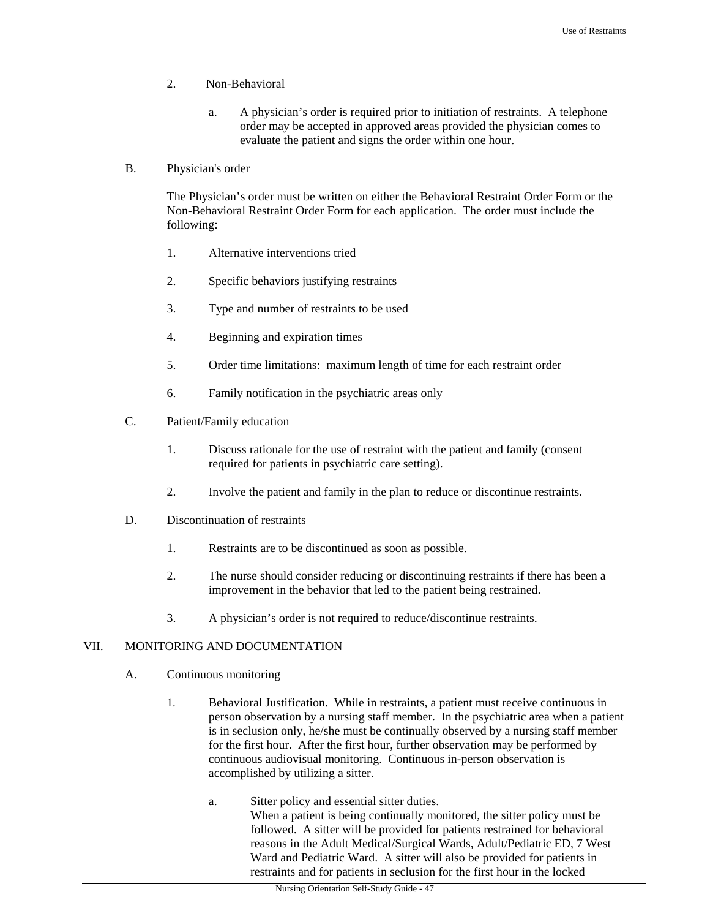2. Non-Behavioral

   a. A physician's order is required prior to initiation of restraints. A telephone order may be accepted in approved areas provided the physician comes to evaluate the patient and signs the order within one hour.

B. Physician's order

The Physician's order must be written on either the Behavioral Restraint Order Form or the Non-Behavioral Restraint Order Form for each application. The order must include the following:

1. Alternative interventions tried
2. Specific behaviors justifying restraints
3. Type and number of restraints to be used
4. Beginning and expiration times
5. Order time limitations: maximum length of time for each restraint order
6. Family notification in the psychiatric areas only

C. Patient/Family education

1. Discuss rationale for the use of restraint with the patient and family (consent required for patients in psychiatric care setting).
2. Involve the patient and family in the plan to reduce or discontinue restraints.

D. Discontinuation of restraints

1. Restraints are to be discontinued as soon as possible.
2. The nurse should consider reducing or discontinuing restraints if there has been a improvement in the behavior that led to the patient being restrained.
3. A physician's order is not required to reduce/discontinue restraints.

## VII. MONITORING AND DOCUMENTATION

A. Continuous monitoring

1. Behavioral Justification. While in restraints, a patient must receive continuous in person observation by a nursing staff member. In the psychiatric area when a patient is in seclusion only, he/she must be continually observed by a nursing staff member for the first hour. After the first hour, further observation may be performed by continuous audiovisual monitoring. Continuous in-person observation is accomplished by utilizing a sitter.

   a. Sitter policy and essential sitter duties.
   When a patient is being continually monitored, the sitter policy must be followed. A sitter will be provided for patients restrained for behavioral reasons in the Adult Medical/Surgical Wards, Adult/Pediatric ED, 7 West Ward and Pediatric Ward. A sitter will also be provided for patients in restraints and for patients in seclusion for the first hour in the locked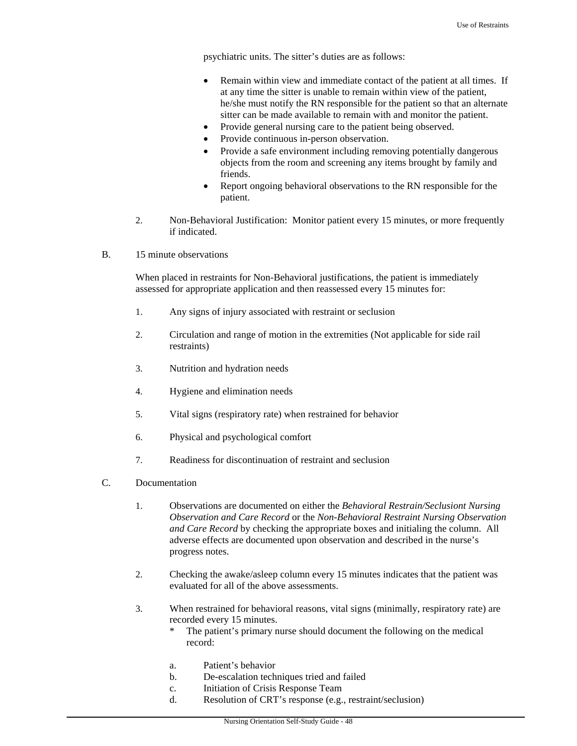psychiatric units. The sitter's duties are as follows:

- Remain within view and immediate contact of the patient at all times. If at any time the sitter is unable to remain within view of the patient, he/she must notify the RN responsible for the patient so that an alternate sitter can be made available to remain with and monitor the patient.
- Provide general nursing care to the patient being observed.
- Provide continuous in-person observation.
- Provide a safe environment including removing potentially dangerous objects from the room and screening any items brought by family and friends.
- Report ongoing behavioral observations to the RN responsible for the patient.

2. Non-Behavioral Justification: Monitor patient every 15 minutes, or more frequently if indicated.

B. 15 minute observations

When placed in restraints for Non-Behavioral justifications, the patient is immediately assessed for appropriate application and then reassessed every 15 minutes for:

1. Any signs of injury associated with restraint or seclusion

2. Circulation and range of motion in the extremities (Not applicable for side rail restraints)

3. Nutrition and hydration needs

4. Hygiene and elimination needs

5. Vital signs (respiratory rate) when restrained for behavior

6. Physical and psychological comfort

7. Readiness for discontinuation of restraint and seclusion

C. Documentation

1. Observations are documented on either the *Behavioral Restrain/Seclusiont Nursing Observation and Care Record* or the *Non-Behavioral Restraint Nursing Observation and Care Record* by checking the appropriate boxes and initialing the column. All adverse effects are documented upon observation and described in the nurse's progress notes.

2. Checking the awake/asleep column every 15 minutes indicates that the patient was evaluated for all of the above assessments.

3. When restrained for behavioral reasons, vital signs (minimally, respiratory rate) are recorded every 15 minutes.
   * The patient's primary nurse should document the following on the medical record:

   a. Patient's behavior
   b. De-escalation techniques tried and failed
   c. Initiation of Crisis Response Team
   d. Resolution of CRT's response (e.g., restraint/seclusion)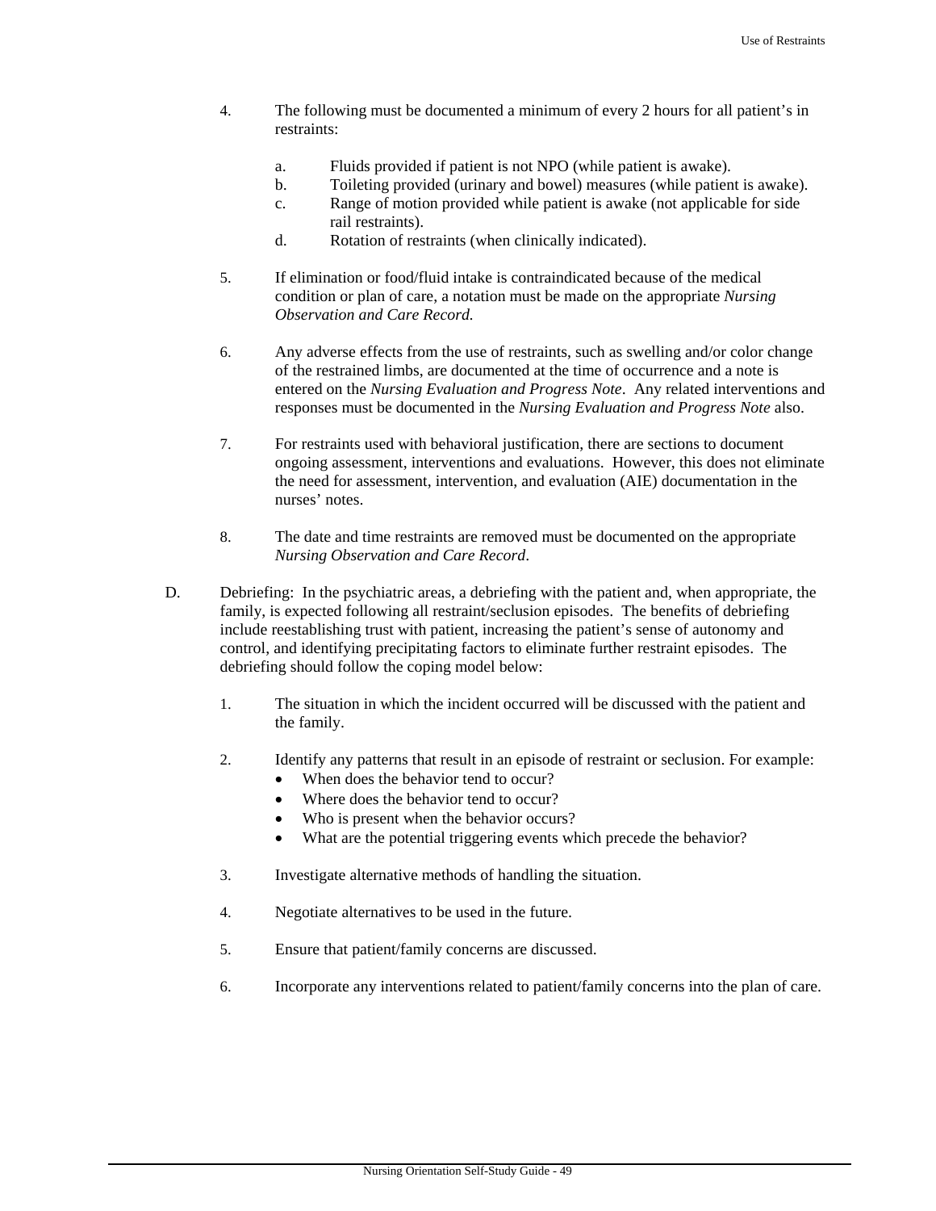4. The following must be documented a minimum of every 2 hours for all patient's in restraints:

   a. Fluids provided if patient is not NPO (while patient is awake).
   b. Toileting provided (urinary and bowel) measures (while patient is awake).
   c. Range of motion provided while patient is awake (not applicable for side rail restraints).
   d. Rotation of restraints (when clinically indicated).

5. If elimination or food/fluid intake is contraindicated because of the medical condition or plan of care, a notation must be made on the appropriate *Nursing Observation and Care Record.*

6. Any adverse effects from the use of restraints, such as swelling and/or color change of the restrained limbs, are documented at the time of occurrence and a note is entered on the *Nursing Evaluation and Progress Note*. Any related interventions and responses must be documented in the *Nursing Evaluation and Progress Note* also.

7. For restraints used with behavioral justification, there are sections to document ongoing assessment, interventions and evaluations. However, this does not eliminate the need for assessment, intervention, and evaluation (AIE) documentation in the nurses' notes.

8. The date and time restraints are removed must be documented on the appropriate *Nursing Observation and Care Record*.

D. Debriefing: In the psychiatric areas, a debriefing with the patient and, when appropriate, the family, is expected following all restraint/seclusion episodes. The benefits of debriefing include reestablishing trust with patient, increasing the patient's sense of autonomy and control, and identifying precipitating factors to eliminate further restraint episodes. The debriefing should follow the coping model below:

   1. The situation in which the incident occurred will be discussed with the patient and the family.

   2. Identify any patterns that result in an episode of restraint or seclusion. For example:
      - When does the behavior tend to occur?
      - Where does the behavior tend to occur?
      - Who is present when the behavior occurs?
      - What are the potential triggering events which precede the behavior?

   3. Investigate alternative methods of handling the situation.

   4. Negotiate alternatives to be used in the future.

   5. Ensure that patient/family concerns are discussed.

   6. Incorporate any interventions related to patient/family concerns into the plan of care.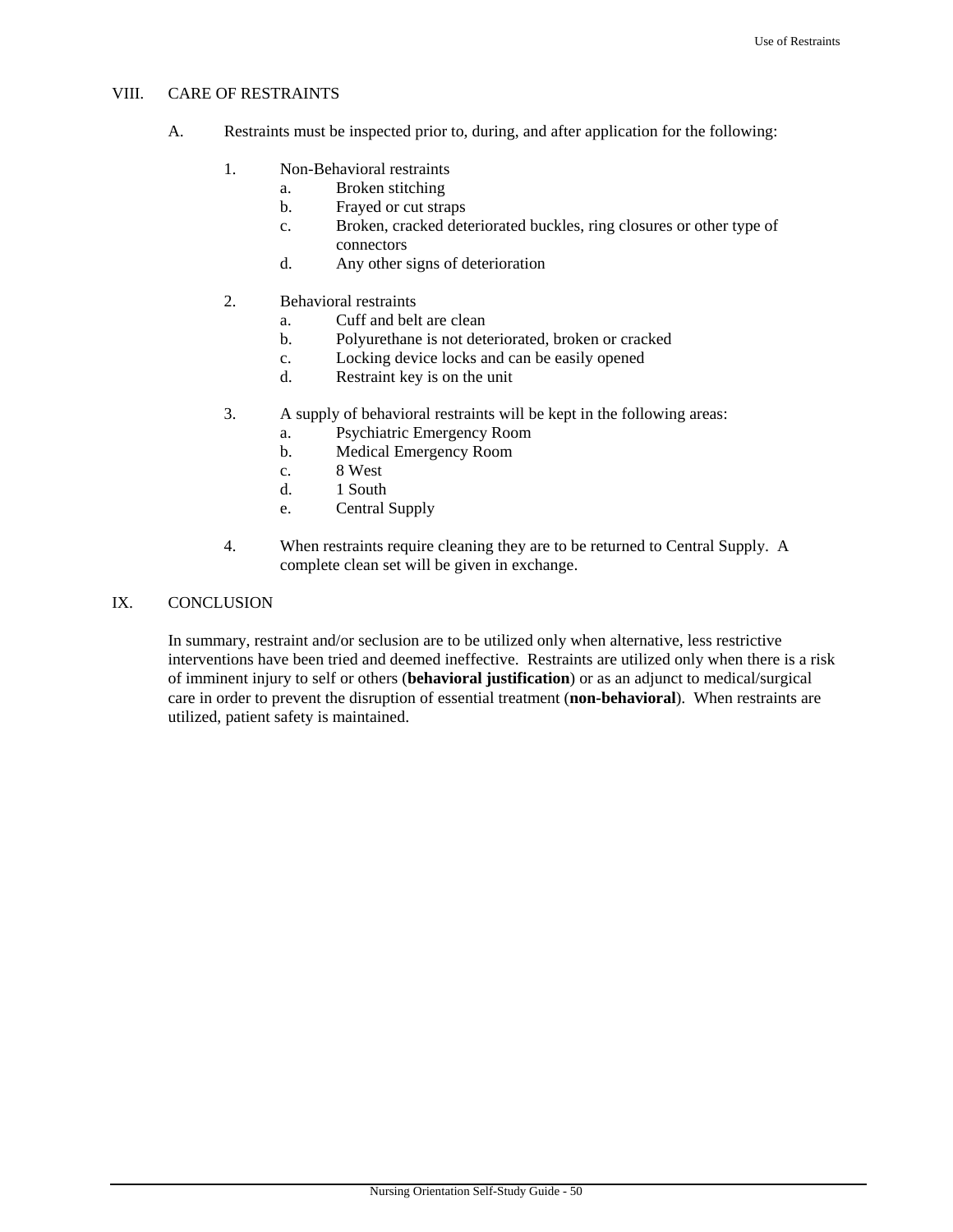## VIII. CARE OF RESTRAINTS

A. Restraints must be inspected prior to, during, and after application for the following:

1. Non-Behavioral restraints
   a. Broken stitching
   b. Frayed or cut straps
   c. Broken, cracked deteriorated buckles, ring closures or other type of connectors
   d. Any other signs of deterioration

2. Behavioral restraints
   a. Cuff and belt are clean
   b. Polyurethane is not deteriorated, broken or cracked
   c. Locking device locks and can be easily opened
   d. Restraint key is on the unit

3. A supply of behavioral restraints will be kept in the following areas:
   a. Psychiatric Emergency Room
   b. Medical Emergency Room
   c. 8 West
   d. 1 South
   e. Central Supply

4. When restraints require cleaning they are to be returned to Central Supply. A complete clean set will be given in exchange.

## IX. CONCLUSION

In summary, restraint and/or seclusion are to be utilized only when alternative, less restrictive interventions have been tried and deemed ineffective. Restraints are utilized only when there is a risk of imminent injury to self or others (**behavioral justification**) or as an adjunct to medical/surgical care in order to prevent the disruption of essential treatment (**non-behavioral**). When restraints are utilized, patient safety is maintained.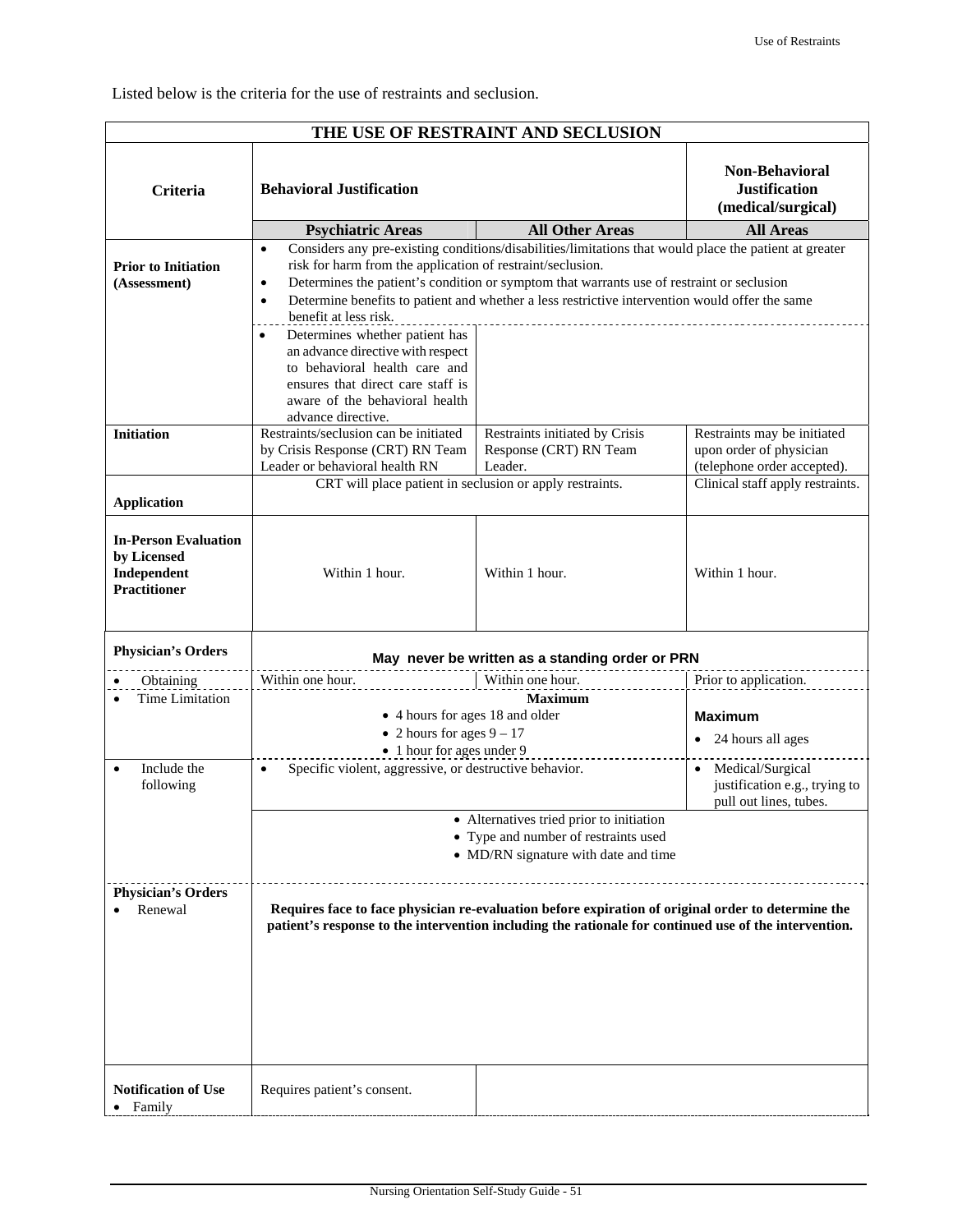Listed below is the criteria for the use of restraints and seclusion.

| THE USE OF RESTRAINT AND SECLUSION | | | |
|---|---|---|---|
| **Criteria** | **Behavioral Justification** | | **Non-Behavioral Justification (medical/surgical)** |
| | **Psychiatric Areas** | **All Other Areas** | **All Areas** |
| **Prior to Initiation (Assessment)** | • Considers any pre-existing conditions/disabilities/limitations that would place the patient at greater risk for harm from the application of restraint/seclusion. • Determines the patient's condition or symptom that warrants use of restraint or seclusion • Determine benefits to patient and whether a less restrictive intervention would offer the same benefit at less risk. | | |
| | • Determines whether patient has an advance directive with respect to behavioral health care and ensures that direct care staff is aware of the behavioral health advance directive. | | |
| **Initiation** | Restraints/seclusion can be initiated by Crisis Response (CRT) RN Team Leader or behavioral health RN | Restraints initiated by Crisis Response (CRT) RN Team Leader. | Restraints may be initiated upon order of physician (telephone order accepted). |
| **Application** | CRT will place patient in seclusion or apply restraints. | | Clinical staff apply restraints. |
| **In-Person Evaluation by Licensed Independent Practitioner** | Within 1 hour. | Within 1 hour. | Within 1 hour. |
| **Physician's Orders** | **May never be written as a standing order or PRN** | | |
| • Obtaining | Within one hour. | Within one hour. | Prior to application. |
| • Time Limitation | **Maximum** • 4 hours for ages 18 and older • 2 hours for ages 9 – 17 • 1 hour for ages under 9 | | **Maximum** • 24 hours all ages |
| • Include the following | • Specific violent, aggressive, or destructive behavior. | | • Medical/Surgical justification e.g., trying to pull out lines, tubes. |
| | • Alternatives tried prior to initiation • Type and number of restraints used • MD/RN signature with date and time | | |
| **Physician's Orders** • Renewal | **Requires face to face physician re-evaluation before expiration of original order to determine the patient's response to the intervention including the rationale for continued use of the intervention.** | | |
| **Notification of Use** • Family | Requires patient's consent. | | |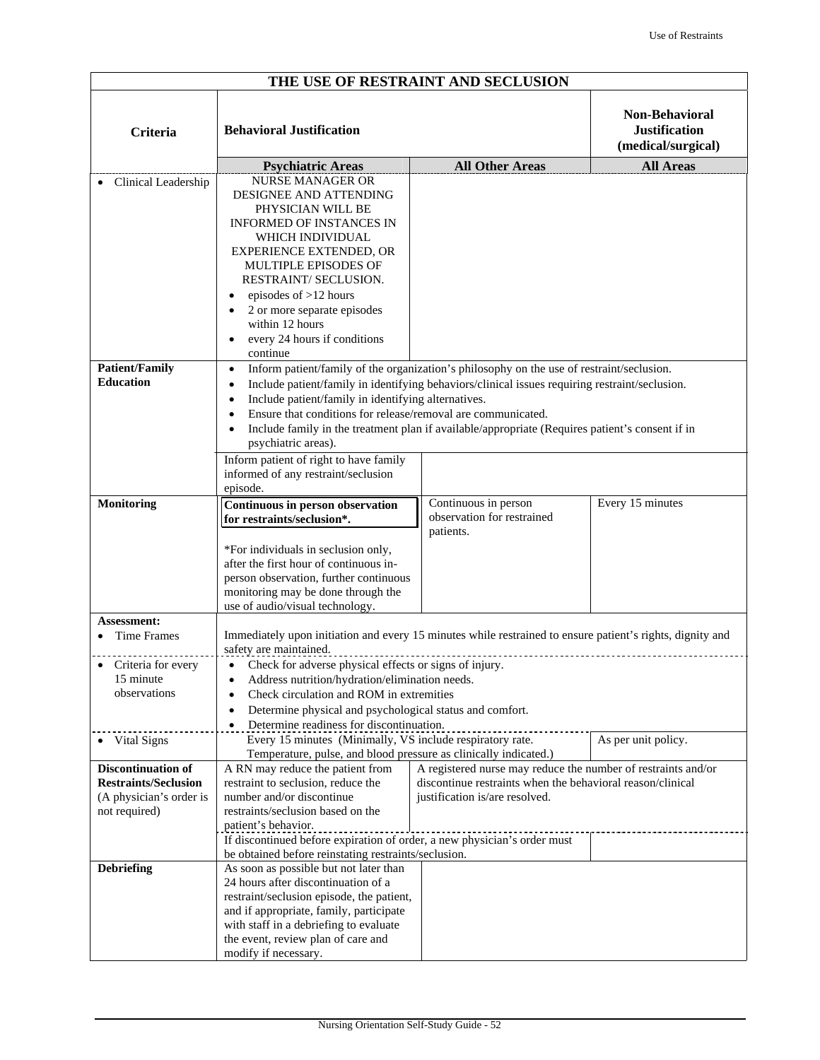| THE USE OF RESTRAINT AND SECLUSION | | | |
|---|---|---|---|
| **Criteria** | **Behavioral Justification** | | **Non-Behavioral Justification (medical/surgical)** |
| | **Psychiatric Areas** | **All Other Areas** | **All Areas** |
| • Clinical Leadership | NURSE MANAGER OR DESIGNEE AND ATTENDING PHYSICIAN WILL BE INFORMED OF INSTANCES IN WHICH INDIVIDUAL EXPERIENCE EXTENDED, OR MULTIPLE EPISODES OF RESTRAINT/ SECLUSION.<br>• episodes of >12 hours<br>• 2 or more separate episodes within 12 hours<br>• every 24 hours if conditions continue | | |
| **Patient/Family Education** | • Inform patient/family of the organization's philosophy on the use of restraint/seclusion.<br>• Include patient/family in identifying behaviors/clinical issues requiring restraint/seclusion.<br>• Include patient/family in identifying alternatives.<br>• Ensure that conditions for release/removal are communicated.<br>• Include family in the treatment plan if available/appropriate (Requires patient's consent if in psychiatric areas). | | |
| | Inform patient of right to have family informed of any restraint/seclusion episode. | | |
| **Monitoring** | **Continuous in person observation for restraints/seclusion*.**<br><br>*For individuals in seclusion only, after the first hour of continuous in-person observation, further continuous monitoring may be done through the use of audio/visual technology. | Continuous in person observation for restrained patients. | Every 15 minutes |
| **Assessment:**<br>• Time Frames | Immediately upon initiation and every 15 minutes while restrained to ensure patient's rights, dignity and safety are maintained. | | |
| • Criteria for every 15 minute observations | • Check for adverse physical effects or signs of injury.<br>• Address nutrition/hydration/elimination needs.<br>• Check circulation and ROM in extremities<br>• Determine physical and psychological status and comfort.<br>• Determine readiness for discontinuation. | | |
| • Vital Signs | Every 15 minutes (Minimally, VS include respiratory rate. Temperature, pulse, and blood pressure as clinically indicated.) | | As per unit policy. |
| **Discontinuation of Restraints/Seclusion** (A physician's order is not required) | A RN may reduce the patient from restraint to seclusion, reduce the number and/or discontinue restraints/seclusion based on the patient's behavior. | A registered nurse may reduce the number of restraints and/or discontinue restraints when the behavioral reason/clinical justification is/are resolved. | |
| | If discontinued before expiration of order, a new physician's order must be obtained before reinstating restraints/seclusion. | | |
| **Debriefing** | As soon as possible but not later than 24 hours after discontinuation of a restraint/seclusion episode, the patient, and if appropriate, family, participate with staff in a debriefing to evaluate the event, review plan of care and modify if necessary. | | |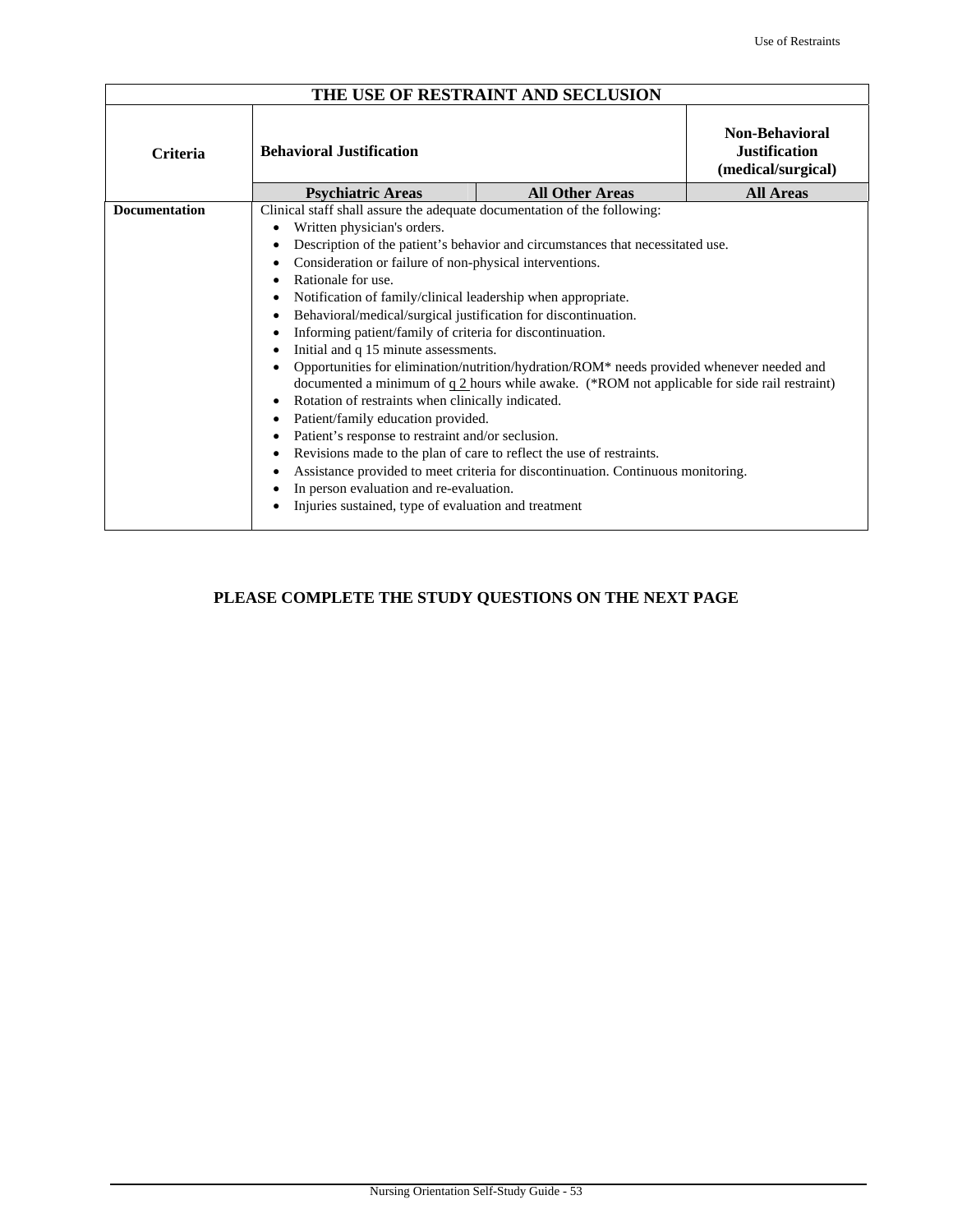| THE USE OF RESTRAINT AND SECLUSION | | | |
|---|---|---|---|
| **Criteria** | **Behavioral Justification** | | **Non-Behavioral Justification (medical/surgical)** |
| | **Psychiatric Areas** | **All Other Areas** | **All Areas** |
| **Documentation** | Clinical staff shall assure the adequate documentation of the following:<br>• Written physician's orders.<br>• Description of the patient's behavior and circumstances that necessitated use.<br>• Consideration or failure of non-physical interventions.<br>• Rationale for use.<br>• Notification of family/clinical leadership when appropriate.<br>• Behavioral/medical/surgical justification for discontinuation.<br>• Informing patient/family of criteria for discontinuation.<br>• Initial and q 15 minute assessments.<br>• Opportunities for elimination/nutrition/hydration/ROM* needs provided whenever needed and documented a minimum of q 2 hours while awake. (*ROM not applicable for side rail restraint)<br>• Rotation of restraints when clinically indicated.<br>• Patient/family education provided.<br>• Patient's response to restraint and/or seclusion.<br>• Revisions made to the plan of care to reflect the use of restraints.<br>• Assistance provided to meet criteria for discontinuation. Continuous monitoring.<br>• In person evaluation and re-evaluation.<br>• Injuries sustained, type of evaluation and treatment | | |

**PLEASE COMPLETE THE STUDY QUESTIONS ON THE NEXT PAGE**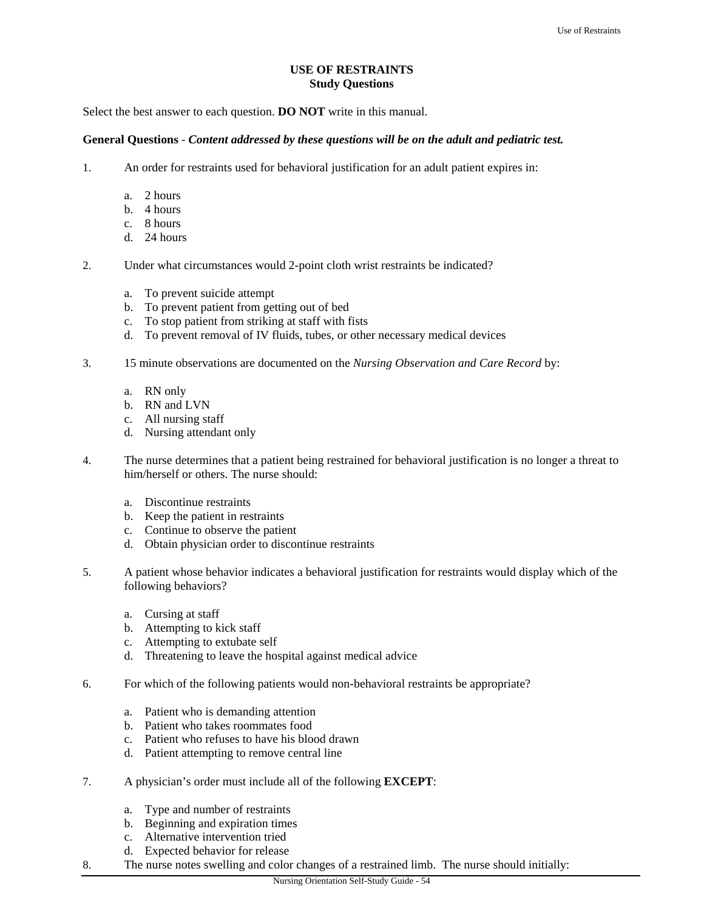# USE OF RESTRAINTS
## Study Questions

Select the best answer to each question. **DO NOT** write in this manual.

**General Questions** - ***Content addressed by these questions will be on the adult and pediatric test.***

1. An order for restraints used for behavioral justification for an adult patient expires in:

   a. 2 hours
   b. 4 hours
   c. 8 hours
   d. 24 hours

2. Under what circumstances would 2-point cloth wrist restraints be indicated?

   a. To prevent suicide attempt
   b. To prevent patient from getting out of bed
   c. To stop patient from striking at staff with fists
   d. To prevent removal of IV fluids, tubes, or other necessary medical devices

3. 15 minute observations are documented on the *Nursing Observation and Care Record* by:

   a. RN only
   b. RN and LVN
   c. All nursing staff
   d. Nursing attendant only

4. The nurse determines that a patient being restrained for behavioral justification is no longer a threat to him/herself or others. The nurse should:

   a. Discontinue restraints
   b. Keep the patient in restraints
   c. Continue to observe the patient
   d. Obtain physician order to discontinue restraints

5. A patient whose behavior indicates a behavioral justification for restraints would display which of the following behaviors?

   a. Cursing at staff
   b. Attempting to kick staff
   c. Attempting to extubate self
   d. Threatening to leave the hospital against medical advice

6. For which of the following patients would non-behavioral restraints be appropriate?

   a. Patient who is demanding attention
   b. Patient who takes roommates food
   c. Patient who refuses to have his blood drawn
   d. Patient attempting to remove central line

7. A physician's order must include all of the following **EXCEPT**:

   a. Type and number of restraints
   b. Beginning and expiration times
   c. Alternative intervention tried
   d. Expected behavior for release

8. The nurse notes swelling and color changes of a restrained limb. The nurse should initially: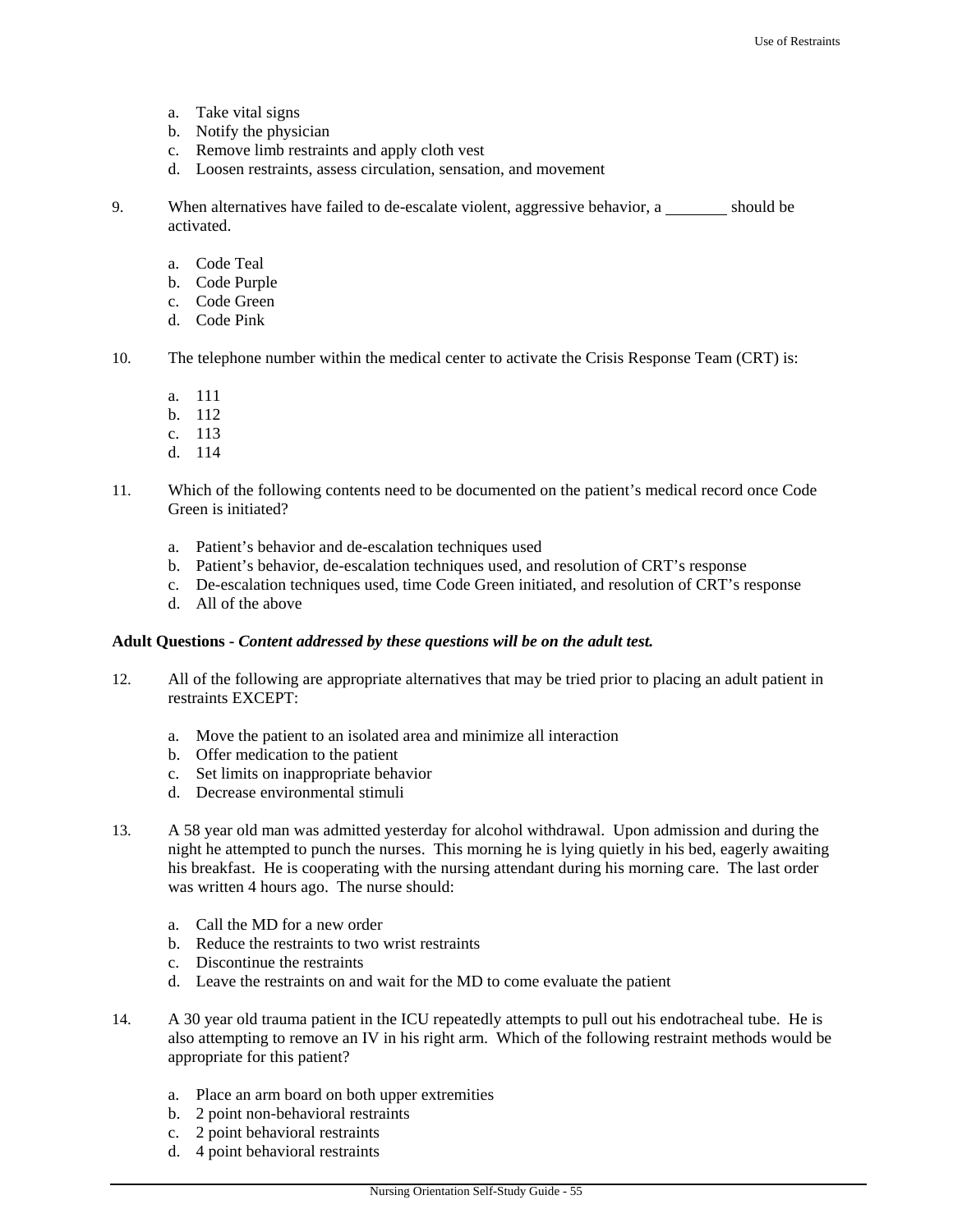a. Take vital signs
b. Notify the physician
c. Remove limb restraints and apply cloth vest
d. Loosen restraints, assess circulation, sensation, and movement

9. When alternatives have failed to de-escalate violent, aggressive behavior, a ________ should be activated.

   a. Code Teal
   b. Code Purple
   c. Code Green
   d. Code Pink

10. The telephone number within the medical center to activate the Crisis Response Team (CRT) is:

   a. 111
   b. 112
   c. 113
   d. 114

11. Which of the following contents need to be documented on the patient's medical record once Code Green is initiated?

   a. Patient's behavior and de-escalation techniques used
   b. Patient's behavior, de-escalation techniques used, and resolution of CRT's response
   c. De-escalation techniques used, time Code Green initiated, and resolution of CRT's response
   d. All of the above

**Adult Questions - *Content addressed by these questions will be on the adult test.***

12. All of the following are appropriate alternatives that may be tried prior to placing an adult patient in restraints EXCEPT:

   a. Move the patient to an isolated area and minimize all interaction
   b. Offer medication to the patient
   c. Set limits on inappropriate behavior
   d. Decrease environmental stimuli

13. A 58 year old man was admitted yesterday for alcohol withdrawal. Upon admission and during the night he attempted to punch the nurses. This morning he is lying quietly in his bed, eagerly awaiting his breakfast. He is cooperating with the nursing attendant during his morning care. The last order was written 4 hours ago. The nurse should:

   a. Call the MD for a new order
   b. Reduce the restraints to two wrist restraints
   c. Discontinue the restraints
   d. Leave the restraints on and wait for the MD to come evaluate the patient

14. A 30 year old trauma patient in the ICU repeatedly attempts to pull out his endotracheal tube. He is also attempting to remove an IV in his right arm. Which of the following restraint methods would be appropriate for this patient?

   a. Place an arm board on both upper extremities
   b. 2 point non-behavioral restraints
   c. 2 point behavioral restraints
   d. 4 point behavioral restraints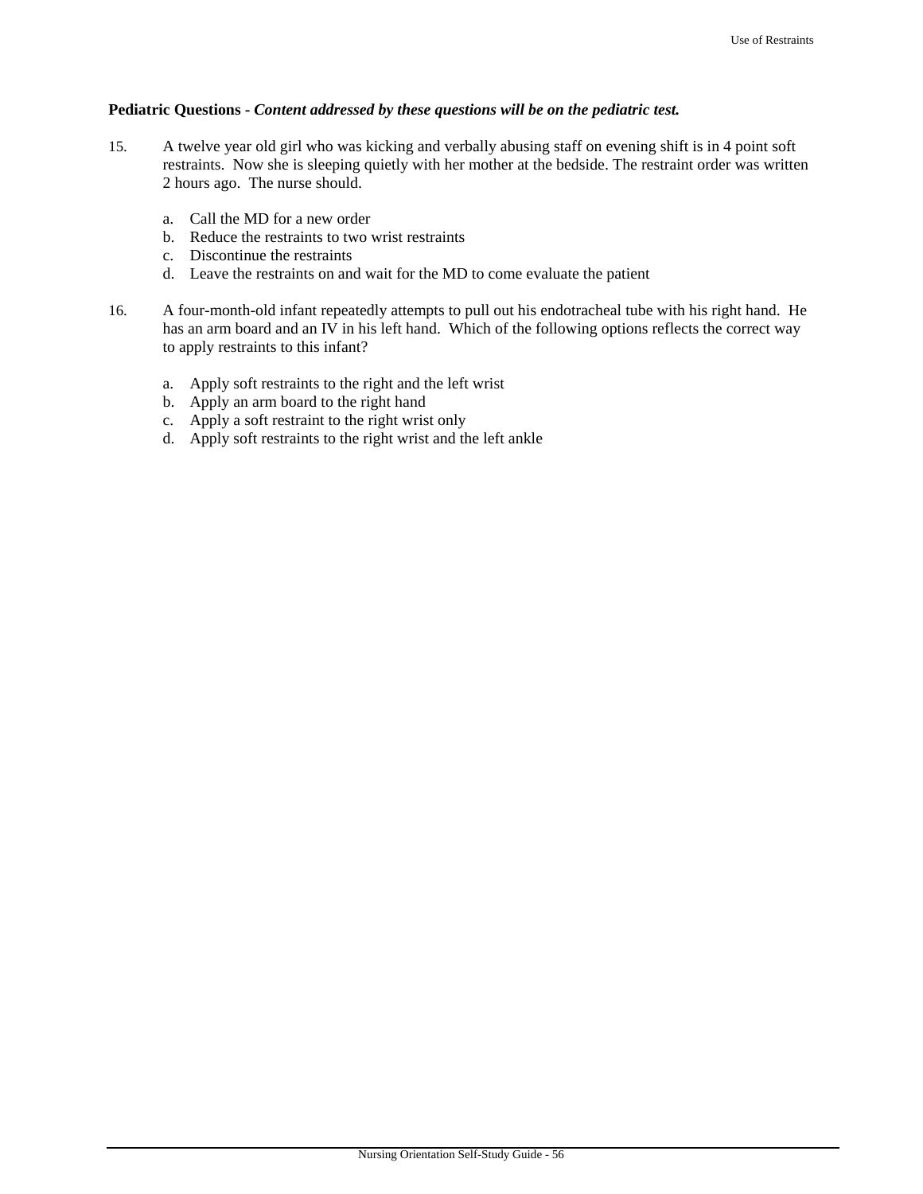**Pediatric Questions -** ***Content addressed by these questions will be on the pediatric test.***

15. A twelve year old girl who was kicking and verbally abusing staff on evening shift is in 4 point soft restraints. Now she is sleeping quietly with her mother at the bedside. The restraint order was written 2 hours ago. The nurse should.

    a. Call the MD for a new order
    b. Reduce the restraints to two wrist restraints
    c. Discontinue the restraints
    d. Leave the restraints on and wait for the MD to come evaluate the patient

16. A four-month-old infant repeatedly attempts to pull out his endotracheal tube with his right hand. He has an arm board and an IV in his left hand. Which of the following options reflects the correct way to apply restraints to this infant?

    a. Apply soft restraints to the right and the left wrist
    b. Apply an arm board to the right hand
    c. Apply a soft restraint to the right wrist only
    d. Apply soft restraints to the right wrist and the left ankle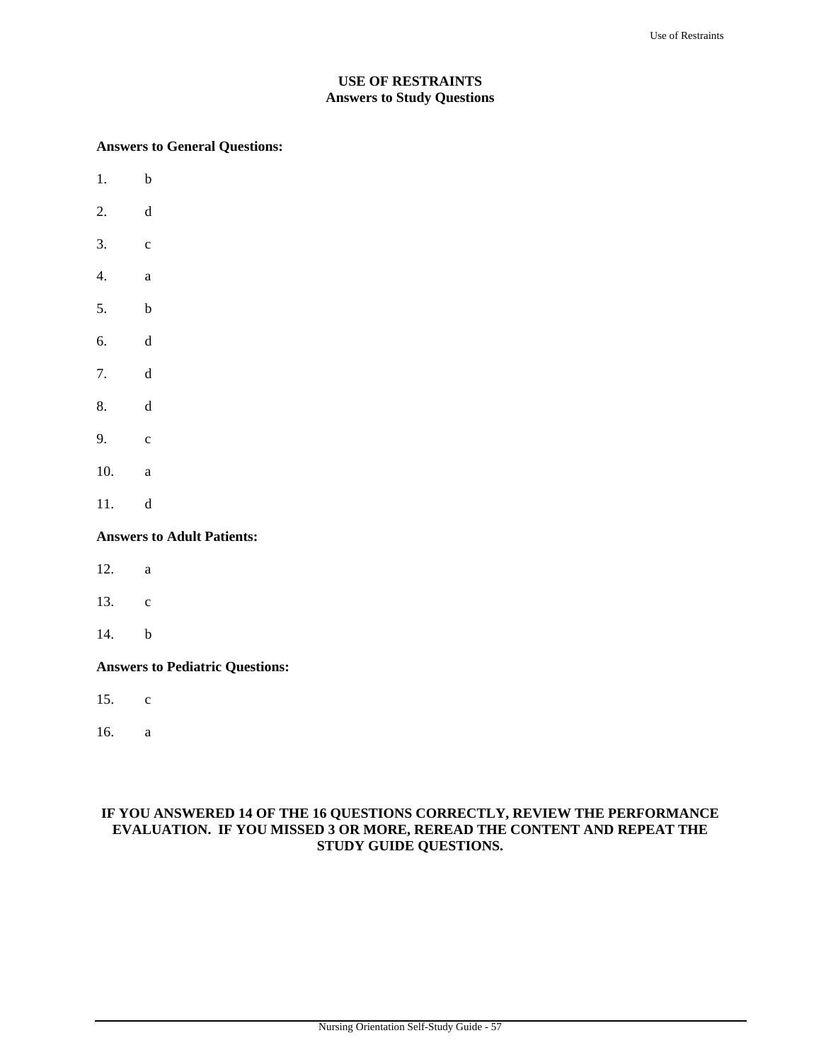# USE OF RESTRAINTS
## Answers to Study Questions

**Answers to General Questions:**

1. b
2. d
3. c
4. a
5. b
6. d
7. d
8. d
9. c
10. a
11. d

**Answers to Adult Patients:**

12. a
13. c
14. b

**Answers to Pediatric Questions:**

15. c
16. a

**IF YOU ANSWERED 14 OF THE 16 QUESTIONS CORRECTLY, REVIEW THE PERFORMANCE EVALUATION. IF YOU MISSED 3 OR MORE, REREAD THE CONTENT AND REPEAT THE STUDY GUIDE QUESTIONS.**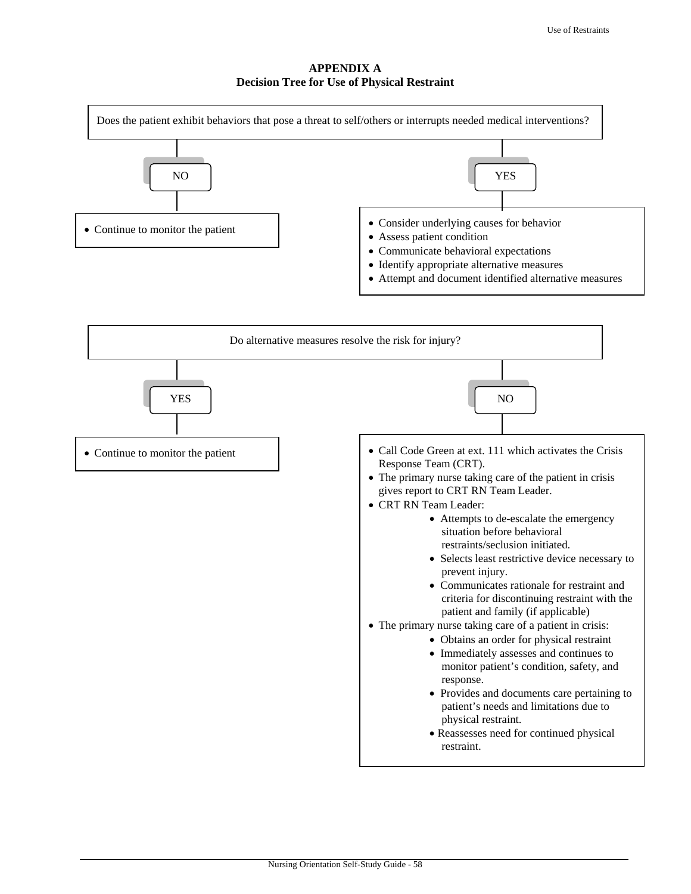# APPENDIX A
## Decision Tree for Use of Physical Restraint

Does the patient exhibit behaviors that pose a threat to self/others or interrupts needed medical interventions?

NO

- Continue to monitor the patient

YES

- Consider underlying causes for behavior
- Assess patient condition
- Communicate behavioral expectations
- Identify appropriate alternative measures
- Attempt and document identified alternative measures

Do alternative measures resolve the risk for injury?

YES

- Continue to monitor the patient

NO

- Call Code Green at ext. 111 which activates the Crisis Response Team (CRT).
- The primary nurse taking care of the patient in crisis gives report to CRT RN Team Leader.
- CRT RN Team Leader:
  - Attempts to de-escalate the emergency situation before behavioral restraints/seclusion initiated.
  - Selects least restrictive device necessary to prevent injury.
  - Communicates rationale for restraint and criteria for discontinuing restraint with the patient and family (if applicable)
- The primary nurse taking care of a patient in crisis:
  - Obtains an order for physical restraint
  - Immediately assesses and continues to monitor patient's condition, safety, and response.
  - Provides and documents care pertaining to patient's needs and limitations due to physical restraint.
  - Reassesses need for continued physical restraint.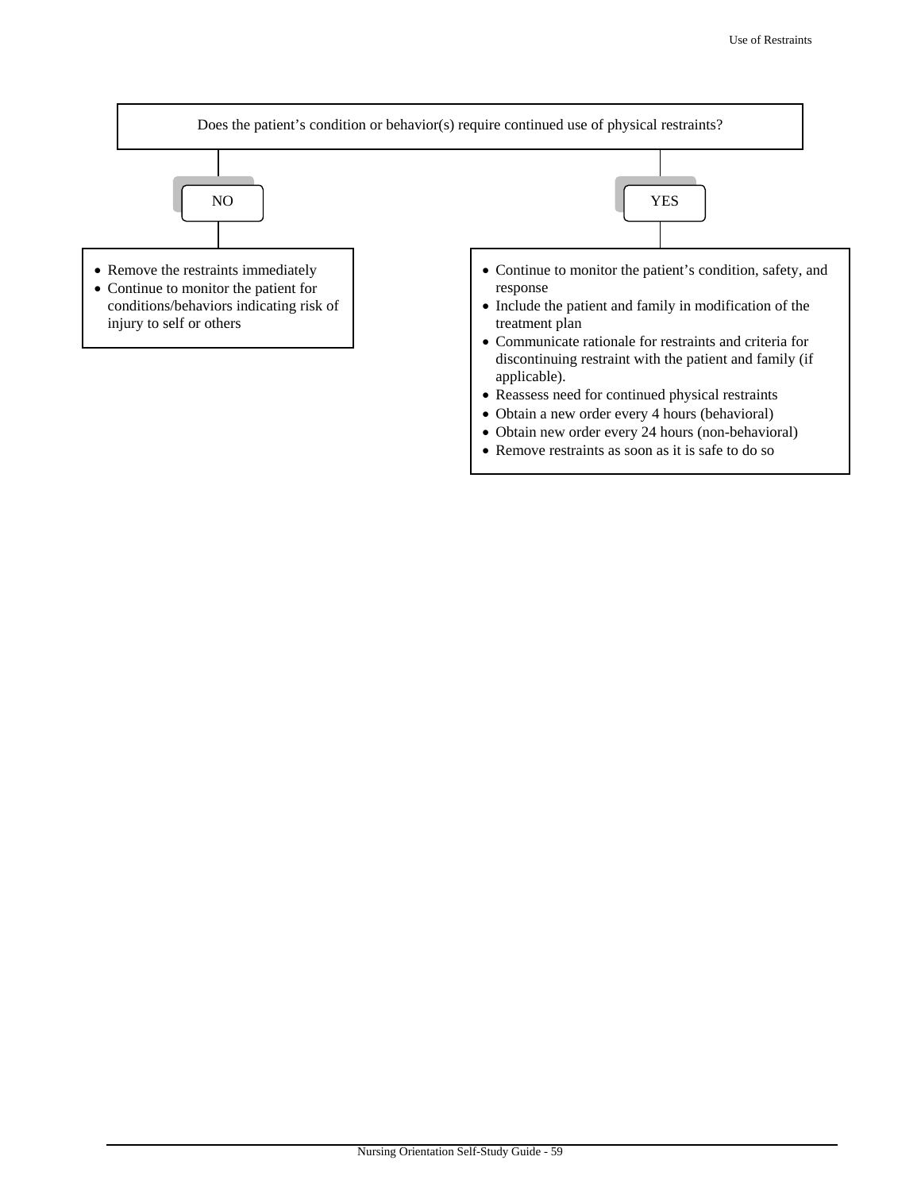Does the patient's condition or behavior(s) require continued use of physical restraints?

**NO**

- Remove the restraints immediately
- Continue to monitor the patient for conditions/behaviors indicating risk of injury to self or others

**YES**

- Continue to monitor the patient's condition, safety, and response
- Include the patient and family in modification of the treatment plan
- Communicate rationale for restraints and criteria for discontinuing restraint with the patient and family (if applicable).
- Reassess need for continued physical restraints
- Obtain a new order every 4 hours (behavioral)
- Obtain new order every 24 hours (non-behavioral)
- Remove restraints as soon as it is safe to do so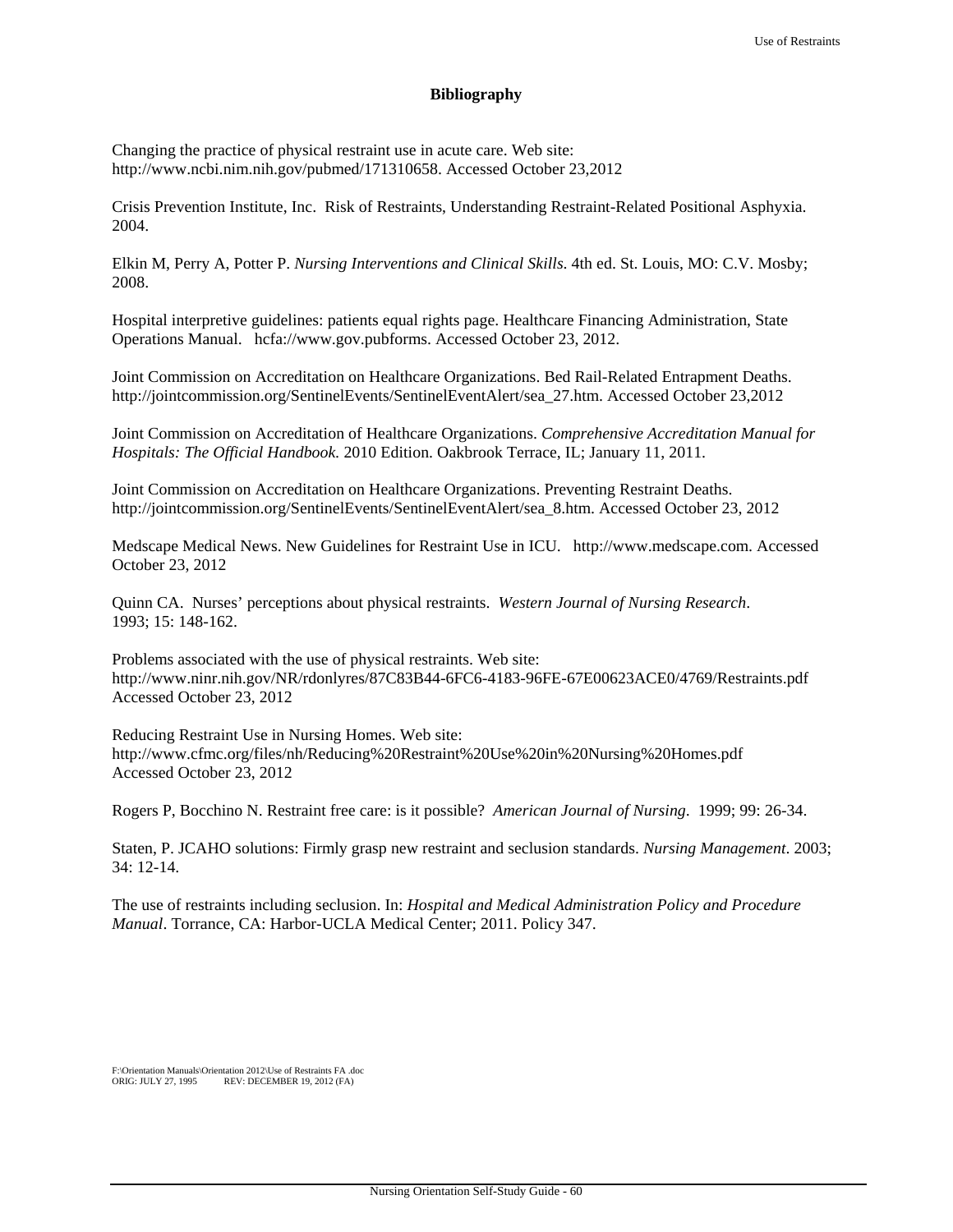## Bibliography

Changing the practice of physical restraint use in acute care. Web site: http://www.ncbi.nim.nih.gov/pubmed/171310658. Accessed October 23,2012

Crisis Prevention Institute, Inc. Risk of Restraints, Understanding Restraint-Related Positional Asphyxia. 2004.

Elkin M, Perry A, Potter P. *Nursing Interventions and Clinical Skills*. 4th ed. St. Louis, MO: C.V. Mosby; 2008.

Hospital interpretive guidelines: patients equal rights page. Healthcare Financing Administration, State Operations Manual. hcfa://www.gov.pubforms. Accessed October 23, 2012.

Joint Commission on Accreditation on Healthcare Organizations. Bed Rail-Related Entrapment Deaths. http://jointcommission.org/SentinelEvents/SentinelEventAlert/sea_27.htm. Accessed October 23,2012

Joint Commission on Accreditation of Healthcare Organizations. *Comprehensive Accreditation Manual for Hospitals: The Official Handbook.* 2010 Edition. Oakbrook Terrace, IL; January 11, 2011.

Joint Commission on Accreditation on Healthcare Organizations. Preventing Restraint Deaths. http://jointcommission.org/SentinelEvents/SentinelEventAlert/sea_8.htm. Accessed October 23, 2012

Medscape Medical News. New Guidelines for Restraint Use in ICU. http://www.medscape.com. Accessed October 23, 2012

Quinn CA. Nurses' perceptions about physical restraints. *Western Journal of Nursing Research*. 1993; 15: 148-162.

Problems associated with the use of physical restraints. Web site: http://www.ninr.nih.gov/NR/rdonlyres/87C83B44-6FC6-4183-96FE-67E00623ACE0/4769/Restraints.pdf Accessed October 23, 2012

Reducing Restraint Use in Nursing Homes. Web site: http://www.cfmc.org/files/nh/Reducing%20Restraint%20Use%20in%20Nursing%20Homes.pdf Accessed October 23, 2012

Rogers P, Bocchino N. Restraint free care: is it possible? *American Journal of Nursing*. 1999; 99: 26-34.

Staten, P. JCAHO solutions: Firmly grasp new restraint and seclusion standards. *Nursing Management*. 2003; 34: 12-14.

The use of restraints including seclusion. In: *Hospital and Medical Administration Policy and Procedure Manual*. Torrance, CA: Harbor-UCLA Medical Center; 2011. Policy 347.

F:\Orientation Manuals\Orientation 2012\Use of Restraints FA .doc
ORIG: JULY 27, 1995 REV: DECEMBER 19, 2012 (FA)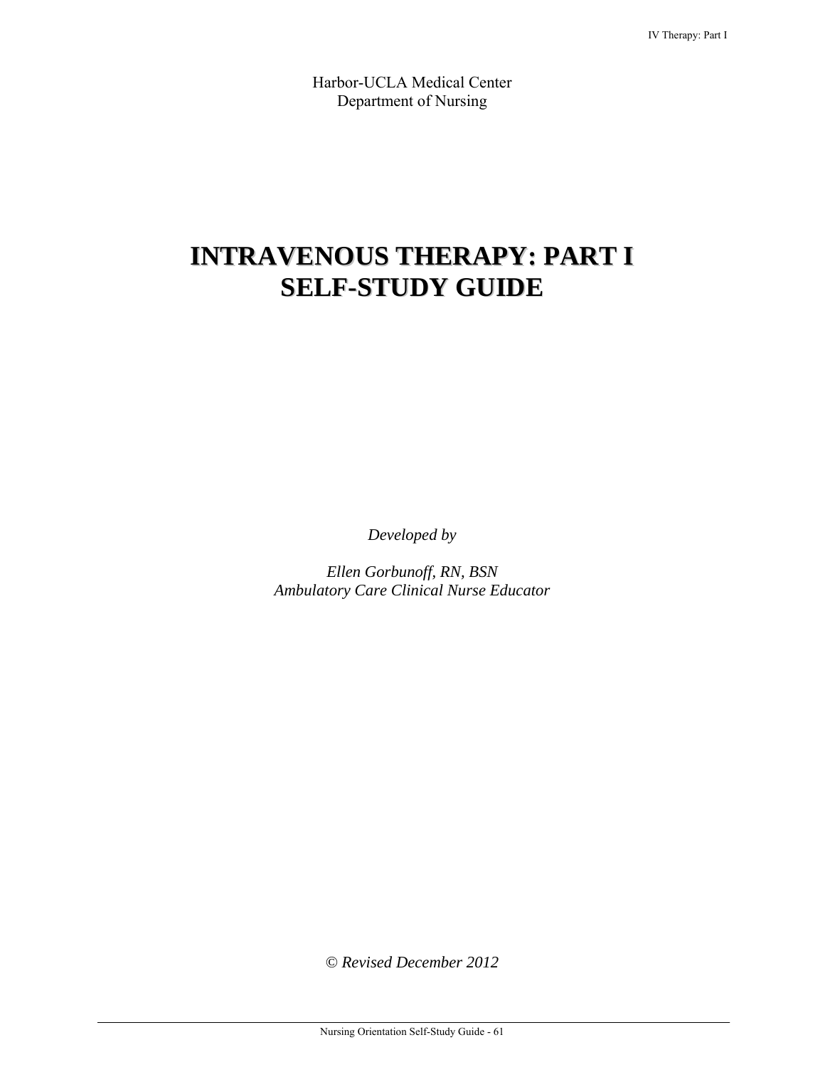Harbor-UCLA Medical Center
Department of Nursing

# INTRAVENOUS THERAPY: PART I SELF-STUDY GUIDE

*Developed by*

*Ellen Gorbunoff, RN, BSN*
*Ambulatory Care Clinical Nurse Educator*

© *Revised December 2012*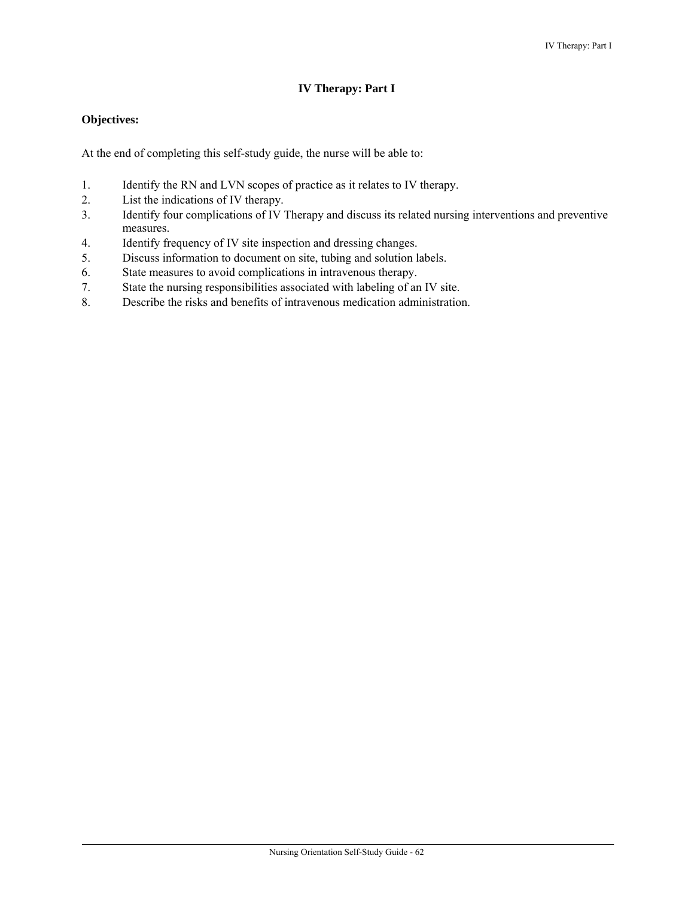# IV Therapy: Part I

**Objectives:**

At the end of completing this self-study guide, the nurse will be able to:

1. Identify the RN and LVN scopes of practice as it relates to IV therapy.
2. List the indications of IV therapy.
3. Identify four complications of IV Therapy and discuss its related nursing interventions and preventive measures.
4. Identify frequency of IV site inspection and dressing changes.
5. Discuss information to document on site, tubing and solution labels.
6. State measures to avoid complications in intravenous therapy.
7. State the nursing responsibilities associated with labeling of an IV site.
8. Describe the risks and benefits of intravenous medication administration.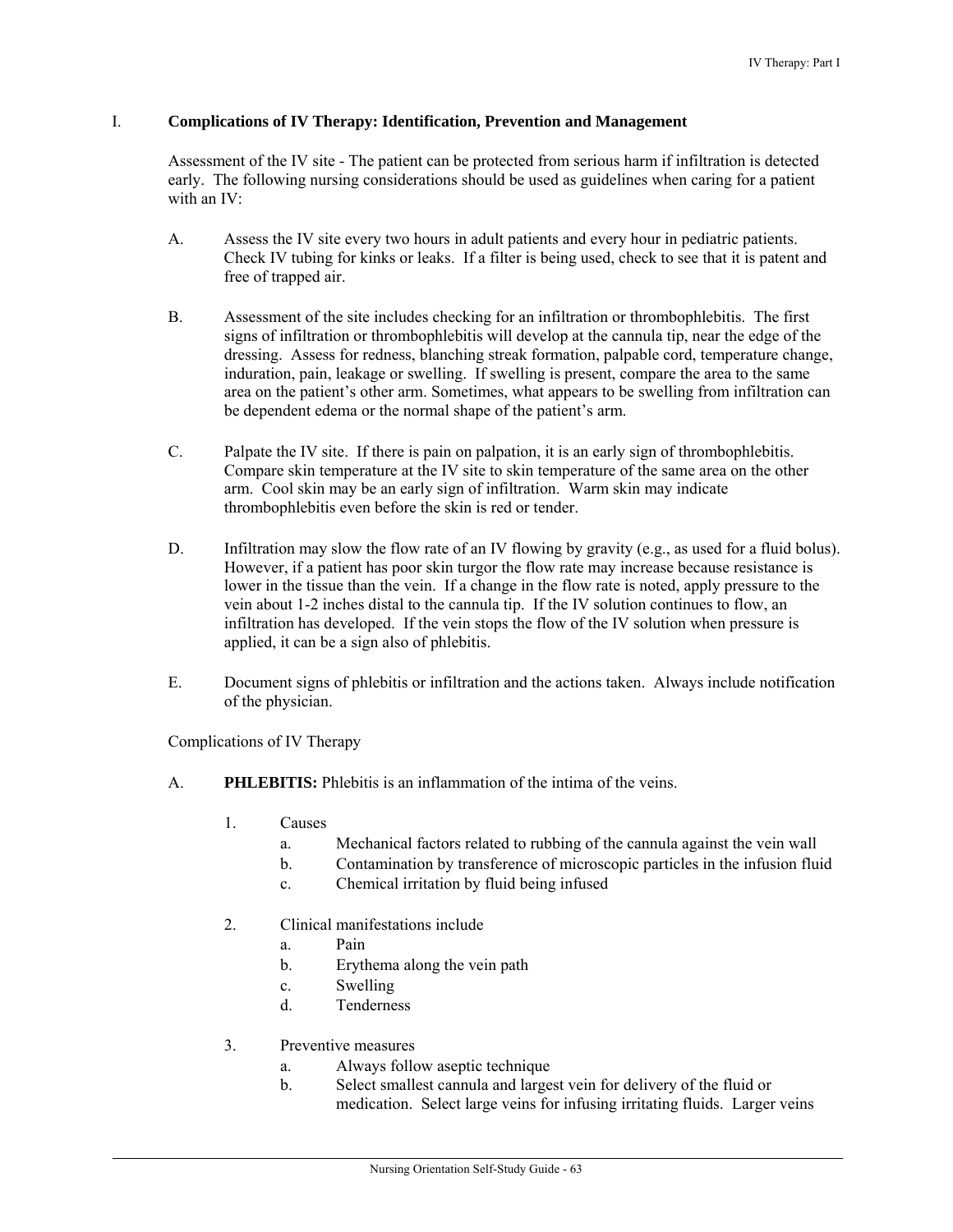## I. Complications of IV Therapy: Identification, Prevention and Management

Assessment of the IV site - The patient can be protected from serious harm if infiltration is detected early. The following nursing considerations should be used as guidelines when caring for a patient with an IV:

A. Assess the IV site every two hours in adult patients and every hour in pediatric patients. Check IV tubing for kinks or leaks. If a filter is being used, check to see that it is patent and free of trapped air.

B. Assessment of the site includes checking for an infiltration or thrombophlebitis. The first signs of infiltration or thrombophlebitis will develop at the cannula tip, near the edge of the dressing. Assess for redness, blanching streak formation, palpable cord, temperature change, induration, pain, leakage or swelling. If swelling is present, compare the area to the same area on the patient's other arm. Sometimes, what appears to be swelling from infiltration can be dependent edema or the normal shape of the patient's arm.

C. Palpate the IV site. If there is pain on palpation, it is an early sign of thrombophlebitis. Compare skin temperature at the IV site to skin temperature of the same area on the other arm. Cool skin may be an early sign of infiltration. Warm skin may indicate thrombophlebitis even before the skin is red or tender.

D. Infiltration may slow the flow rate of an IV flowing by gravity (e.g., as used for a fluid bolus). However, if a patient has poor skin turgor the flow rate may increase because resistance is lower in the tissue than the vein. If a change in the flow rate is noted, apply pressure to the vein about 1-2 inches distal to the cannula tip. If the IV solution continues to flow, an infiltration has developed. If the vein stops the flow of the IV solution when pressure is applied, it can be a sign also of phlebitis.

E. Document signs of phlebitis or infiltration and the actions taken. Always include notification of the physician.

Complications of IV Therapy

A. **PHLEBITIS:** Phlebitis is an inflammation of the intima of the veins.

1. Causes
   a. Mechanical factors related to rubbing of the cannula against the vein wall
   b. Contamination by transference of microscopic particles in the infusion fluid
   c. Chemical irritation by fluid being infused

2. Clinical manifestations include
   a. Pain
   b. Erythema along the vein path
   c. Swelling
   d. Tenderness

3. Preventive measures
   a. Always follow aseptic technique
   b. Select smallest cannula and largest vein for delivery of the fluid or medication. Select large veins for infusing irritating fluids. Larger veins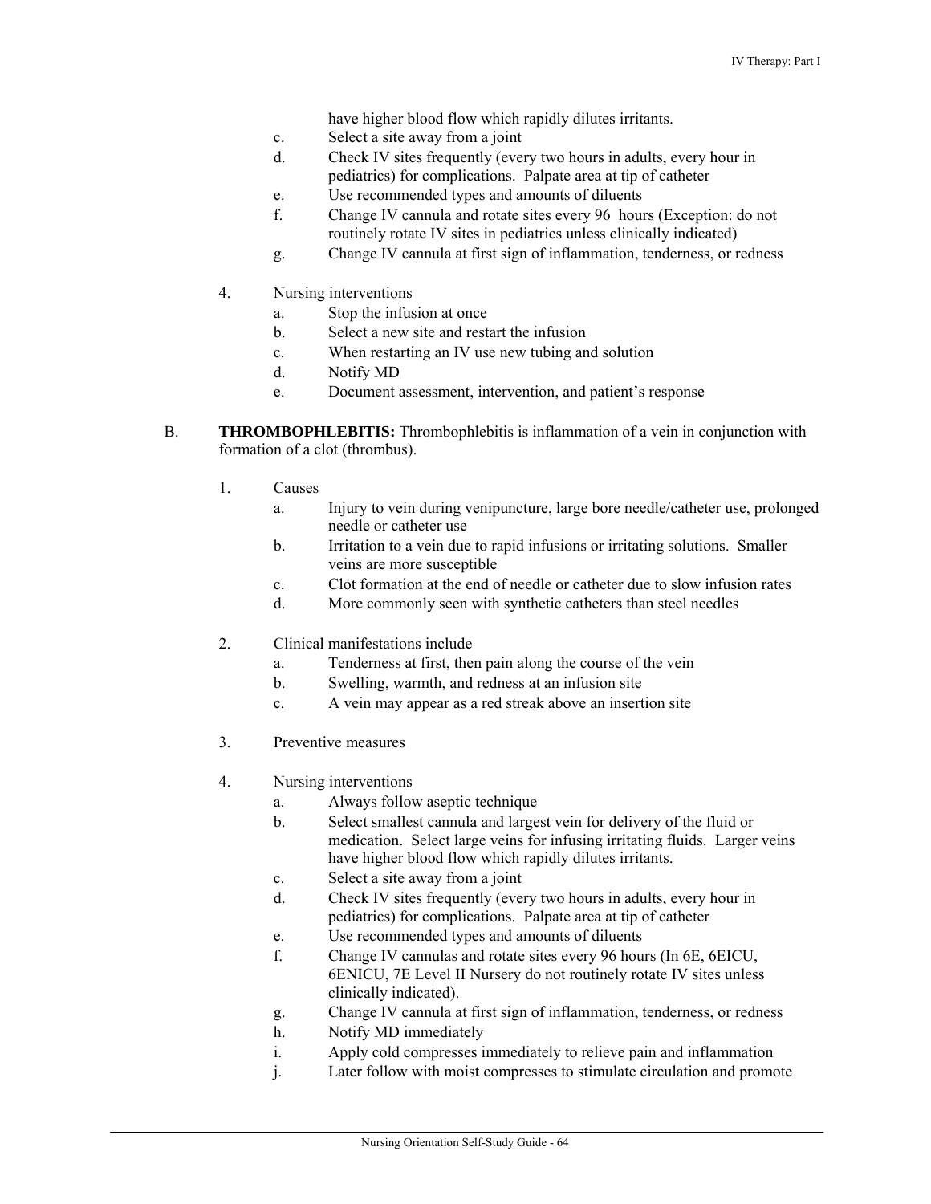have higher blood flow which rapidly dilutes irritants.

   c. Select a site away from a joint
   d. Check IV sites frequently (every two hours in adults, every hour in pediatrics) for complications. Palpate area at tip of catheter
   e. Use recommended types and amounts of diluents
   f. Change IV cannula and rotate sites every 96 hours (Exception: do not routinely rotate IV sites in pediatrics unless clinically indicated)
   g. Change IV cannula at first sign of inflammation, tenderness, or redness

4. Nursing interventions
   a. Stop the infusion at once
   b. Select a new site and restart the infusion
   c. When restarting an IV use new tubing and solution
   d. Notify MD
   e. Document assessment, intervention, and patient's response

B. **THROMBOPHLEBITIS:** Thrombophlebitis is inflammation of a vein in conjunction with formation of a clot (thrombus).

1. Causes
   a. Injury to vein during venipuncture, large bore needle/catheter use, prolonged needle or catheter use
   b. Irritation to a vein due to rapid infusions or irritating solutions. Smaller veins are more susceptible
   c. Clot formation at the end of needle or catheter due to slow infusion rates
   d. More commonly seen with synthetic catheters than steel needles

2. Clinical manifestations include
   a. Tenderness at first, then pain along the course of the vein
   b. Swelling, warmth, and redness at an infusion site
   c. A vein may appear as a red streak above an insertion site

3. Preventive measures

4. Nursing interventions
   a. Always follow aseptic technique
   b. Select smallest cannula and largest vein for delivery of the fluid or medication. Select large veins for infusing irritating fluids. Larger veins have higher blood flow which rapidly dilutes irritants.
   c. Select a site away from a joint
   d. Check IV sites frequently (every two hours in adults, every hour in pediatrics) for complications. Palpate area at tip of catheter
   e. Use recommended types and amounts of diluents
   f. Change IV cannulas and rotate sites every 96 hours (In 6E, 6EICU, 6ENICU, 7E Level II Nursery do not routinely rotate IV sites unless clinically indicated).
   g. Change IV cannula at first sign of inflammation, tenderness, or redness
   h. Notify MD immediately
   i. Apply cold compresses immediately to relieve pain and inflammation
   j. Later follow with moist compresses to stimulate circulation and promote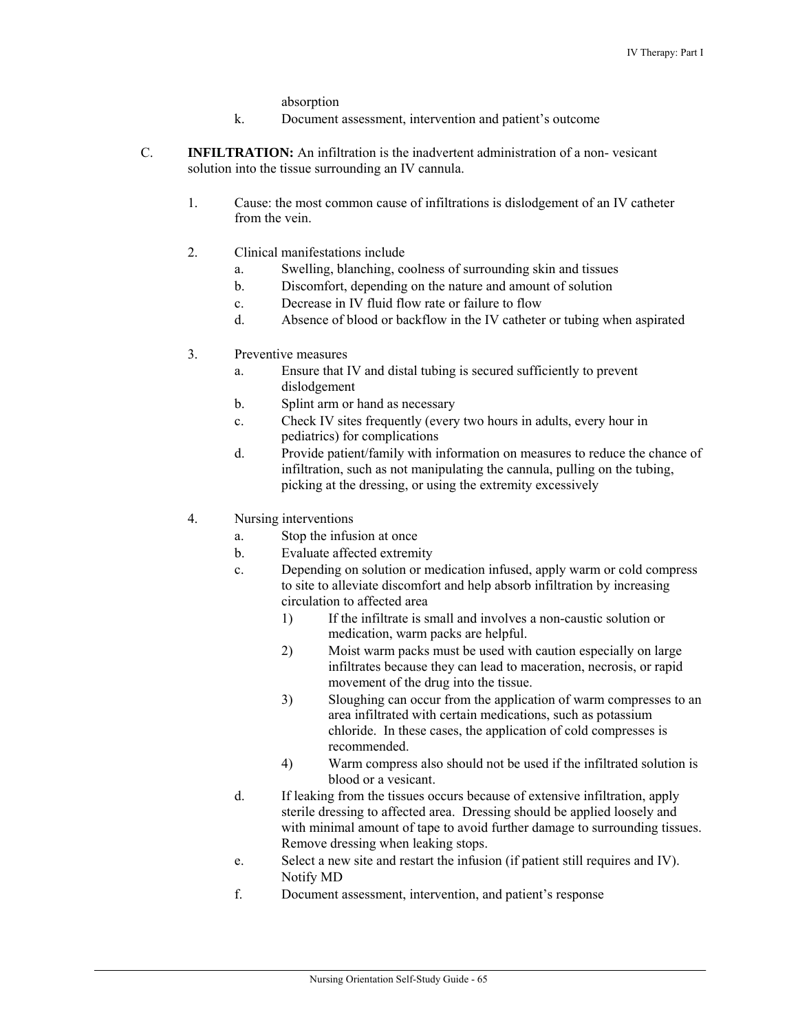absorption

k. Document assessment, intervention and patient's outcome

C. **INFILTRATION:** An infiltration is the inadvertent administration of a non- vesicant solution into the tissue surrounding an IV cannula.

1. Cause: the most common cause of infiltrations is dislodgement of an IV catheter from the vein.

2. Clinical manifestations include
   a. Swelling, blanching, coolness of surrounding skin and tissues
   b. Discomfort, depending on the nature and amount of solution
   c. Decrease in IV fluid flow rate or failure to flow
   d. Absence of blood or backflow in the IV catheter or tubing when aspirated

3. Preventive measures
   a. Ensure that IV and distal tubing is secured sufficiently to prevent dislodgement
   b. Splint arm or hand as necessary
   c. Check IV sites frequently (every two hours in adults, every hour in pediatrics) for complications
   d. Provide patient/family with information on measures to reduce the chance of infiltration, such as not manipulating the cannula, pulling on the tubing, picking at the dressing, or using the extremity excessively

4. Nursing interventions
   a. Stop the infusion at once
   b. Evaluate affected extremity
   c. Depending on solution or medication infused, apply warm or cold compress to site to alleviate discomfort and help absorb infiltration by increasing circulation to affected area
      1) If the infiltrate is small and involves a non-caustic solution or medication, warm packs are helpful.
      2) Moist warm packs must be used with caution especially on large infiltrates because they can lead to maceration, necrosis, or rapid movement of the drug into the tissue.
      3) Sloughing can occur from the application of warm compresses to an area infiltrated with certain medications, such as potassium chloride. In these cases, the application of cold compresses is recommended.
      4) Warm compress also should not be used if the infiltrated solution is blood or a vesicant.
   d. If leaking from the tissues occurs because of extensive infiltration, apply sterile dressing to affected area. Dressing should be applied loosely and with minimal amount of tape to avoid further damage to surrounding tissues. Remove dressing when leaking stops.
   e. Select a new site and restart the infusion (if patient still requires and IV). Notify MD
   f. Document assessment, intervention, and patient's response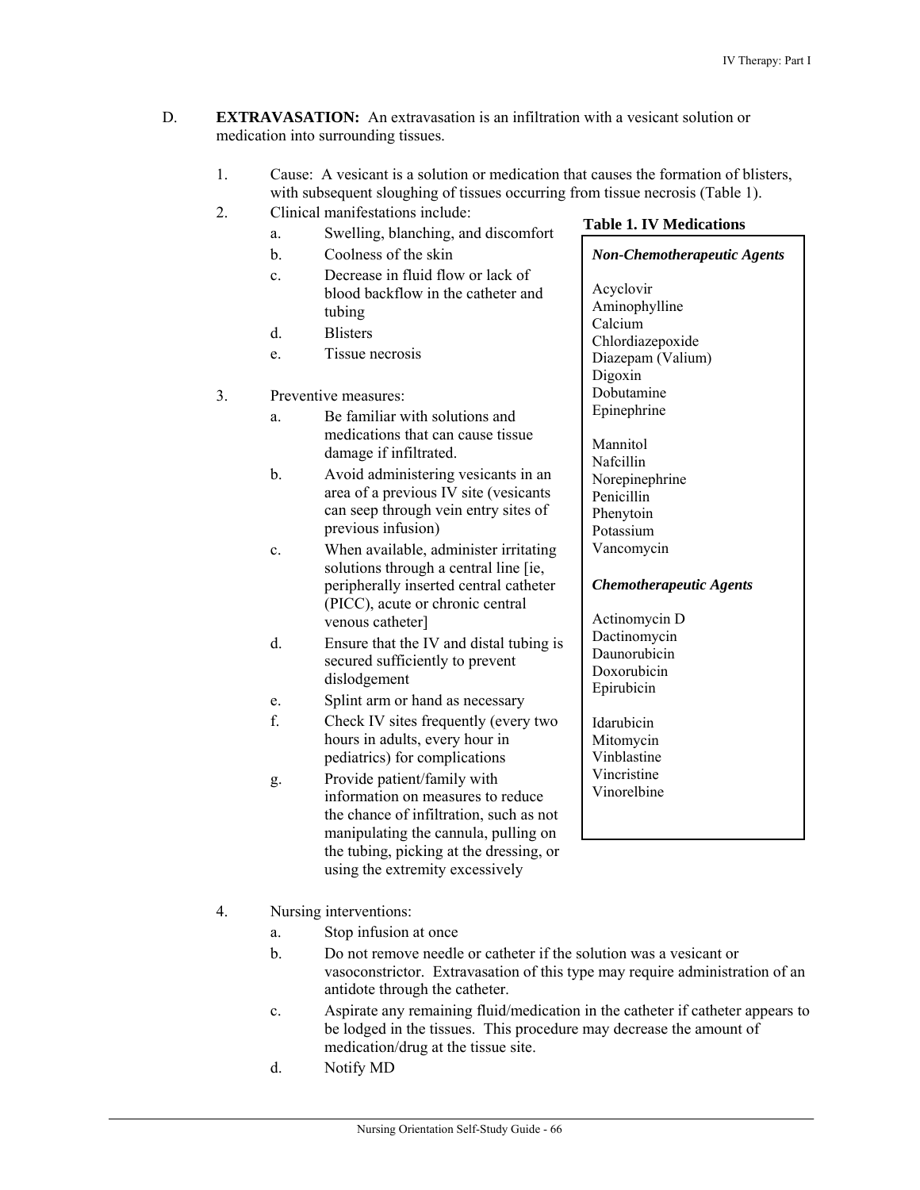D. **EXTRAVASATION:** An extravasation is an infiltration with a vesicant solution or medication into surrounding tissues.

1. Cause: A vesicant is a solution or medication that causes the formation of blisters, with subsequent sloughing of tissues occurring from tissue necrosis (Table 1).
2. Clinical manifestations include:
   a. Swelling, blanching, and discomfort
   b. Coolness of the skin
   c. Decrease in fluid flow or lack of blood backflow in the catheter and tubing
   d. Blisters
   e. Tissue necrosis

3. Preventive measures:
   a. Be familiar with solutions and medications that can cause tissue damage if infiltrated.
   b. Avoid administering vesicants in an area of a previous IV site (vesicants can seep through vein entry sites of previous infusion)
   c. When available, administer irritating solutions through a central line [ie, peripherally inserted central catheter (PICC), acute or chronic central venous catheter]
   d. Ensure that the IV and distal tubing is secured sufficiently to prevent dislodgement
   e. Splint arm or hand as necessary
   f. Check IV sites frequently (every two hours in adults, every hour in pediatrics) for complications
   g. Provide patient/family with information on measures to reduce the chance of infiltration, such as not manipulating the cannula, pulling on the tubing, picking at the dressing, or using the extremity excessively

**Table 1. IV Medications**

***Non-Chemotherapeutic Agents***

Acyclovir
Aminophylline
Calcium
Chlordiazepoxide
Diazepam (Valium)
Digoxin
Dobutamine
Epinephrine

Mannitol
Nafcillin
Norepinephrine
Penicillin
Phenytoin
Potassium
Vancomycin

***Chemotherapeutic Agents***

Actinomycin D
Dactinomycin
Daunorubicin
Doxorubicin
Epirubicin

Idarubicin
Mitomycin
Vinblastine
Vincristine
Vinorelbine

4. Nursing interventions:
   a. Stop infusion at once
   b. Do not remove needle or catheter if the solution was a vesicant or vasoconstrictor. Extravasation of this type may require administration of an antidote through the catheter.
   c. Aspirate any remaining fluid/medication in the catheter if catheter appears to be lodged in the tissues. This procedure may decrease the amount of medication/drug at the tissue site.
   d. Notify MD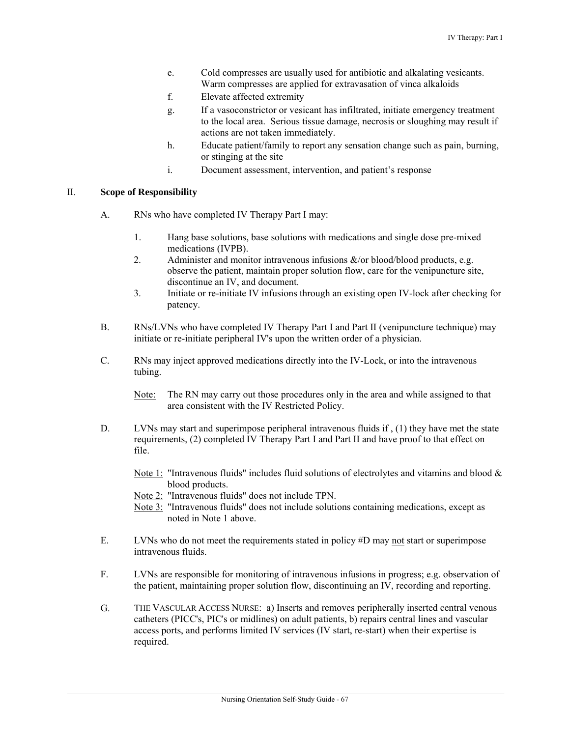e. Cold compresses are usually used for antibiotic and alkalating vesicants. Warm compresses are applied for extravasation of vinca alkaloids

f. Elevate affected extremity

g. If a vasoconstrictor or vesicant has infiltrated, initiate emergency treatment to the local area. Serious tissue damage, necrosis or sloughing may result if actions are not taken immediately.

h. Educate patient/family to report any sensation change such as pain, burning, or stinging at the site

i. Document assessment, intervention, and patient's response

## II. Scope of Responsibility

A. RNs who have completed IV Therapy Part I may:

1. Hang base solutions, base solutions with medications and single dose pre-mixed medications (IVPB).
2. Administer and monitor intravenous infusions &/or blood/blood products, e.g. observe the patient, maintain proper solution flow, care for the venipuncture site, discontinue an IV, and document.
3. Initiate or re-initiate IV infusions through an existing open IV-lock after checking for patency.

B. RNs/LVNs who have completed IV Therapy Part I and Part II (venipuncture technique) may initiate or re-initiate peripheral IV's upon the written order of a physician.

C. RNs may inject approved medications directly into the IV-Lock, or into the intravenous tubing.

Note: The RN may carry out those procedures only in the area and while assigned to that area consistent with the IV Restricted Policy.

D. LVNs may start and superimpose peripheral intravenous fluids if , (1) they have met the state requirements, (2) completed IV Therapy Part I and Part II and have proof to that effect on file.

Note 1: "Intravenous fluids" includes fluid solutions of electrolytes and vitamins and blood & blood products.
Note 2: "Intravenous fluids" does not include TPN.
Note 3: "Intravenous fluids" does not include solutions containing medications, except as noted in Note 1 above.

E. LVNs who do not meet the requirements stated in policy #D may not start or superimpose intravenous fluids.

F. LVNs are responsible for monitoring of intravenous infusions in progress; e.g. observation of the patient, maintaining proper solution flow, discontinuing an IV, recording and reporting.

G. THE VASCULAR ACCESS NURSE: a) Inserts and removes peripherally inserted central venous catheters (PICC's, PIC's or midlines) on adult patients, b) repairs central lines and vascular access ports, and performs limited IV services (IV start, re-start) when their expertise is required.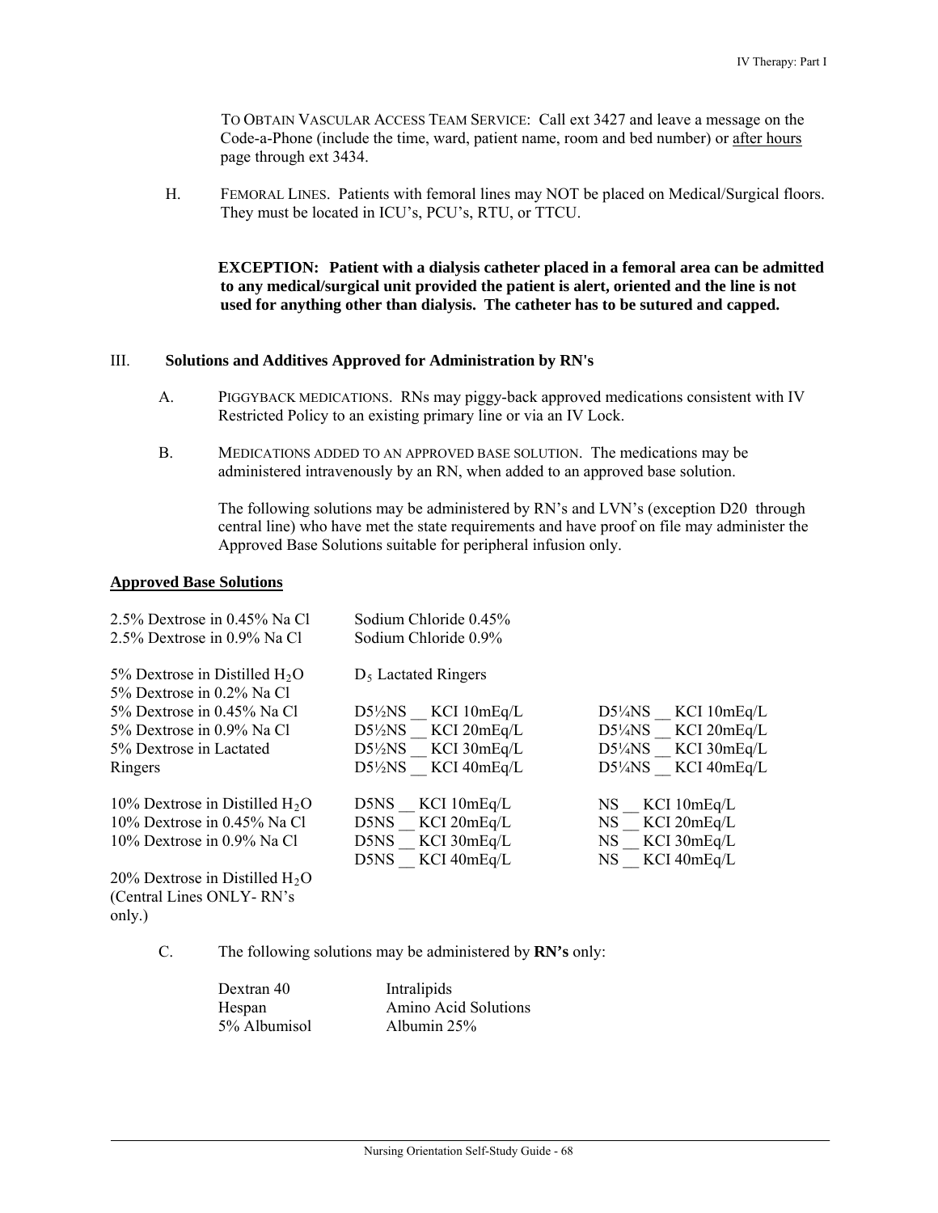TO OBTAIN VASCULAR ACCESS TEAM SERVICE: Call ext 3427 and leave a message on the Code-a-Phone (include the time, ward, patient name, room and bed number) or after hours page through ext 3434.

H. FEMORAL LINES. Patients with femoral lines may NOT be placed on Medical/Surgical floors. They must be located in ICU's, PCU's, RTU, or TTCU.

**EXCEPTION: Patient with a dialysis catheter placed in a femoral area can be admitted to any medical/surgical unit provided the patient is alert, oriented and the line is not used for anything other than dialysis. The catheter has to be sutured and capped.**

## III. Solutions and Additives Approved for Administration by RN's

A. PIGGYBACK MEDICATIONS. RNs may piggy-back approved medications consistent with IV Restricted Policy to an existing primary line or via an IV Lock.

B. MEDICATIONS ADDED TO AN APPROVED BASE SOLUTION. The medications may be administered intravenously by an RN, when added to an approved base solution.

The following solutions may be administered by RN's and LVN's (exception D20 through central line) who have met the state requirements and have proof on file may administer the Approved Base Solutions suitable for peripheral infusion only.

**Approved Base Solutions**

| | | |
|---|---|---|
| 2.5% Dextrose in 0.45% Na Cl | Sodium Chloride 0.45% | |
| 2.5% Dextrose in 0.9% Na Cl | Sodium Chloride 0.9% | |
| 5% Dextrose in Distilled $H_2O$ | $D_5$ Lactated Ringers | |
| 5% Dextrose in 0.2% Na Cl | | |
| 5% Dextrose in 0.45% Na Cl | D5½NS __ KCI 10mEq/L | D5¼NS __ KCI 10mEq/L |
| 5% Dextrose in 0.9% Na Cl | D5½NS __ KCI 20mEq/L | D5¼NS __ KCI 20mEq/L |
| 5% Dextrose in Lactated Ringers | D5½NS __ KCI 30mEq/L | D5¼NS __ KCI 30mEq/L |
| | D5½NS __ KCI 40mEq/L | D5¼NS __ KCI 40mEq/L |
| 10% Dextrose in Distilled $H_2O$ | D5NS __ KCI 10mEq/L | NS __ KCI 10mEq/L |
| 10% Dextrose in 0.45% Na Cl | D5NS __ KCI 20mEq/L | NS __ KCI 20mEq/L |
| 10% Dextrose in 0.9% Na Cl | D5NS __ KCI 30mEq/L | NS __ KCI 30mEq/L |
| | D5NS __ KCI 40mEq/L | NS __ KCI 40mEq/L |
| 20% Dextrose in Distilled $H_2O$ (Central Lines ONLY- RN's only.) | | |

C. The following solutions may be administered by **RN's** only:

| | |
|---|---|
| Dextran 40 | Intralipids |
| Hespan | Amino Acid Solutions |
| 5% Albumisol | Albumin 25% |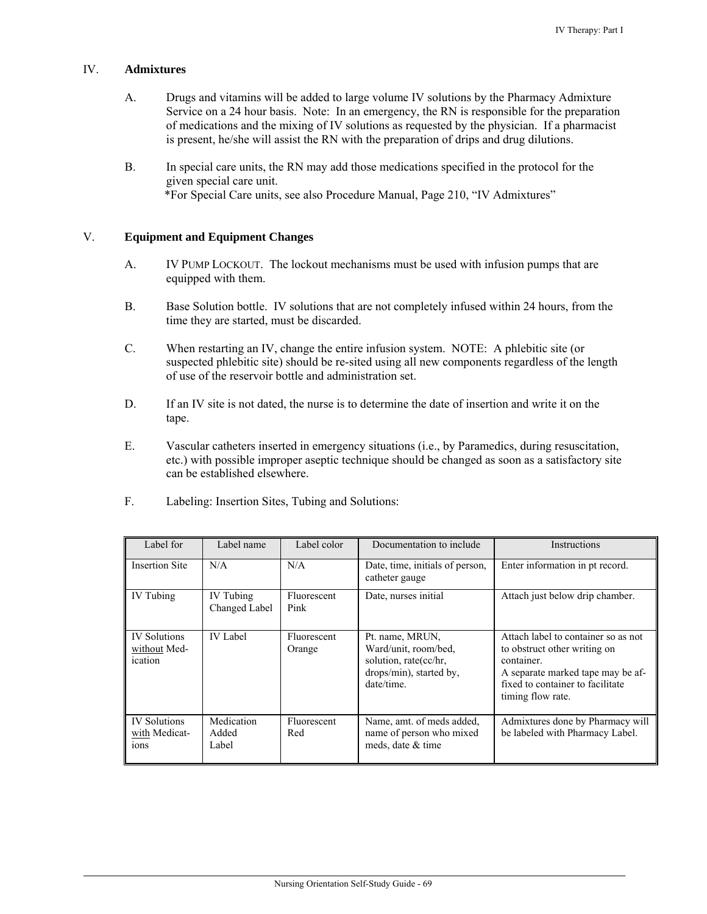## IV. **Admixtures**

A. Drugs and vitamins will be added to large volume IV solutions by the Pharmacy Admixture Service on a 24 hour basis. Note: In an emergency, the RN is responsible for the preparation of medications and the mixing of IV solutions as requested by the physician. If a pharmacist is present, he/she will assist the RN with the preparation of drips and drug dilutions.

B. In special care units, the RN may add those medications specified in the protocol for the given special care unit.
*For Special Care units, see also Procedure Manual, Page 210, "IV Admixtures"

## V. **Equipment and Equipment Changes**

A. IV PUMP LOCKOUT. The lockout mechanisms must be used with infusion pumps that are equipped with them.

B. Base Solution bottle. IV solutions that are not completely infused within 24 hours, from the time they are started, must be discarded.

C. When restarting an IV, change the entire infusion system. NOTE: A phlebitic site (or suspected phlebitic site) should be re-sited using all new components regardless of the length of use of the reservoir bottle and administration set.

D. If an IV site is not dated, the nurse is to determine the date of insertion and write it on the tape.

E. Vascular catheters inserted in emergency situations (i.e., by Paramedics, during resuscitation, etc.) with possible improper aseptic technique should be changed as soon as a satisfactory site can be established elsewhere.

F. Labeling: Insertion Sites, Tubing and Solutions:

| Label for | Label name | Label color | Documentation to include | Instructions |
|---|---|---|---|---|
| Insertion Site | N/A | N/A | Date, time, initials of person, catheter gauge | Enter information in pt record. |
| IV Tubing | IV Tubing Changed Label | Fluorescent Pink | Date, nurses initial | Attach just below drip chamber. |
| IV Solutions <u>without</u> Med-ication | IV Label | Fluorescent Orange | Pt. name, MRUN, Ward/unit, room/bed, solution, rate(cc/hr, drops/min), started by, date/time. | Attach label to container so as not to obstruct other writing on container. A separate marked tape may be af-fixed to container to facilitate timing flow rate. |
| IV Solutions <u>with</u> Medicat-ions | Medication Added Label | Fluorescent Red | Name, amt. of meds added, name of person who mixed meds, date & time | Admixtures done by Pharmacy will be labeled with Pharmacy Label. |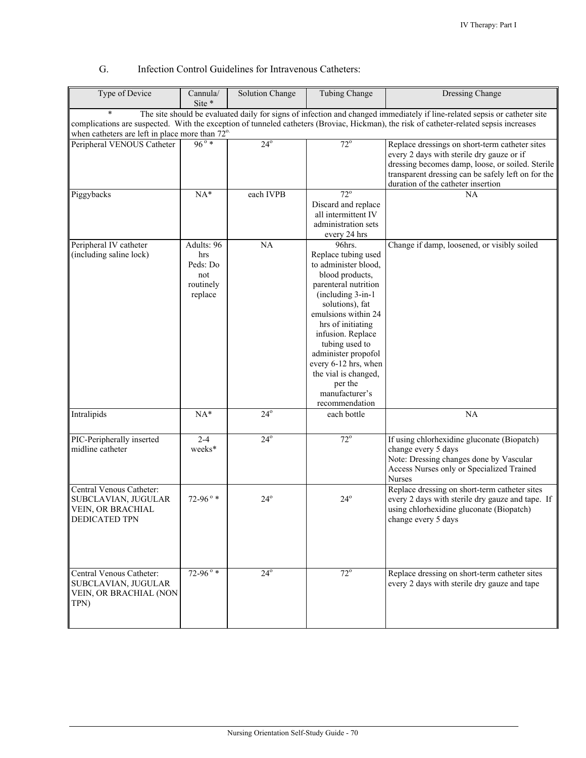## G. Infection Control Guidelines for Intravenous Catheters:

| Type of Device | Cannula/ Site * | Solution Change | Tubing Change | Dressing Change |
|---|---|---|---|---|
| * The site should be evaluated daily for signs of infection and changed immediately if line-related sepsis or catheter site complications are suspected. With the exception of tunneled catheters (Broviac, Hickman), the risk of catheter-related sepsis increases when catheters are left in place more than 72°. | | | | |
| Peripheral VENOUS Catheter | 96° * | 24° | 72° | Replace dressings on short-term catheter sites every 2 days with sterile dry gauze or if dressing becomes damp, loose, or soiled. Sterile transparent dressing can be safely left on for the duration of the catheter insertion |
| Piggybacks | NA* | each IVPB | 72° Discard and replace all intermittent IV administration sets every 24 hrs | NA |
| Peripheral IV catheter (including saline lock) | Adults: 96 hrs Peds: Do not routinely replace | NA | 96hrs. Replace tubing used to administer blood, blood products, parenteral nutrition (including 3-in-1 solutions), fat emulsions within 24 hrs of initiating infusion. Replace tubing used to administer propofol every 6-12 hrs, when the vial is changed, per the manufacturer's recommendation | Change if damp, loosened, or visibly soiled |
| Intralipids | NA* | 24° | each bottle | NA |
| PIC-Peripherally inserted midline catheter | 2-4 weeks* | 24° | 72° | If using chlorhexidine gluconate (Biopatch) change every 5 days Note: Dressing changes done by Vascular Access Nurses only or Specialized Trained Nurses |
| Central Venous Catheter: SUBCLAVIAN, JUGULAR VEIN, OR BRACHIAL DEDICATED TPN | 72-96° * | 24° | 24° | Replace dressing on short-term catheter sites every 2 days with sterile dry gauze and tape. If using chlorhexidine gluconate (Biopatch) change every 5 days |
| Central Venous Catheter: SUBCLAVIAN, JUGULAR VEIN, OR BRACHIAL (NON TPN) | 72-96° * | 24° | 72° | Replace dressing on short-term catheter sites every 2 days with sterile dry gauze and tape |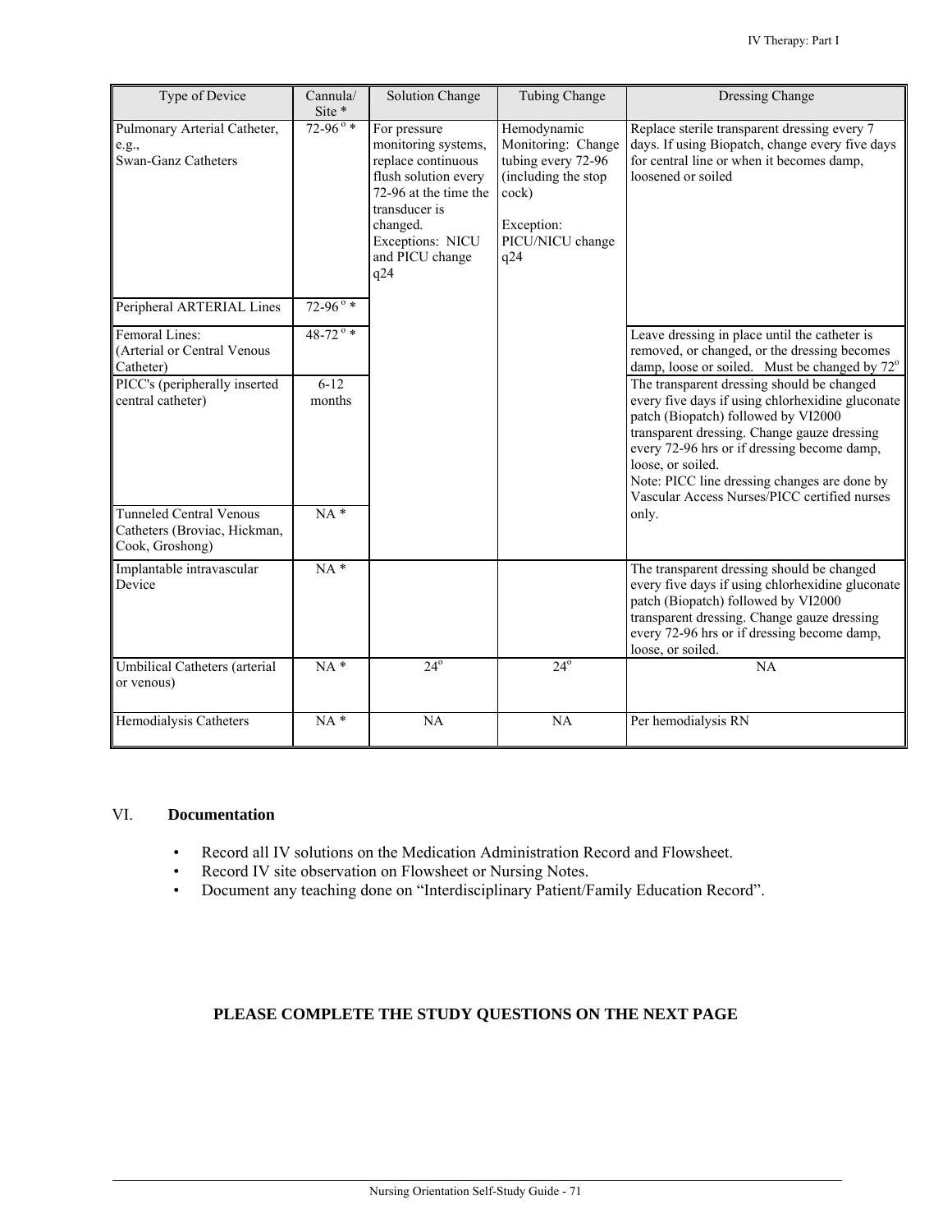| Type of Device | Cannula/ Site * | Solution Change | Tubing Change | Dressing Change |
|---|---|---|---|---|
| Pulmonary Arterial Catheter, e.g., Swan-Ganz Catheters | 72-96 ° * | For pressure monitoring systems, replace continuous flush solution every 72-96 at the time the transducer is changed. Exceptions: NICU and PICU change q24 | Hemodynamic Monitoring: Change tubing every 72-96 (including the stop cock) Exception: PICU/NICU change q24 | Replace sterile transparent dressing every 7 days. If using Biopatch, change every five days for central line or when it becomes damp, loosened or soiled |
| Peripheral ARTERIAL Lines | 72-96 ° * | | | |
| Femoral Lines: (Arterial or Central Venous Catheter) | 48-72 ° * | | | Leave dressing in place until the catheter is removed, or changed, or the dressing becomes damp, loose or soiled. Must be changed by 72° |
| PICC's (peripherally inserted central catheter) | 6-12 months | | | The transparent dressing should be changed every five days if using chlorhexidine gluconate patch (Biopatch) followed by VI2000 transparent dressing. Change gauze dressing every 72-96 hrs or if dressing become damp, loose, or soiled. Note: PICC line dressing changes are done by Vascular Access Nurses/PICC certified nurses only. |
| Tunneled Central Venous Catheters (Broviac, Hickman, Cook, Groshong) | NA * | | | |
| Implantable intravascular Device | NA * | | | The transparent dressing should be changed every five days if using chlorhexidine gluconate patch (Biopatch) followed by VI2000 transparent dressing. Change gauze dressing every 72-96 hrs or if dressing become damp, loose, or soiled. |
| Umbilical Catheters (arterial or venous) | NA * | 24° | 24° | NA |
| Hemodialysis Catheters | NA * | NA | NA | Per hemodialysis RN |

## VI. Documentation

- Record all IV solutions on the Medication Administration Record and Flowsheet.
- Record IV site observation on Flowsheet or Nursing Notes.
- Document any teaching done on "Interdisciplinary Patient/Family Education Record".

**PLEASE COMPLETE THE STUDY QUESTIONS ON THE NEXT PAGE**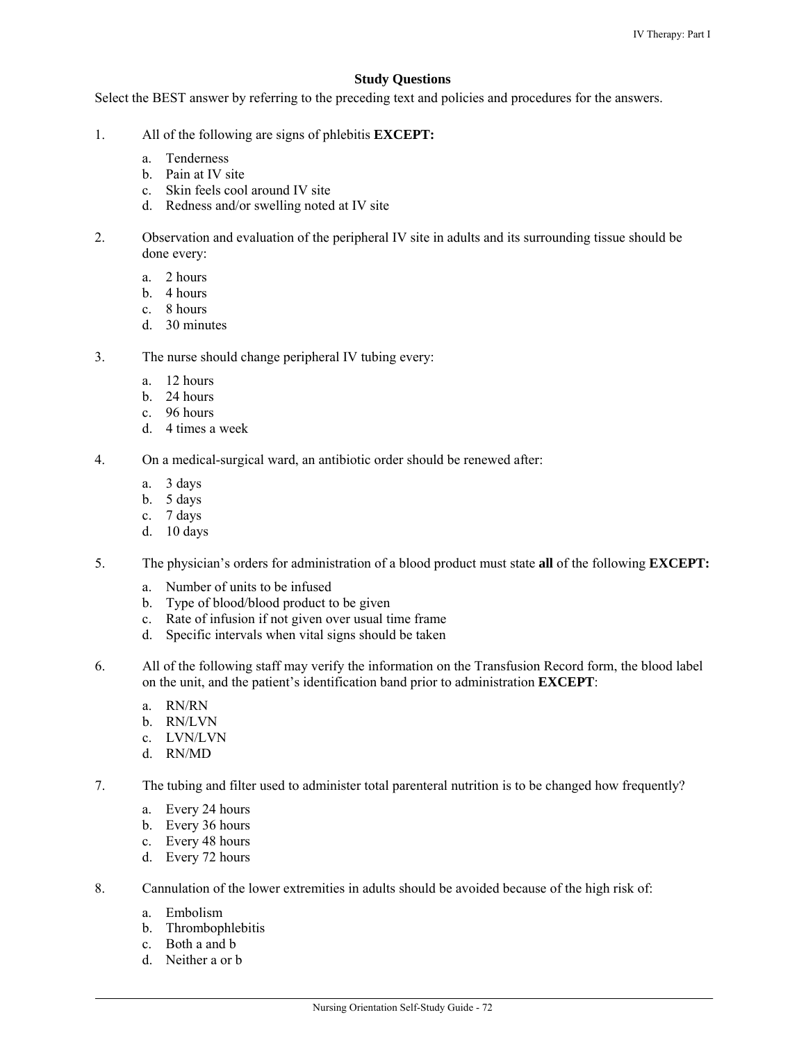## Study Questions

Select the BEST answer by referring to the preceding text and policies and procedures for the answers.

1. All of the following are signs of phlebitis **EXCEPT:**
   a. Tenderness
   b. Pain at IV site
   c. Skin feels cool around IV site
   d. Redness and/or swelling noted at IV site

2. Observation and evaluation of the peripheral IV site in adults and its surrounding tissue should be done every:
   a. 2 hours
   b. 4 hours
   c. 8 hours
   d. 30 minutes

3. The nurse should change peripheral IV tubing every:
   a. 12 hours
   b. 24 hours
   c. 96 hours
   d. 4 times a week

4. On a medical-surgical ward, an antibiotic order should be renewed after:
   a. 3 days
   b. 5 days
   c. 7 days
   d. 10 days

5. The physician's orders for administration of a blood product must state **all** of the following **EXCEPT:**
   a. Number of units to be infused
   b. Type of blood/blood product to be given
   c. Rate of infusion if not given over usual time frame
   d. Specific intervals when vital signs should be taken

6. All of the following staff may verify the information on the Transfusion Record form, the blood label on the unit, and the patient's identification band prior to administration **EXCEPT**:
   a. RN/RN
   b. RN/LVN
   c. LVN/LVN
   d. RN/MD

7. The tubing and filter used to administer total parenteral nutrition is to be changed how frequently?
   a. Every 24 hours
   b. Every 36 hours
   c. Every 48 hours
   d. Every 72 hours

8. Cannulation of the lower extremities in adults should be avoided because of the high risk of:
   a. Embolism
   b. Thrombophlebitis
   c. Both a and b
   d. Neither a or b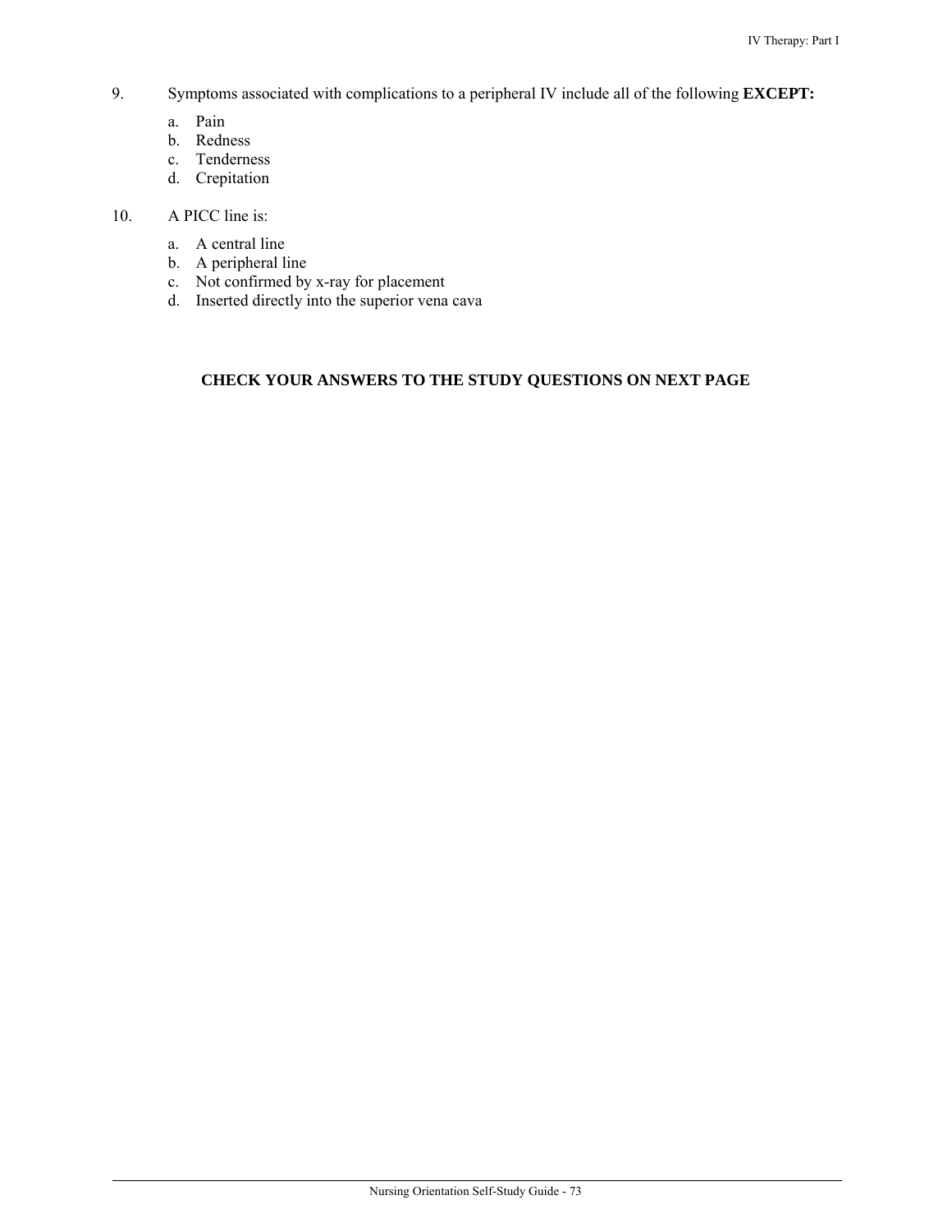9. Symptoms associated with complications to a peripheral IV include all of the following **EXCEPT:**

   a. Pain
   b. Redness
   c. Tenderness
   d. Crepitation

10. A PICC line is:

    a. A central line
    b. A peripheral line
    c. Not confirmed by x-ray for placement
    d. Inserted directly into the superior vena cava

**CHECK YOUR ANSWERS TO THE STUDY QUESTIONS ON NEXT PAGE**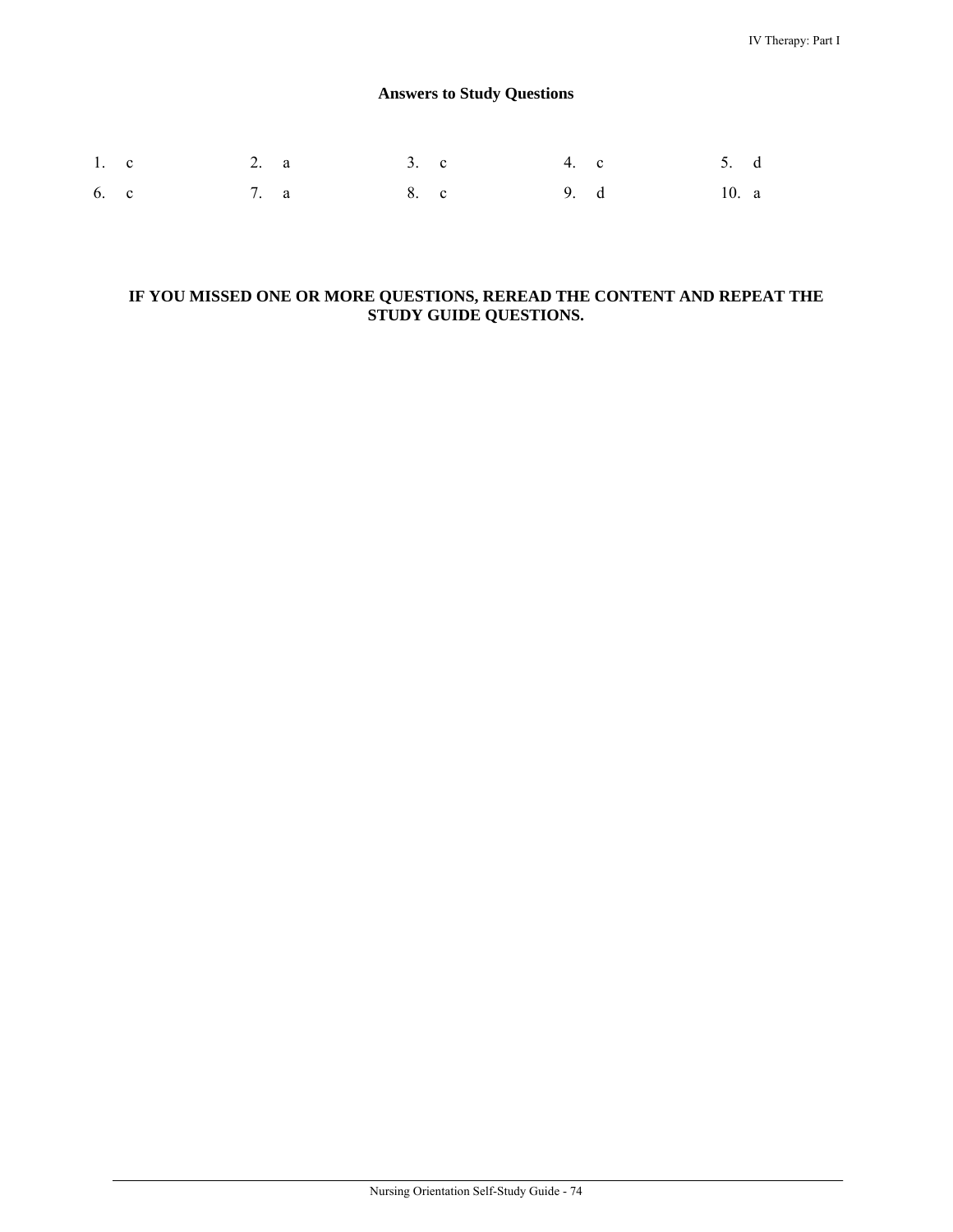## Answers to Study Questions

| | | | | |
|---|---|---|---|---|
| 1. c | 2. a | 3. c | 4. c | 5. d |
| 6. c | 7. a | 8. c | 9. d | 10. a |

**IF YOU MISSED ONE OR MORE QUESTIONS, REREAD THE CONTENT AND REPEAT THE STUDY GUIDE QUESTIONS.**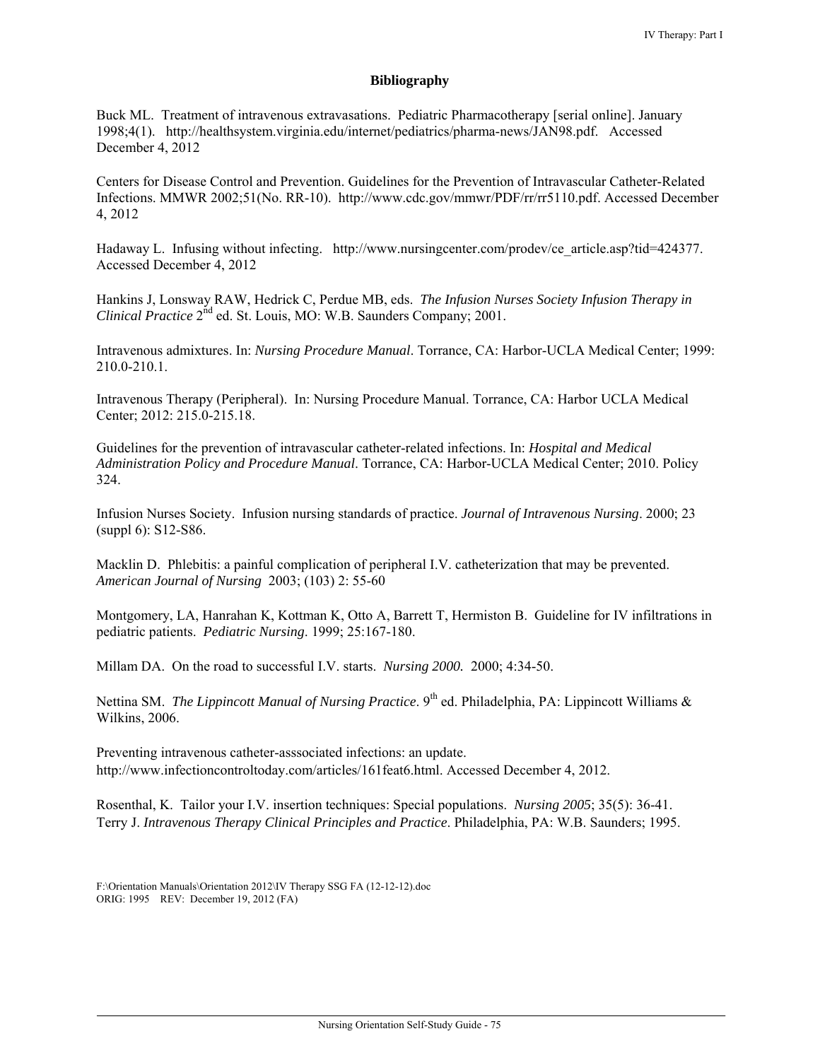## Bibliography

Buck ML. Treatment of intravenous extravasations. Pediatric Pharmacotherapy [serial online]. January 1998;4(1). http://healthsystem.virginia.edu/internet/pediatrics/pharma-news/JAN98.pdf. Accessed December 4, 2012

Centers for Disease Control and Prevention. Guidelines for the Prevention of Intravascular Catheter-Related Infections. MMWR 2002;51(No. RR-10). http://www.cdc.gov/mmwr/PDF/rr/rr5110.pdf. Accessed December 4, 2012

Hadaway L. Infusing without infecting. http://www.nursingcenter.com/prodev/ce_article.asp?tid=424377. Accessed December 4, 2012

Hankins J, Lonsway RAW, Hedrick C, Perdue MB, eds. *The Infusion Nurses Society Infusion Therapy in Clinical Practice* 2nd ed. St. Louis, MO: W.B. Saunders Company; 2001.

Intravenous admixtures. In: *Nursing Procedure Manual*. Torrance, CA: Harbor-UCLA Medical Center; 1999: 210.0-210.1.

Intravenous Therapy (Peripheral). In: Nursing Procedure Manual. Torrance, CA: Harbor UCLA Medical Center; 2012: 215.0-215.18.

Guidelines for the prevention of intravascular catheter-related infections. In: *Hospital and Medical Administration Policy and Procedure Manual*. Torrance, CA: Harbor-UCLA Medical Center; 2010. Policy 324.

Infusion Nurses Society. Infusion nursing standards of practice. *Journal of Intravenous Nursing*. 2000; 23 (suppl 6): S12-S86.

Macklin D. Phlebitis: a painful complication of peripheral I.V. catheterization that may be prevented. *American Journal of Nursing* 2003; (103) 2: 55-60

Montgomery, LA, Hanrahan K, Kottman K, Otto A, Barrett T, Hermiston B. Guideline for IV infiltrations in pediatric patients. *Pediatric Nursing*. 1999; 25:167-180.

Millam DA. On the road to successful I.V. starts. *Nursing 2000.* 2000; 4:34-50.

Nettina SM. *The Lippincott Manual of Nursing Practice*. 9th ed. Philadelphia, PA: Lippincott Williams & Wilkins, 2006.

Preventing intravenous catheter-asssociated infections: an update. http://www.infectioncontroltoday.com/articles/161feat6.html. Accessed December 4, 2012.

Rosenthal, K. Tailor your I.V. insertion techniques: Special populations. *Nursing 2005*; 35(5): 36-41.
Terry J. *Intravenous Therapy Clinical Principles and Practice*. Philadelphia, PA: W.B. Saunders; 1995.

F:\Orientation Manuals\Orientation 2012\IV Therapy SSG FA (12-12-12).doc
ORIG: 1995 REV: December 19, 2012 (FA)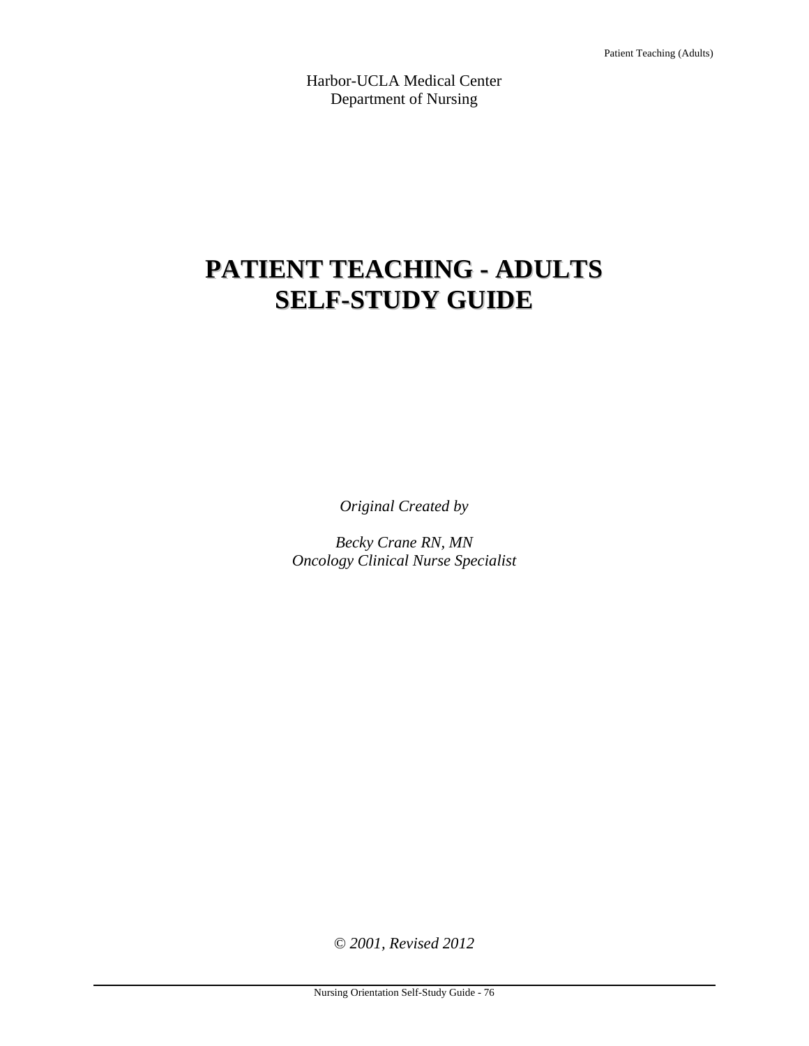Harbor-UCLA Medical Center
Department of Nursing

# PATIENT TEACHING - ADULTS SELF-STUDY GUIDE

*Original Created by*

*Becky Crane RN, MN*
*Oncology Clinical Nurse Specialist*

*© 2001, Revised 2012*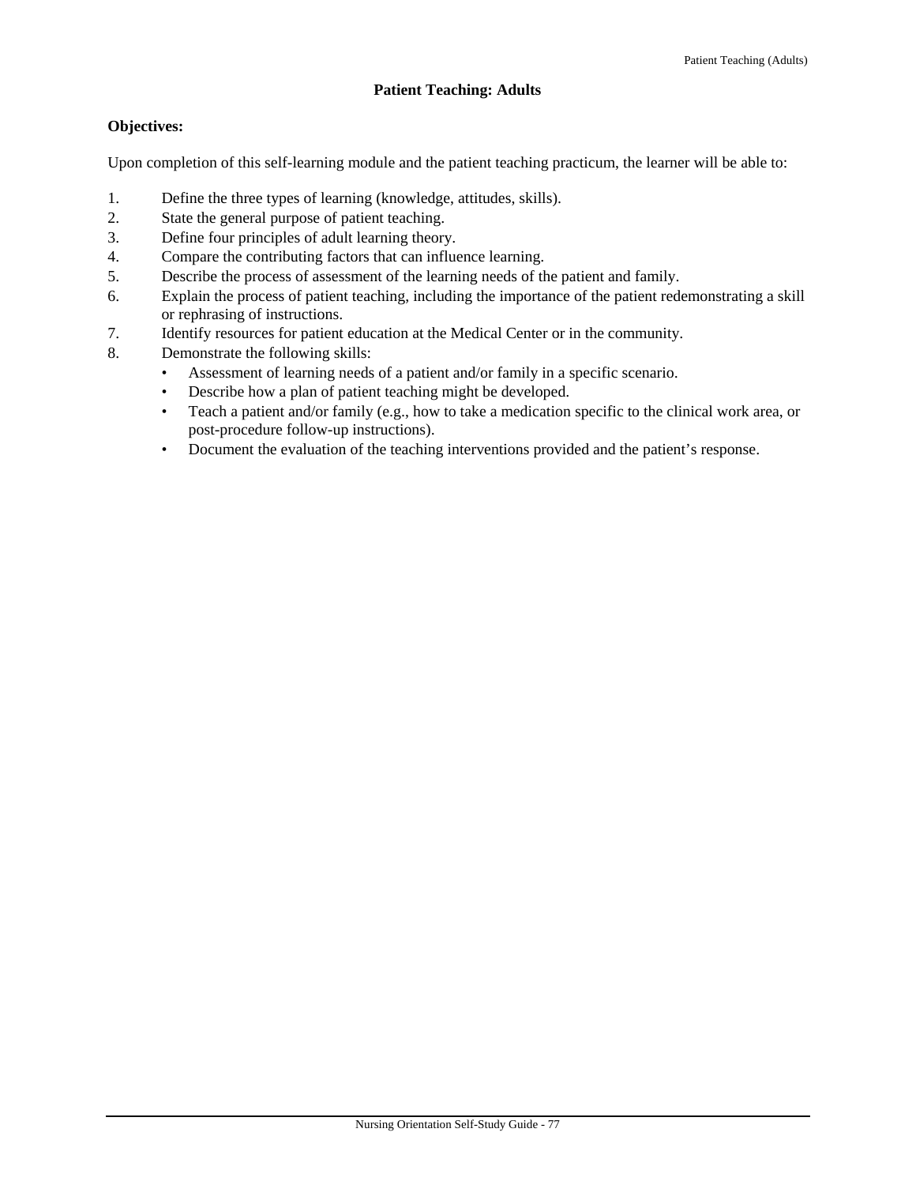# Patient Teaching: Adults

**Objectives:**

Upon completion of this self-learning module and the patient teaching practicum, the learner will be able to:

1. Define the three types of learning (knowledge, attitudes, skills).
2. State the general purpose of patient teaching.
3. Define four principles of adult learning theory.
4. Compare the contributing factors that can influence learning.
5. Describe the process of assessment of the learning needs of the patient and family.
6. Explain the process of patient teaching, including the importance of the patient redemonstrating a skill or rephrasing of instructions.
7. Identify resources for patient education at the Medical Center or in the community.
8. Demonstrate the following skills:
   - Assessment of learning needs of a patient and/or family in a specific scenario.
   - Describe how a plan of patient teaching might be developed.
   - Teach a patient and/or family (e.g., how to take a medication specific to the clinical work area, or post-procedure follow-up instructions).
   - Document the evaluation of the teaching interventions provided and the patient's response.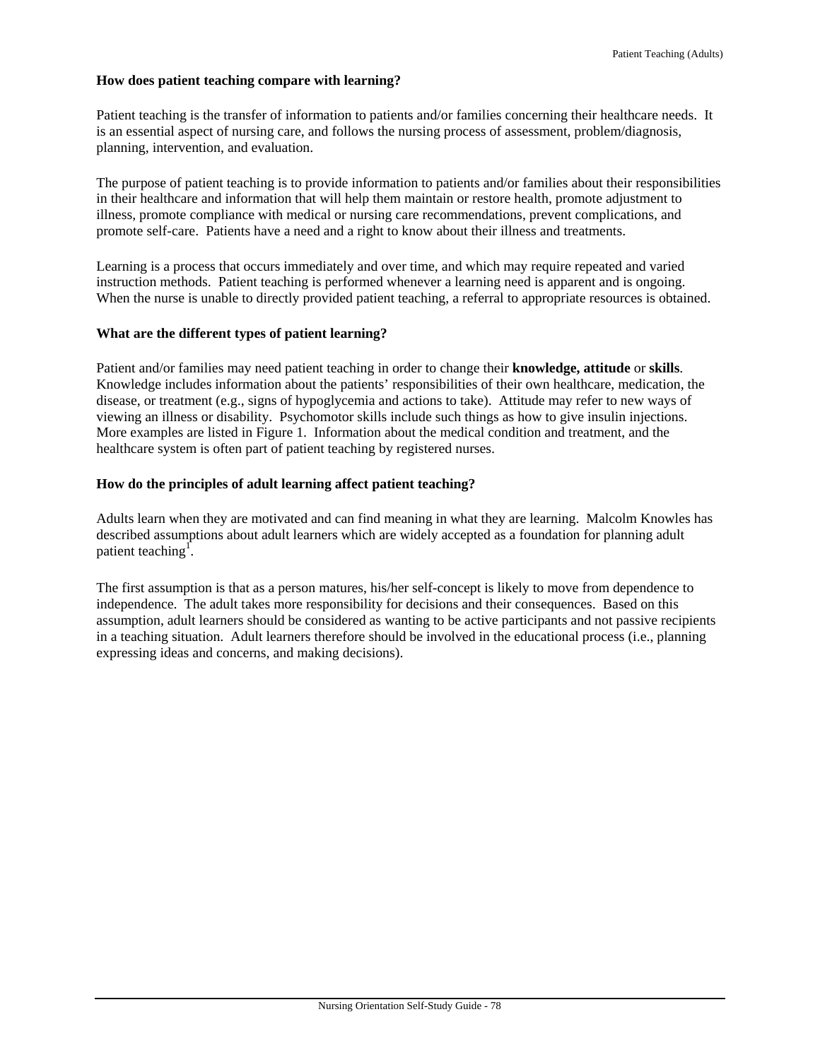### How does patient teaching compare with learning?

Patient teaching is the transfer of information to patients and/or families concerning their healthcare needs. It is an essential aspect of nursing care, and follows the nursing process of assessment, problem/diagnosis, planning, intervention, and evaluation.

The purpose of patient teaching is to provide information to patients and/or families about their responsibilities in their healthcare and information that will help them maintain or restore health, promote adjustment to illness, promote compliance with medical or nursing care recommendations, prevent complications, and promote self-care. Patients have a need and a right to know about their illness and treatments.

Learning is a process that occurs immediately and over time, and which may require repeated and varied instruction methods. Patient teaching is performed whenever a learning need is apparent and is ongoing. When the nurse is unable to directly provided patient teaching, a referral to appropriate resources is obtained.

### What are the different types of patient learning?

Patient and/or families may need patient teaching in order to change their **knowledge, attitude** or **skills**. Knowledge includes information about the patients' responsibilities of their own healthcare, medication, the disease, or treatment (e.g., signs of hypoglycemia and actions to take). Attitude may refer to new ways of viewing an illness or disability. Psychomotor skills include such things as how to give insulin injections. More examples are listed in Figure 1. Information about the medical condition and treatment, and the healthcare system is often part of patient teaching by registered nurses.

### How do the principles of adult learning affect patient teaching?

Adults learn when they are motivated and can find meaning in what they are learning. Malcolm Knowles has described assumptions about adult learners which are widely accepted as a foundation for planning adult patient teaching[1].

The first assumption is that as a person matures, his/her self-concept is likely to move from dependence to independence. The adult takes more responsibility for decisions and their consequences. Based on this assumption, adult learners should be considered as wanting to be active participants and not passive recipients in a teaching situation. Adult learners therefore should be involved in the educational process (i.e., planning expressing ideas and concerns, and making decisions).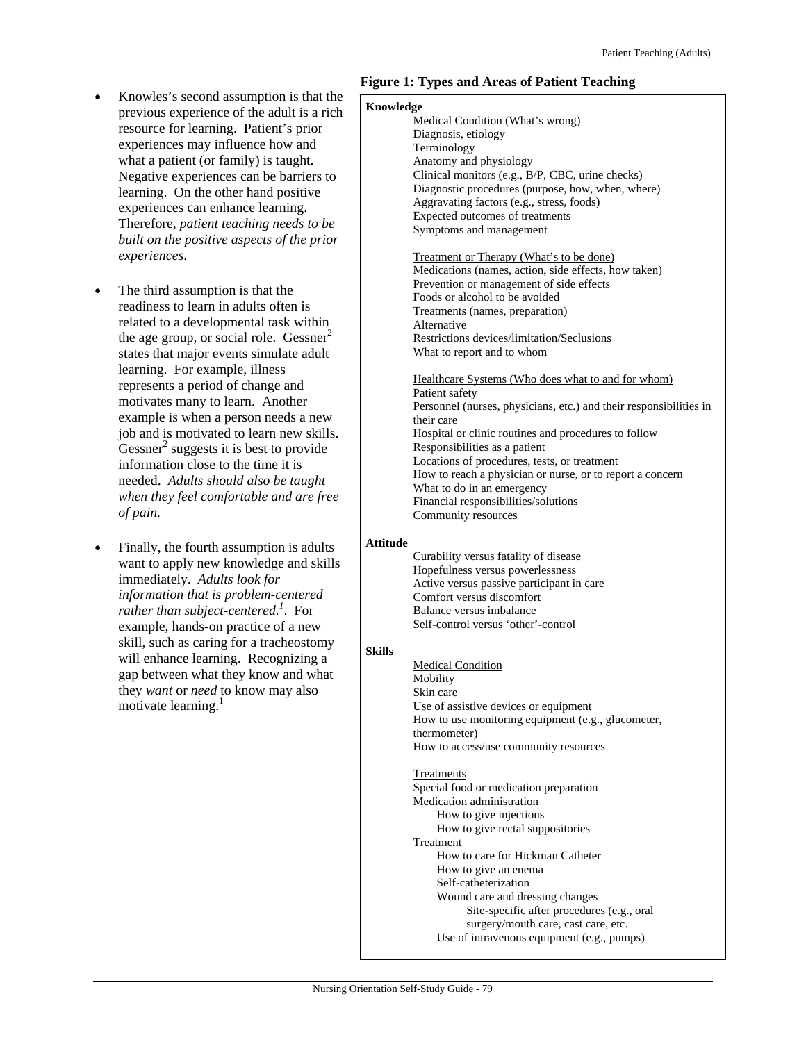- Knowles's second assumption is that the previous experience of the adult is a rich resource for learning. Patient's prior experiences may influence how and what a patient (or family) is taught. Negative experiences can be barriers to learning. On the other hand positive experiences can enhance learning. Therefore, *patient teaching needs to be built on the positive aspects of the prior experiences*.

- The third assumption is that the readiness to learn in adults often is related to a developmental task within the age group, or social role. Gessner[2] states that major events simulate adult learning. For example, illness represents a period of change and motivates many to learn. Another example is when a person needs a new job and is motivated to learn new skills. Gessner[2] suggests it is best to provide information close to the time it is needed. *Adults should also be taught when they feel comfortable and are free of pain.*

- Finally, the fourth assumption is adults want to apply new knowledge and skills immediately. *Adults look for information that is problem-centered rather than subject-centered.[1]*. For example, hands-on practice of a new skill, such as caring for a tracheostomy will enhance learning. Recognizing a gap between what they know and what they *want* or *need* to know may also motivate learning.[1]

### Figure 1: Types and Areas of Patient Teaching

**Knowledge**

Medical Condition (What's wrong)
- Diagnosis, etiology
- Terminology
- Anatomy and physiology
- Clinical monitors (e.g., B/P, CBC, urine checks)
- Diagnostic procedures (purpose, how, when, where)
- Aggravating factors (e.g., stress, foods)
- Expected outcomes of treatments
- Symptoms and management

Treatment or Therapy (What's to be done)
- Medications (names, action, side effects, how taken)
- Prevention or management of side effects
- Foods or alcohol to be avoided
- Treatments (names, preparation)
- Alternative
- Restrictions devices/limitation/Seclusions
- What to report and to whom

Healthcare Systems (Who does what to and for whom)
- Patient safety
- Personnel (nurses, physicians, etc.) and their responsibilities in their care
- Hospital or clinic routines and procedures to follow
- Responsibilities as a patient
- Locations of procedures, tests, or treatment
- How to reach a physician or nurse, or to report a concern
- What to do in an emergency
- Financial responsibilities/solutions
- Community resources

**Attitude**
- Curability versus fatality of disease
- Hopefulness versus powerlessness
- Active versus passive participant in care
- Comfort versus discomfort
- Balance versus imbalance
- Self-control versus 'other'-control

**Skills**

Medical Condition
- Mobility
- Skin care
- Use of assistive devices or equipment
- How to use monitoring equipment (e.g., glucometer, thermometer)
- How to access/use community resources

Treatments
- Special food or medication preparation
- Medication administration
  - How to give injections
  - How to give rectal suppositories
- Treatment
  - How to care for Hickman Catheter
  - How to give an enema
  - Self-catheterization
  - Wound care and dressing changes
    - Site-specific after procedures (e.g., oral surgery/mouth care, cast care, etc.
  - Use of intravenous equipment (e.g., pumps)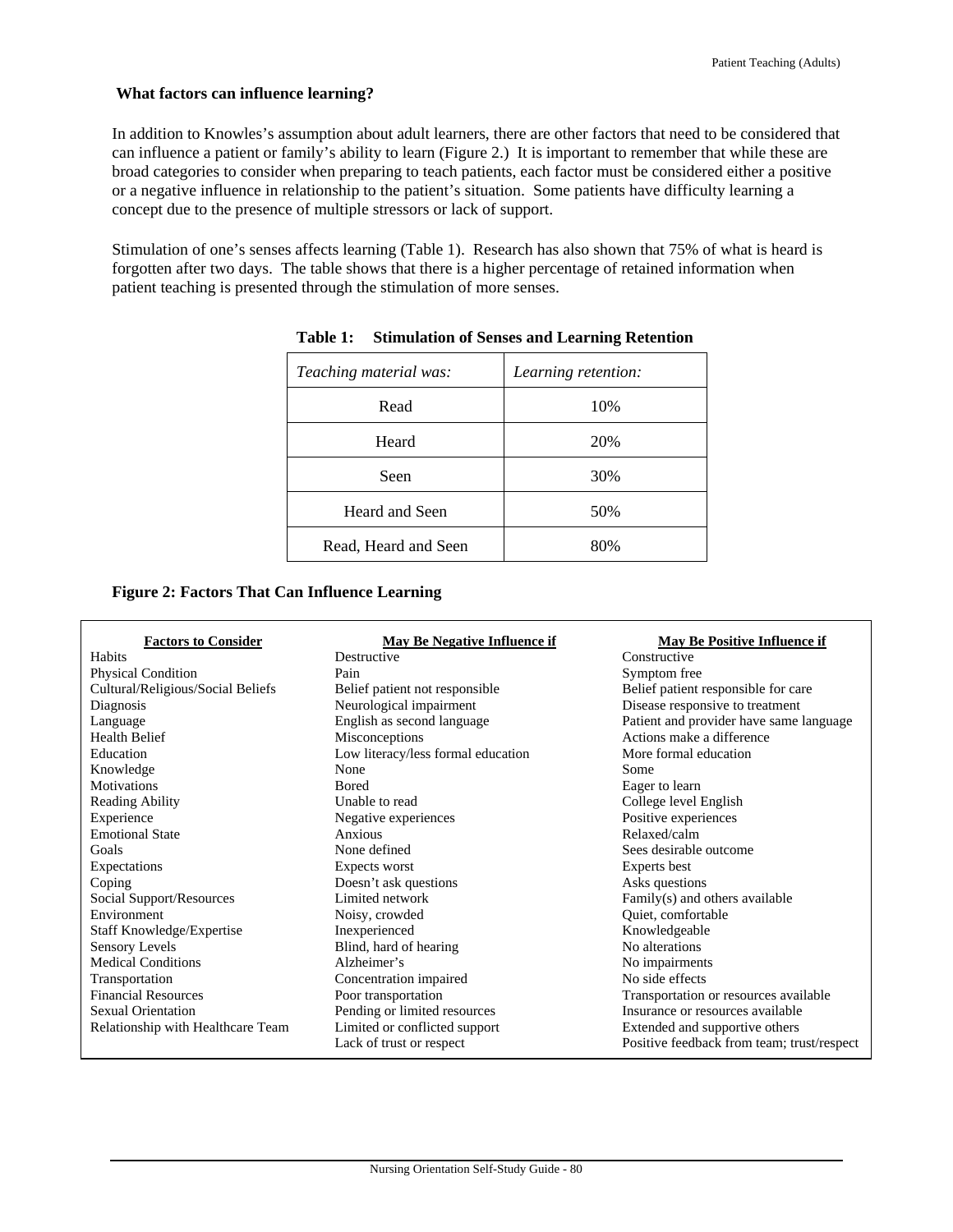**What factors can influence learning?**

In addition to Knowles's assumption about adult learners, there are other factors that need to be considered that can influence a patient or family's ability to learn (Figure 2.) It is important to remember that while these are broad categories to consider when preparing to teach patients, each factor must be considered either a positive or a negative influence in relationship to the patient's situation. Some patients have difficulty learning a concept due to the presence of multiple stressors or lack of support.

Stimulation of one's senses affects learning (Table 1). Research has also shown that 75% of what is heard is forgotten after two days. The table shows that there is a higher percentage of retained information when patient teaching is presented through the stimulation of more senses.

**Table 1: Stimulation of Senses and Learning Retention**

| *Teaching material was:* | *Learning retention:* |
|---|---|
| Read | 10% |
| Heard | 20% |
| Seen | 30% |
| Heard and Seen | 50% |
| Read, Heard and Seen | 80% |

**Figure 2: Factors That Can Influence Learning**

| Factors to Consider | May Be Negative Influence if | May Be Positive Influence if |
|---|---|---|
| Habits | Destructive | Constructive |
| Physical Condition | Pain | Symptom free |
| Cultural/Religious/Social Beliefs | Belief patient not responsible | Belief patient responsible for care |
| Diagnosis | Neurological impairment | Disease responsive to treatment |
| Language | English as second language | Patient and provider have same language |
| Health Belief | Misconceptions | Actions make a difference |
| Education | Low literacy/less formal education | More formal education |
| Knowledge | None | Some |
| Motivations | Bored | Eager to learn |
| Reading Ability | Unable to read | College level English |
| Experience | Negative experiences | Positive experiences |
| Emotional State | Anxious | Relaxed/calm |
| Goals | None defined | Sees desirable outcome |
| Expectations | Expects worst | Experts best |
| Coping | Doesn't ask questions | Asks questions |
| Social Support/Resources | Limited network | Family(s) and others available |
| Environment | Noisy, crowded | Quiet, comfortable |
| Staff Knowledge/Expertise | Inexperienced | Knowledgeable |
| Sensory Levels | Blind, hard of hearing | No alterations |
| Medical Conditions | Alzheimer's | No impairments |
| Transportation | Concentration impaired | No side effects |
| Financial Resources | Poor transportation | Transportation or resources available |
| Sexual Orientation | Pending or limited resources | Insurance or resources available |
| Relationship with Healthcare Team | Limited or conflicted support | Extended and supportive others |
| | Lack of trust or respect | Positive feedback from team; trust/respect |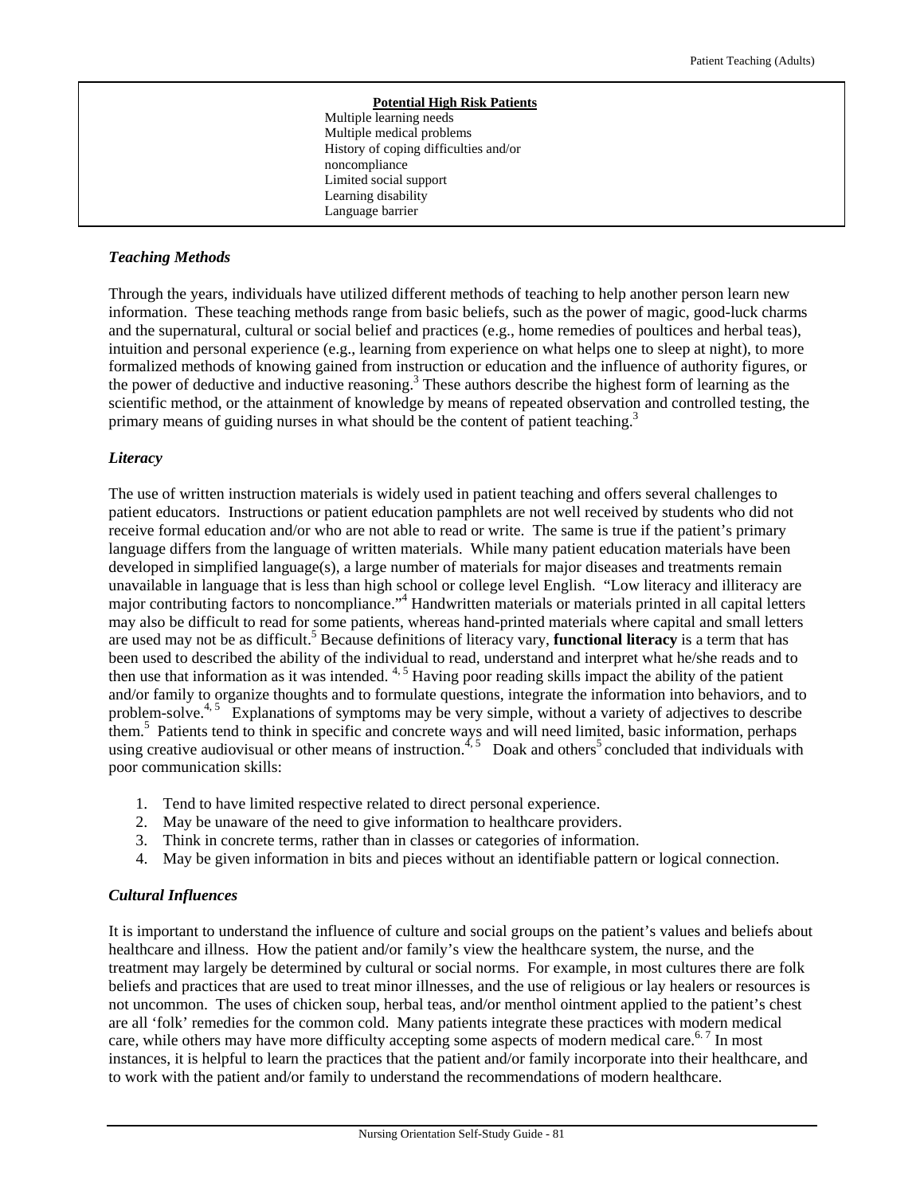**Potential High Risk Patients**

Multiple learning needs
Multiple medical problems
History of coping difficulties and/or noncompliance
Limited social support
Learning disability
Language barrier

### *Teaching Methods*

Through the years, individuals have utilized different methods of teaching to help another person learn new information. These teaching methods range from basic beliefs, such as the power of magic, good-luck charms and the supernatural, cultural or social belief and practices (e.g., home remedies of poultices and herbal teas), intuition and personal experience (e.g., learning from experience on what helps one to sleep at night), to more formalized methods of knowing gained from instruction or education and the influence of authority figures, or the power of deductive and inductive reasoning.[3] These authors describe the highest form of learning as the scientific method, or the attainment of knowledge by means of repeated observation and controlled testing, the primary means of guiding nurses in what should be the content of patient teaching.[3]

### *Literacy*

The use of written instruction materials is widely used in patient teaching and offers several challenges to patient educators. Instructions or patient education pamphlets are not well received by students who did not receive formal education and/or who are not able to read or write. The same is true if the patient's primary language differs from the language of written materials. While many patient education materials have been developed in simplified language(s), a large number of materials for major diseases and treatments remain unavailable in language that is less than high school or college level English. "Low literacy and illiteracy are major contributing factors to noncompliance."[4] Handwritten materials or materials printed in all capital letters may also be difficult to read for some patients, whereas hand-printed materials where capital and small letters are used may not be as difficult.[5] Because definitions of literacy vary, **functional literacy** is a term that has been used to described the ability of the individual to read, understand and interpret what he/she reads and to then use that information as it was intended.[4, 5] Having poor reading skills impact the ability of the patient and/or family to organize thoughts and to formulate questions, integrate the information into behaviors, and to problem-solve.[4, 5] Explanations of symptoms may be very simple, without a variety of adjectives to describe them.[5] Patients tend to think in specific and concrete ways and will need limited, basic information, perhaps using creative audiovisual or other means of instruction.[4, 5] Doak and others[5] concluded that individuals with poor communication skills:

1. Tend to have limited respective related to direct personal experience.
2. May be unaware of the need to give information to healthcare providers.
3. Think in concrete terms, rather than in classes or categories of information.
4. May be given information in bits and pieces without an identifiable pattern or logical connection.

### *Cultural Influences*

It is important to understand the influence of culture and social groups on the patient's values and beliefs about healthcare and illness. How the patient and/or family's view the healthcare system, the nurse, and the treatment may largely be determined by cultural or social norms. For example, in most cultures there are folk beliefs and practices that are used to treat minor illnesses, and the use of religious or lay healers or resources is not uncommon. The uses of chicken soup, herbal teas, and/or menthol ointment applied to the patient's chest are all 'folk' remedies for the common cold. Many patients integrate these practices with modern medical care, while others may have more difficulty accepting some aspects of modern medical care.[6, 7] In most instances, it is helpful to learn the practices that the patient and/or family incorporate into their healthcare, and to work with the patient and/or family to understand the recommendations of modern healthcare.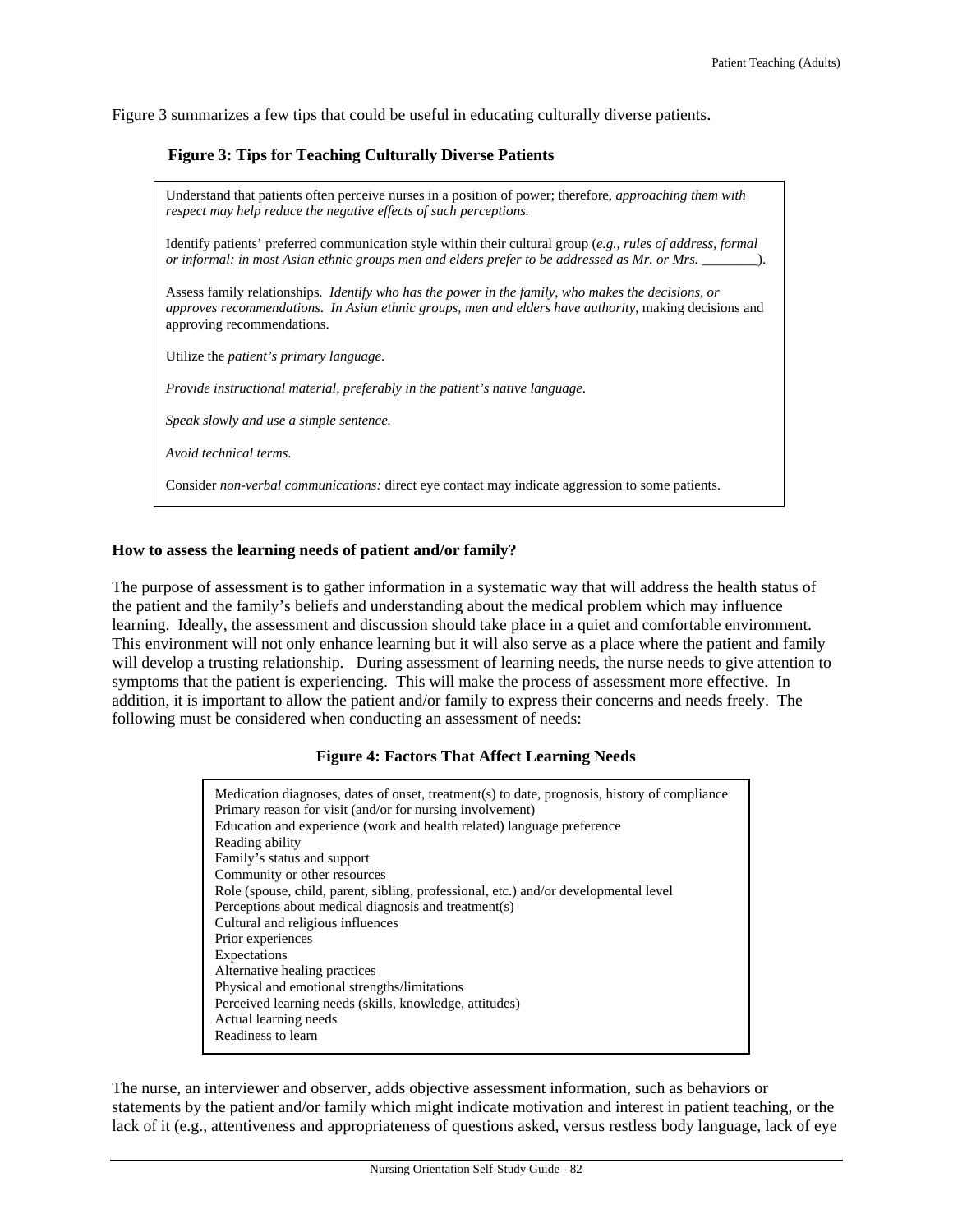Figure 3 summarizes a few tips that could be useful in educating culturally diverse patients.

**Figure 3: Tips for Teaching Culturally Diverse Patients**

Understand that patients often perceive nurses in a position of power; therefore, *approaching them with respect may help reduce the negative effects of such perceptions.*

Identify patients' preferred communication style within their cultural group (*e.g., rules of address, formal or informal: in most Asian ethnic groups men and elders prefer to be addressed as Mr. or Mrs.* ________).

Assess family relationships*. Identify who has the power in the family, who makes the decisions, or approves recommendations. In Asian ethnic groups, men and elders have authority*, making decisions and approving recommendations.

Utilize the *patient's primary language*.

*Provide instructional material, preferably in the patient's native language*.

*Speak slowly and use a simple sentence.*

*Avoid technical terms.*

Consider *non-verbal communications:* direct eye contact may indicate aggression to some patients.

**How to assess the learning needs of patient and/or family?**

The purpose of assessment is to gather information in a systematic way that will address the health status of the patient and the family's beliefs and understanding about the medical problem which may influence learning. Ideally, the assessment and discussion should take place in a quiet and comfortable environment. This environment will not only enhance learning but it will also serve as a place where the patient and family will develop a trusting relationship. During assessment of learning needs, the nurse needs to give attention to symptoms that the patient is experiencing. This will make the process of assessment more effective. In addition, it is important to allow the patient and/or family to express their concerns and needs freely. The following must be considered when conducting an assessment of needs:

**Figure 4: Factors That Affect Learning Needs**

Medication diagnoses, dates of onset, treatment(s) to date, prognosis, history of compliance
Primary reason for visit (and/or for nursing involvement)
Education and experience (work and health related) language preference
Reading ability
Family's status and support
Community or other resources
Role (spouse, child, parent, sibling, professional, etc.) and/or developmental level
Perceptions about medical diagnosis and treatment(s)
Cultural and religious influences
Prior experiences
Expectations
Alternative healing practices
Physical and emotional strengths/limitations
Perceived learning needs (skills, knowledge, attitudes)
Actual learning needs
Readiness to learn

The nurse, an interviewer and observer, adds objective assessment information, such as behaviors or statements by the patient and/or family which might indicate motivation and interest in patient teaching, or the lack of it (e.g., attentiveness and appropriateness of questions asked, versus restless body language, lack of eye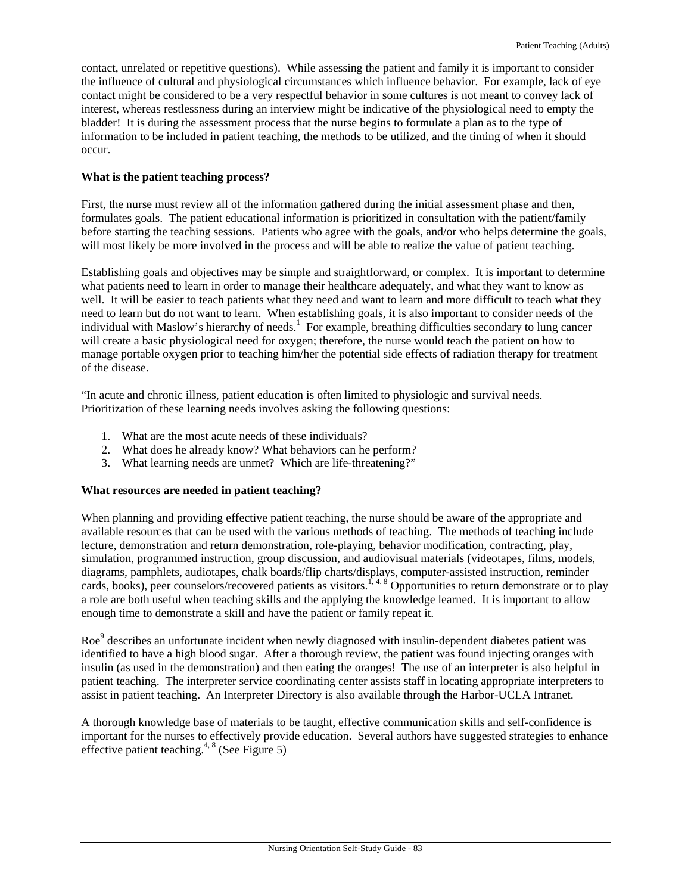contact, unrelated or repetitive questions). While assessing the patient and family it is important to consider the influence of cultural and physiological circumstances which influence behavior. For example, lack of eye contact might be considered to be a very respectful behavior in some cultures is not meant to convey lack of interest, whereas restlessness during an interview might be indicative of the physiological need to empty the bladder! It is during the assessment process that the nurse begins to formulate a plan as to the type of information to be included in patient teaching, the methods to be utilized, and the timing of when it should occur.

**What is the patient teaching process?**

First, the nurse must review all of the information gathered during the initial assessment phase and then, formulates goals. The patient educational information is prioritized in consultation with the patient/family before starting the teaching sessions. Patients who agree with the goals, and/or who helps determine the goals, will most likely be more involved in the process and will be able to realize the value of patient teaching.

Establishing goals and objectives may be simple and straightforward, or complex. It is important to determine what patients need to learn in order to manage their healthcare adequately, and what they want to know as well. It will be easier to teach patients what they need and want to learn and more difficult to teach what they need to learn but do not want to learn. When establishing goals, it is also important to consider needs of the individual with Maslow's hierarchy of needs.[1] For example, breathing difficulties secondary to lung cancer will create a basic physiological need for oxygen; therefore, the nurse would teach the patient on how to manage portable oxygen prior to teaching him/her the potential side effects of radiation therapy for treatment of the disease.

"In acute and chronic illness, patient education is often limited to physiologic and survival needs. Prioritization of these learning needs involves asking the following questions:

1. What are the most acute needs of these individuals?
2. What does he already know? What behaviors can he perform?
3. What learning needs are unmet? Which are life-threatening?"

**What resources are needed in patient teaching?**

When planning and providing effective patient teaching, the nurse should be aware of the appropriate and available resources that can be used with the various methods of teaching. The methods of teaching include lecture, demonstration and return demonstration, role-playing, behavior modification, contracting, play, simulation, programmed instruction, group discussion, and audiovisual materials (videotapes, films, models, diagrams, pamphlets, audiotapes, chalk boards/flip charts/displays, computer-assisted instruction, reminder cards, books), peer counselors/recovered patients as visitors.[1, 4, 8] Opportunities to return demonstrate or to play a role are both useful when teaching skills and the applying the knowledge learned. It is important to allow enough time to demonstrate a skill and have the patient or family repeat it.

Roe[9] describes an unfortunate incident when newly diagnosed with insulin-dependent diabetes patient was identified to have a high blood sugar. After a thorough review, the patient was found injecting oranges with insulin (as used in the demonstration) and then eating the oranges! The use of an interpreter is also helpful in patient teaching. The interpreter service coordinating center assists staff in locating appropriate interpreters to assist in patient teaching. An Interpreter Directory is also available through the Harbor-UCLA Intranet.

A thorough knowledge base of materials to be taught, effective communication skills and self-confidence is important for the nurses to effectively provide education. Several authors have suggested strategies to enhance effective patient teaching.[4, 8] (See Figure 5)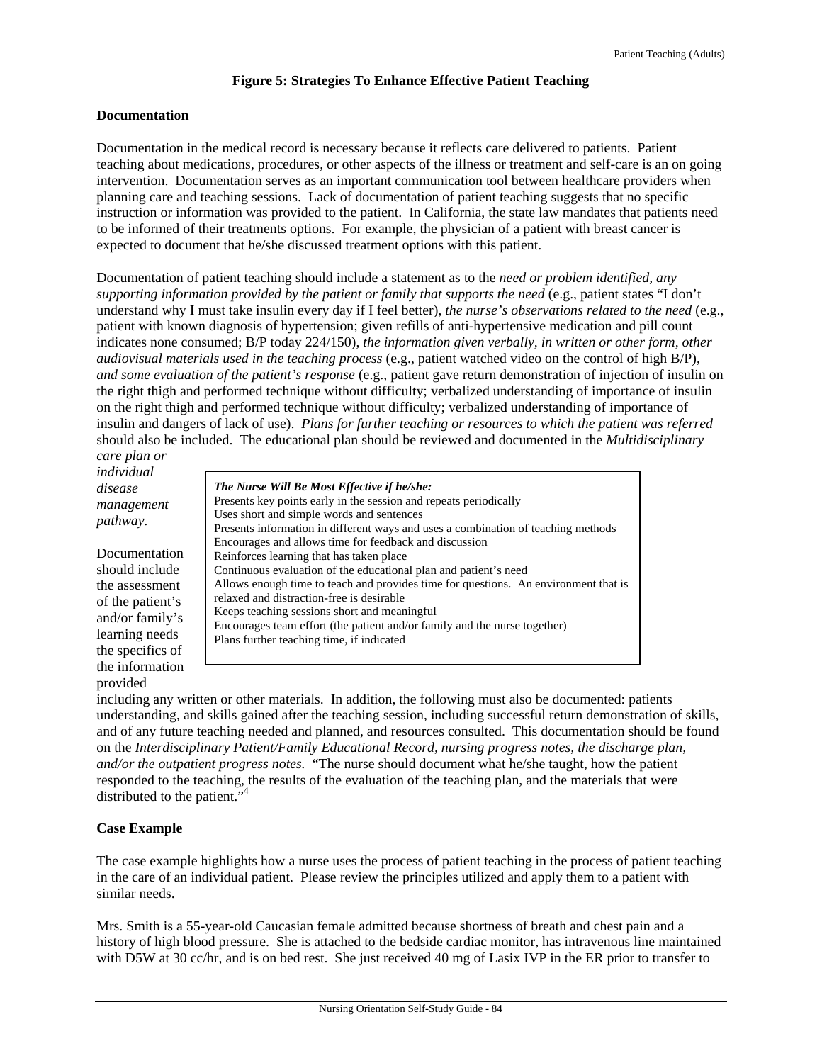**Figure 5: Strategies To Enhance Effective Patient Teaching**

**Documentation**

Documentation in the medical record is necessary because it reflects care delivered to patients. Patient teaching about medications, procedures, or other aspects of the illness or treatment and self-care is an on going intervention. Documentation serves as an important communication tool between healthcare providers when planning care and teaching sessions. Lack of documentation of patient teaching suggests that no specific instruction or information was provided to the patient. In California, the state law mandates that patients need to be informed of their treatments options. For example, the physician of a patient with breast cancer is expected to document that he/she discussed treatment options with this patient.

Documentation of patient teaching should include a statement as to the *need or problem identified, any supporting information provided by the patient or family that supports the need* (e.g., patient states "I don't understand why I must take insulin every day if I feel better), *the nurse's observations related to the need* (e.g., patient with known diagnosis of hypertension; given refills of anti-hypertensive medication and pill count indicates none consumed; B/P today 224/150), *the information given verbally, in written or other form, other audiovisual materials used in the teaching process* (e.g., patient watched video on the control of high B/P), *and some evaluation of the patient's response* (e.g., patient gave return demonstration of injection of insulin on the right thigh and performed technique without difficulty; verbalized understanding of importance of insulin on the right thigh and performed technique without difficulty; verbalized understanding of importance of insulin and dangers of lack of use). *Plans for further teaching or resources to which the patient was referred* should also be included. The educational plan should be reviewed and documented in the *Multidisciplinary care plan or individual disease management pathway*.

> ***The Nurse Will Be Most Effective if he/she:***
> Presents key points early in the session and repeats periodically
> Uses short and simple words and sentences
> Presents information in different ways and uses a combination of teaching methods
> Encourages and allows time for feedback and discussion
> Reinforces learning that has taken place
> Continuous evaluation of the educational plan and patient's need
> Allows enough time to teach and provides time for questions. An environment that is relaxed and distraction-free is desirable
> Keeps teaching sessions short and meaningful
> Encourages team effort (the patient and/or family and the nurse together)
> Plans further teaching time, if indicated

Documentation should include the assessment of the patient's and/or family's learning needs the specifics of the information provided including any written or other materials. In addition, the following must also be documented: patients understanding, and skills gained after the teaching session, including successful return demonstration of skills, and of any future teaching needed and planned, and resources consulted. This documentation should be found on the *Interdisciplinary Patient/Family Educational Record, nursing progress notes, the discharge plan, and/or the outpatient progress notes.* "The nurse should document what he/she taught, how the patient responded to the teaching, the results of the evaluation of the teaching plan, and the materials that were distributed to the patient."[4]

**Case Example**

The case example highlights how a nurse uses the process of patient teaching in the process of patient teaching in the care of an individual patient. Please review the principles utilized and apply them to a patient with similar needs.

Mrs. Smith is a 55-year-old Caucasian female admitted because shortness of breath and chest pain and a history of high blood pressure. She is attached to the bedside cardiac monitor, has intravenous line maintained with D5W at 30 cc/hr, and is on bed rest. She just received 40 mg of Lasix IVP in the ER prior to transfer to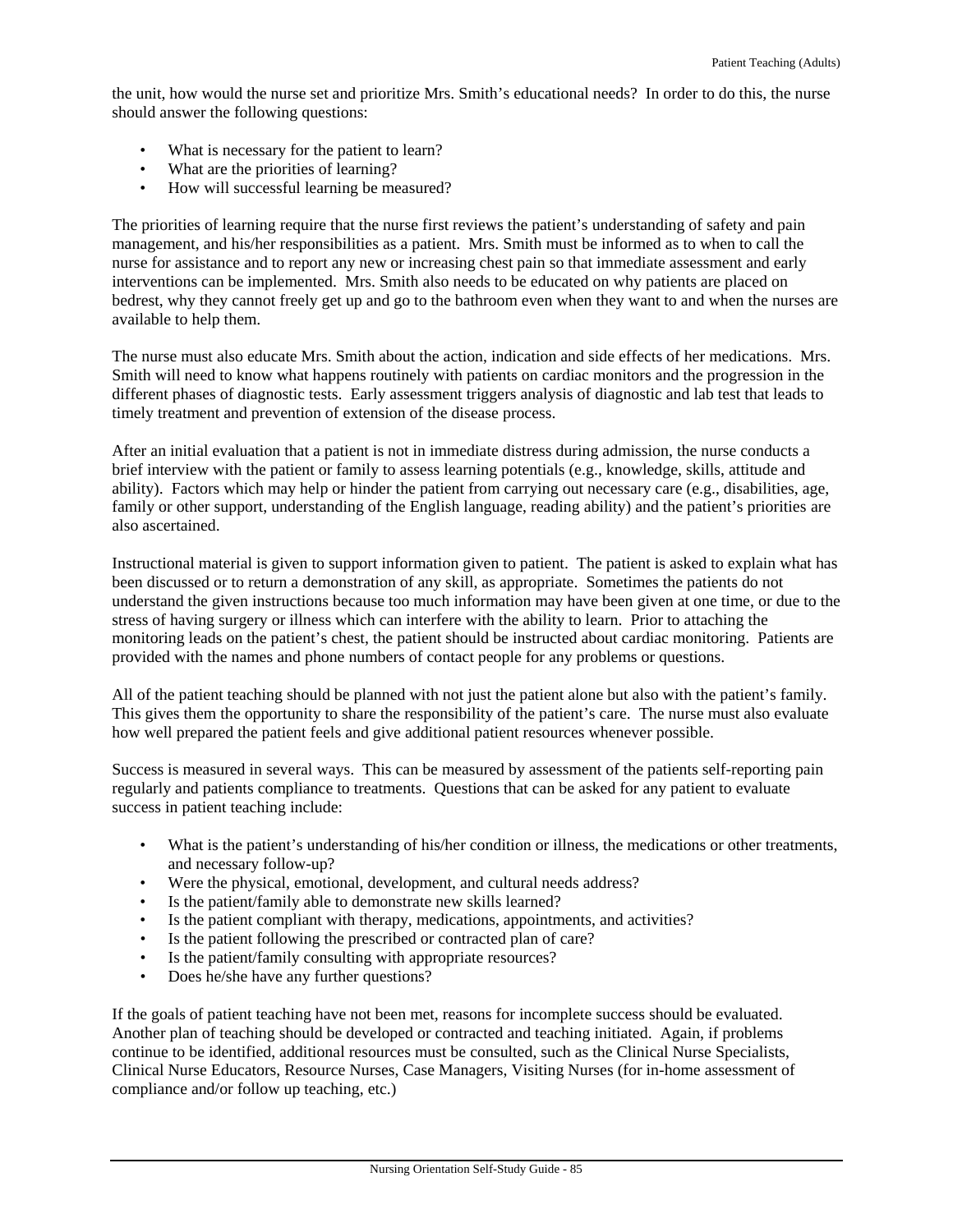the unit, how would the nurse set and prioritize Mrs. Smith's educational needs? In order to do this, the nurse should answer the following questions:

- What is necessary for the patient to learn?
- What are the priorities of learning?
- How will successful learning be measured?

The priorities of learning require that the nurse first reviews the patient's understanding of safety and pain management, and his/her responsibilities as a patient. Mrs. Smith must be informed as to when to call the nurse for assistance and to report any new or increasing chest pain so that immediate assessment and early interventions can be implemented. Mrs. Smith also needs to be educated on why patients are placed on bedrest, why they cannot freely get up and go to the bathroom even when they want to and when the nurses are available to help them.

The nurse must also educate Mrs. Smith about the action, indication and side effects of her medications. Mrs. Smith will need to know what happens routinely with patients on cardiac monitors and the progression in the different phases of diagnostic tests. Early assessment triggers analysis of diagnostic and lab test that leads to timely treatment and prevention of extension of the disease process.

After an initial evaluation that a patient is not in immediate distress during admission, the nurse conducts a brief interview with the patient or family to assess learning potentials (e.g., knowledge, skills, attitude and ability). Factors which may help or hinder the patient from carrying out necessary care (e.g., disabilities, age, family or other support, understanding of the English language, reading ability) and the patient's priorities are also ascertained.

Instructional material is given to support information given to patient. The patient is asked to explain what has been discussed or to return a demonstration of any skill, as appropriate. Sometimes the patients do not understand the given instructions because too much information may have been given at one time, or due to the stress of having surgery or illness which can interfere with the ability to learn. Prior to attaching the monitoring leads on the patient's chest, the patient should be instructed about cardiac monitoring. Patients are provided with the names and phone numbers of contact people for any problems or questions.

All of the patient teaching should be planned with not just the patient alone but also with the patient's family. This gives them the opportunity to share the responsibility of the patient's care. The nurse must also evaluate how well prepared the patient feels and give additional patient resources whenever possible.

Success is measured in several ways. This can be measured by assessment of the patients self-reporting pain regularly and patients compliance to treatments. Questions that can be asked for any patient to evaluate success in patient teaching include:

- What is the patient's understanding of his/her condition or illness, the medications or other treatments, and necessary follow-up?
- Were the physical, emotional, development, and cultural needs address?
- Is the patient/family able to demonstrate new skills learned?
- Is the patient compliant with therapy, medications, appointments, and activities?
- Is the patient following the prescribed or contracted plan of care?
- Is the patient/family consulting with appropriate resources?
- Does he/she have any further questions?

If the goals of patient teaching have not been met, reasons for incomplete success should be evaluated. Another plan of teaching should be developed or contracted and teaching initiated. Again, if problems continue to be identified, additional resources must be consulted, such as the Clinical Nurse Specialists, Clinical Nurse Educators, Resource Nurses, Case Managers, Visiting Nurses (for in-home assessment of compliance and/or follow up teaching, etc.)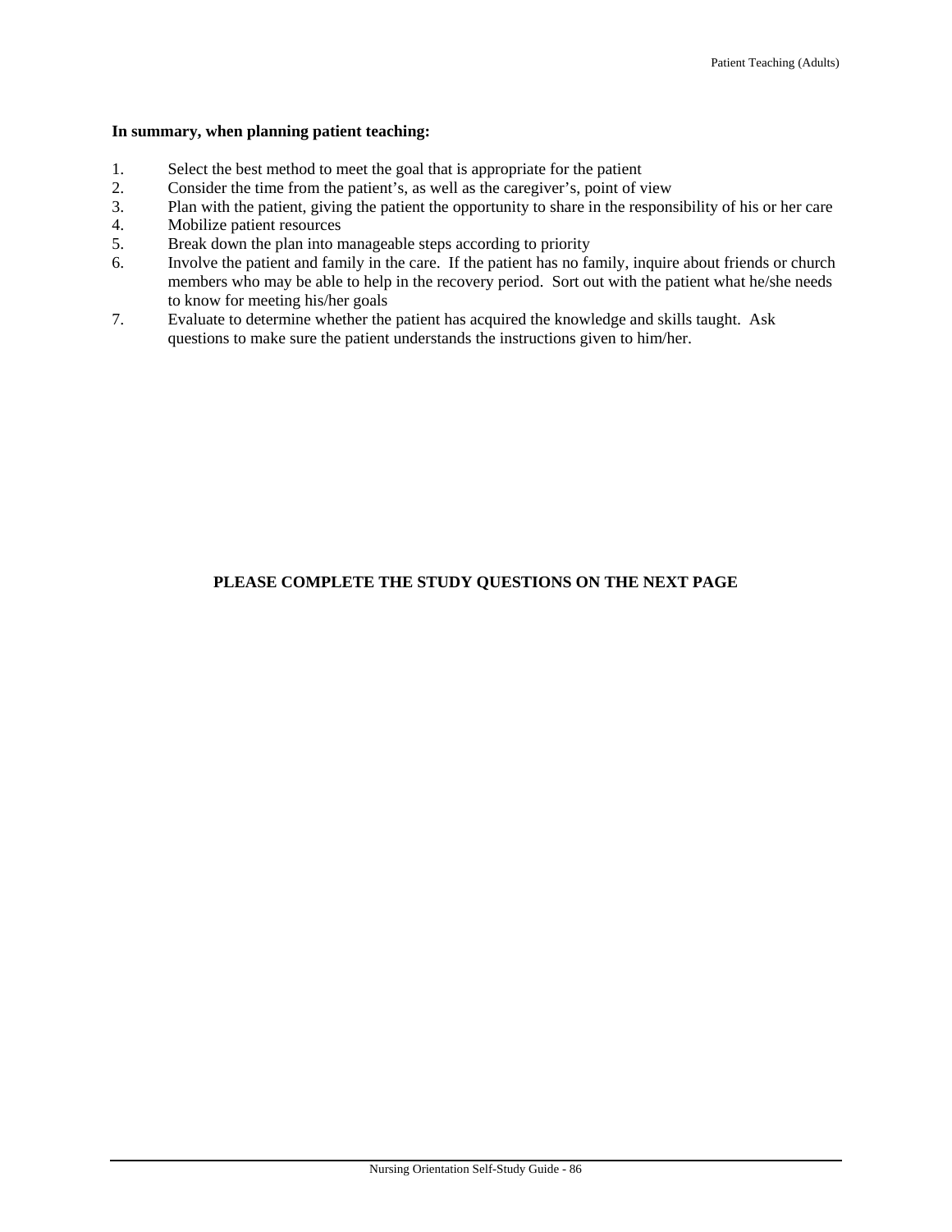**In summary, when planning patient teaching:**

1. Select the best method to meet the goal that is appropriate for the patient
2. Consider the time from the patient's, as well as the caregiver's, point of view
3. Plan with the patient, giving the patient the opportunity to share in the responsibility of his or her care
4. Mobilize patient resources
5. Break down the plan into manageable steps according to priority
6. Involve the patient and family in the care. If the patient has no family, inquire about friends or church members who may be able to help in the recovery period. Sort out with the patient what he/she needs to know for meeting his/her goals
7. Evaluate to determine whether the patient has acquired the knowledge and skills taught. Ask questions to make sure the patient understands the instructions given to him/her.

**PLEASE COMPLETE THE STUDY QUESTIONS ON THE NEXT PAGE**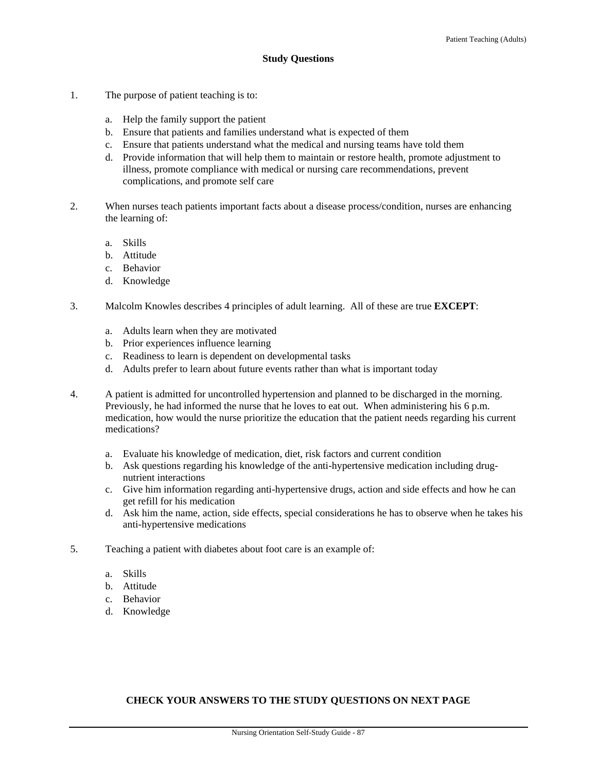## Study Questions

1. The purpose of patient teaching is to:

    a. Help the family support the patient
    b. Ensure that patients and families understand what is expected of them
    c. Ensure that patients understand what the medical and nursing teams have told them
    d. Provide information that will help them to maintain or restore health, promote adjustment to illness, promote compliance with medical or nursing care recommendations, prevent complications, and promote self care

2. When nurses teach patients important facts about a disease process/condition, nurses are enhancing the learning of:

    a. Skills
    b. Attitude
    c. Behavior
    d. Knowledge

3. Malcolm Knowles describes 4 principles of adult learning. All of these are true **EXCEPT**:

    a. Adults learn when they are motivated
    b. Prior experiences influence learning
    c. Readiness to learn is dependent on developmental tasks
    d. Adults prefer to learn about future events rather than what is important today

4. A patient is admitted for uncontrolled hypertension and planned to be discharged in the morning. Previously, he had informed the nurse that he loves to eat out. When administering his 6 p.m. medication, how would the nurse prioritize the education that the patient needs regarding his current medications?

    a. Evaluate his knowledge of medication, diet, risk factors and current condition
    b. Ask questions regarding his knowledge of the anti-hypertensive medication including drug-nutrient interactions
    c. Give him information regarding anti-hypertensive drugs, action and side effects and how he can get refill for his medication
    d. Ask him the name, action, side effects, special considerations he has to observe when he takes his anti-hypertensive medications

5. Teaching a patient with diabetes about foot care is an example of:

    a. Skills
    b. Attitude
    c. Behavior
    d. Knowledge

**CHECK YOUR ANSWERS TO THE STUDY QUESTIONS ON NEXT PAGE**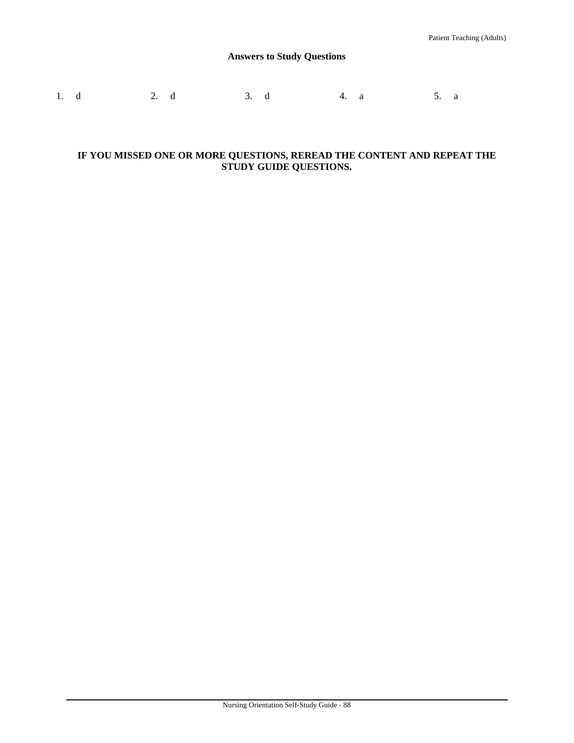## Answers to Study Questions

1. d  2. d  3. d  4. a  5. a

**IF YOU MISSED ONE OR MORE QUESTIONS, REREAD THE CONTENT AND REPEAT THE STUDY GUIDE QUESTIONS.**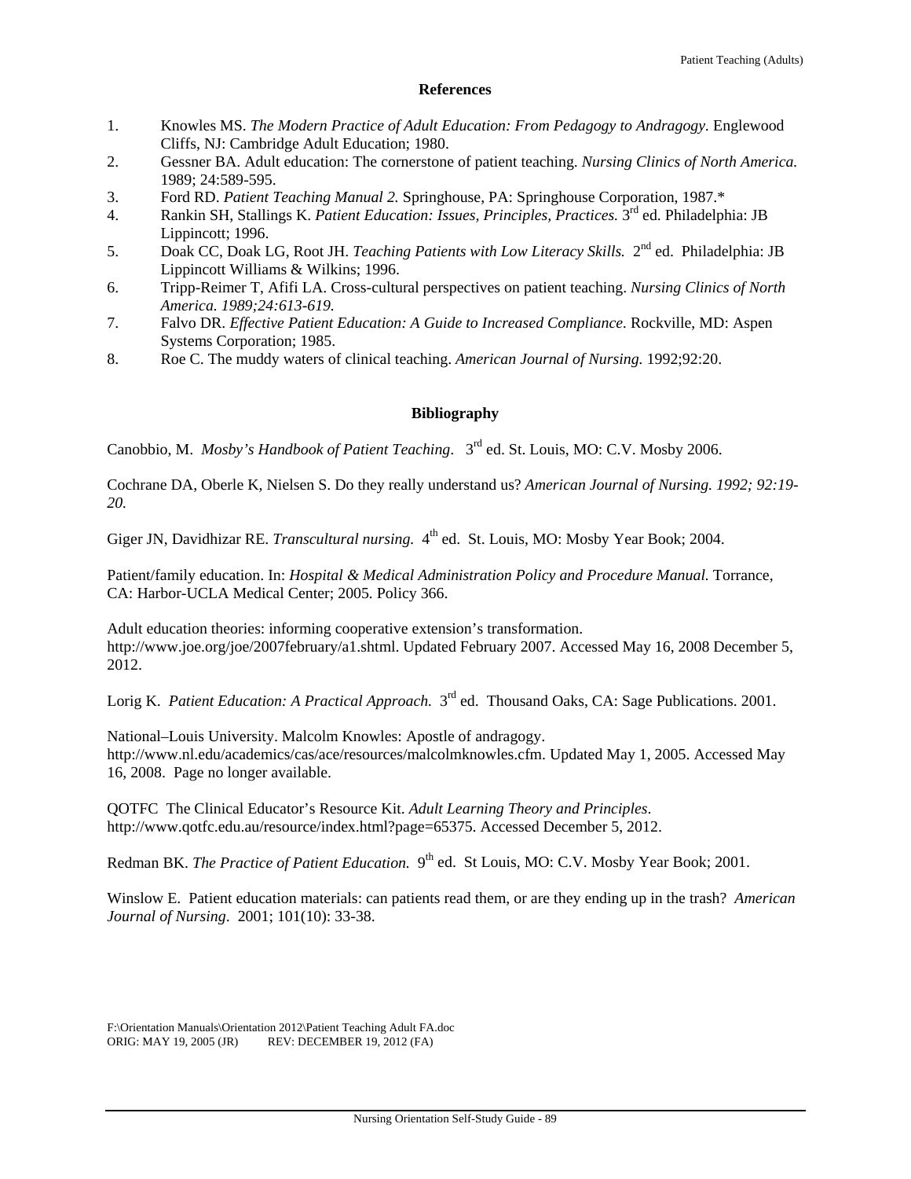## References

1. Knowles MS. *The Modern Practice of Adult Education: From Pedagogy to Andragogy.* Englewood Cliffs, NJ: Cambridge Adult Education; 1980.
2. Gessner BA. Adult education: The cornerstone of patient teaching. *Nursing Clinics of North America.* 1989; 24:589-595.
3. Ford RD. *Patient Teaching Manual 2.* Springhouse, PA: Springhouse Corporation, 1987.*
4. Rankin SH, Stallings K. *Patient Education: Issues, Principles, Practices.* 3rd ed. Philadelphia: JB Lippincott; 1996.
5. Doak CC, Doak LG, Root JH. *Teaching Patients with Low Literacy Skills.* 2nd ed. Philadelphia: JB Lippincott Williams & Wilkins; 1996.
6. Tripp-Reimer T, Afifi LA. Cross-cultural perspectives on patient teaching. *Nursing Clinics of North America. 1989;24:613-619.*
7. Falvo DR. *Effective Patient Education: A Guide to Increased Compliance.* Rockville, MD: Aspen Systems Corporation; 1985.
8. Roe C. The muddy waters of clinical teaching. *American Journal of Nursing.* 1992;92:20.

## Bibliography

Canobbio, M. *Mosby's Handbook of Patient Teaching*. 3rd ed. St. Louis, MO: C.V. Mosby 2006.

Cochrane DA, Oberle K, Nielsen S. Do they really understand us? *American Journal of Nursing. 1992; 92:19-20.*

Giger JN, Davidhizar RE. *Transcultural nursing.* 4th ed. St. Louis, MO: Mosby Year Book; 2004.

Patient/family education. In: *Hospital & Medical Administration Policy and Procedure Manual.* Torrance, CA: Harbor-UCLA Medical Center; 2005. Policy 366.

Adult education theories: informing cooperative extension's transformation. http://www.joe.org/joe/2007february/a1.shtml. Updated February 2007. Accessed May 16, 2008 December 5, 2012.

Lorig K. *Patient Education: A Practical Approach.* 3rd ed. Thousand Oaks, CA: Sage Publications. 2001.

National–Louis University. Malcolm Knowles: Apostle of andragogy. http://www.nl.edu/academics/cas/ace/resources/malcolmknowles.cfm. Updated May 1, 2005. Accessed May 16, 2008. Page no longer available.

QOTFC The Clinical Educator's Resource Kit. *Adult Learning Theory and Principles*. http://www.qotfc.edu.au/resource/index.html?page=65375. Accessed December 5, 2012.

Redman BK. *The Practice of Patient Education.* 9th ed. St Louis, MO: C.V. Mosby Year Book; 2001.

Winslow E. Patient education materials: can patients read them, or are they ending up in the trash? *American Journal of Nursing*. 2001; 101(10): 33-38.

F:\Orientation Manuals\Orientation 2012\Patient Teaching Adult FA.doc
ORIG: MAY 19, 2005 (JR) REV: DECEMBER 19, 2012 (FA)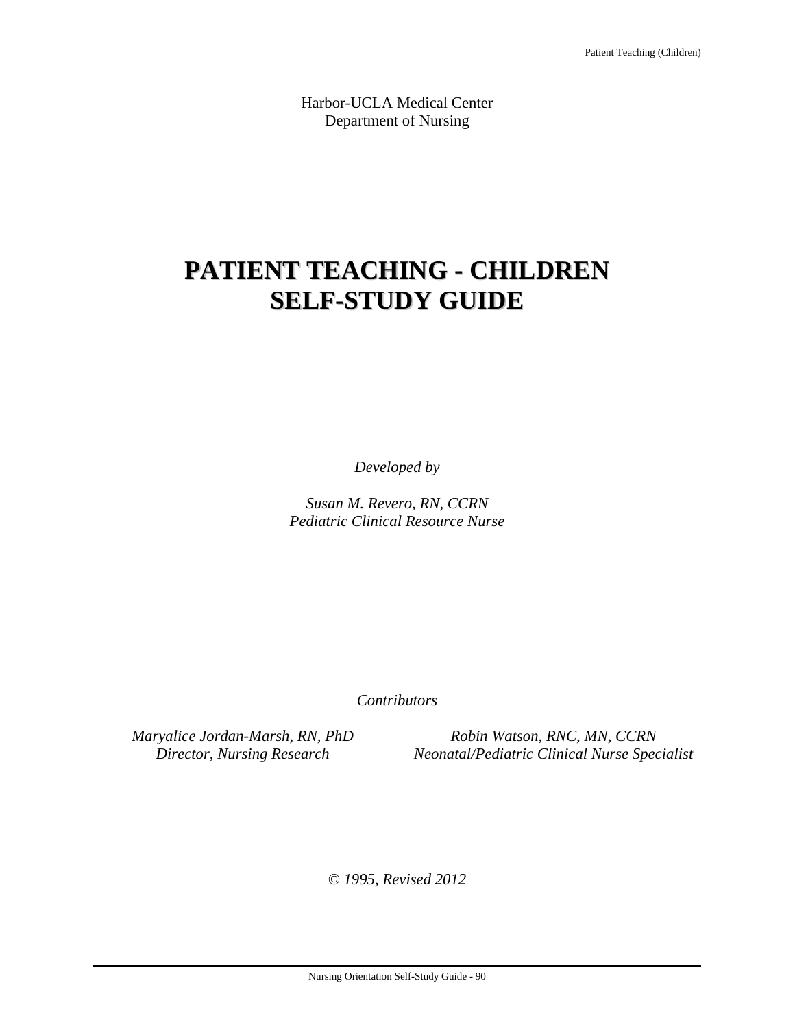Harbor-UCLA Medical Center
Department of Nursing

# PATIENT TEACHING - CHILDREN SELF-STUDY GUIDE

*Developed by*

*Susan M. Revero, RN, CCRN*
*Pediatric Clinical Resource Nurse*

*Contributors*

*Maryalice Jordan-Marsh, RN, PhD*
*Director, Nursing Research*

*Robin Watson, RNC, MN, CCRN*
*Neonatal/Pediatric Clinical Nurse Specialist*

*© 1995, Revised 2012*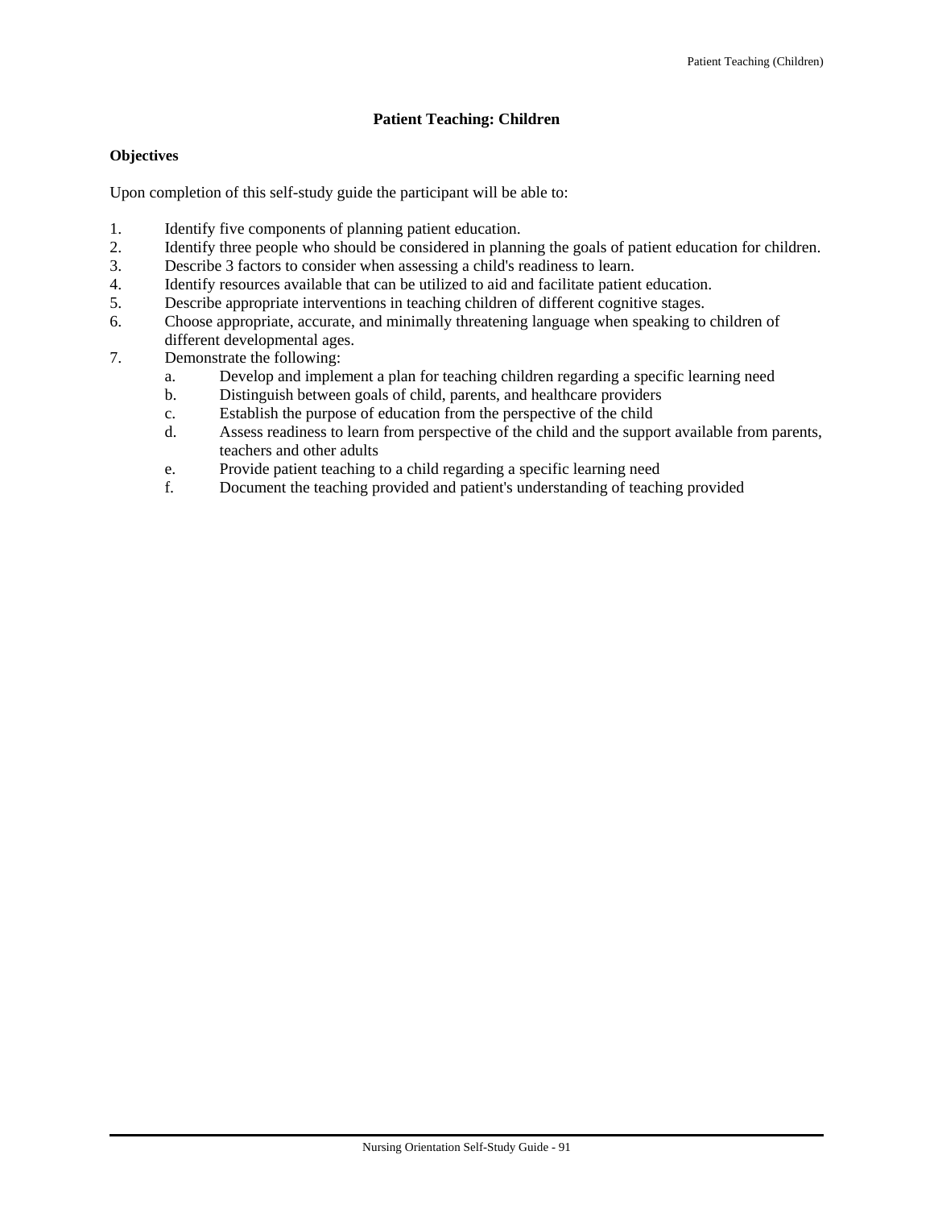# Patient Teaching: Children

**Objectives**

Upon completion of this self-study guide the participant will be able to:

1. Identify five components of planning patient education.
2. Identify three people who should be considered in planning the goals of patient education for children.
3. Describe 3 factors to consider when assessing a child's readiness to learn.
4. Identify resources available that can be utilized to aid and facilitate patient education.
5. Describe appropriate interventions in teaching children of different cognitive stages.
6. Choose appropriate, accurate, and minimally threatening language when speaking to children of different developmental ages.
7. Demonstrate the following:
   a. Develop and implement a plan for teaching children regarding a specific learning need
   b. Distinguish between goals of child, parents, and healthcare providers
   c. Establish the purpose of education from the perspective of the child
   d. Assess readiness to learn from perspective of the child and the support available from parents, teachers and other adults
   e. Provide patient teaching to a child regarding a specific learning need
   f. Document the teaching provided and patient's understanding of teaching provided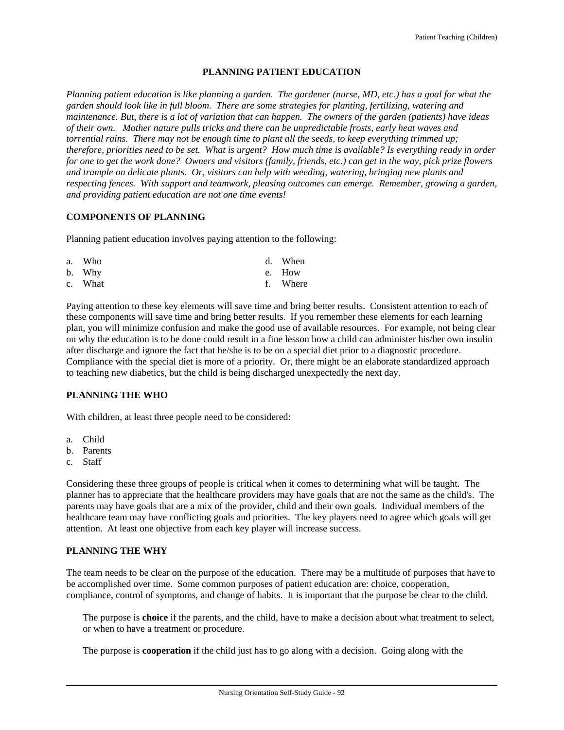## PLANNING PATIENT EDUCATION

*Planning patient education is like planning a garden. The gardener (nurse, MD, etc.) has a goal for what the garden should look like in full bloom. There are some strategies for planting, fertilizing, watering and maintenance. But, there is a lot of variation that can happen. The owners of the garden (patients) have ideas of their own. Mother nature pulls tricks and there can be unpredictable frosts, early heat waves and torrential rains. There may not be enough time to plant all the seeds, to keep everything trimmed up; therefore, priorities need to be set. What is urgent? How much time is available? Is everything ready in order for one to get the work done? Owners and visitors (family, friends, etc.) can get in the way, pick prize flowers and trample on delicate plants. Or, visitors can help with weeding, watering, bringing new plants and respecting fences. With support and teamwork, pleasing outcomes can emerge. Remember, growing a garden, and providing patient education are not one time events!*

### COMPONENTS OF PLANNING

Planning patient education involves paying attention to the following:

a. Who
b. Why
c. What
d. When
e. How
f. Where

Paying attention to these key elements will save time and bring better results. Consistent attention to each of these components will save time and bring better results. If you remember these elements for each learning plan, you will minimize confusion and make the good use of available resources. For example, not being clear on why the education is to be done could result in a fine lesson how a child can administer his/her own insulin after discharge and ignore the fact that he/she is to be on a special diet prior to a diagnostic procedure. Compliance with the special diet is more of a priority. Or, there might be an elaborate standardized approach to teaching new diabetics, but the child is being discharged unexpectedly the next day.

### PLANNING THE WHO

With children, at least three people need to be considered:

a. Child
b. Parents
c. Staff

Considering these three groups of people is critical when it comes to determining what will be taught. The planner has to appreciate that the healthcare providers may have goals that are not the same as the child's. The parents may have goals that are a mix of the provider, child and their own goals. Individual members of the healthcare team may have conflicting goals and priorities. The key players need to agree which goals will get attention. At least one objective from each key player will increase success.

### PLANNING THE WHY

The team needs to be clear on the purpose of the education. There may be a multitude of purposes that have to be accomplished over time. Some common purposes of patient education are: choice, cooperation, compliance, control of symptoms, and change of habits. It is important that the purpose be clear to the child.

The purpose is **choice** if the parents, and the child, have to make a decision about what treatment to select, or when to have a treatment or procedure.

The purpose is **cooperation** if the child just has to go along with a decision. Going along with the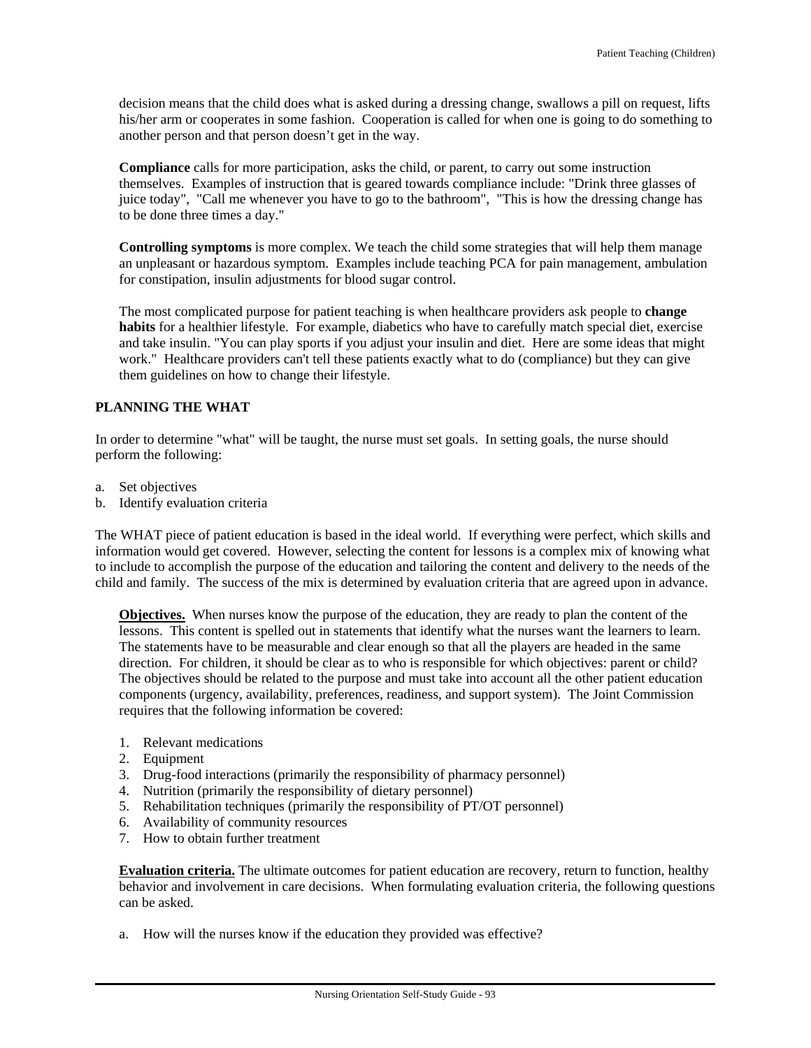decision means that the child does what is asked during a dressing change, swallows a pill on request, lifts his/her arm or cooperates in some fashion. Cooperation is called for when one is going to do something to another person and that person doesn't get in the way.

**Compliance** calls for more participation, asks the child, or parent, to carry out some instruction themselves. Examples of instruction that is geared towards compliance include: "Drink three glasses of juice today", "Call me whenever you have to go to the bathroom", "This is how the dressing change has to be done three times a day."

**Controlling symptoms** is more complex. We teach the child some strategies that will help them manage an unpleasant or hazardous symptom. Examples include teaching PCA for pain management, ambulation for constipation, insulin adjustments for blood sugar control.

The most complicated purpose for patient teaching is when healthcare providers ask people to **change habits** for a healthier lifestyle. For example, diabetics who have to carefully match special diet, exercise and take insulin. "You can play sports if you adjust your insulin and diet. Here are some ideas that might work." Healthcare providers can't tell these patients exactly what to do (compliance) but they can give them guidelines on how to change their lifestyle.

## PLANNING THE WHAT

In order to determine "what" will be taught, the nurse must set goals. In setting goals, the nurse should perform the following:

a. Set objectives
b. Identify evaluation criteria

The WHAT piece of patient education is based in the ideal world. If everything were perfect, which skills and information would get covered. However, selecting the content for lessons is a complex mix of knowing what to include to accomplish the purpose of the education and tailoring the content and delivery to the needs of the child and family. The success of the mix is determined by evaluation criteria that are agreed upon in advance.

**Objectives.** When nurses know the purpose of the education, they are ready to plan the content of the lessons. This content is spelled out in statements that identify what the nurses want the learners to learn. The statements have to be measurable and clear enough so that all the players are headed in the same direction. For children, it should be clear as to who is responsible for which objectives: parent or child? The objectives should be related to the purpose and must take into account all the other patient education components (urgency, availability, preferences, readiness, and support system). The Joint Commission requires that the following information be covered:

1. Relevant medications
2. Equipment
3. Drug-food interactions (primarily the responsibility of pharmacy personnel)
4. Nutrition (primarily the responsibility of dietary personnel)
5. Rehabilitation techniques (primarily the responsibility of PT/OT personnel)
6. Availability of community resources
7. How to obtain further treatment

**Evaluation criteria.** The ultimate outcomes for patient education are recovery, return to function, healthy behavior and involvement in care decisions. When formulating evaluation criteria, the following questions can be asked.

a. How will the nurses know if the education they provided was effective?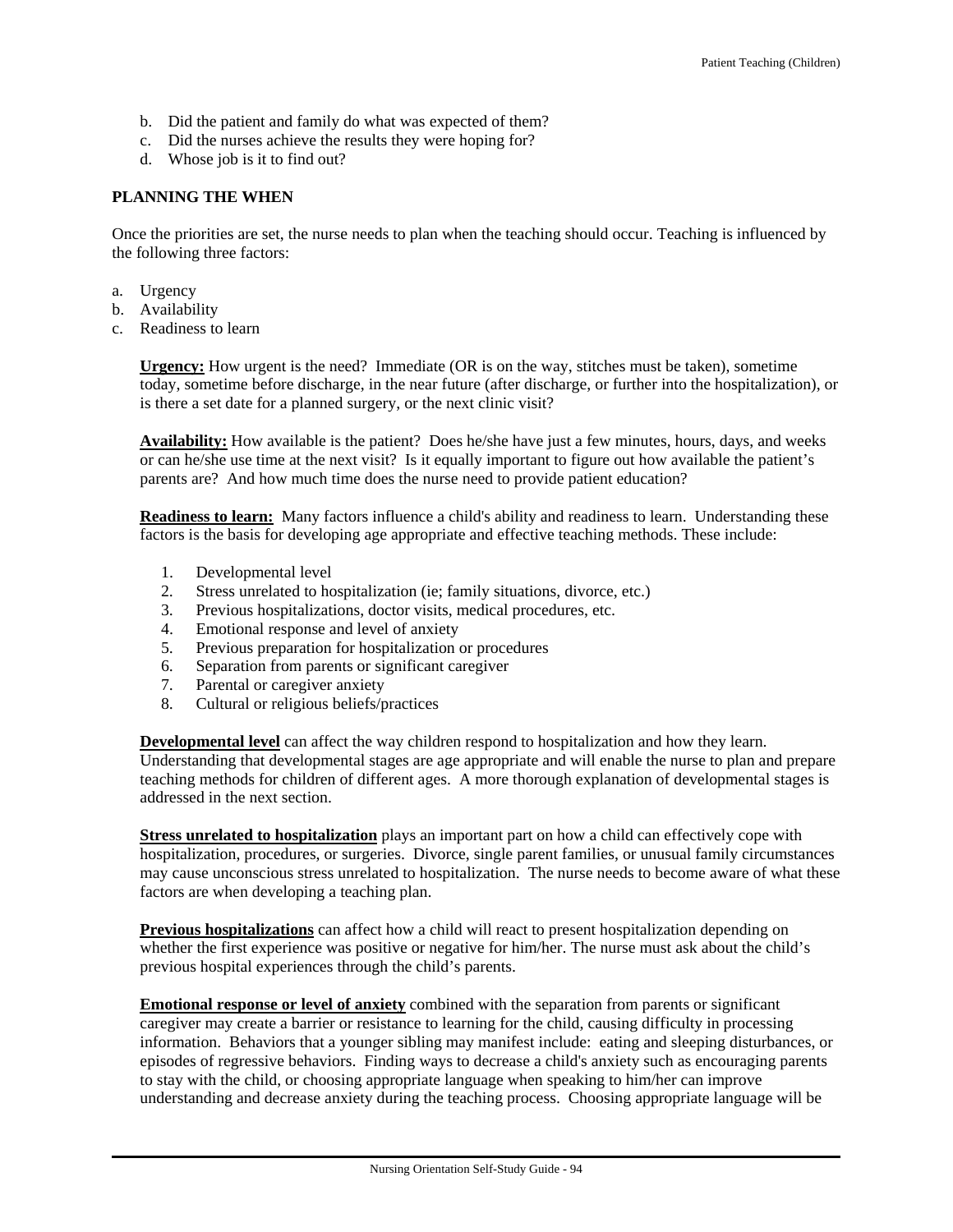b. Did the patient and family do what was expected of them?
c. Did the nurses achieve the results they were hoping for?
d. Whose job is it to find out?

**PLANNING THE WHEN**

Once the priorities are set, the nurse needs to plan when the teaching should occur. Teaching is influenced by the following three factors:

a. Urgency
b. Availability
c. Readiness to learn

**Urgency:** How urgent is the need? Immediate (OR is on the way, stitches must be taken), sometime today, sometime before discharge, in the near future (after discharge, or further into the hospitalization), or is there a set date for a planned surgery, or the next clinic visit?

**Availability:** How available is the patient? Does he/she have just a few minutes, hours, days, and weeks or can he/she use time at the next visit? Is it equally important to figure out how available the patient's parents are? And how much time does the nurse need to provide patient education?

**Readiness to learn:** Many factors influence a child's ability and readiness to learn. Understanding these factors is the basis for developing age appropriate and effective teaching methods. These include:

1. Developmental level
2. Stress unrelated to hospitalization (ie; family situations, divorce, etc.)
3. Previous hospitalizations, doctor visits, medical procedures, etc.
4. Emotional response and level of anxiety
5. Previous preparation for hospitalization or procedures
6. Separation from parents or significant caregiver
7. Parental or caregiver anxiety
8. Cultural or religious beliefs/practices

**Developmental level** can affect the way children respond to hospitalization and how they learn. Understanding that developmental stages are age appropriate and will enable the nurse to plan and prepare teaching methods for children of different ages. A more thorough explanation of developmental stages is addressed in the next section.

**Stress unrelated to hospitalization** plays an important part on how a child can effectively cope with hospitalization, procedures, or surgeries. Divorce, single parent families, or unusual family circumstances may cause unconscious stress unrelated to hospitalization. The nurse needs to become aware of what these factors are when developing a teaching plan.

**Previous hospitalizations** can affect how a child will react to present hospitalization depending on whether the first experience was positive or negative for him/her. The nurse must ask about the child's previous hospital experiences through the child's parents.

**Emotional response or level of anxiety** combined with the separation from parents or significant caregiver may create a barrier or resistance to learning for the child, causing difficulty in processing information. Behaviors that a younger sibling may manifest include: eating and sleeping disturbances, or episodes of regressive behaviors. Finding ways to decrease a child's anxiety such as encouraging parents to stay with the child, or choosing appropriate language when speaking to him/her can improve understanding and decrease anxiety during the teaching process. Choosing appropriate language will be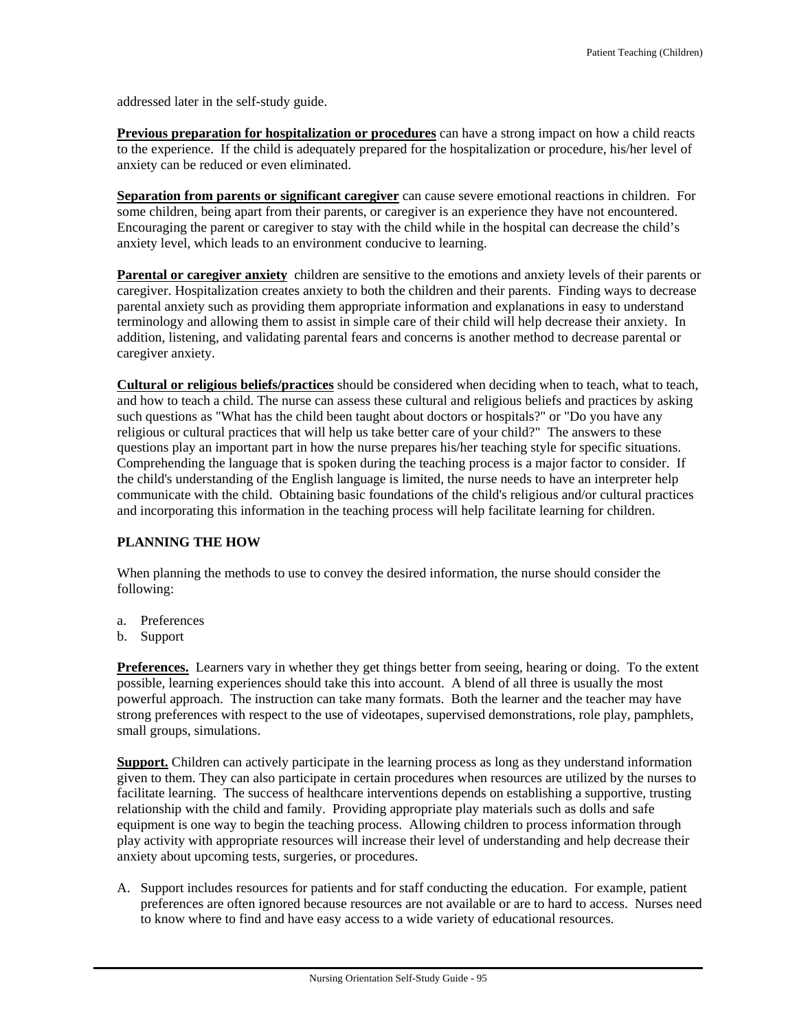addressed later in the self-study guide.

**Previous preparation for hospitalization or procedures** can have a strong impact on how a child reacts to the experience. If the child is adequately prepared for the hospitalization or procedure, his/her level of anxiety can be reduced or even eliminated.

**Separation from parents or significant caregiver** can cause severe emotional reactions in children. For some children, being apart from their parents, or caregiver is an experience they have not encountered. Encouraging the parent or caregiver to stay with the child while in the hospital can decrease the child's anxiety level, which leads to an environment conducive to learning.

**Parental or caregiver anxiety** children are sensitive to the emotions and anxiety levels of their parents or caregiver. Hospitalization creates anxiety to both the children and their parents. Finding ways to decrease parental anxiety such as providing them appropriate information and explanations in easy to understand terminology and allowing them to assist in simple care of their child will help decrease their anxiety. In addition, listening, and validating parental fears and concerns is another method to decrease parental or caregiver anxiety.

**Cultural or religious beliefs/practices** should be considered when deciding when to teach, what to teach, and how to teach a child. The nurse can assess these cultural and religious beliefs and practices by asking such questions as "What has the child been taught about doctors or hospitals?" or "Do you have any religious or cultural practices that will help us take better care of your child?" The answers to these questions play an important part in how the nurse prepares his/her teaching style for specific situations. Comprehending the language that is spoken during the teaching process is a major factor to consider. If the child's understanding of the English language is limited, the nurse needs to have an interpreter help communicate with the child. Obtaining basic foundations of the child's religious and/or cultural practices and incorporating this information in the teaching process will help facilitate learning for children.

## PLANNING THE HOW

When planning the methods to use to convey the desired information, the nurse should consider the following:

a. Preferences
b. Support

**Preferences.** Learners vary in whether they get things better from seeing, hearing or doing. To the extent possible, learning experiences should take this into account. A blend of all three is usually the most powerful approach. The instruction can take many formats. Both the learner and the teacher may have strong preferences with respect to the use of videotapes, supervised demonstrations, role play, pamphlets, small groups, simulations.

**Support.** Children can actively participate in the learning process as long as they understand information given to them. They can also participate in certain procedures when resources are utilized by the nurses to facilitate learning. The success of healthcare interventions depends on establishing a supportive, trusting relationship with the child and family. Providing appropriate play materials such as dolls and safe equipment is one way to begin the teaching process. Allowing children to process information through play activity with appropriate resources will increase their level of understanding and help decrease their anxiety about upcoming tests, surgeries, or procedures.

A. Support includes resources for patients and for staff conducting the education. For example, patient preferences are often ignored because resources are not available or are to hard to access. Nurses need to know where to find and have easy access to a wide variety of educational resources.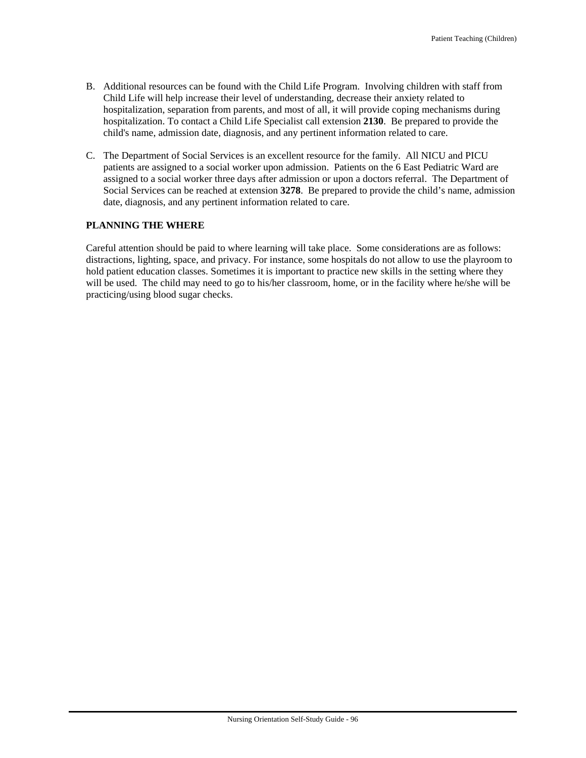B. Additional resources can be found with the Child Life Program. Involving children with staff from Child Life will help increase their level of understanding, decrease their anxiety related to hospitalization, separation from parents, and most of all, it will provide coping mechanisms during hospitalization. To contact a Child Life Specialist call extension **2130**. Be prepared to provide the child's name, admission date, diagnosis, and any pertinent information related to care.

C. The Department of Social Services is an excellent resource for the family. All NICU and PICU patients are assigned to a social worker upon admission. Patients on the 6 East Pediatric Ward are assigned to a social worker three days after admission or upon a doctors referral. The Department of Social Services can be reached at extension **3278**. Be prepared to provide the child's name, admission date, diagnosis, and any pertinent information related to care.

**PLANNING THE WHERE**

Careful attention should be paid to where learning will take place. Some considerations are as follows: distractions, lighting, space, and privacy. For instance, some hospitals do not allow to use the playroom to hold patient education classes. Sometimes it is important to practice new skills in the setting where they will be used. The child may need to go to his/her classroom, home, or in the facility where he/she will be practicing/using blood sugar checks.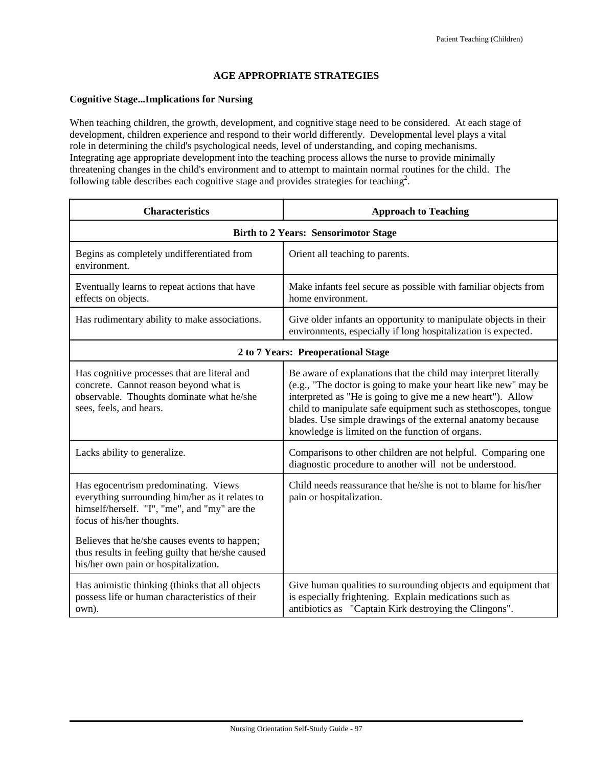## AGE APPROPRIATE STRATEGIES

**Cognitive Stage...Implications for Nursing**

When teaching children, the growth, development, and cognitive stage need to be considered. At each stage of development, children experience and respond to their world differently. Developmental level plays a vital role in determining the child's psychological needs, level of understanding, and coping mechanisms. Integrating age appropriate development into the teaching process allows the nurse to provide minimally threatening changes in the child's environment and to attempt to maintain normal routines for the child. The following table describes each cognitive stage and provides strategies for teaching[2].

| Characteristics | Approach to Teaching |
|---|---|
| **Birth to 2 Years: Sensorimotor Stage** | |
| Begins as completely undifferentiated from environment. | Orient all teaching to parents. |
| Eventually learns to repeat actions that have effects on objects. | Make infants feel secure as possible with familiar objects from home environment. |
| Has rudimentary ability to make associations. | Give older infants an opportunity to manipulate objects in their environments, especially if long hospitalization is expected. |
| **2 to 7 Years: Preoperational Stage** | |
| Has cognitive processes that are literal and concrete. Cannot reason beyond what is observable. Thoughts dominate what he/she sees, feels, and hears. | Be aware of explanations that the child may interpret literally (e.g., "The doctor is going to make your heart like new" may be interpreted as "He is going to give me a new heart"). Allow child to manipulate safe equipment such as stethoscopes, tongue blades. Use simple drawings of the external anatomy because knowledge is limited on the function of organs. |
| Lacks ability to generalize. | Comparisons to other children are not helpful. Comparing one diagnostic procedure to another will not be understood. |
| Has egocentrism predominating. Views everything surrounding him/her as it relates to himself/herself. "I", "me", and "my" are the focus of his/her thoughts. Believes that he/she causes events to happen; thus results in feeling guilty that he/she caused his/her own pain or hospitalization. | Child needs reassurance that he/she is not to blame for his/her pain or hospitalization. |
| Has animistic thinking (thinks that all objects possess life or human characteristics of their own). | Give human qualities to surrounding objects and equipment that is especially frightening. Explain medications such as antibiotics as "Captain Kirk destroying the Clingons". |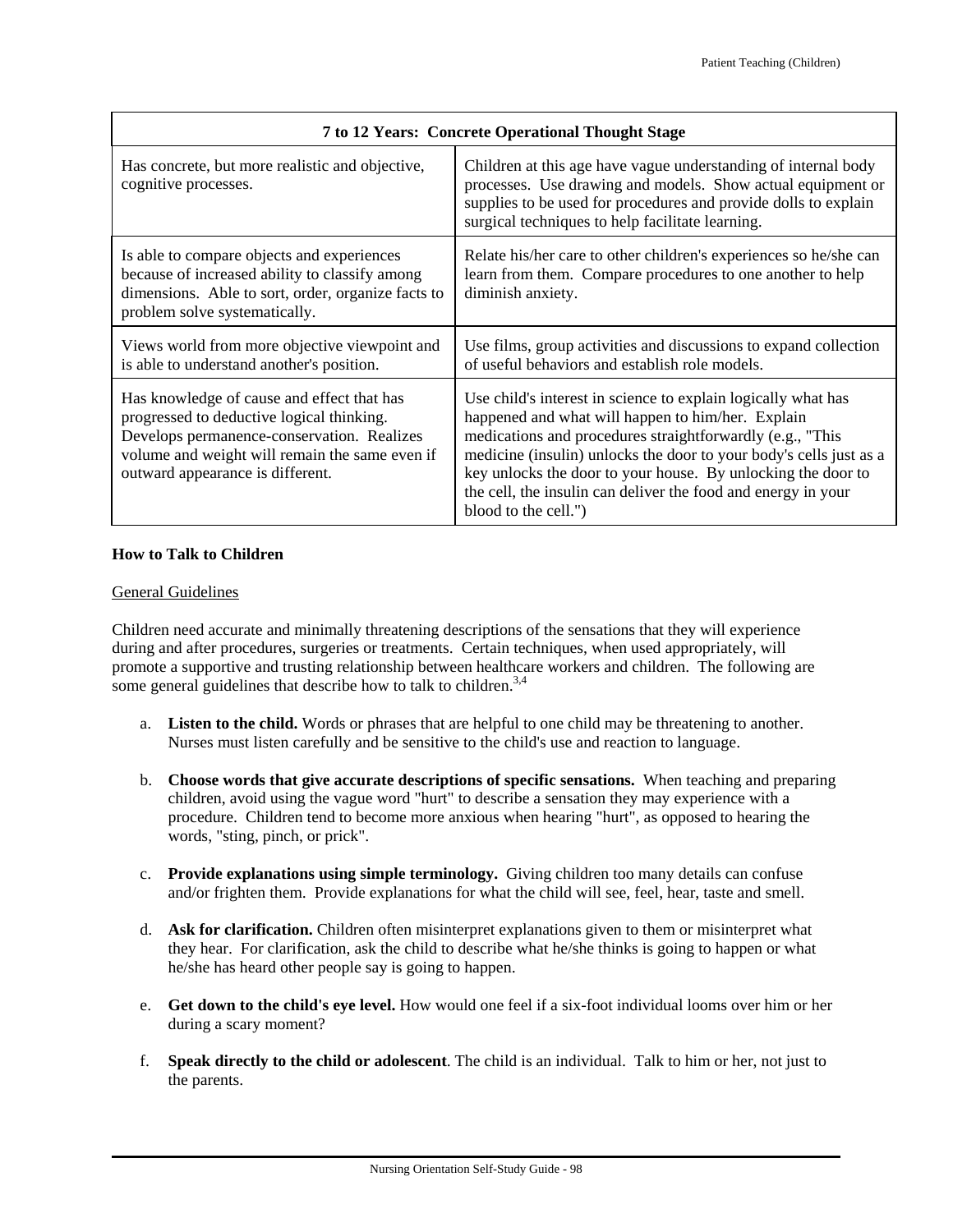| 7 to 12 Years: Concrete Operational Thought Stage | |
|---|---|
| Has concrete, but more realistic and objective, cognitive processes. | Children at this age have vague understanding of internal body processes. Use drawing and models. Show actual equipment or supplies to be used for procedures and provide dolls to explain surgical techniques to help facilitate learning. |
| Is able to compare objects and experiences because of increased ability to classify among dimensions. Able to sort, order, organize facts to problem solve systematically. | Relate his/her care to other children's experiences so he/she can learn from them. Compare procedures to one another to help diminish anxiety. |
| Views world from more objective viewpoint and is able to understand another's position. | Use films, group activities and discussions to expand collection of useful behaviors and establish role models. |
| Has knowledge of cause and effect that has progressed to deductive logical thinking. Develops permanence-conservation. Realizes volume and weight will remain the same even if outward appearance is different. | Use child's interest in science to explain logically what has happened and what will happen to him/her. Explain medications and procedures straightforwardly (e.g., "This medicine (insulin) unlocks the door to your body's cells just as a key unlocks the door to your house. By unlocking the door to the cell, the insulin can deliver the food and energy in your blood to the cell.") |

**How to Talk to Children**

General Guidelines

Children need accurate and minimally threatening descriptions of the sensations that they will experience during and after procedures, surgeries or treatments. Certain techniques, when used appropriately, will promote a supportive and trusting relationship between healthcare workers and children. The following are some general guidelines that describe how to talk to children.[3,4]

a. **Listen to the child.** Words or phrases that are helpful to one child may be threatening to another. Nurses must listen carefully and be sensitive to the child's use and reaction to language.

b. **Choose words that give accurate descriptions of specific sensations.** When teaching and preparing children, avoid using the vague word "hurt" to describe a sensation they may experience with a procedure. Children tend to become more anxious when hearing "hurt", as opposed to hearing the words, "sting, pinch, or prick".

c. **Provide explanations using simple terminology.** Giving children too many details can confuse and/or frighten them. Provide explanations for what the child will see, feel, hear, taste and smell.

d. **Ask for clarification.** Children often misinterpret explanations given to them or misinterpret what they hear. For clarification, ask the child to describe what he/she thinks is going to happen or what he/she has heard other people say is going to happen.

e. **Get down to the child's eye level.** How would one feel if a six-foot individual looms over him or her during a scary moment?

f. **Speak directly to the child or adolescent**. The child is an individual. Talk to him or her, not just to the parents.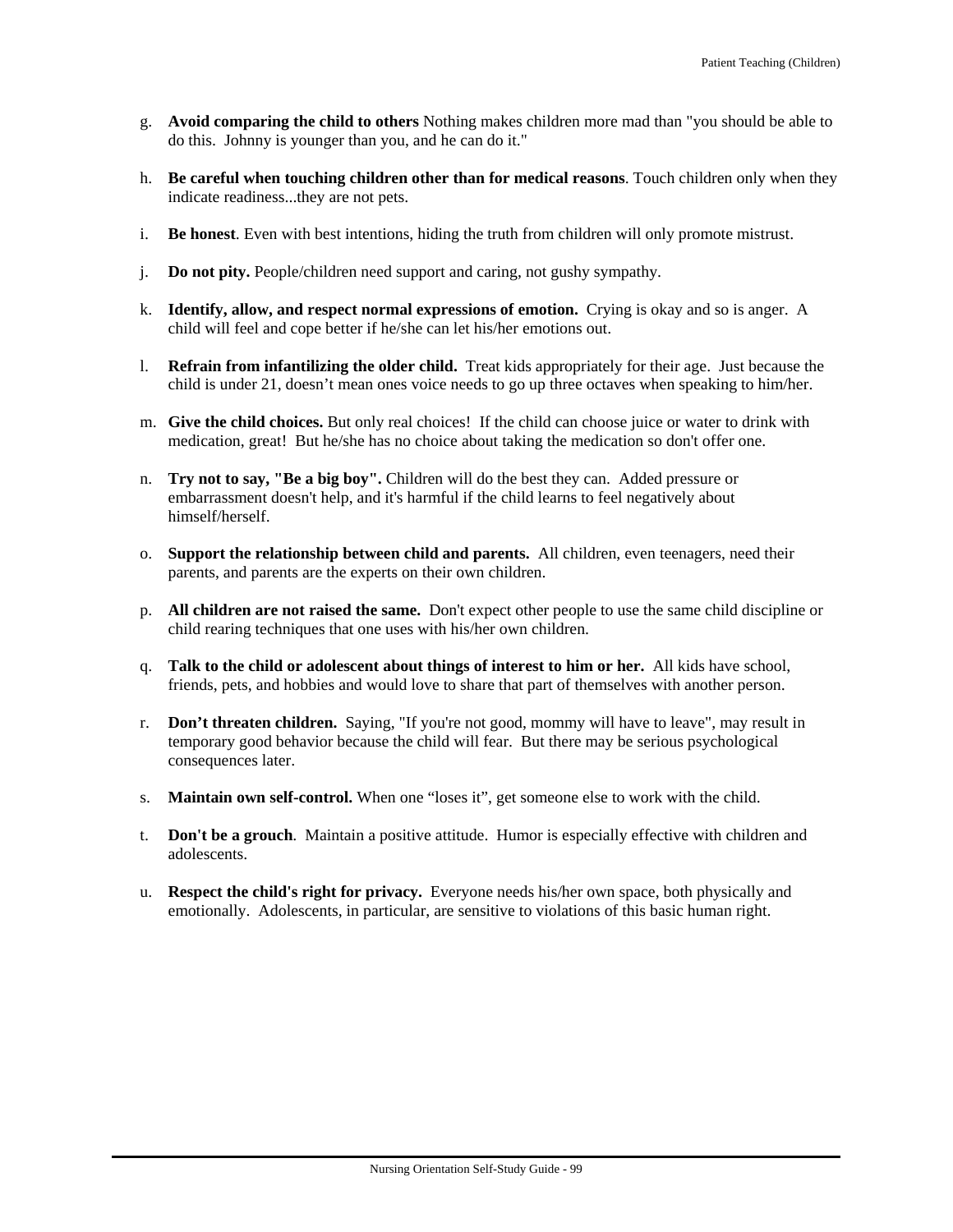g. **Avoid comparing the child to others** Nothing makes children more mad than "you should be able to do this. Johnny is younger than you, and he can do it."

h. **Be careful when touching children other than for medical reasons**. Touch children only when they indicate readiness...they are not pets.

i. **Be honest**. Even with best intentions, hiding the truth from children will only promote mistrust.

j. **Do not pity.** People/children need support and caring, not gushy sympathy.

k. **Identify, allow, and respect normal expressions of emotion.** Crying is okay and so is anger. A child will feel and cope better if he/she can let his/her emotions out.

l. **Refrain from infantilizing the older child.** Treat kids appropriately for their age. Just because the child is under 21, doesn't mean ones voice needs to go up three octaves when speaking to him/her.

m. **Give the child choices.** But only real choices! If the child can choose juice or water to drink with medication, great! But he/she has no choice about taking the medication so don't offer one.

n. **Try not to say, "Be a big boy".** Children will do the best they can. Added pressure or embarrassment doesn't help, and it's harmful if the child learns to feel negatively about himself/herself.

o. **Support the relationship between child and parents.** All children, even teenagers, need their parents, and parents are the experts on their own children.

p. **All children are not raised the same.** Don't expect other people to use the same child discipline or child rearing techniques that one uses with his/her own children.

q. **Talk to the child or adolescent about things of interest to him or her.** All kids have school, friends, pets, and hobbies and would love to share that part of themselves with another person.

r. **Don't threaten children.** Saying, "If you're not good, mommy will have to leave", may result in temporary good behavior because the child will fear. But there may be serious psychological consequences later.

s. **Maintain own self-control.** When one "loses it", get someone else to work with the child.

t. **Don't be a grouch**. Maintain a positive attitude. Humor is especially effective with children and adolescents.

u. **Respect the child's right for privacy.** Everyone needs his/her own space, both physically and emotionally. Adolescents, in particular, are sensitive to violations of this basic human right.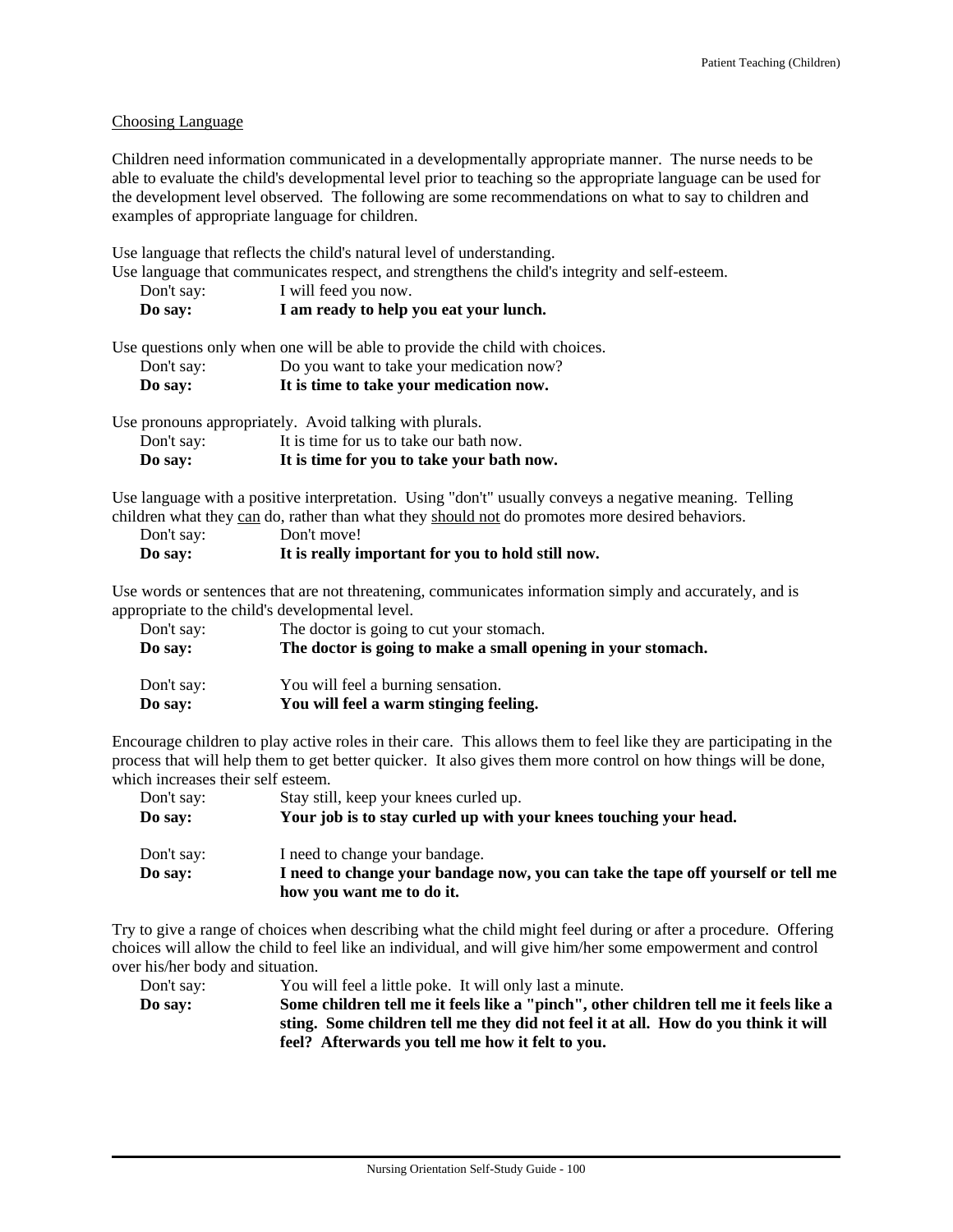Choosing Language

Children need information communicated in a developmentally appropriate manner. The nurse needs to be able to evaluate the child's developmental level prior to teaching so the appropriate language can be used for the development level observed. The following are some recommendations on what to say to children and examples of appropriate language for children.

Use language that reflects the child's natural level of understanding.
Use language that communicates respect, and strengthens the child's integrity and self-esteem.

| | |
|---|---|
| Don't say: | I will feed you now. |
| **Do say:** | **I am ready to help you eat your lunch.** |

Use questions only when one will be able to provide the child with choices.

| | |
|---|---|
| Don't say: | Do you want to take your medication now? |
| **Do say:** | **It is time to take your medication now.** |

Use pronouns appropriately. Avoid talking with plurals.

| | |
|---|---|
| Don't say: | It is time for us to take our bath now. |
| **Do say:** | **It is time for you to take your bath now.** |

Use language with a positive interpretation. Using "don't" usually conveys a negative meaning. Telling children what they can do, rather than what they should not do promotes more desired behaviors.

| | |
|---|---|
| Don't say: | Don't move! |
| **Do say:** | **It is really important for you to hold still now.** |

Use words or sentences that are not threatening, communicates information simply and accurately, and is appropriate to the child's developmental level.

| | |
|---|---|
| Don't say: | The doctor is going to cut your stomach. |
| **Do say:** | **The doctor is going to make a small opening in your stomach.** |
| Don't say: | You will feel a burning sensation. |
| **Do say:** | **You will feel a warm stinging feeling.** |

Encourage children to play active roles in their care. This allows them to feel like they are participating in the process that will help them to get better quicker. It also gives them more control on how things will be done, which increases their self esteem.

| | |
|---|---|
| Don't say: | Stay still, keep your knees curled up. |
| **Do say:** | **Your job is to stay curled up with your knees touching your head.** |
| Don't say: | I need to change your bandage. |
| **Do say:** | **I need to change your bandage now, you can take the tape off yourself or tell me how you want me to do it.** |

Try to give a range of choices when describing what the child might feel during or after a procedure. Offering choices will allow the child to feel like an individual, and will give him/her some empowerment and control over his/her body and situation.

| | |
|---|---|
| Don't say: | You will feel a little poke. It will only last a minute. |
| **Do say:** | **Some children tell me it feels like a "pinch", other children tell me it feels like a sting. Some children tell me they did not feel it at all. How do you think it will feel? Afterwards you tell me how it felt to you.** |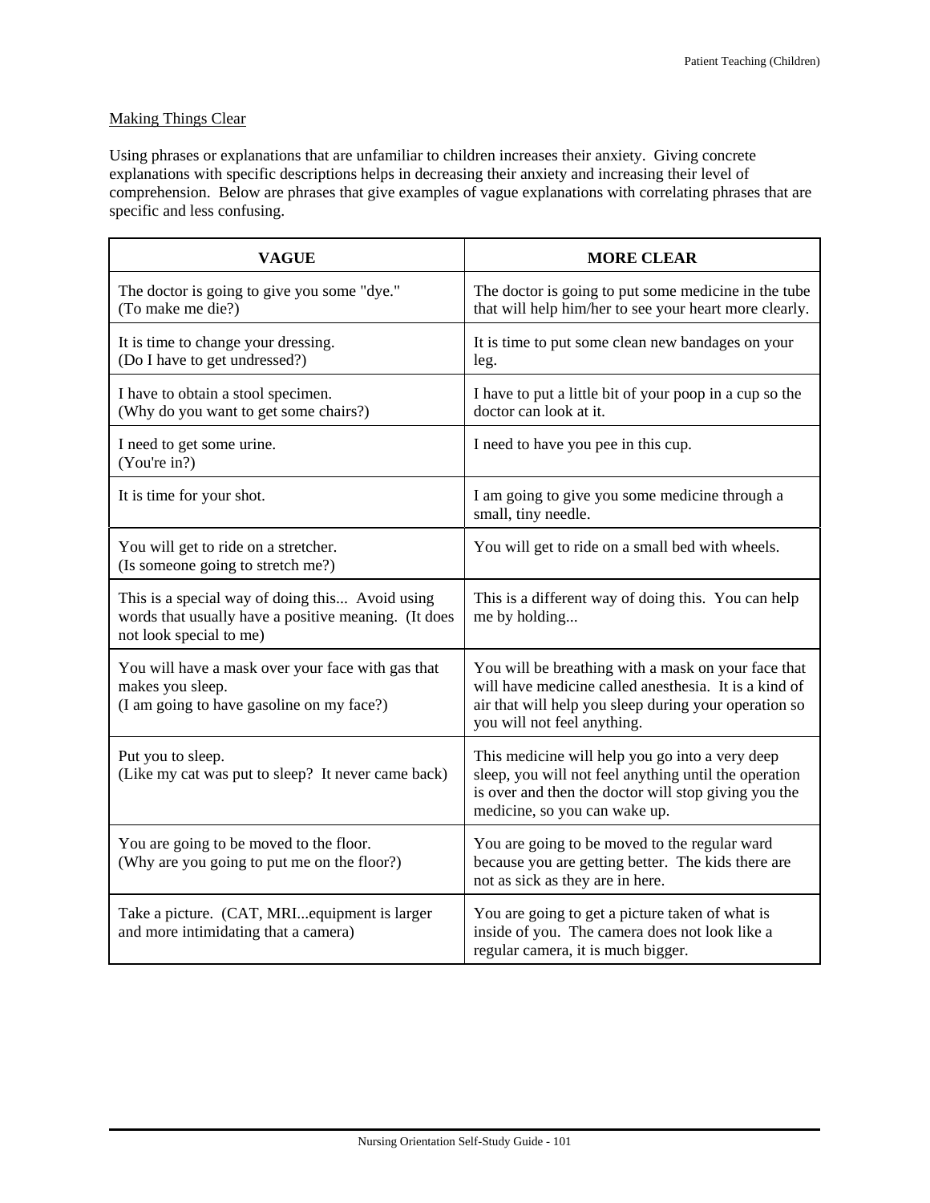<u>Making Things Clear</u>

Using phrases or explanations that are unfamiliar to children increases their anxiety. Giving concrete explanations with specific descriptions helps in decreasing their anxiety and increasing their level of comprehension. Below are phrases that give examples of vague explanations with correlating phrases that are specific and less confusing.

| **VAGUE** | **MORE CLEAR** |
|---|---|
| The doctor is going to give you some "dye."<br>(To make me die?) | The doctor is going to put some medicine in the tube that will help him/her to see your heart more clearly. |
| It is time to change your dressing.<br>(Do I have to get undressed?) | It is time to put some clean new bandages on your leg. |
| I have to obtain a stool specimen.<br>(Why do you want to get some chairs?) | I have to put a little bit of your poop in a cup so the doctor can look at it. |
| I need to get some urine.<br>(You're in?) | I need to have you pee in this cup. |
| It is time for your shot. | I am going to give you some medicine through a small, tiny needle. |
| You will get to ride on a stretcher.<br>(Is someone going to stretch me?) | You will get to ride on a small bed with wheels. |
| This is a special way of doing this... Avoid using words that usually have a positive meaning. (It does not look special to me) | This is a different way of doing this. You can help me by holding... |
| You will have a mask over your face with gas that makes you sleep.<br>(I am going to have gasoline on my face?) | You will be breathing with a mask on your face that will have medicine called anesthesia. It is a kind of air that will help you sleep during your operation so you will not feel anything. |
| Put you to sleep.<br>(Like my cat was put to sleep? It never came back) | This medicine will help you go into a very deep sleep, you will not feel anything until the operation is over and then the doctor will stop giving you the medicine, so you can wake up. |
| You are going to be moved to the floor.<br>(Why are you going to put me on the floor?) | You are going to be moved to the regular ward because you are getting better. The kids there are not as sick as they are in here. |
| Take a picture. (CAT, MRI...equipment is larger and more intimidating that a camera) | You are going to get a picture taken of what is inside of you. The camera does not look like a regular camera, it is much bigger. |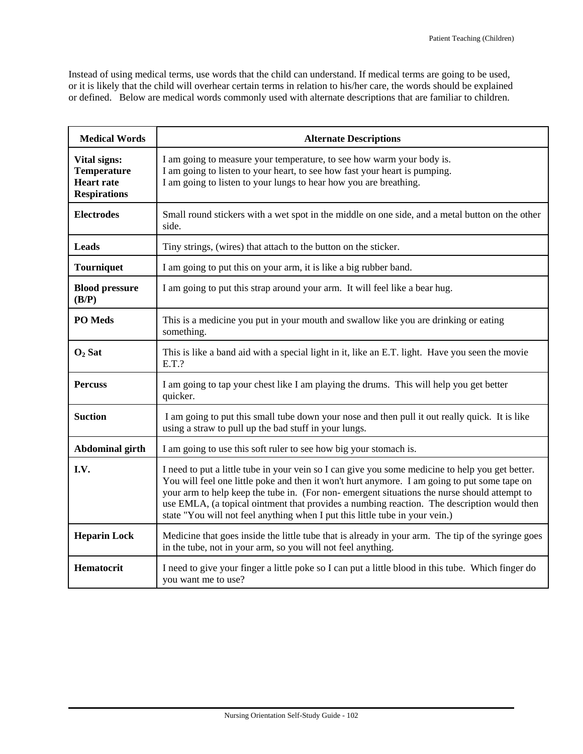Instead of using medical terms, use words that the child can understand. If medical terms are going to be used, or it is likely that the child will overhear certain terms in relation to his/her care, the words should be explained or defined.   Below are medical words commonly used with alternate descriptions that are familiar to children.

| Medical Words | Alternate Descriptions |
|---|---|
| **Vital signs:**<br>**Temperature**<br>**Heart rate**<br>**Respirations** | I am going to measure your temperature, to see how warm your body is.<br>I am going to listen to your heart, to see how fast your heart is pumping.<br>I am going to listen to your lungs to hear how you are breathing. |
| **Electrodes** | Small round stickers with a wet spot in the middle on one side, and a metal button on the other side. |
| **Leads** | Tiny strings, (wires) that attach to the button on the sticker. |
| **Tourniquet** | I am going to put this on your arm, it is like a big rubber band. |
| **Blood pressure (B/P)** | I am going to put this strap around your arm.  It will feel like a bear hug. |
| **PO Meds** | This is a medicine you put in your mouth and swallow like you are drinking or eating something. |
| **$O_2$ Sat** | This is like a band aid with a special light in it, like an E.T. light.  Have you seen the movie E.T.? |
| **Percuss** | I am going to tap your chest like I am playing the drums.  This will help you get better quicker. |
| **Suction** | I am going to put this small tube down your nose and then pull it out really quick.  It is like using a straw to pull up the bad stuff in your lungs. |
| **Abdominal girth** | I am going to use this soft ruler to see how big your stomach is. |
| **I.V.** | I need to put a little tube in your vein so I can give you some medicine to help you get better.  You will feel one little poke and then it won't hurt anymore.  I am going to put some tape on your arm to help keep the tube in.  (For non- emergent situations the nurse should attempt to use EMLA, (a topical ointment that provides a numbing reaction.  The description would then state "You will not feel anything when I put this little tube in your vein.) |
| **Heparin Lock** | Medicine that goes inside the little tube that is already in your arm.  The tip of the syringe goes in the tube, not in your arm, so you will not feel anything. |
| **Hematocrit** | I need to give your finger a little poke so I can put a little blood in this tube.  Which finger do you want me to use? |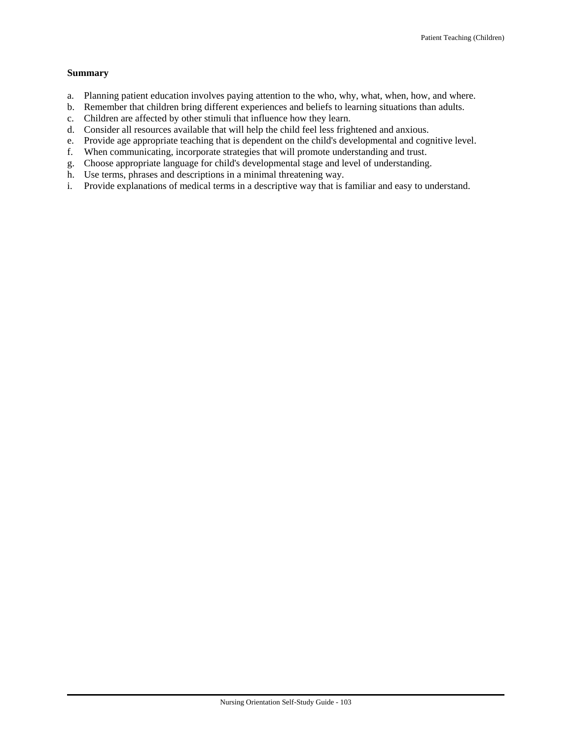**Summary**

a. Planning patient education involves paying attention to the who, why, what, when, how, and where.
b. Remember that children bring different experiences and beliefs to learning situations than adults.
c. Children are affected by other stimuli that influence how they learn.
d. Consider all resources available that will help the child feel less frightened and anxious.
e. Provide age appropriate teaching that is dependent on the child's developmental and cognitive level.
f. When communicating, incorporate strategies that will promote understanding and trust.
g. Choose appropriate language for child's developmental stage and level of understanding.
h. Use terms, phrases and descriptions in a minimal threatening way.
i. Provide explanations of medical terms in a descriptive way that is familiar and easy to understand.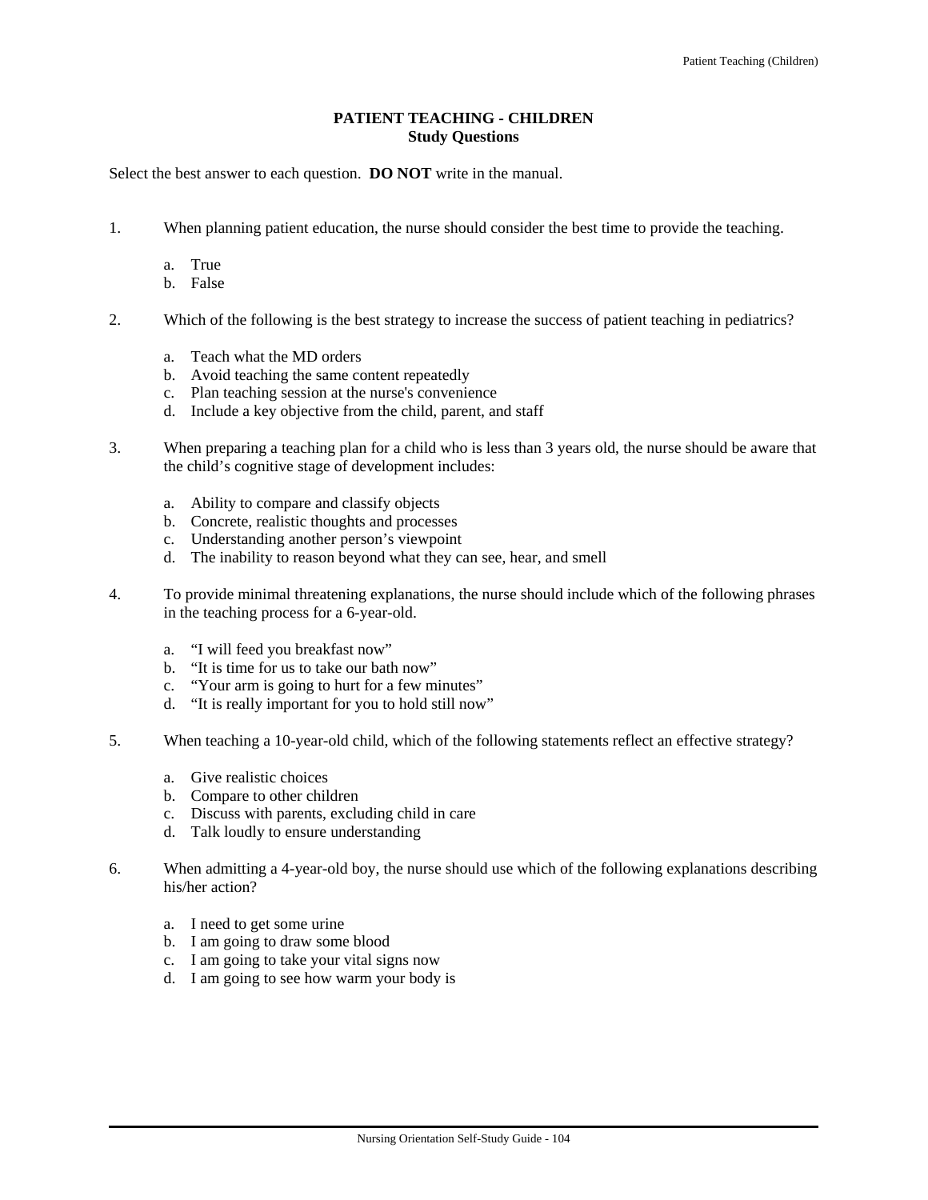# PATIENT TEACHING - CHILDREN
## Study Questions

Select the best answer to each question. **DO NOT** write in the manual.

1. When planning patient education, the nurse should consider the best time to provide the teaching.

   a. True
   b. False

2. Which of the following is the best strategy to increase the success of patient teaching in pediatrics?

   a. Teach what the MD orders
   b. Avoid teaching the same content repeatedly
   c. Plan teaching session at the nurse's convenience
   d. Include a key objective from the child, parent, and staff

3. When preparing a teaching plan for a child who is less than 3 years old, the nurse should be aware that the child's cognitive stage of development includes:

   a. Ability to compare and classify objects
   b. Concrete, realistic thoughts and processes
   c. Understanding another person's viewpoint
   d. The inability to reason beyond what they can see, hear, and smell

4. To provide minimal threatening explanations, the nurse should include which of the following phrases in the teaching process for a 6-year-old.

   a. "I will feed you breakfast now"
   b. "It is time for us to take our bath now"
   c. "Your arm is going to hurt for a few minutes"
   d. "It is really important for you to hold still now"

5. When teaching a 10-year-old child, which of the following statements reflect an effective strategy?

   a. Give realistic choices
   b. Compare to other children
   c. Discuss with parents, excluding child in care
   d. Talk loudly to ensure understanding

6. When admitting a 4-year-old boy, the nurse should use which of the following explanations describing his/her action?

   a. I need to get some urine
   b. I am going to draw some blood
   c. I am going to take your vital signs now
   d. I am going to see how warm your body is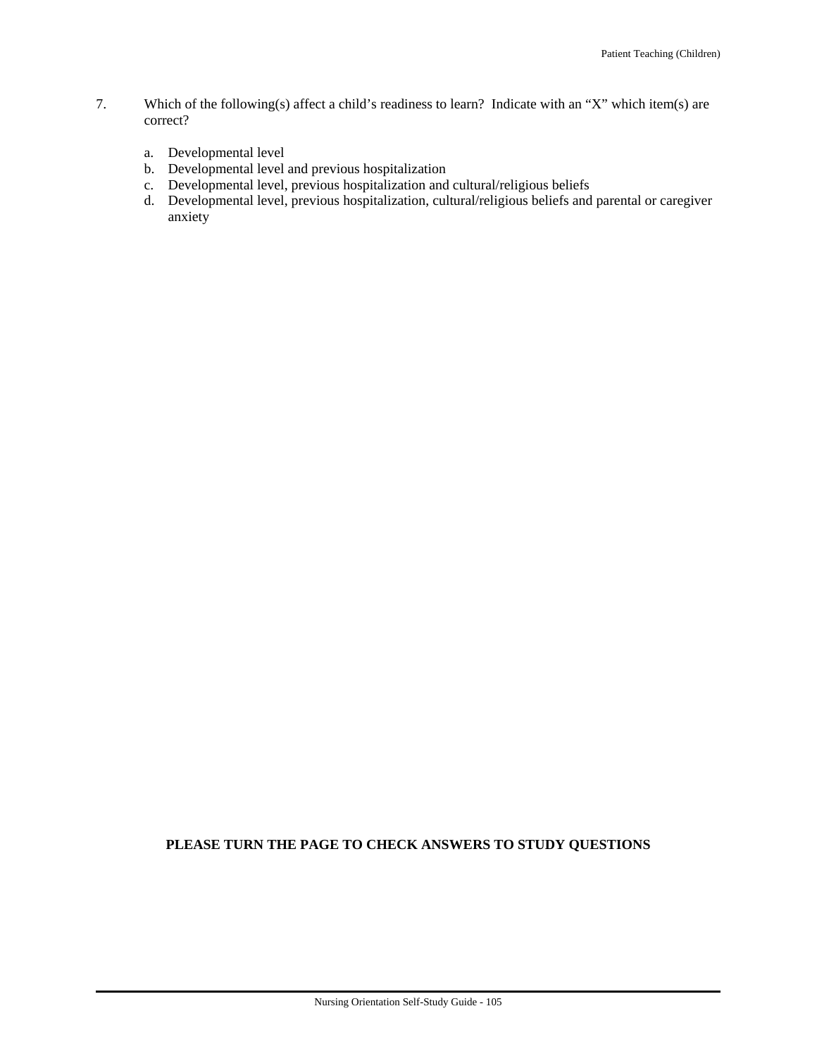7. Which of the following(s) affect a child's readiness to learn? Indicate with an "X" which item(s) are correct?

   a. Developmental level
   b. Developmental level and previous hospitalization
   c. Developmental level, previous hospitalization and cultural/religious beliefs
   d. Developmental level, previous hospitalization, cultural/religious beliefs and parental or caregiver anxiety

**PLEASE TURN THE PAGE TO CHECK ANSWERS TO STUDY QUESTIONS**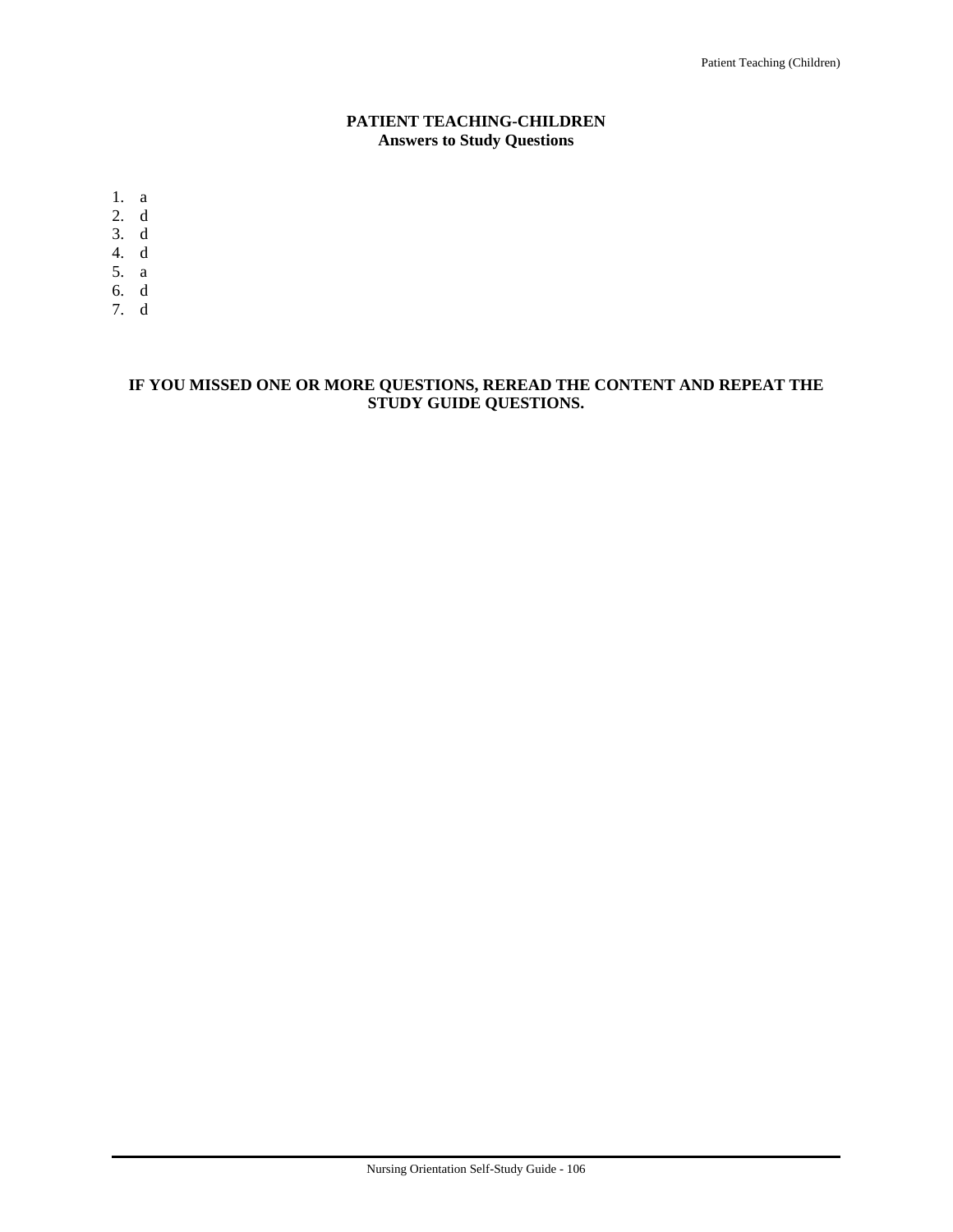# PATIENT TEACHING-CHILDREN
## Answers to Study Questions

1. a
2. d
3. d
4. d
5. a
6. d
7. d

**IF YOU MISSED ONE OR MORE QUESTIONS, REREAD THE CONTENT AND REPEAT THE STUDY GUIDE QUESTIONS.**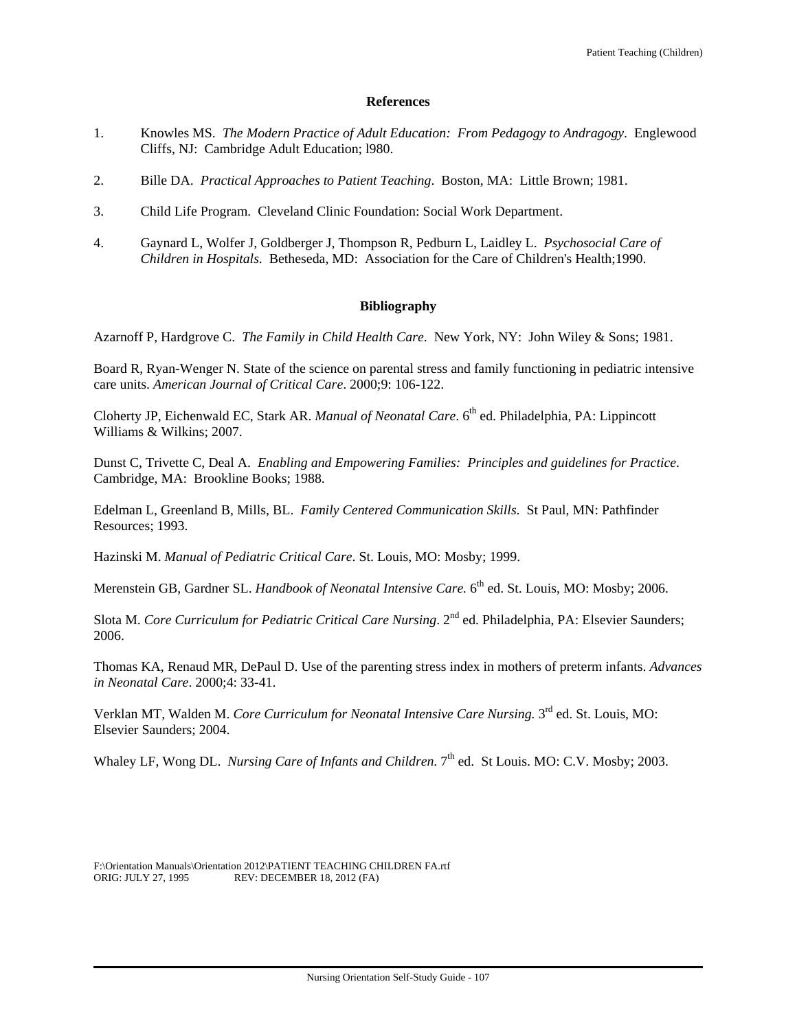## References

1. Knowles MS. *The Modern Practice of Adult Education: From Pedagogy to Andragogy*. Englewood Cliffs, NJ: Cambridge Adult Education; l980.

2. Bille DA. *Practical Approaches to Patient Teaching*. Boston, MA: Little Brown; 1981.

3. Child Life Program. Cleveland Clinic Foundation: Social Work Department.

4. Gaynard L, Wolfer J, Goldberger J, Thompson R, Pedburn L, Laidley L. *Psychosocial Care of Children in Hospitals*. Betheseda, MD: Association for the Care of Children's Health;1990.

## Bibliography

Azarnoff P, Hardgrove C. *The Family in Child Health Care*. New York, NY: John Wiley & Sons; 1981.

Board R, Ryan-Wenger N. State of the science on parental stress and family functioning in pediatric intensive care units. *American Journal of Critical Care*. 2000;9: 106-122.

Cloherty JP, Eichenwald EC, Stark AR. *Manual of Neonatal Care*. 6th ed. Philadelphia, PA: Lippincott Williams & Wilkins; 2007.

Dunst C, Trivette C, Deal A. *Enabling and Empowering Families: Principles and guidelines for Practice*. Cambridge, MA: Brookline Books; 1988.

Edelman L, Greenland B, Mills, BL. *Family Centered Communication Skills*. St Paul, MN: Pathfinder Resources; 1993.

Hazinski M. *Manual of Pediatric Critical Care*. St. Louis, MO: Mosby; 1999.

Merenstein GB, Gardner SL. *Handbook of Neonatal Intensive Care.* 6th ed. St. Louis, MO: Mosby; 2006.

Slota M. *Core Curriculum for Pediatric Critical Care Nursing*. 2nd ed. Philadelphia, PA: Elsevier Saunders; 2006.

Thomas KA, Renaud MR, DePaul D. Use of the parenting stress index in mothers of preterm infants. *Advances in Neonatal Care*. 2000;4: 33-41.

Verklan MT, Walden M. *Core Curriculum for Neonatal Intensive Care Nursing.* 3rd ed. St. Louis, MO: Elsevier Saunders; 2004.

Whaley LF, Wong DL. *Nursing Care of Infants and Children*. 7th ed. St Louis. MO: C.V. Mosby; 2003.

F:\Orientation Manuals\Orientation 2012\PATIENT TEACHING CHILDREN FA.rtf
ORIG: JULY 27, 1995 REV: DECEMBER 18, 2012 (FA)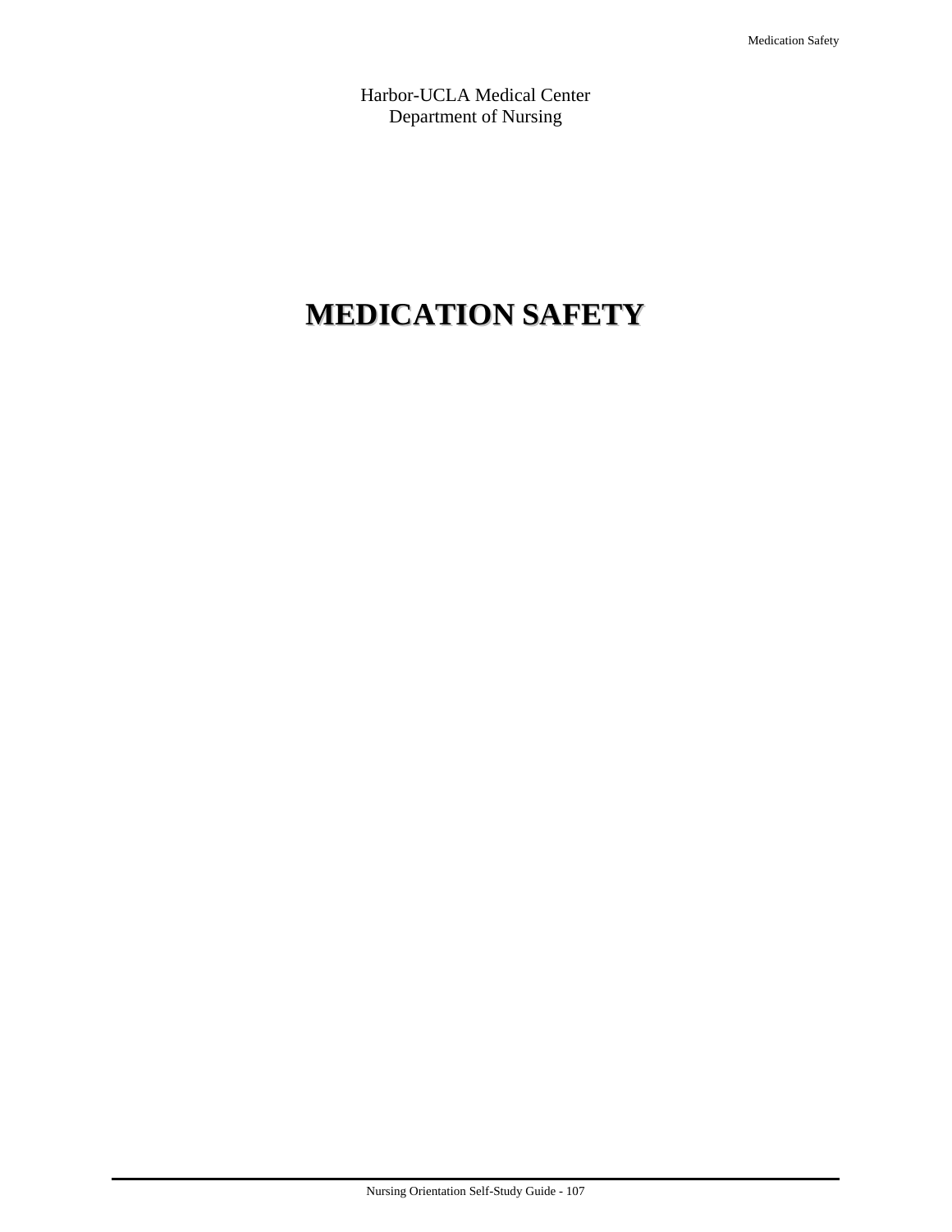Harbor-UCLA Medical Center
Department of Nursing

# MEDICATION SAFETY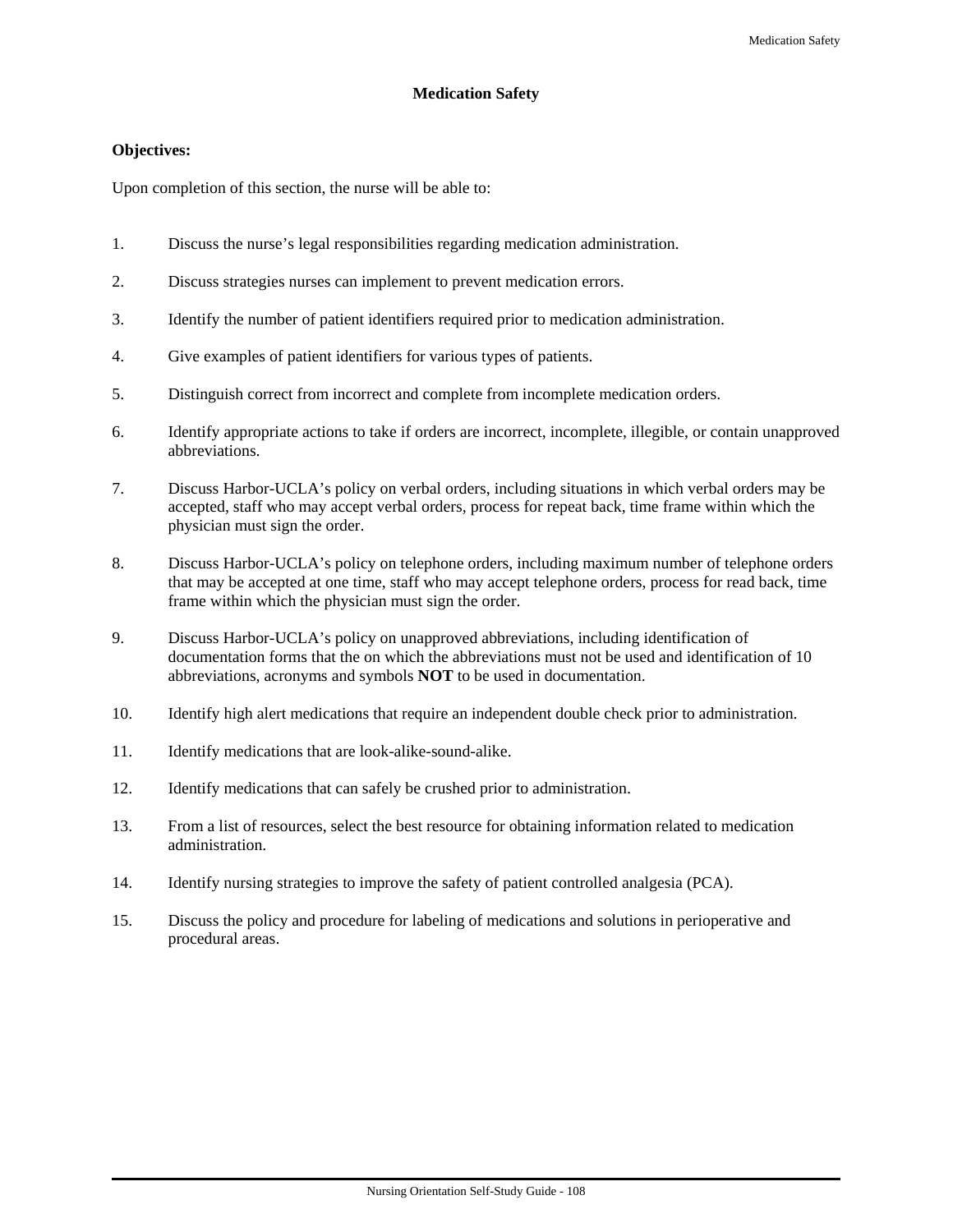# Medication Safety

**Objectives:**

Upon completion of this section, the nurse will be able to:

1. Discuss the nurse's legal responsibilities regarding medication administration.

2. Discuss strategies nurses can implement to prevent medication errors.

3. Identify the number of patient identifiers required prior to medication administration.

4. Give examples of patient identifiers for various types of patients.

5. Distinguish correct from incorrect and complete from incomplete medication orders.

6. Identify appropriate actions to take if orders are incorrect, incomplete, illegible, or contain unapproved abbreviations.

7. Discuss Harbor-UCLA's policy on verbal orders, including situations in which verbal orders may be accepted, staff who may accept verbal orders, process for repeat back, time frame within which the physician must sign the order.

8. Discuss Harbor-UCLA's policy on telephone orders, including maximum number of telephone orders that may be accepted at one time, staff who may accept telephone orders, process for read back, time frame within which the physician must sign the order.

9. Discuss Harbor-UCLA's policy on unapproved abbreviations, including identification of documentation forms that the on which the abbreviations must not be used and identification of 10 abbreviations, acronyms and symbols **NOT** to be used in documentation.

10. Identify high alert medications that require an independent double check prior to administration.

11. Identify medications that are look-alike-sound-alike.

12. Identify medications that can safely be crushed prior to administration.

13. From a list of resources, select the best resource for obtaining information related to medication administration.

14. Identify nursing strategies to improve the safety of patient controlled analgesia (PCA).

15. Discuss the policy and procedure for labeling of medications and solutions in perioperative and procedural areas.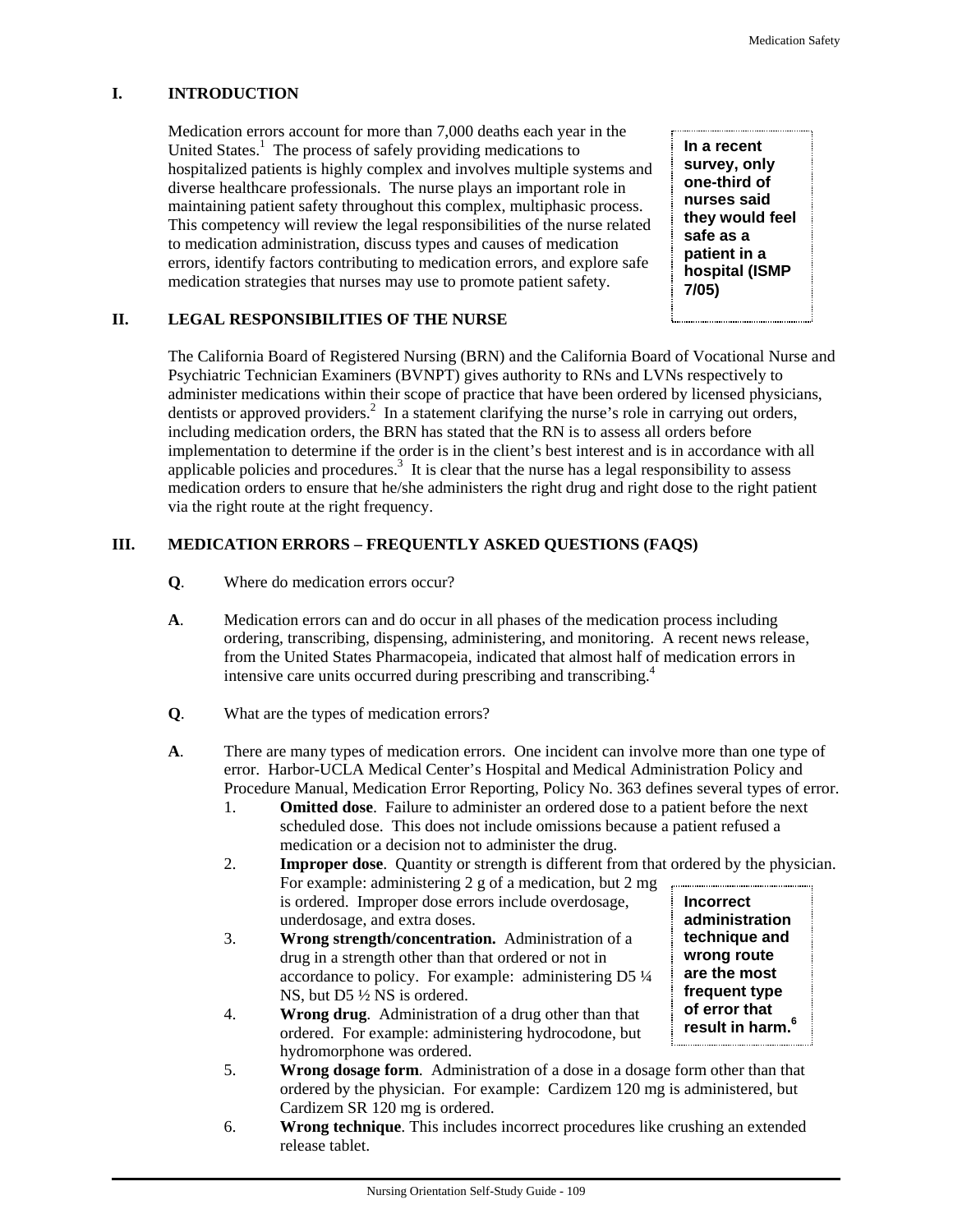## I. INTRODUCTION

Medication errors account for more than 7,000 deaths each year in the United States.[1] The process of safely providing medications to hospitalized patients is highly complex and involves multiple systems and diverse healthcare professionals. The nurse plays an important role in maintaining patient safety throughout this complex, multiphasic process. This competency will review the legal responsibilities of the nurse related to medication administration, discuss types and causes of medication errors, identify factors contributing to medication errors, and explore safe medication strategies that nurses may use to promote patient safety.

> **In a recent survey, only one-third of nurses said they would feel safe as a patient in a hospital (ISMP 7/05)**

## II. LEGAL RESPONSIBILITIES OF THE NURSE

The California Board of Registered Nursing (BRN) and the California Board of Vocational Nurse and Psychiatric Technician Examiners (BVNPT) gives authority to RNs and LVNs respectively to administer medications within their scope of practice that have been ordered by licensed physicians, dentists or approved providers.[2] In a statement clarifying the nurse's role in carrying out orders, including medication orders, the BRN has stated that the RN is to assess all orders before implementation to determine if the order is in the client's best interest and is in accordance with all applicable policies and procedures.[3] It is clear that the nurse has a legal responsibility to assess medication orders to ensure that he/she administers the right drug and right dose to the right patient via the right route at the right frequency.

## III. MEDICATION ERRORS – FREQUENTLY ASKED QUESTIONS (FAQS)

**Q**. Where do medication errors occur?

**A**. Medication errors can and do occur in all phases of the medication process including ordering, transcribing, dispensing, administering, and monitoring. A recent news release, from the United States Pharmacopeia, indicated that almost half of medication errors in intensive care units occurred during prescribing and transcribing.[4]

**Q**. What are the types of medication errors?

**A**. There are many types of medication errors. One incident can involve more than one type of error. Harbor-UCLA Medical Center's Hospital and Medical Administration Policy and Procedure Manual, Medication Error Reporting, Policy No. 363 defines several types of error.

1. **Omitted dose**. Failure to administer an ordered dose to a patient before the next scheduled dose. This does not include omissions because a patient refused a medication or a decision not to administer the drug.
2. **Improper dose**. Quantity or strength is different from that ordered by the physician. For example: administering 2 g of a medication, but 2 mg is ordered. Improper dose errors include overdosage, underdosage, and extra doses.
3. **Wrong strength/concentration.** Administration of a drug in a strength other than that ordered or not in accordance to policy. For example: administering D5 ¼ NS, but D5 ½ NS is ordered.
4. **Wrong drug**. Administration of a drug other than that ordered. For example: administering hydrocodone, but hydromorphone was ordered.
5. **Wrong dosage form**. Administration of a dose in a dosage form other than that ordered by the physician. For example: Cardizem 120 mg is administered, but Cardizem SR 120 mg is ordered.
6. **Wrong technique**. This includes incorrect procedures like crushing an extended release tablet.

> **Incorrect administration technique and wrong route are the most frequent type of error that result in harm.[6]**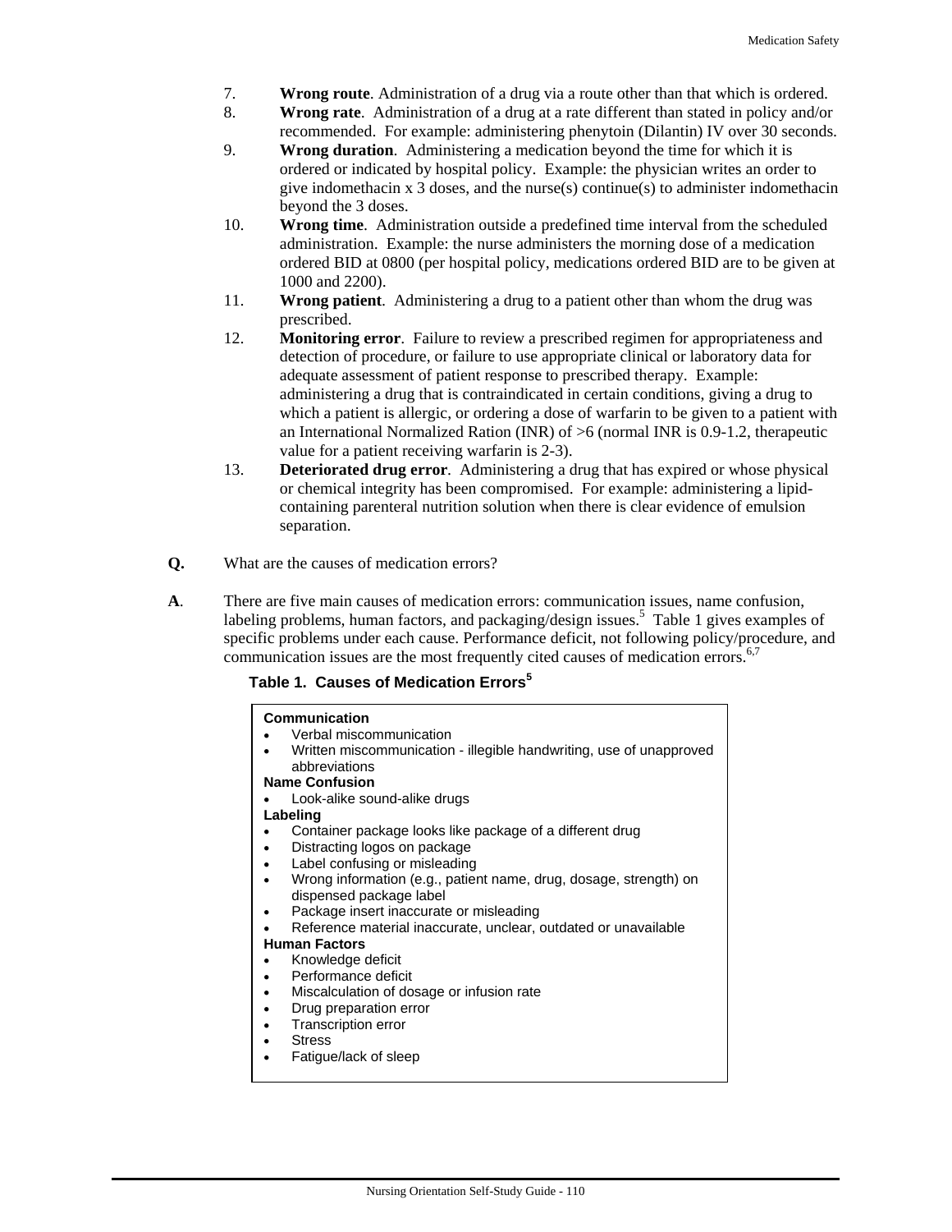7. **Wrong route**. Administration of a drug via a route other than that which is ordered.
8. **Wrong rate**. Administration of a drug at a rate different than stated in policy and/or recommended. For example: administering phenytoin (Dilantin) IV over 30 seconds.
9. **Wrong duration**. Administering a medication beyond the time for which it is ordered or indicated by hospital policy. Example: the physician writes an order to give indomethacin x 3 doses, and the nurse(s) continue(s) to administer indomethacin beyond the 3 doses.
10. **Wrong time**. Administration outside a predefined time interval from the scheduled administration. Example: the nurse administers the morning dose of a medication ordered BID at 0800 (per hospital policy, medications ordered BID are to be given at 1000 and 2200).
11. **Wrong patient**. Administering a drug to a patient other than whom the drug was prescribed.
12. **Monitoring error**. Failure to review a prescribed regimen for appropriateness and detection of procedure, or failure to use appropriate clinical or laboratory data for adequate assessment of patient response to prescribed therapy. Example: administering a drug that is contraindicated in certain conditions, giving a drug to which a patient is allergic, or ordering a dose of warfarin to be given to a patient with an International Normalized Ration (INR) of >6 (normal INR is 0.9-1.2, therapeutic value for a patient receiving warfarin is 2-3).
13. **Deteriorated drug error**. Administering a drug that has expired or whose physical or chemical integrity has been compromised. For example: administering a lipid-containing parenteral nutrition solution when there is clear evidence of emulsion separation.

**Q.** What are the causes of medication errors?

**A**. There are five main causes of medication errors: communication issues, name confusion, labeling problems, human factors, and packaging/design issues.[5] Table 1 gives examples of specific problems under each cause. Performance deficit, not following policy/procedure, and communication issues are the most frequently cited causes of medication errors.[6,7]

**Table 1. Causes of Medication Errors[5]**

**Communication**
- Verbal miscommunication
- Written miscommunication - illegible handwriting, use of unapproved abbreviations

**Name Confusion**
- Look-alike sound-alike drugs

**Labeling**
- Container package looks like package of a different drug
- Distracting logos on package
- Label confusing or misleading
- Wrong information (e.g., patient name, drug, dosage, strength) on dispensed package label
- Package insert inaccurate or misleading
- Reference material inaccurate, unclear, outdated or unavailable

**Human Factors**
- Knowledge deficit
- Performance deficit
- Miscalculation of dosage or infusion rate
- Drug preparation error
- Transcription error
- Stress
- Fatigue/lack of sleep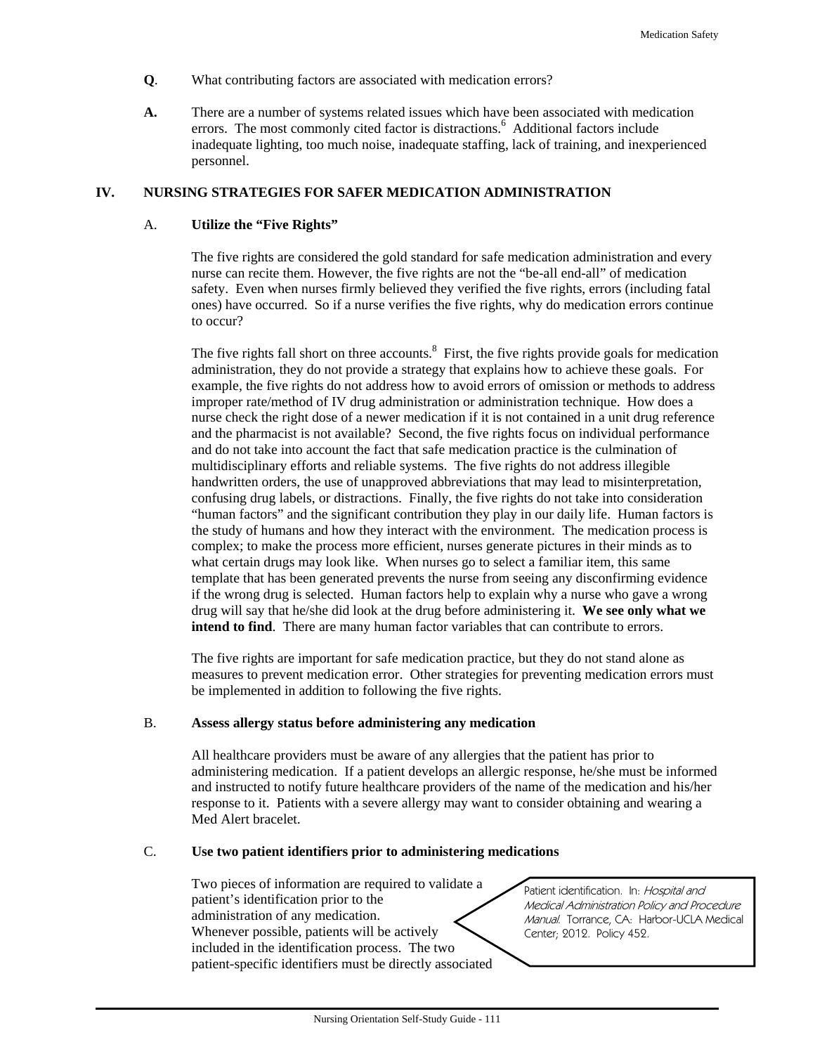**Q**. What contributing factors are associated with medication errors?

**A.** There are a number of systems related issues which have been associated with medication errors. The most commonly cited factor is distractions.[6] Additional factors include inadequate lighting, too much noise, inadequate staffing, lack of training, and inexperienced personnel.

## IV. NURSING STRATEGIES FOR SAFER MEDICATION ADMINISTRATION

### A. Utilize the "Five Rights"

The five rights are considered the gold standard for safe medication administration and every nurse can recite them. However, the five rights are not the "be-all end-all" of medication safety. Even when nurses firmly believed they verified the five rights, errors (including fatal ones) have occurred. So if a nurse verifies the five rights, why do medication errors continue to occur?

The five rights fall short on three accounts.[8] First, the five rights provide goals for medication administration, they do not provide a strategy that explains how to achieve these goals. For example, the five rights do not address how to avoid errors of omission or methods to address improper rate/method of IV drug administration or administration technique. How does a nurse check the right dose of a newer medication if it is not contained in a unit drug reference and the pharmacist is not available? Second, the five rights focus on individual performance and do not take into account the fact that safe medication practice is the culmination of multidisciplinary efforts and reliable systems. The five rights do not address illegible handwritten orders, the use of unapproved abbreviations that may lead to misinterpretation, confusing drug labels, or distractions. Finally, the five rights do not take into consideration "human factors" and the significant contribution they play in our daily life. Human factors is the study of humans and how they interact with the environment. The medication process is complex; to make the process more efficient, nurses generate pictures in their minds as to what certain drugs may look like. When nurses go to select a familiar item, this same template that has been generated prevents the nurse from seeing any disconfirming evidence if the wrong drug is selected. Human factors help to explain why a nurse who gave a wrong drug will say that he/she did look at the drug before administering it. **We see only what we intend to find**. There are many human factor variables that can contribute to errors.

The five rights are important for safe medication practice, but they do not stand alone as measures to prevent medication error. Other strategies for preventing medication errors must be implemented in addition to following the five rights.

### B. Assess allergy status before administering any medication

All healthcare providers must be aware of any allergies that the patient has prior to administering medication. If a patient develops an allergic response, he/she must be informed and instructed to notify future healthcare providers of the name of the medication and his/her response to it. Patients with a severe allergy may want to consider obtaining and wearing a Med Alert bracelet.

### C. Use two patient identifiers prior to administering medications

Two pieces of information are required to validate a patient's identification prior to the administration of any medication. Whenever possible, patients will be actively included in the identification process. The two patient-specific identifiers must be directly associated

Patient identification. In: *Hospital and Medical Administration Policy and Procedure Manual*. Torrance, CA: Harbor-UCLA Medical Center; 2012. Policy 452.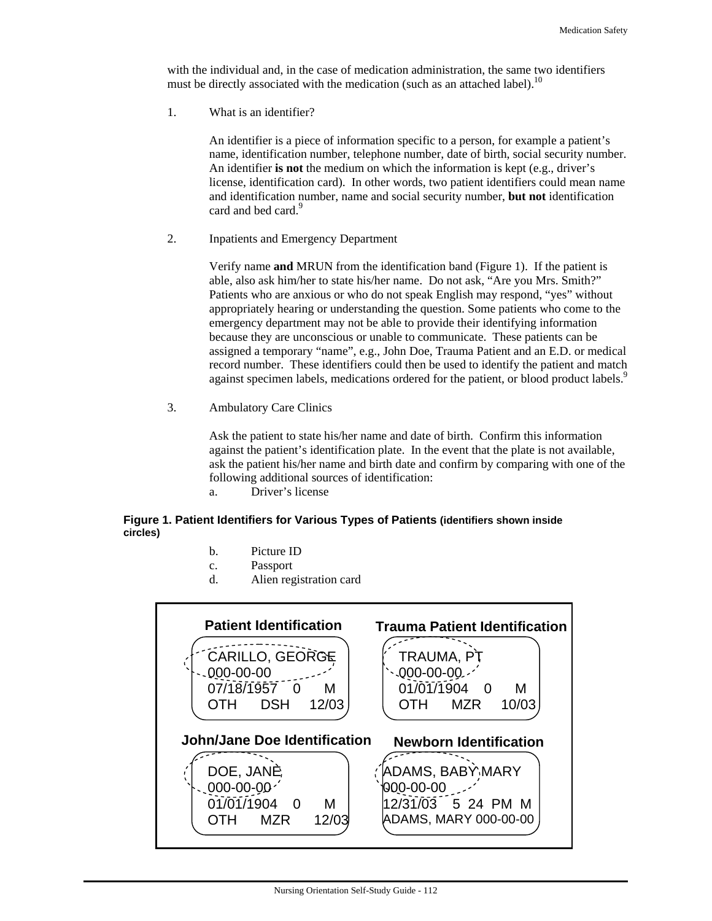with the individual and, in the case of medication administration, the same two identifiers must be directly associated with the medication (such as an attached label).[10]

1. What is an identifier?

   An identifier is a piece of information specific to a person, for example a patient's name, identification number, telephone number, date of birth, social security number. An identifier **is not** the medium on which the information is kept (e.g., driver's license, identification card). In other words, two patient identifiers could mean name and identification number, name and social security number, **but not** identification card and bed card.[9]

2. Inpatients and Emergency Department

   Verify name **and** MRUN from the identification band (Figure 1). If the patient is able, also ask him/her to state his/her name. Do not ask, "Are you Mrs. Smith?" Patients who are anxious or who do not speak English may respond, "yes" without appropriately hearing or understanding the question. Some patients who come to the emergency department may not be able to provide their identifying information because they are unconscious or unable to communicate. These patients can be assigned a temporary "name", e.g., John Doe, Trauma Patient and an E.D. or medical record number. These identifiers could then be used to identify the patient and match against specimen labels, medications ordered for the patient, or blood product labels.[9]

3. Ambulatory Care Clinics

   Ask the patient to state his/her name and date of birth. Confirm this information against the patient's identification plate. In the event that the plate is not available, ask the patient his/her name and birth date and confirm by comparing with one of the following additional sources of identification:

   a. Driver's license
   b. Picture ID
   c. Passport
   d. Alien registration card

**Figure 1. Patient Identifiers for Various Types of Patients** **(identifiers shown inside circles)**

**Patient Identification**

CARILLO, GEORGE
000-00-00
07/18/1957 0 M
OTH DSH 12/03

**Trauma Patient Identification**

TRAUMA, PT
000-00-00
01/01/1904 0 M
OTH MZR 10/03

**John/Jane Doe Identification**

DOE, JANE
000-00-00
01/01/1904 0 M
OTH MZR 12/03

**Newborn Identification**

ADAMS, BABY MARY
000-00-00
12/31/03 5 24 PM M
ADAMS, MARY 000-00-00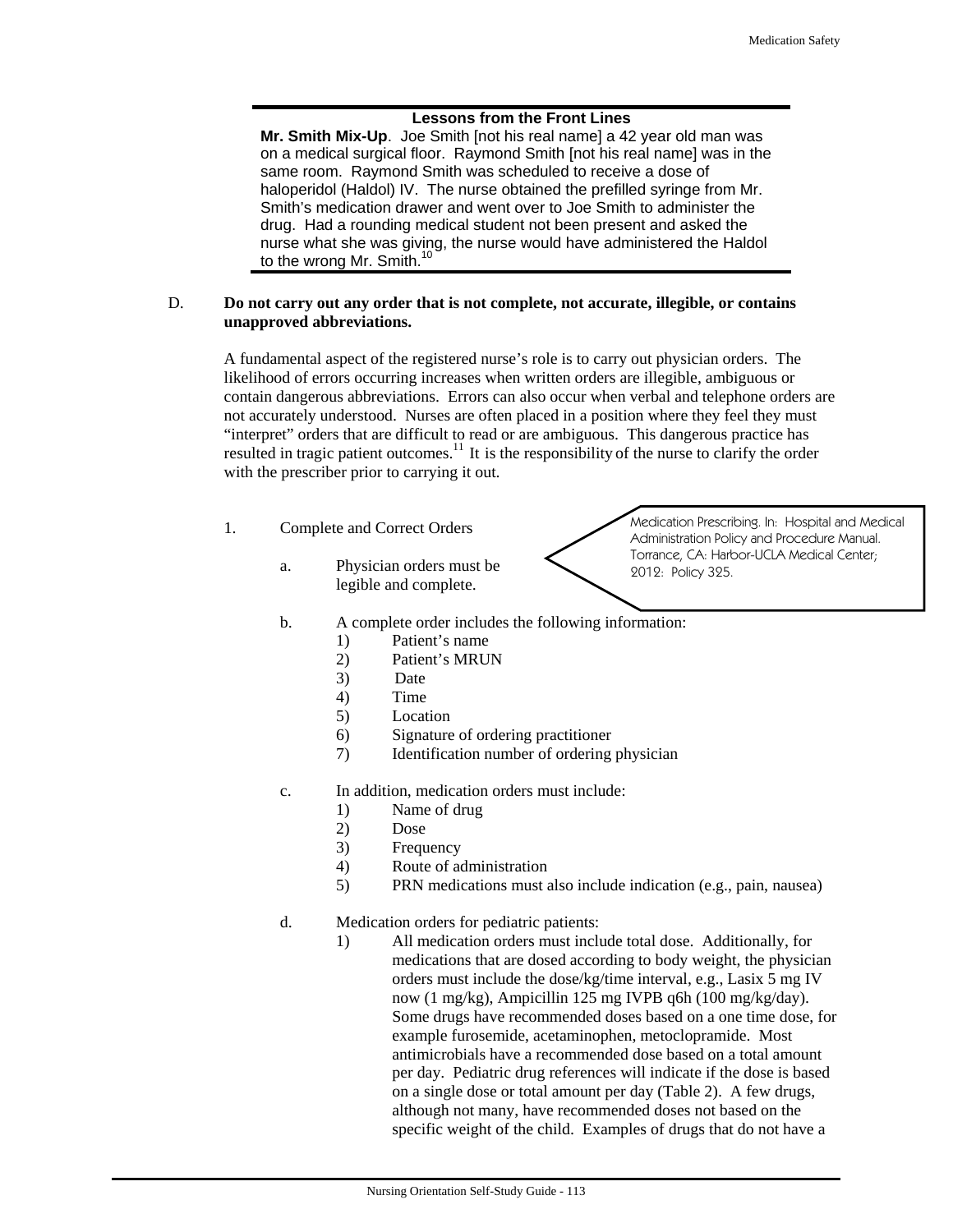**Lessons from the Front Lines**

**Mr. Smith Mix-Up**. Joe Smith [not his real name] a 42 year old man was on a medical surgical floor. Raymond Smith [not his real name] was in the same room. Raymond Smith was scheduled to receive a dose of haloperidol (Haldol) IV. The nurse obtained the prefilled syringe from Mr. Smith's medication drawer and went over to Joe Smith to administer the drug. Had a rounding medical student not been present and asked the nurse what she was giving, the nurse would have administered the Haldol to the wrong Mr. Smith.[10]

D. **Do not carry out any order that is not complete, not accurate, illegible, or contains unapproved abbreviations.**

A fundamental aspect of the registered nurse's role is to carry out physician orders. The likelihood of errors occurring increases when written orders are illegible, ambiguous or contain dangerous abbreviations. Errors can also occur when verbal and telephone orders are not accurately understood. Nurses are often placed in a position where they feel they must "interpret" orders that are difficult to read or are ambiguous. This dangerous practice has resulted in tragic patient outcomes.[11] It is the responsibility of the nurse to clarify the order with the prescriber prior to carrying it out.

1. Complete and Correct Orders

> Medication Prescribing. In: Hospital and Medical Administration Policy and Procedure Manual. Torrance, CA: Harbor-UCLA Medical Center; 2012: Policy 325.

   a. Physician orders must be legible and complete.

   b. A complete order includes the following information:
      1) Patient's name
      2) Patient's MRUN
      3) Date
      4) Time
      5) Location
      6) Signature of ordering practitioner
      7) Identification number of ordering physician

   c. In addition, medication orders must include:
      1) Name of drug
      2) Dose
      3) Frequency
      4) Route of administration
      5) PRN medications must also include indication (e.g., pain, nausea)

   d. Medication orders for pediatric patients:
      1) All medication orders must include total dose. Additionally, for medications that are dosed according to body weight, the physician orders must include the dose/kg/time interval, e.g., Lasix 5 mg IV now (1 mg/kg), Ampicillin 125 mg IVPB q6h (100 mg/kg/day). Some drugs have recommended doses based on a one time dose, for example furosemide, acetaminophen, metoclopramide. Most antimicrobials have a recommended dose based on a total amount per day. Pediatric drug references will indicate if the dose is based on a single dose or total amount per day (Table 2). A few drugs, although not many, have recommended doses not based on the specific weight of the child. Examples of drugs that do not have a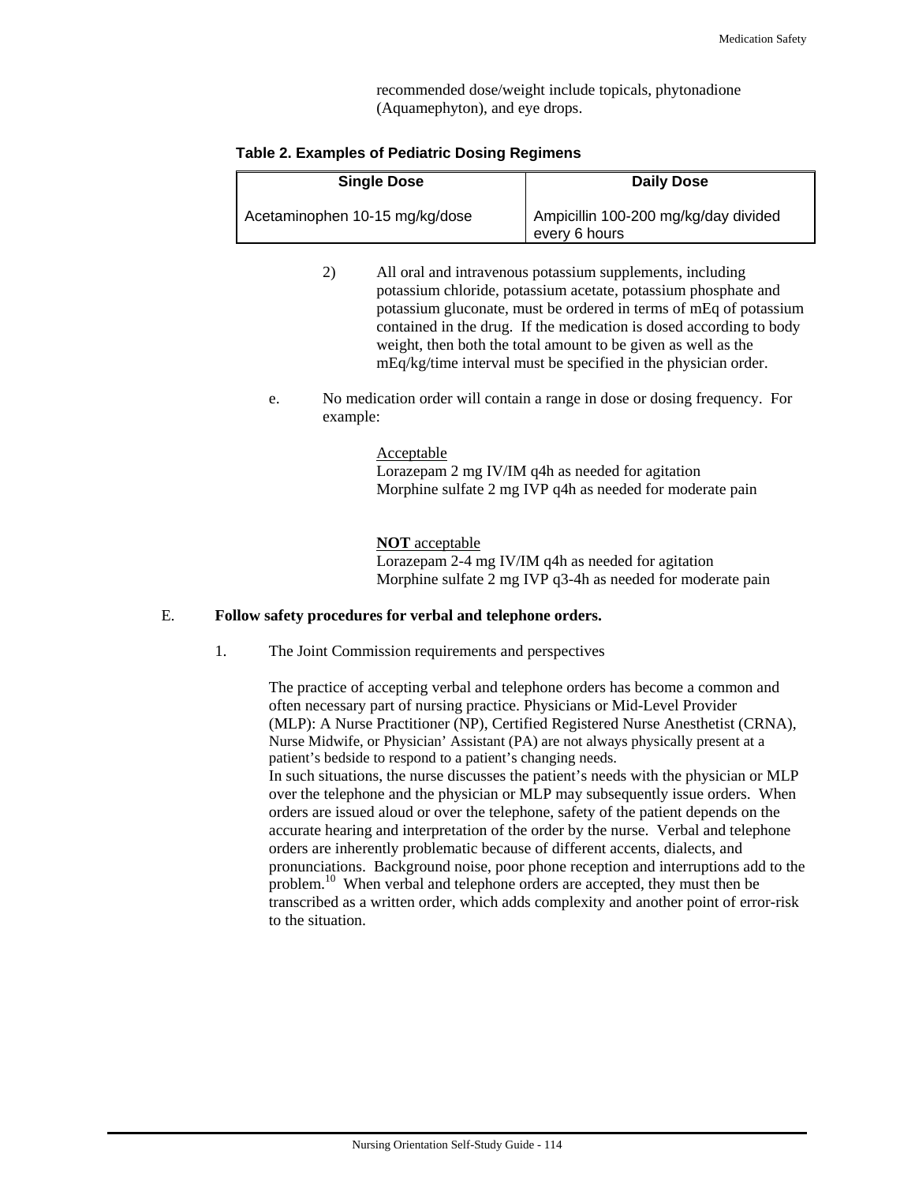recommended dose/weight include topicals, phytonadione (Aquamephyton), and eye drops.

**Table 2. Examples of Pediatric Dosing Regimens**

| Single Dose | Daily Dose |
|---|---|
| Acetaminophen 10-15 mg/kg/dose | Ampicillin 100-200 mg/kg/day divided every 6 hours |

2) All oral and intravenous potassium supplements, including potassium chloride, potassium acetate, potassium phosphate and potassium gluconate, must be ordered in terms of mEq of potassium contained in the drug. If the medication is dosed according to body weight, then both the total amount to be given as well as the mEq/kg/time interval must be specified in the physician order.

e. No medication order will contain a range in dose or dosing frequency. For example:

Acceptable
Lorazepam 2 mg IV/IM q4h as needed for agitation
Morphine sulfate 2 mg IVP q4h as needed for moderate pain

**NOT** acceptable
Lorazepam 2-4 mg IV/IM q4h as needed for agitation
Morphine sulfate 2 mg IVP q3-4h as needed for moderate pain

E. **Follow safety procedures for verbal and telephone orders.**

1. The Joint Commission requirements and perspectives

The practice of accepting verbal and telephone orders has become a common and often necessary part of nursing practice. Physicians or Mid-Level Provider (MLP): A Nurse Practitioner (NP), Certified Registered Nurse Anesthetist (CRNA), Nurse Midwife, or Physician' Assistant (PA) are not always physically present at a patient's bedside to respond to a patient's changing needs.
In such situations, the nurse discusses the patient's needs with the physician or MLP over the telephone and the physician or MLP may subsequently issue orders. When orders are issued aloud or over the telephone, safety of the patient depends on the accurate hearing and interpretation of the order by the nurse. Verbal and telephone orders are inherently problematic because of different accents, dialects, and pronunciations. Background noise, poor phone reception and interruptions add to the problem.[10] When verbal and telephone orders are accepted, they must then be transcribed as a written order, which adds complexity and another point of error-risk to the situation.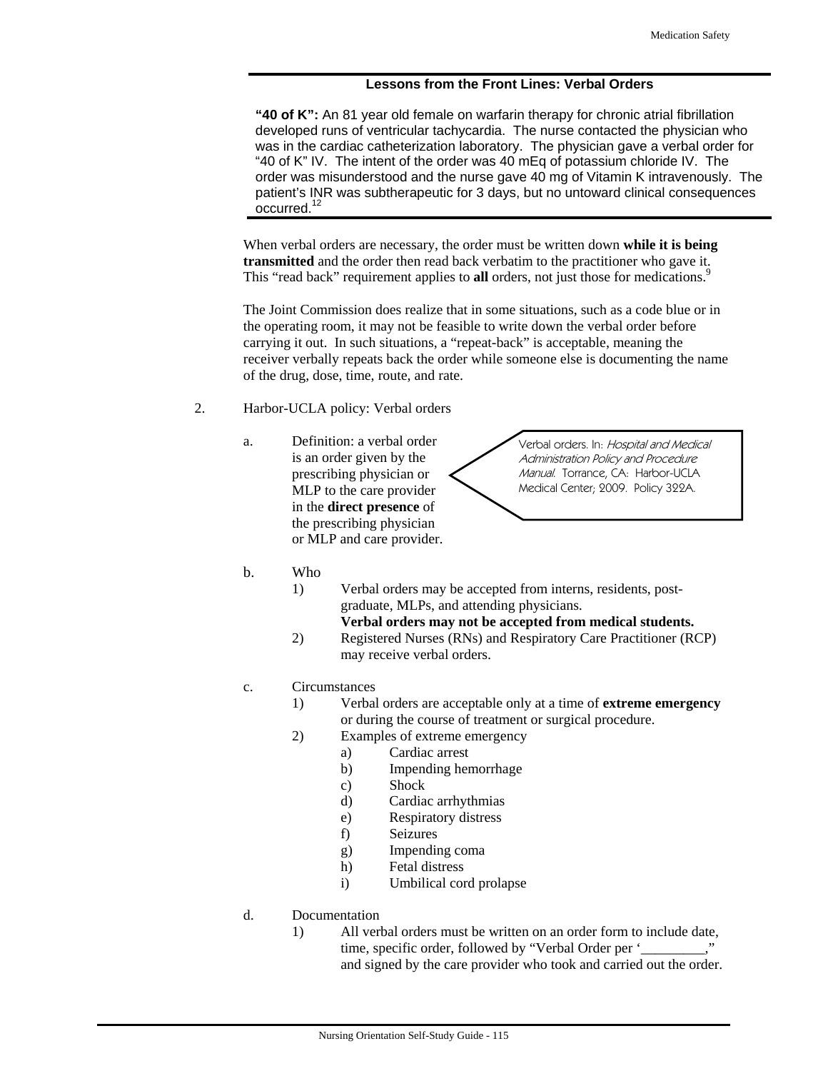**Lessons from the Front Lines: Verbal Orders**

**"40 of K":** An 81 year old female on warfarin therapy for chronic atrial fibrillation developed runs of ventricular tachycardia. The nurse contacted the physician who was in the cardiac catheterization laboratory. The physician gave a verbal order for "40 of K" IV. The intent of the order was 40 mEq of potassium chloride IV. The order was misunderstood and the nurse gave 40 mg of Vitamin K intravenously. The patient's INR was subtherapeutic for 3 days, but no untoward clinical consequences occurred.[12]

When verbal orders are necessary, the order must be written down **while it is being transmitted** and the order then read back verbatim to the practitioner who gave it. This "read back" requirement applies to **all** orders, not just those for medications.[9]

The Joint Commission does realize that in some situations, such as a code blue or in the operating room, it may not be feasible to write down the verbal order before carrying it out. In such situations, a "repeat-back" is acceptable, meaning the receiver verbally repeats back the order while someone else is documenting the name of the drug, dose, time, route, and rate.

2. Harbor-UCLA policy: Verbal orders

   a. Definition: a verbal order is an order given by the prescribing physician or MLP to the care provider in the **direct presence** of the prescribing physician or MLP and care provider.

   > Verbal orders. In: *Hospital and Medical Administration Policy and Procedure Manual.* Torrance, CA: Harbor-UCLA Medical Center; 2009. Policy 322A.

   b. Who
      1) Verbal orders may be accepted from interns, residents, post-graduate, MLPs, and attending physicians. **Verbal orders may not be accepted from medical students.**
      2) Registered Nurses (RNs) and Respiratory Care Practitioner (RCP) may receive verbal orders.

   c. Circumstances
      1) Verbal orders are acceptable only at a time of **extreme emergency** or during the course of treatment or surgical procedure.
      2) Examples of extreme emergency
         a) Cardiac arrest
         b) Impending hemorrhage
         c) Shock
         d) Cardiac arrhythmias
         e) Respiratory distress
         f) Seizures
         g) Impending coma
         h) Fetal distress
         i) Umbilical cord prolapse

   d. Documentation
      1) All verbal orders must be written on an order form to include date, time, specific order, followed by "Verbal Order per '_________,'" and signed by the care provider who took and carried out the order.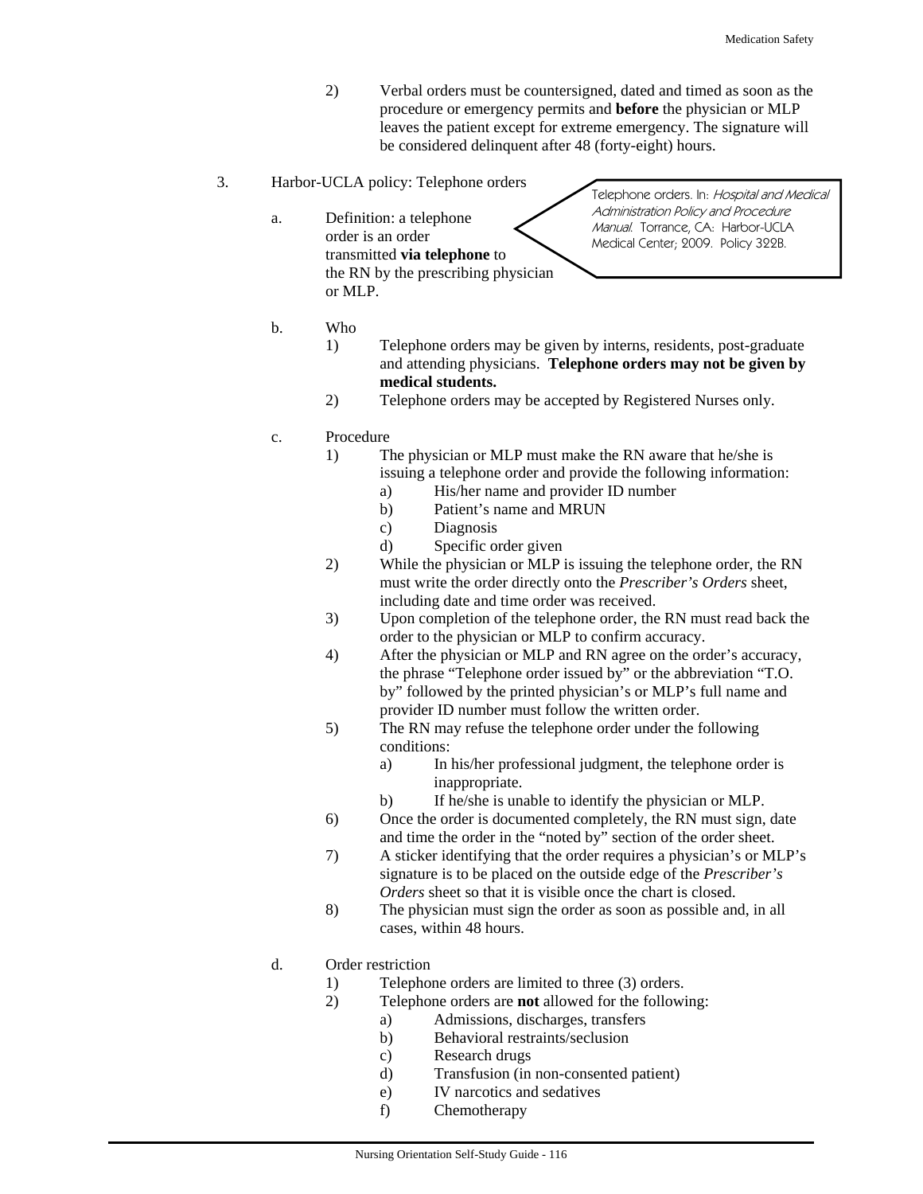2) Verbal orders must be countersigned, dated and timed as soon as the procedure or emergency permits and **before** the physician or MLP leaves the patient except for extreme emergency. The signature will be considered delinquent after 48 (forty-eight) hours.

3. Harbor-UCLA policy: Telephone orders

Telephone orders. In: *Hospital and Medical Administration Policy and Procedure Manual.* Torrance, CA: Harbor-UCLA Medical Center; 2009. Policy 322B.

a. Definition: a telephone order is an order transmitted **via telephone** to the RN by the prescribing physician or MLP.

b. Who
   1) Telephone orders may be given by interns, residents, post-graduate and attending physicians. **Telephone orders may not be given by medical students.**
   2) Telephone orders may be accepted by Registered Nurses only.

c. Procedure
   1) The physician or MLP must make the RN aware that he/she is issuing a telephone order and provide the following information:
      a) His/her name and provider ID number
      b) Patient's name and MRUN
      c) Diagnosis
      d) Specific order given
   2) While the physician or MLP is issuing the telephone order, the RN must write the order directly onto the *Prescriber's Orders* sheet, including date and time order was received.
   3) Upon completion of the telephone order, the RN must read back the order to the physician or MLP to confirm accuracy.
   4) After the physician or MLP and RN agree on the order's accuracy, the phrase "Telephone order issued by" or the abbreviation "T.O. by" followed by the printed physician's or MLP's full name and provider ID number must follow the written order.
   5) The RN may refuse the telephone order under the following conditions:
      a) In his/her professional judgment, the telephone order is inappropriate.
      b) If he/she is unable to identify the physician or MLP.
   6) Once the order is documented completely, the RN must sign, date and time the order in the "noted by" section of the order sheet.
   7) A sticker identifying that the order requires a physician's or MLP's signature is to be placed on the outside edge of the *Prescriber's Orders* sheet so that it is visible once the chart is closed.
   8) The physician must sign the order as soon as possible and, in all cases, within 48 hours.

d. Order restriction
   1) Telephone orders are limited to three (3) orders.
   2) Telephone orders are **not** allowed for the following:
      a) Admissions, discharges, transfers
      b) Behavioral restraints/seclusion
      c) Research drugs
      d) Transfusion (in non-consented patient)
      e) IV narcotics and sedatives
      f) Chemotherapy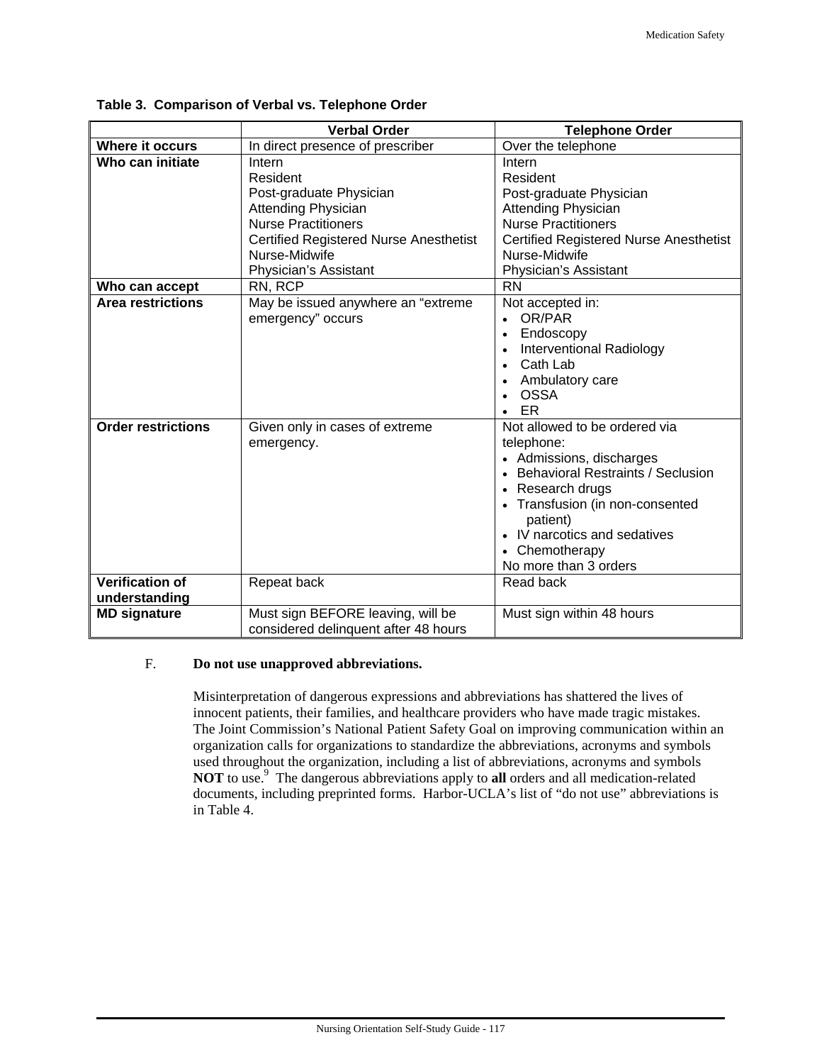**Table 3. Comparison of Verbal vs. Telephone Order**

| | Verbal Order | Telephone Order |
|---|---|---|
| **Where it occurs** | In direct presence of prescriber | Over the telephone |
| **Who can initiate** | Intern<br>Resident<br>Post-graduate Physician<br>Attending Physician<br>Nurse Practitioners<br>Certified Registered Nurse Anesthetist<br>Nurse-Midwife<br>Physician's Assistant | Intern<br>Resident<br>Post-graduate Physician<br>Attending Physician<br>Nurse Practitioners<br>Certified Registered Nurse Anesthetist<br>Nurse-Midwife<br>Physician's Assistant |
| **Who can accept** | RN, RCP | RN |
| **Area restrictions** | May be issued anywhere an "extreme emergency" occurs | Not accepted in:<br>• OR/PAR<br>• Endoscopy<br>• Interventional Radiology<br>• Cath Lab<br>• Ambulatory care<br>• OSSA<br>• ER |
| **Order restrictions** | Given only in cases of extreme emergency. | Not allowed to be ordered via telephone:<br>• Admissions, discharges<br>• Behavioral Restraints / Seclusion<br>• Research drugs<br>• Transfusion (in non-consented patient)<br>• IV narcotics and sedatives<br>• Chemotherapy<br>No more than 3 orders |
| **Verification of understanding** | Repeat back | Read back |
| **MD signature** | Must sign BEFORE leaving, will be considered delinquent after 48 hours | Must sign within 48 hours |

F. **Do not use unapproved abbreviations.**

Misinterpretation of dangerous expressions and abbreviations has shattered the lives of innocent patients, their families, and healthcare providers who have made tragic mistakes. The Joint Commission's National Patient Safety Goal on improving communication within an organization calls for organizations to standardize the abbreviations, acronyms and symbols used throughout the organization, including a list of abbreviations, acronyms and symbols **NOT** to use.[9] The dangerous abbreviations apply to **all** orders and all medication-related documents, including preprinted forms. Harbor-UCLA's list of "do not use" abbreviations is in Table 4.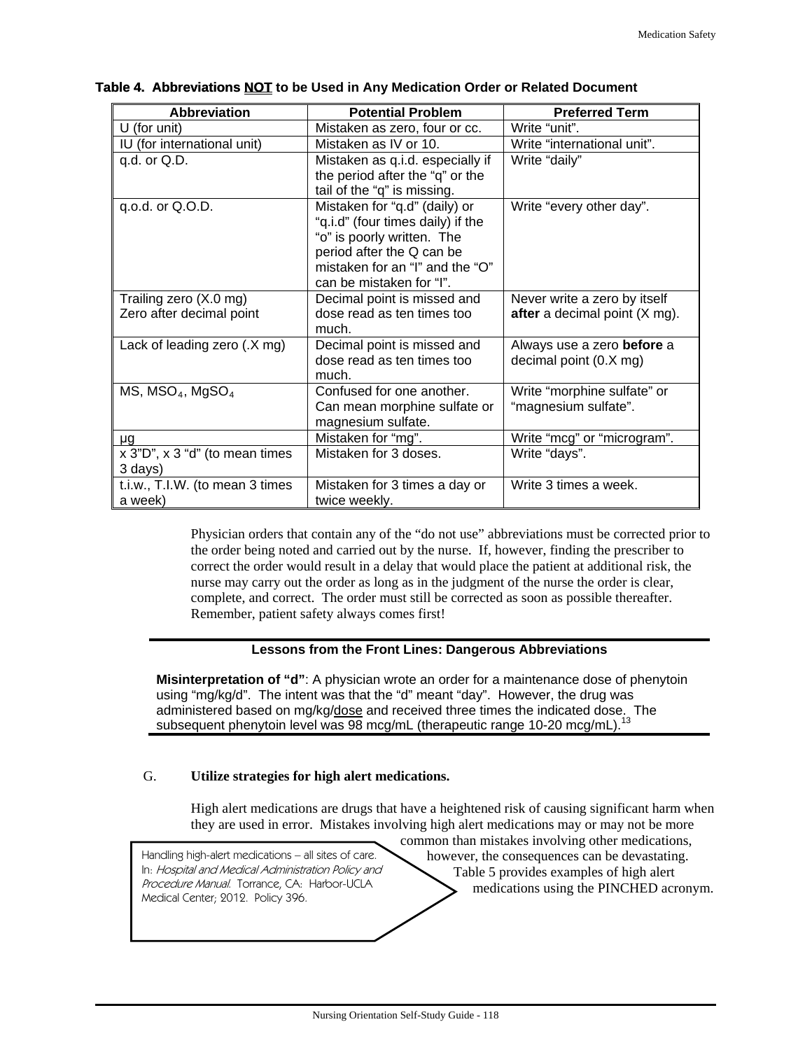**Table 4. Abbreviations NOT to be Used in Any Medication Order or Related Document**

| Abbreviation | Potential Problem | Preferred Term |
|---|---|---|
| U (for unit) | Mistaken as zero, four or cc. | Write “unit”. |
| IU (for international unit) | Mistaken as IV or 10. | Write “international unit”. |
| q.d. or Q.D. | Mistaken as q.i.d. especially if the period after the “q” or the tail of the “q” is missing. | Write “daily” |
| q.o.d. or Q.O.D. | Mistaken for “q.d” (daily) or “q.i.d” (four times daily) if the “o” is poorly written. The period after the Q can be mistaken for an “I” and the “O” can be mistaken for “I”. | Write “every other day”. |
| Trailing zero (X.0 mg) Zero after decimal point | Decimal point is missed and dose read as ten times too much. | Never write a zero by itself **after** a decimal point (X mg). |
| Lack of leading zero (.X mg) | Decimal point is missed and dose read as ten times too much. | Always use a zero **before** a decimal point (0.X mg) |
| MS, $MSO_4$, $MgSO_4$ | Confused for one another. Can mean morphine sulfate or magnesium sulfate. | Write “morphine sulfate” or “magnesium sulfate”. |
| µg | Mistaken for “mg”. | Write “mcg” or “microgram”. |
| x 3”D”, x 3 “d” (to mean times 3 days) | Mistaken for 3 doses. | Write “days”. |
| t.i.w., T.I.W. (to mean 3 times a week) | Mistaken for 3 times a day or twice weekly. | Write 3 times a week. |

Physician orders that contain any of the “do not use” abbreviations must be corrected prior to the order being noted and carried out by the nurse. If, however, finding the prescriber to correct the order would result in a delay that would place the patient at additional risk, the nurse may carry out the order as long as in the judgment of the nurse the order is clear, complete, and correct. The order must still be corrected as soon as possible thereafter. Remember, patient safety always comes first!

**Lessons from the Front Lines: Dangerous Abbreviations**

**Misinterpretation of “d”**: A physician wrote an order for a maintenance dose of phenytoin using “mg/kg/d”. The intent was that the “d” meant “day”. However, the drug was administered based on mg/kg/dose and received three times the indicated dose. The subsequent phenytoin level was 98 mcg/mL (therapeutic range 10-20 mcg/mL).[13]

G. **Utilize strategies for high alert medications.**

High alert medications are drugs that have a heightened risk of causing significant harm when they are used in error. Mistakes involving high alert medications may or may not be more common than mistakes involving other medications, however, the consequences can be devastating. Table 5 provides examples of high alert medications using the PINCHED acronym.

Handling high-alert medications – all sites of care. In: *Hospital and Medical Administration Policy and Procedure Manual.* Torrance, CA: Harbor-UCLA Medical Center; 2012. Policy 396.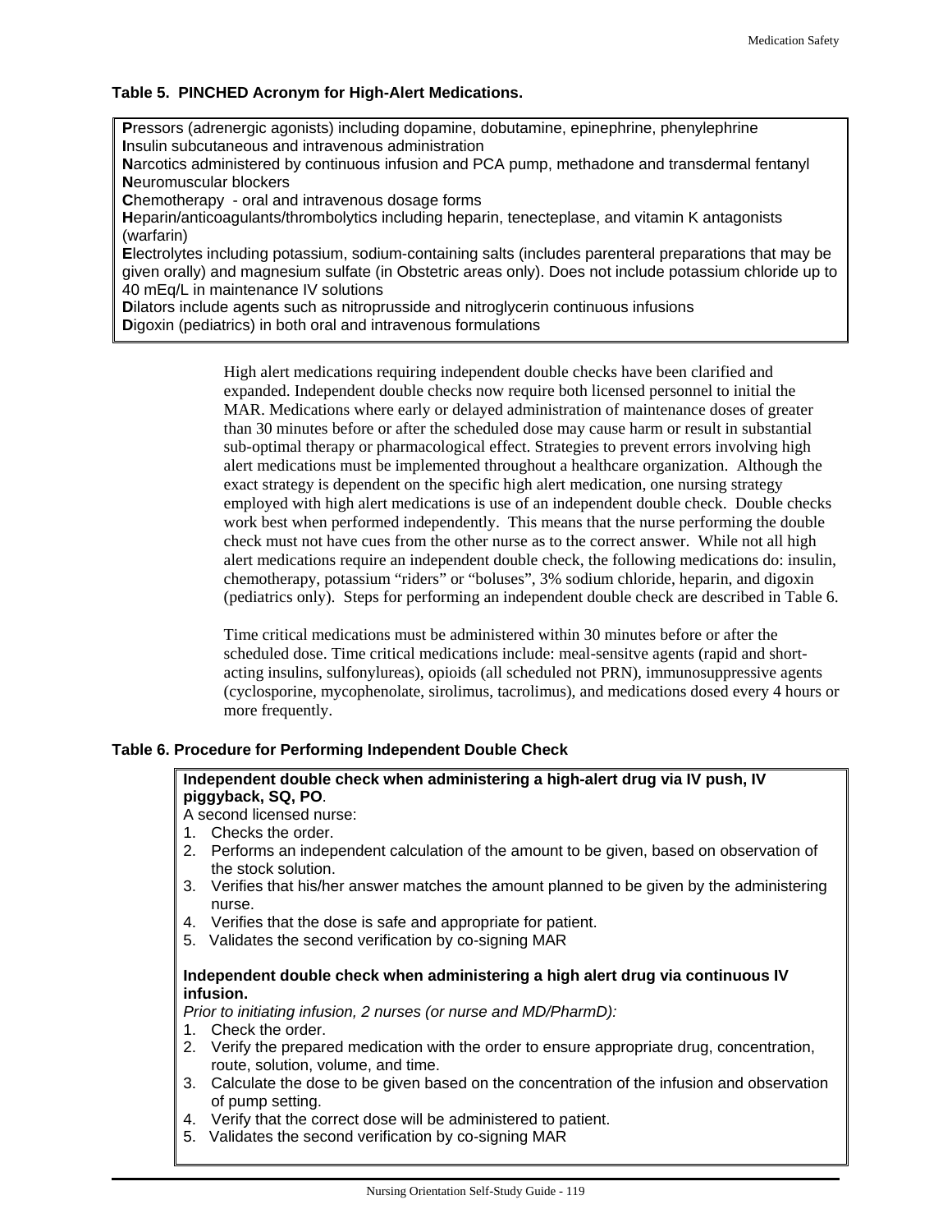**Table 5. PINCHED Acronym for High-Alert Medications.**

**P**ressors (adrenergic agonists) including dopamine, dobutamine, epinephrine, phenylephrine
**I**nsulin subcutaneous and intravenous administration
**N**arcotics administered by continuous infusion and PCA pump, methadone and transdermal fentanyl
**N**euromuscular blockers
**C**hemotherapy - oral and intravenous dosage forms
**H**eparin/anticoagulants/thrombolytics including heparin, tenecteplase, and vitamin K antagonists (warfarin)
**E**lectrolytes including potassium, sodium-containing salts (includes parenteral preparations that may be given orally) and magnesium sulfate (in Obstetric areas only). Does not include potassium chloride up to 40 mEq/L in maintenance IV solutions
**D**ilators include agents such as nitroprusside and nitroglycerin continuous infusions
**D**igoxin (pediatrics) in both oral and intravenous formulations

High alert medications requiring independent double checks have been clarified and expanded. Independent double checks now require both licensed personnel to initial the MAR. Medications where early or delayed administration of maintenance doses of greater than 30 minutes before or after the scheduled dose may cause harm or result in substantial sub-optimal therapy or pharmacological effect. Strategies to prevent errors involving high alert medications must be implemented throughout a healthcare organization. Although the exact strategy is dependent on the specific high alert medication, one nursing strategy employed with high alert medications is use of an independent double check. Double checks work best when performed independently. This means that the nurse performing the double check must not have cues from the other nurse as to the correct answer. While not all high alert medications require an independent double check, the following medications do: insulin, chemotherapy, potassium "riders" or "boluses", 3% sodium chloride, heparin, and digoxin (pediatrics only). Steps for performing an independent double check are described in Table 6.

Time critical medications must be administered within 30 minutes before or after the scheduled dose. Time critical medications include: meal-sensitve agents (rapid and short-acting insulins, sulfonylureas), opioids (all scheduled not PRN), immunosuppressive agents (cyclosporine, mycophenolate, sirolimus, tacrolimus), and medications dosed every 4 hours or more frequently.

**Table 6. Procedure for Performing Independent Double Check**

**Independent double check when administering a high-alert drug via IV push, IV piggyback, SQ, PO**.
A second licensed nurse:

1. Checks the order.
2. Performs an independent calculation of the amount to be given, based on observation of the stock solution.
3. Verifies that his/her answer matches the amount planned to be given by the administering nurse.
4. Verifies that the dose is safe and appropriate for patient.
5. Validates the second verification by co-signing MAR

**Independent double check when administering a high alert drug via continuous IV infusion.**
*Prior to initiating infusion, 2 nurses (or nurse and MD/PharmD):*

1. Check the order.
2. Verify the prepared medication with the order to ensure appropriate drug, concentration, route, solution, volume, and time.
3. Calculate the dose to be given based on the concentration of the infusion and observation of pump setting.
4. Verify that the correct dose will be administered to patient.
5. Validates the second verification by co-signing MAR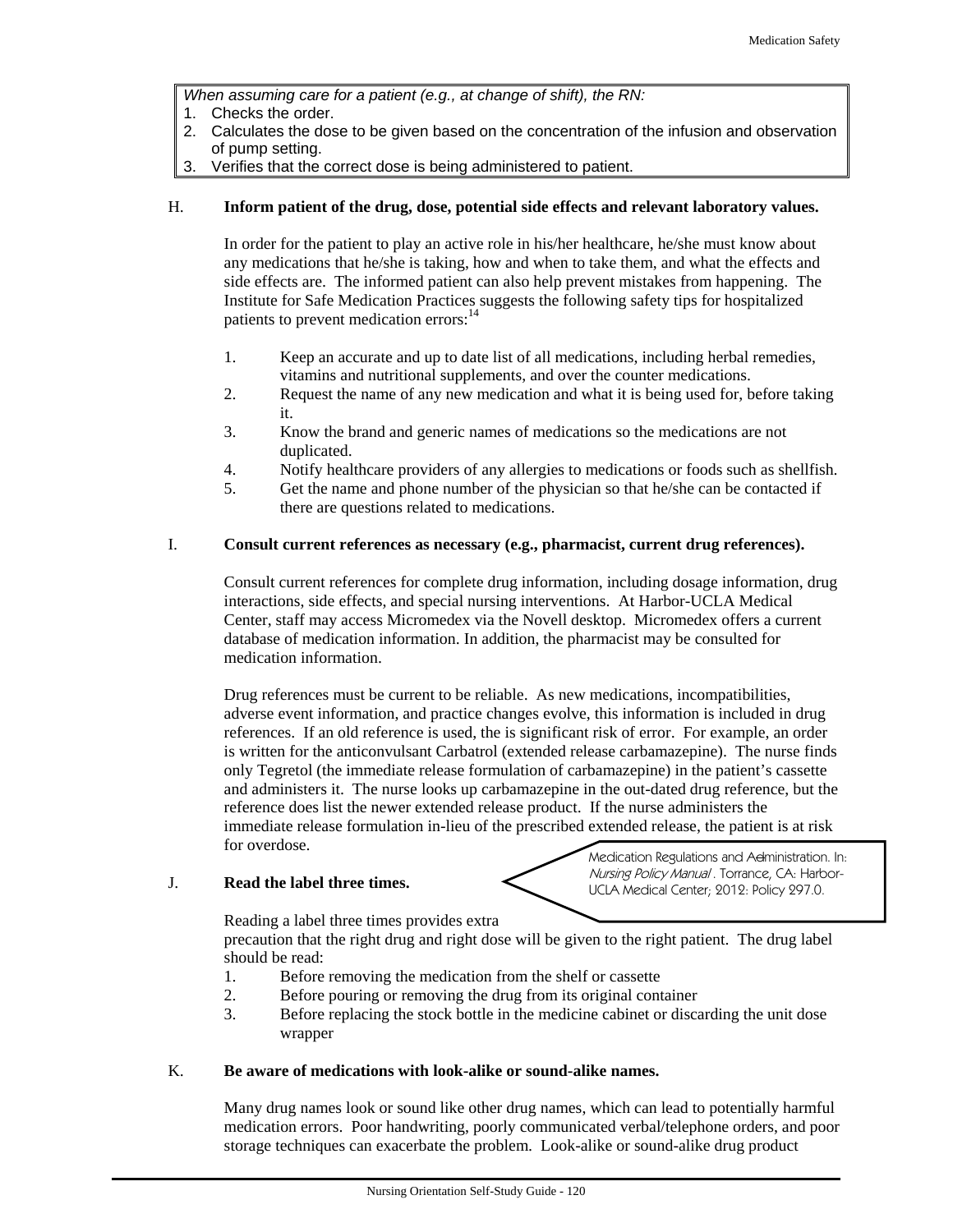> *When assuming care for a patient (e.g., at change of shift), the RN:*
> 1. Checks the order.
> 2. Calculates the dose to be given based on the concentration of the infusion and observation of pump setting.
> 3. Verifies that the correct dose is being administered to patient.

H. **Inform patient of the drug, dose, potential side effects and relevant laboratory values.**

In order for the patient to play an active role in his/her healthcare, he/she must know about any medications that he/she is taking, how and when to take them, and what the effects and side effects are. The informed patient can also help prevent mistakes from happening. The Institute for Safe Medication Practices suggests the following safety tips for hospitalized patients to prevent medication errors:[14]

1. Keep an accurate and up to date list of all medications, including herbal remedies, vitamins and nutritional supplements, and over the counter medications.
2. Request the name of any new medication and what it is being used for, before taking it.
3. Know the brand and generic names of medications so the medications are not duplicated.
4. Notify healthcare providers of any allergies to medications or foods such as shellfish.
5. Get the name and phone number of the physician so that he/she can be contacted if there are questions related to medications.

I. **Consult current references as necessary (e.g., pharmacist, current drug references).**

Consult current references for complete drug information, including dosage information, drug interactions, side effects, and special nursing interventions. At Harbor-UCLA Medical Center, staff may access Micromedex via the Novell desktop. Micromedex offers a current database of medication information. In addition, the pharmacist may be consulted for medication information.

Drug references must be current to be reliable. As new medications, incompatibilities, adverse event information, and practice changes evolve, this information is included in drug references. If an old reference is used, the is significant risk of error. For example, an order is written for the anticonvulsant Carbatrol (extended release carbamazepine). The nurse finds only Tegretol (the immediate release formulation of carbamazepine) in the patient's cassette and administers it. The nurse looks up carbamazepine in the out-dated drug reference, but the reference does list the newer extended release product. If the nurse administers the immediate release formulation in-lieu of the prescribed extended release, the patient is at risk for overdose.

J. **Read the label three times.**

> Medication Regulations and Administration. In: *Nursing Policy Manual* . Torrance, CA: Harbor-UCLA Medical Center; 2012: Policy 297.0.

Reading a label three times provides extra precaution that the right drug and right dose will be given to the right patient. The drug label should be read:

1. Before removing the medication from the shelf or cassette
2. Before pouring or removing the drug from its original container
3. Before replacing the stock bottle in the medicine cabinet or discarding the unit dose wrapper

K. **Be aware of medications with look-alike or sound-alike names.**

Many drug names look or sound like other drug names, which can lead to potentially harmful medication errors. Poor handwriting, poorly communicated verbal/telephone orders, and poor storage techniques can exacerbate the problem. Look-alike or sound-alike drug product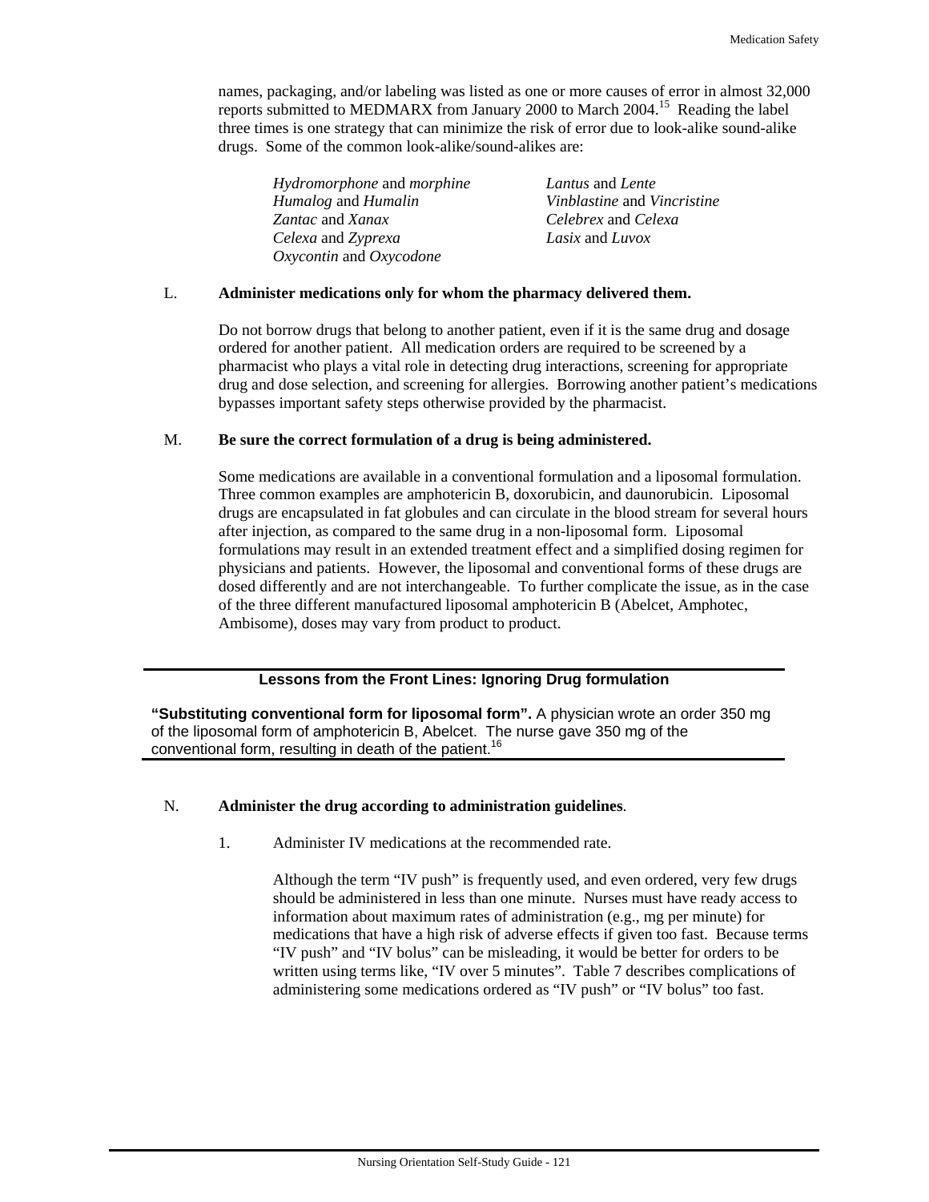names, packaging, and/or labeling was listed as one or more causes of error in almost 32,000 reports submitted to MEDMARX from January 2000 to March 2004.[15] Reading the label three times is one strategy that can minimize the risk of error due to look-alike sound-alike drugs. Some of the common look-alike/sound-alikes are:

*Hydromorphone* and *morphine*
*Humalog* and *Humalin*
*Zantac* and *Xanax*
*Celexa* and *Zyprexa*
*Oxycontin* and *Oxycodone*
*Lantus* and *Lente*
*Vinblastine* and *Vincristine*
*Celebrex* and *Celexa*
*Lasix* and *Luvox*

L. **Administer medications only for whom the pharmacy delivered them.**

Do not borrow drugs that belong to another patient, even if it is the same drug and dosage ordered for another patient. All medication orders are required to be screened by a pharmacist who plays a vital role in detecting drug interactions, screening for appropriate drug and dose selection, and screening for allergies. Borrowing another patient's medications bypasses important safety steps otherwise provided by the pharmacist.

M. **Be sure the correct formulation of a drug is being administered.**

Some medications are available in a conventional formulation and a liposomal formulation. Three common examples are amphotericin B, doxorubicin, and daunorubicin. Liposomal drugs are encapsulated in fat globules and can circulate in the blood stream for several hours after injection, as compared to the same drug in a non-liposomal form. Liposomal formulations may result in an extended treatment effect and a simplified dosing regimen for physicians and patients. However, the liposomal and conventional forms of these drugs are dosed differently and are not interchangeable. To further complicate the issue, as in the case of the three different manufactured liposomal amphotericin B (Abelcet, Amphotec, Ambisome), doses may vary from product to product.

---

**Lessons from the Front Lines: Ignoring Drug formulation**

**"Substituting conventional form for liposomal form".** A physician wrote an order 350 mg of the liposomal form of amphotericin B, Abelcet. The nurse gave 350 mg of the conventional form, resulting in death of the patient.[16]

---

N. **Administer the drug according to administration guidelines**.

1. Administer IV medications at the recommended rate.

   Although the term "IV push" is frequently used, and even ordered, very few drugs should be administered in less than one minute. Nurses must have ready access to information about maximum rates of administration (e.g., mg per minute) for medications that have a high risk of adverse effects if given too fast. Because terms "IV push" and "IV bolus" can be misleading, it would be better for orders to be written using terms like, "IV over 5 minutes". Table 7 describes complications of administering some medications ordered as "IV push" or "IV bolus" too fast.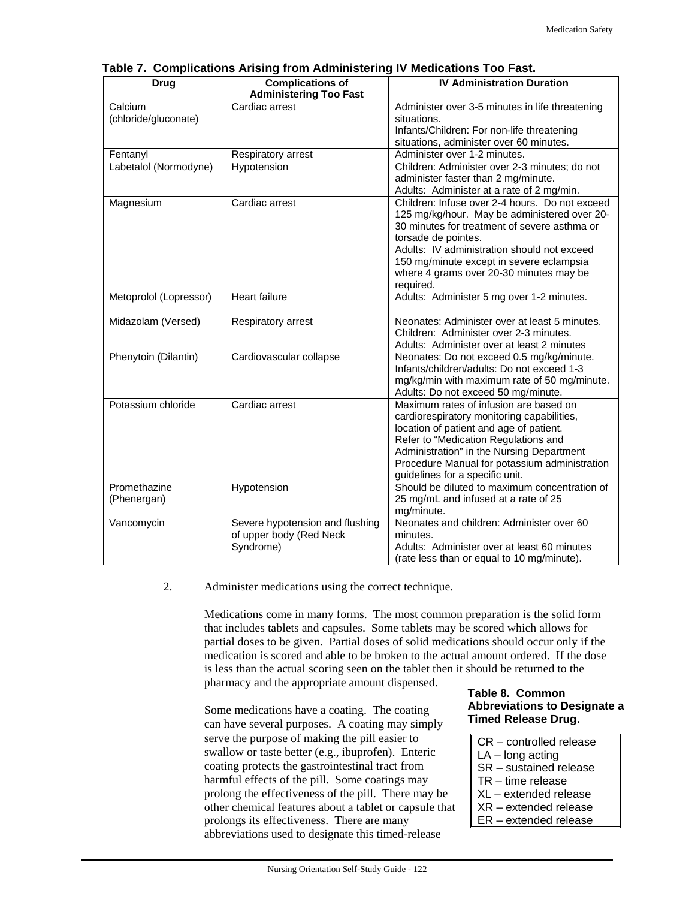**Table 7. Complications Arising from Administering IV Medications Too Fast.**

| Drug | Complications of Administering Too Fast | IV Administration Duration |
|---|---|---|
| Calcium (chloride/gluconate) | Cardiac arrest | Administer over 3-5 minutes in life threatening situations.<br>Infants/Children: For non-life threatening situations, administer over 60 minutes. |
| Fentanyl | Respiratory arrest | Administer over 1-2 minutes. |
| Labetalol (Normodyne) | Hypotension | Children: Administer over 2-3 minutes; do not administer faster than 2 mg/minute.<br>Adults: Administer at a rate of 2 mg/min. |
| Magnesium | Cardiac arrest | Children: Infuse over 2-4 hours. Do not exceed 125 mg/kg/hour. May be administered over 20-30 minutes for treatment of severe asthma or torsade de pointes.<br>Adults: IV administration should not exceed 150 mg/minute except in severe eclampsia where 4 grams over 20-30 minutes may be required. |
| Metoprolol (Lopressor) | Heart failure | Adults: Administer 5 mg over 1-2 minutes. |
| Midazolam (Versed) | Respiratory arrest | Neonates: Administer over at least 5 minutes.<br>Children: Administer over 2-3 minutes.<br>Adults: Administer over at least 2 minutes |
| Phenytoin (Dilantin) | Cardiovascular collapse | Neonates: Do not exceed 0.5 mg/kg/minute.<br>Infants/children/adults: Do not exceed 1-3 mg/kg/min with maximum rate of 50 mg/minute.<br>Adults: Do not exceed 50 mg/minute. |
| Potassium chloride | Cardiac arrest | Maximum rates of infusion are based on cardiorespiratory monitoring capabilities, location of patient and age of patient.<br>Refer to "Medication Regulations and Administration" in the Nursing Department Procedure Manual for potassium administration guidelines for a specific unit. |
| Promethazine (Phenergan) | Hypotension | Should be diluted to maximum concentration of 25 mg/mL and infused at a rate of 25 mg/minute. |
| Vancomycin | Severe hypotension and flushing of upper body (Red Neck Syndrome) | Neonates and children: Administer over 60 minutes.<br>Adults: Administer over at least 60 minutes (rate less than or equal to 10 mg/minute). |

2. Administer medications using the correct technique.

Medications come in many forms. The most common preparation is the solid form that includes tablets and capsules. Some tablets may be scored which allows for partial doses to be given. Partial doses of solid medications should occur only if the medication is scored and able to be broken to the actual amount ordered. If the dose is less than the actual scoring seen on the tablet then it should be returned to the pharmacy and the appropriate amount dispensed.

Some medications have a coating. The coating can have several purposes. A coating may simply serve the purpose of making the pill easier to swallow or taste better (e.g., ibuprofen). Enteric coating protects the gastrointestinal tract from harmful effects of the pill. Some coatings may prolong the effectiveness of the pill. There may be other chemical features about a tablet or capsule that prolongs its effectiveness. There are many abbreviations used to designate this timed-release

**Table 8. Common Abbreviations to Designate a Timed Release Drug.**

| |
|---|
| CR – controlled release |
| LA – long acting |
| SR – sustained release |
| TR – time release |
| XL – extended release |
| XR – extended release |
| ER – extended release |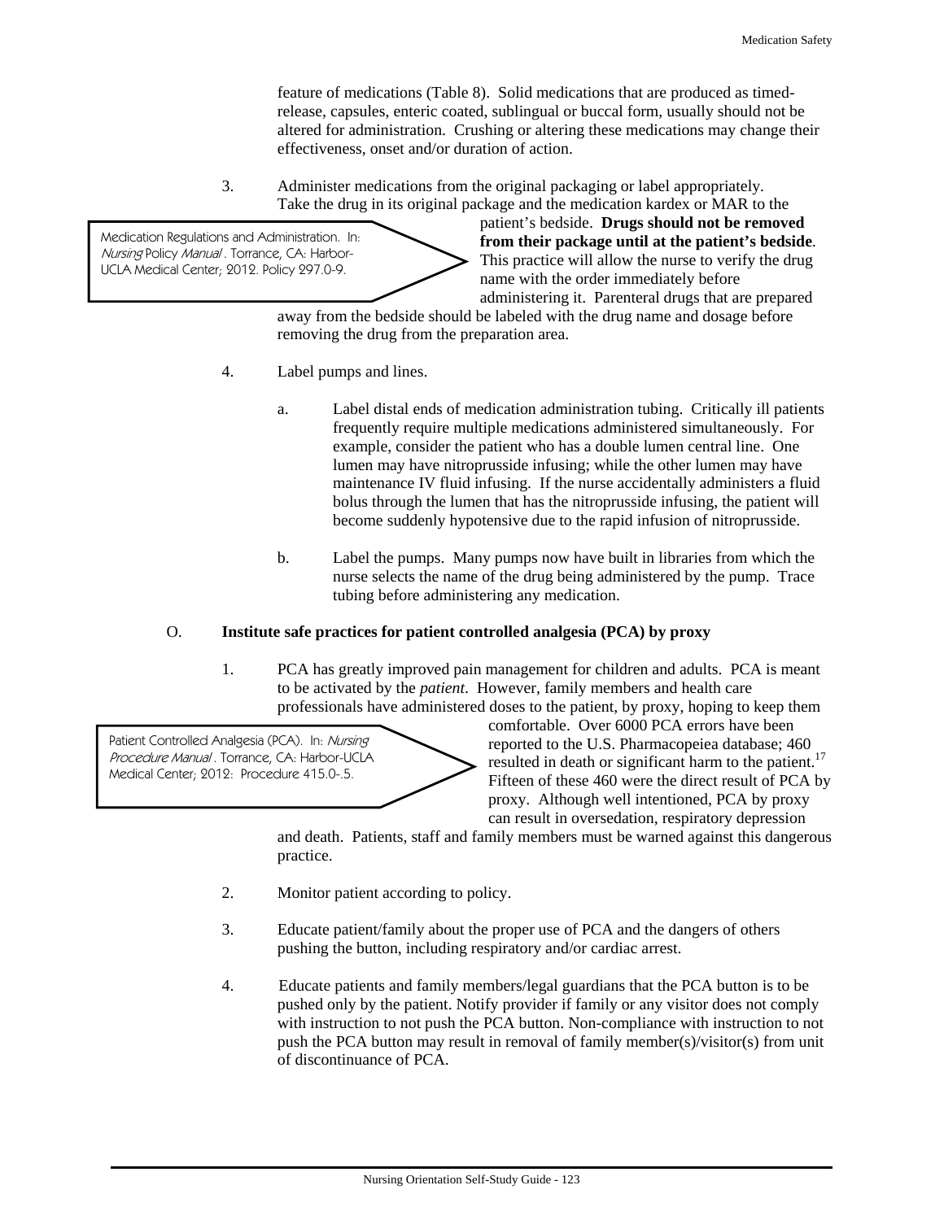feature of medications (Table 8). Solid medications that are produced as timed-release, capsules, enteric coated, sublingual or buccal form, usually should not be altered for administration. Crushing or altering these medications may change their effectiveness, onset and/or duration of action.

3. Administer medications from the original packaging or label appropriately. Take the drug in its original package and the medication kardex or MAR to the patient's bedside. **Drugs should not be removed from their package until at the patient's bedside**. This practice will allow the nurse to verify the drug name with the order immediately before administering it. Parenteral drugs that are prepared away from the bedside should be labeled with the drug name and dosage before removing the drug from the preparation area.

> Medication Regulations and Administration. In: *Nursing* Policy *Manual*. Torrance, CA: Harbor-UCLA Medical Center; 2012. Policy 297.0-9.

4. Label pumps and lines.

   a. Label distal ends of medication administration tubing. Critically ill patients frequently require multiple medications administered simultaneously. For example, consider the patient who has a double lumen central line. One lumen may have nitroprusside infusing; while the other lumen may have maintenance IV fluid infusing. If the nurse accidentally administers a fluid bolus through the lumen that has the nitroprusside infusing, the patient will become suddenly hypotensive due to the rapid infusion of nitroprusside.

   b. Label the pumps. Many pumps now have built in libraries from which the nurse selects the name of the drug being administered by the pump. Trace tubing before administering any medication.

O. **Institute safe practices for patient controlled analgesia (PCA) by proxy**

1. PCA has greatly improved pain management for children and adults. PCA is meant to be activated by the *patient*. However, family members and health care professionals have administered doses to the patient, by proxy, hoping to keep them comfortable. Over 6000 PCA errors have been reported to the U.S. Pharmacopeiea database; 460 resulted in death or significant harm to the patient.[17] Fifteen of these 460 were the direct result of PCA by proxy. Although well intentioned, PCA by proxy can result in oversedation, respiratory depression and death. Patients, staff and family members must be warned against this dangerous practice.

> Patient Controlled Analgesia (PCA). In: *Nursing Procedure Manual*. Torrance, CA: Harbor-UCLA Medical Center; 2012: Procedure 415.0-.5.

2. Monitor patient according to policy.

3. Educate patient/family about the proper use of PCA and the dangers of others pushing the button, including respiratory and/or cardiac arrest.

4. Educate patients and family members/legal guardians that the PCA button is to be pushed only by the patient. Notify provider if family or any visitor does not comply with instruction to not push the PCA button. Non-compliance with instruction to not push the PCA button may result in removal of family member(s)/visitor(s) from unit of discontinuance of PCA.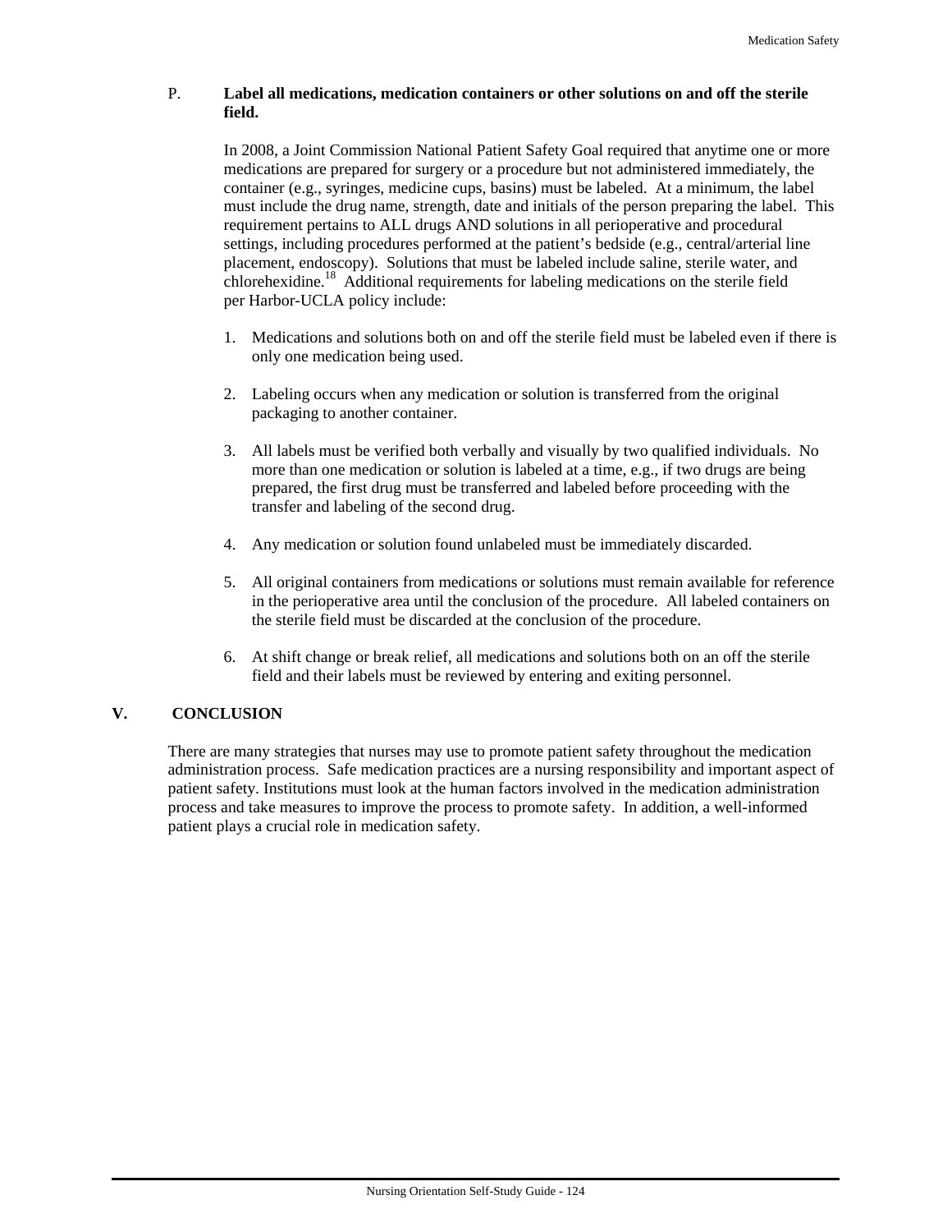P. **Label all medications, medication containers or other solutions on and off the sterile field.**

In 2008, a Joint Commission National Patient Safety Goal required that anytime one or more medications are prepared for surgery or a procedure but not administered immediately, the container (e.g., syringes, medicine cups, basins) must be labeled. At a minimum, the label must include the drug name, strength, date and initials of the person preparing the label. This requirement pertains to ALL drugs AND solutions in all perioperative and procedural settings, including procedures performed at the patient's bedside (e.g., central/arterial line placement, endoscopy). Solutions that must be labeled include saline, sterile water, and chlorehexidine.[18] Additional requirements for labeling medications on the sterile field per Harbor-UCLA policy include:

1. Medications and solutions both on and off the sterile field must be labeled even if there is only one medication being used.

2. Labeling occurs when any medication or solution is transferred from the original packaging to another container.

3. All labels must be verified both verbally and visually by two qualified individuals. No more than one medication or solution is labeled at a time, e.g., if two drugs are being prepared, the first drug must be transferred and labeled before proceeding with the transfer and labeling of the second drug.

4. Any medication or solution found unlabeled must be immediately discarded.

5. All original containers from medications or solutions must remain available for reference in the perioperative area until the conclusion of the procedure. All labeled containers on the sterile field must be discarded at the conclusion of the procedure.

6. At shift change or break relief, all medications and solutions both on an off the sterile field and their labels must be reviewed by entering and exiting personnel.

## V. CONCLUSION

There are many strategies that nurses may use to promote patient safety throughout the medication administration process. Safe medication practices are a nursing responsibility and important aspect of patient safety. Institutions must look at the human factors involved in the medication administration process and take measures to improve the process to promote safety. In addition, a well-informed patient plays a crucial role in medication safety.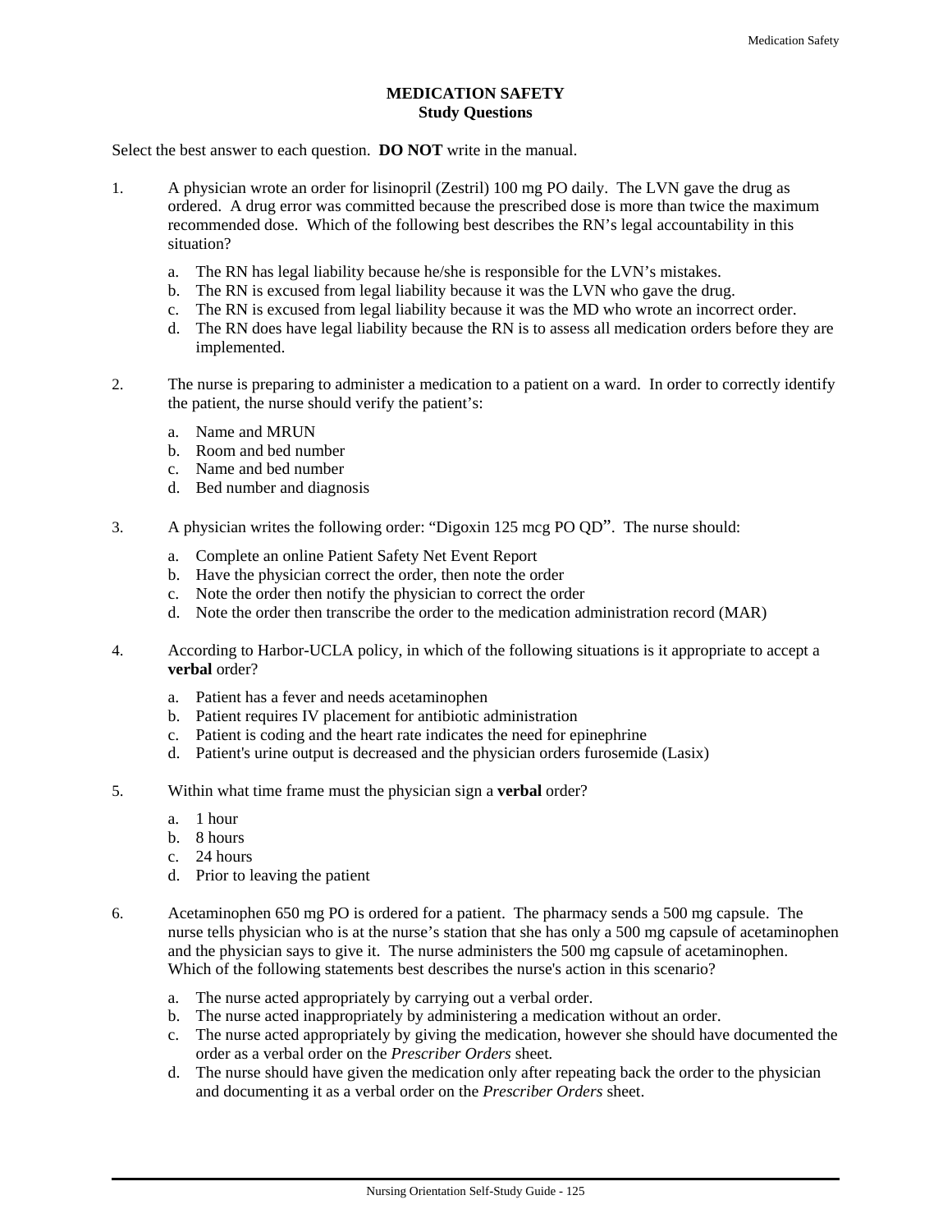# MEDICATION SAFETY
## Study Questions

Select the best answer to each question. **DO NOT** write in the manual.

1. A physician wrote an order for lisinopril (Zestril) 100 mg PO daily. The LVN gave the drug as ordered. A drug error was committed because the prescribed dose is more than twice the maximum recommended dose. Which of the following best describes the RN's legal accountability in this situation?

   a. The RN has legal liability because he/she is responsible for the LVN's mistakes.
   b. The RN is excused from legal liability because it was the LVN who gave the drug.
   c. The RN is excused from legal liability because it was the MD who wrote an incorrect order.
   d. The RN does have legal liability because the RN is to assess all medication orders before they are implemented.

2. The nurse is preparing to administer a medication to a patient on a ward. In order to correctly identify the patient, the nurse should verify the patient's:

   a. Name and MRUN
   b. Room and bed number
   c. Name and bed number
   d. Bed number and diagnosis

3. A physician writes the following order: "Digoxin 125 mcg PO QD". The nurse should:

   a. Complete an online Patient Safety Net Event Report
   b. Have the physician correct the order, then note the order
   c. Note the order then notify the physician to correct the order
   d. Note the order then transcribe the order to the medication administration record (MAR)

4. According to Harbor-UCLA policy, in which of the following situations is it appropriate to accept a **verbal** order?

   a. Patient has a fever and needs acetaminophen
   b. Patient requires IV placement for antibiotic administration
   c. Patient is coding and the heart rate indicates the need for epinephrine
   d. Patient's urine output is decreased and the physician orders furosemide (Lasix)

5. Within what time frame must the physician sign a **verbal** order?

   a. 1 hour
   b. 8 hours
   c. 24 hours
   d. Prior to leaving the patient

6. Acetaminophen 650 mg PO is ordered for a patient. The pharmacy sends a 500 mg capsule. The nurse tells physician who is at the nurse's station that she has only a 500 mg capsule of acetaminophen and the physician says to give it. The nurse administers the 500 mg capsule of acetaminophen. Which of the following statements best describes the nurse's action in this scenario?

   a. The nurse acted appropriately by carrying out a verbal order.
   b. The nurse acted inappropriately by administering a medication without an order.
   c. The nurse acted appropriately by giving the medication, however she should have documented the order as a verbal order on the *Prescriber Orders* sheet.
   d. The nurse should have given the medication only after repeating back the order to the physician and documenting it as a verbal order on the *Prescriber Orders* sheet.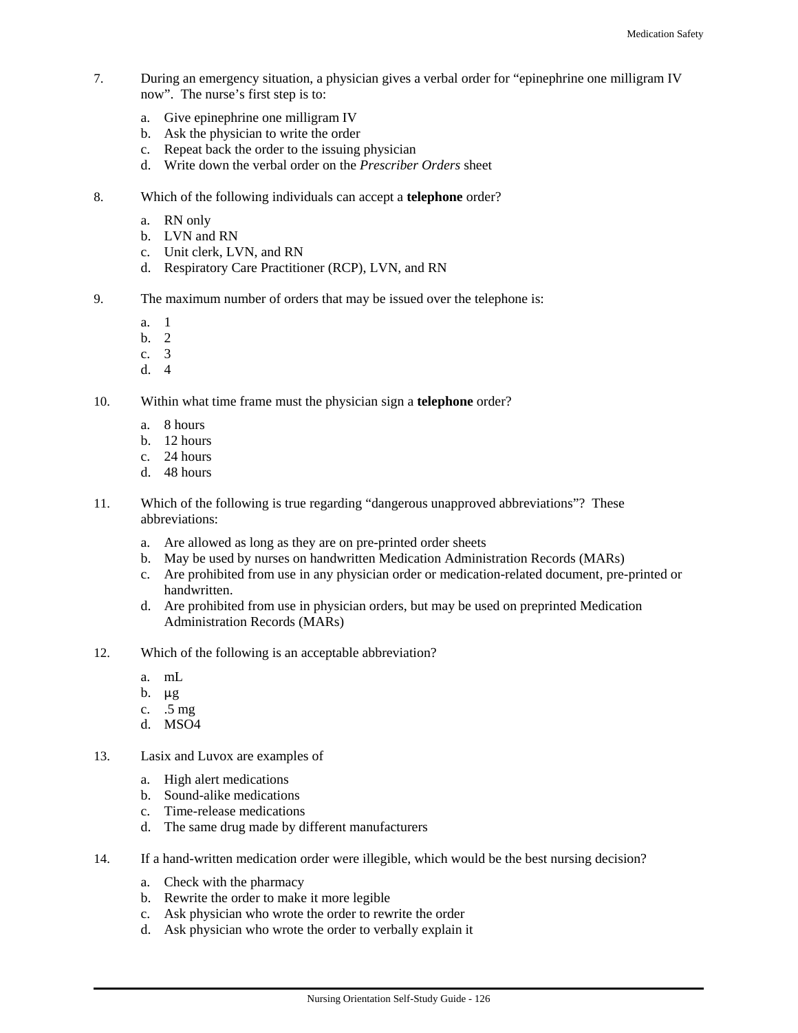7. During an emergency situation, a physician gives a verbal order for "epinephrine one milligram IV now". The nurse's first step is to:

   a. Give epinephrine one milligram IV
   b. Ask the physician to write the order
   c. Repeat back the order to the issuing physician
   d. Write down the verbal order on the *Prescriber Orders* sheet

8. Which of the following individuals can accept a **telephone** order?

   a. RN only
   b. LVN and RN
   c. Unit clerk, LVN, and RN
   d. Respiratory Care Practitioner (RCP), LVN, and RN

9. The maximum number of orders that may be issued over the telephone is:

   a. 1
   b. 2
   c. 3
   d. 4

10. Within what time frame must the physician sign a **telephone** order?

    a. 8 hours
    b. 12 hours
    c. 24 hours
    d. 48 hours

11. Which of the following is true regarding "dangerous unapproved abbreviations"? These abbreviations:

    a. Are allowed as long as they are on pre-printed order sheets
    b. May be used by nurses on handwritten Medication Administration Records (MARs)
    c. Are prohibited from use in any physician order or medication-related document, pre-printed or handwritten.
    d. Are prohibited from use in physician orders, but may be used on preprinted Medication Administration Records (MARs)

12. Which of the following is an acceptable abbreviation?

    a. mL
    b. µg
    c. .5 mg
    d. MSO4

13. Lasix and Luvox are examples of

    a. High alert medications
    b. Sound-alike medications
    c. Time-release medications
    d. The same drug made by different manufacturers

14. If a hand-written medication order were illegible, which would be the best nursing decision?

    a. Check with the pharmacy
    b. Rewrite the order to make it more legible
    c. Ask physician who wrote the order to rewrite the order
    d. Ask physician who wrote the order to verbally explain it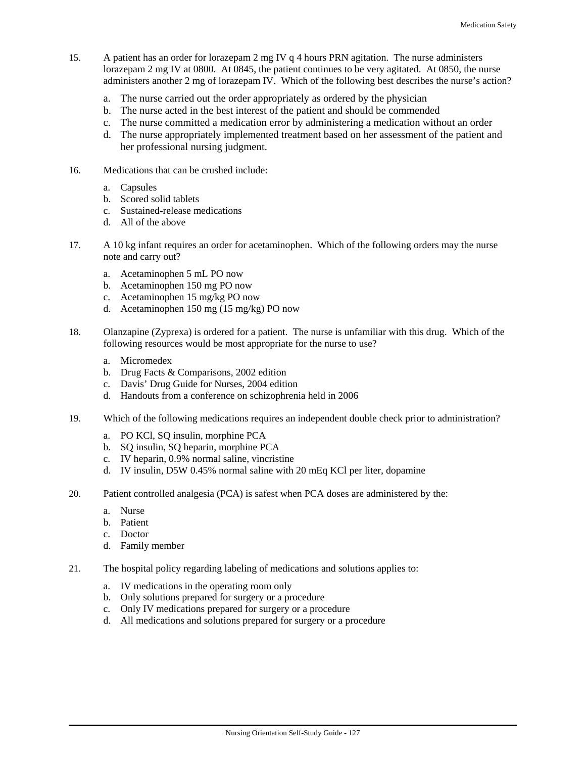15. A patient has an order for lorazepam 2 mg IV q 4 hours PRN agitation. The nurse administers lorazepam 2 mg IV at 0800. At 0845, the patient continues to be very agitated. At 0850, the nurse administers another 2 mg of lorazepam IV. Which of the following best describes the nurse's action?

    a. The nurse carried out the order appropriately as ordered by the physician
    b. The nurse acted in the best interest of the patient and should be commended
    c. The nurse committed a medication error by administering a medication without an order
    d. The nurse appropriately implemented treatment based on her assessment of the patient and her professional nursing judgment.

16. Medications that can be crushed include:

    a. Capsules
    b. Scored solid tablets
    c. Sustained-release medications
    d. All of the above

17. A 10 kg infant requires an order for acetaminophen. Which of the following orders may the nurse note and carry out?

    a. Acetaminophen 5 mL PO now
    b. Acetaminophen 150 mg PO now
    c. Acetaminophen 15 mg/kg PO now
    d. Acetaminophen 150 mg (15 mg/kg) PO now

18. Olanzapine (Zyprexa) is ordered for a patient. The nurse is unfamiliar with this drug. Which of the following resources would be most appropriate for the nurse to use?

    a. Micromedex
    b. Drug Facts & Comparisons, 2002 edition
    c. Davis' Drug Guide for Nurses, 2004 edition
    d. Handouts from a conference on schizophrenia held in 2006

19. Which of the following medications requires an independent double check prior to administration?

    a. PO KCl, SQ insulin, morphine PCA
    b. SQ insulin, SQ heparin, morphine PCA
    c. IV heparin, 0.9% normal saline, vincristine
    d. IV insulin, D5W 0.45% normal saline with 20 mEq KCl per liter, dopamine

20. Patient controlled analgesia (PCA) is safest when PCA doses are administered by the:

    a. Nurse
    b. Patient
    c. Doctor
    d. Family member

21. The hospital policy regarding labeling of medications and solutions applies to:

    a. IV medications in the operating room only
    b. Only solutions prepared for surgery or a procedure
    c. Only IV medications prepared for surgery or a procedure
    d. All medications and solutions prepared for surgery or a procedure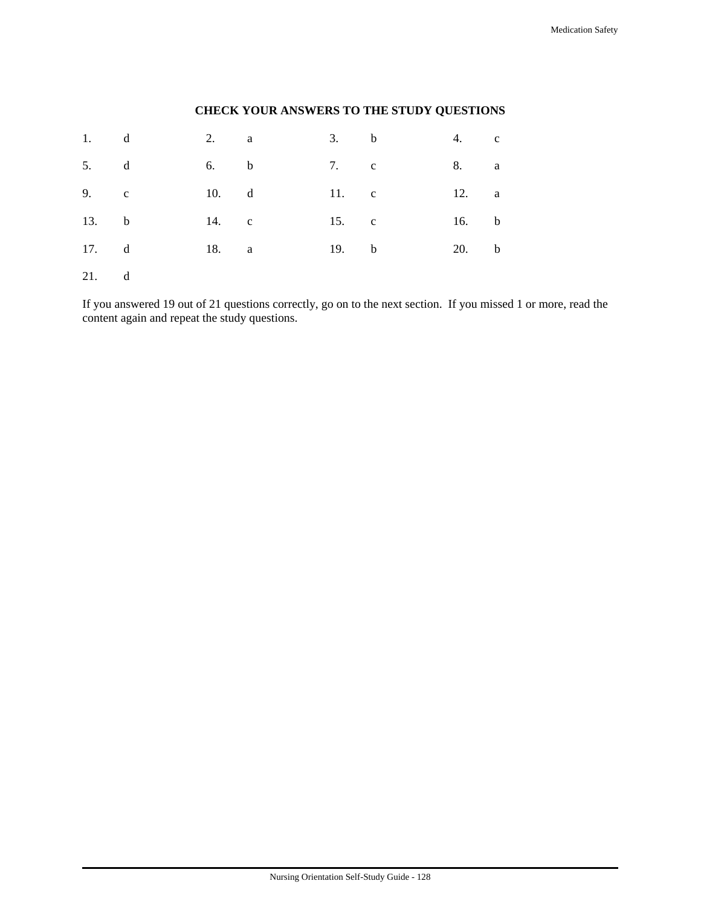**CHECK YOUR ANSWERS TO THE STUDY QUESTIONS**

| | | | | | | | |
|---|---|---|---|---|---|---|---|
| 1. | d | 2. | a | 3. | b | 4. | c |
| 5. | d | 6. | b | 7. | c | 8. | a |
| 9. | c | 10. | d | 11. | c | 12. | a |
| 13. | b | 14. | c | 15. | c | 16. | b |
| 17. | d | 18. | a | 19. | b | 20. | b |
| 21. | d | | | | | | |

If you answered 19 out of 21 questions correctly, go on to the next section. If you missed 1 or more, read the content again and repeat the study questions.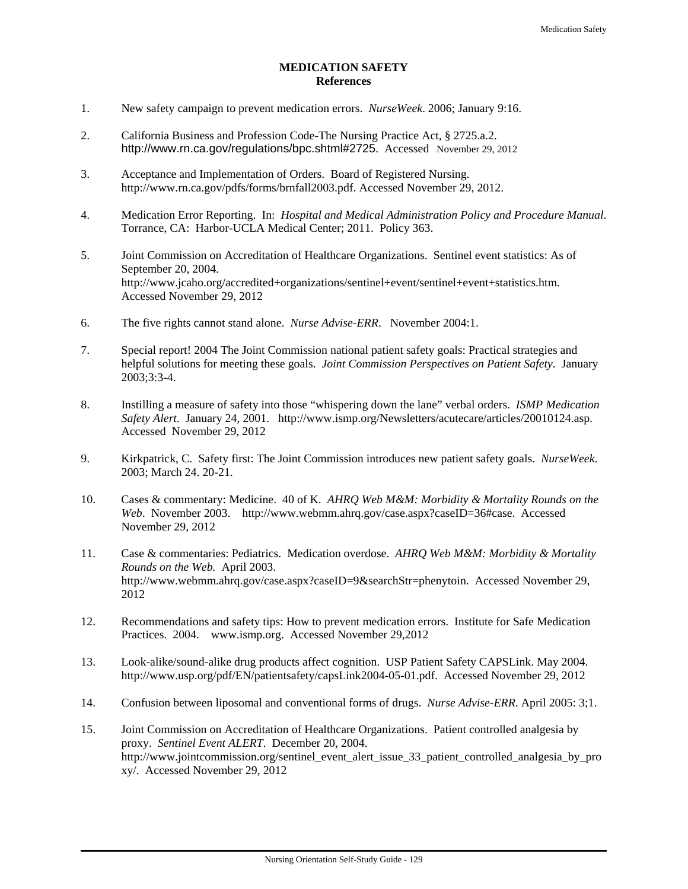# MEDICATION SAFETY
## References

1. New safety campaign to prevent medication errors. *NurseWeek*. 2006; January 9:16.

2. California Business and Profession Code-The Nursing Practice Act, § 2725.a.2. http://www.rn.ca.gov/regulations/bpc.shtml#2725. Accessed November 29, 2012

3. Acceptance and Implementation of Orders. Board of Registered Nursing. http://www.rn.ca.gov/pdfs/forms/brnfall2003.pdf. Accessed November 29, 2012.

4. Medication Error Reporting. In: *Hospital and Medical Administration Policy and Procedure Manual*. Torrance, CA: Harbor-UCLA Medical Center; 2011. Policy 363.

5. Joint Commission on Accreditation of Healthcare Organizations. Sentinel event statistics: As of September 20, 2004. http://www.jcaho.org/accredited+organizations/sentinel+event/sentinel+event+statistics.htm. Accessed November 29, 2012

6. The five rights cannot stand alone. *Nurse Advise-ERR*. November 2004:1.

7. Special report! 2004 The Joint Commission national patient safety goals: Practical strategies and helpful solutions for meeting these goals. *Joint Commission Perspectives on Patient Safety*. January 2003;3:3-4.

8. Instilling a measure of safety into those "whispering down the lane" verbal orders. *ISMP Medication Safety Alert*. January 24, 2001. http://www.ismp.org/Newsletters/acutecare/articles/20010124.asp. Accessed November 29, 2012

9. Kirkpatrick, C. Safety first: The Joint Commission introduces new patient safety goals. *NurseWeek*. 2003; March 24. 20-21.

10. Cases & commentary: Medicine. 40 of K. *AHRQ Web M&M: Morbidity & Mortality Rounds on the Web*. November 2003. http://www.webmm.ahrq.gov/case.aspx?caseID=36#case. Accessed November 29, 2012

11. Case & commentaries: Pediatrics. Medication overdose. *AHRQ Web M&M: Morbidity & Mortality Rounds on the Web.* April 2003. http://www.webmm.ahrq.gov/case.aspx?caseID=9&searchStr=phenytoin. Accessed November 29, 2012

12. Recommendations and safety tips: How to prevent medication errors. Institute for Safe Medication Practices. 2004. www.ismp.org. Accessed November 29,2012

13. Look-alike/sound-alike drug products affect cognition. USP Patient Safety CAPSLink. May 2004. http://www.usp.org/pdf/EN/patientsafety/capsLink2004-05-01.pdf. Accessed November 29, 2012

14. Confusion between liposomal and conventional forms of drugs. *Nurse Advise-ERR*. April 2005: 3;1.

15. Joint Commission on Accreditation of Healthcare Organizations. Patient controlled analgesia by proxy. *Sentinel Event ALERT*. December 20, 2004. http://www.jointcommission.org/sentinel_event_alert_issue_33_patient_controlled_analgesia_by_proxy/. Accessed November 29, 2012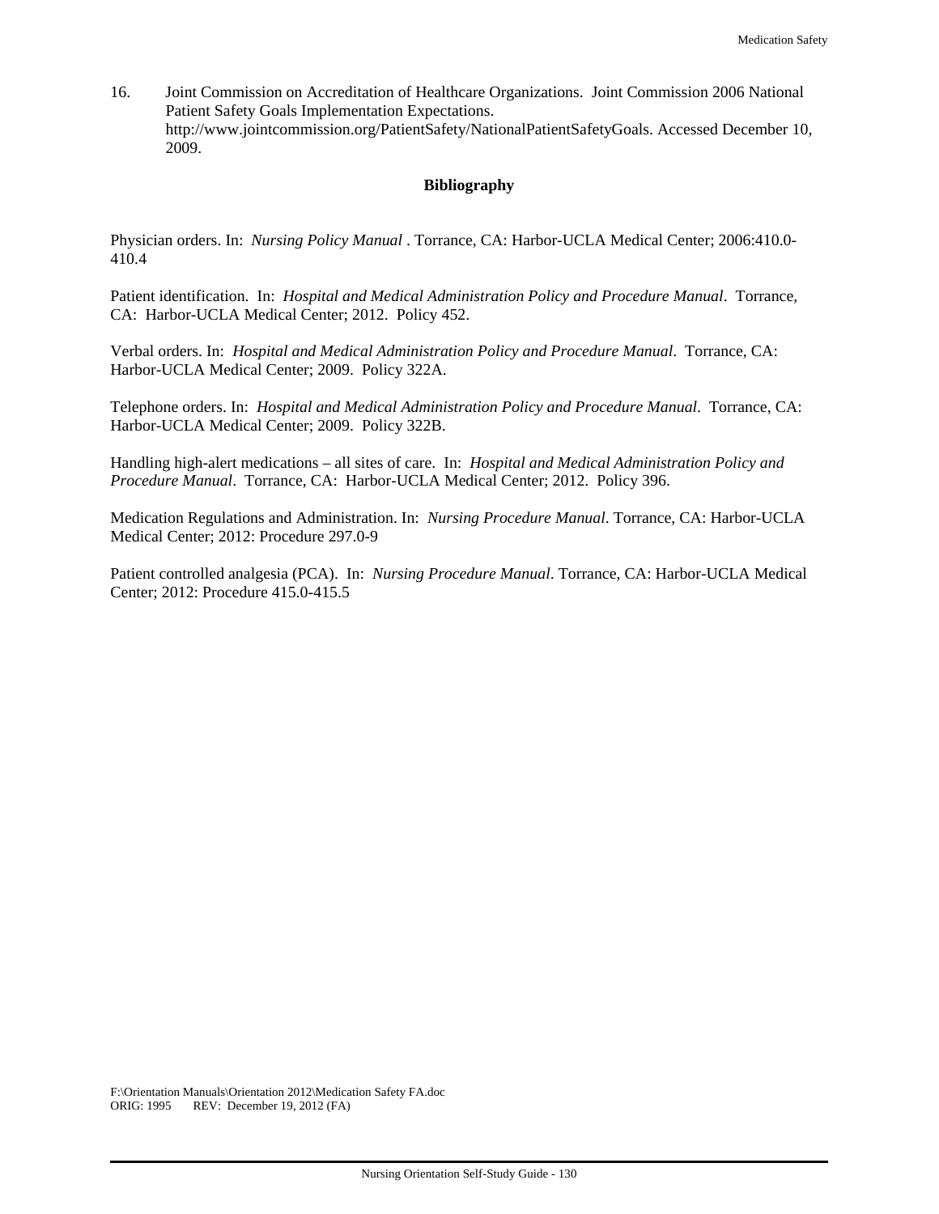16. Joint Commission on Accreditation of Healthcare Organizations. Joint Commission 2006 National Patient Safety Goals Implementation Expectations. http://www.jointcommission.org/PatientSafety/NationalPatientSafetyGoals. Accessed December 10, 2009.

**Bibliography**

Physician orders. In: *Nursing Policy Manual* . Torrance, CA: Harbor-UCLA Medical Center; 2006:410.0-410.4

Patient identification. In: *Hospital and Medical Administration Policy and Procedure Manual*. Torrance, CA: Harbor-UCLA Medical Center; 2012. Policy 452.

Verbal orders. In: *Hospital and Medical Administration Policy and Procedure Manual*. Torrance, CA: Harbor-UCLA Medical Center; 2009. Policy 322A.

Telephone orders. In: *Hospital and Medical Administration Policy and Procedure Manual*. Torrance, CA: Harbor-UCLA Medical Center; 2009. Policy 322B.

Handling high-alert medications – all sites of care. In: *Hospital and Medical Administration Policy and Procedure Manual*. Torrance, CA: Harbor-UCLA Medical Center; 2012. Policy 396.

Medication Regulations and Administration. In: *Nursing Procedure Manual*. Torrance, CA: Harbor-UCLA Medical Center; 2012: Procedure 297.0-9

Patient controlled analgesia (PCA). In: *Nursing Procedure Manual*. Torrance, CA: Harbor-UCLA Medical Center; 2012: Procedure 415.0-415.5

F:\Orientation Manuals\Orientation 2012\Medication Safety FA.doc
ORIG: 1995 REV: December 19, 2012 (FA)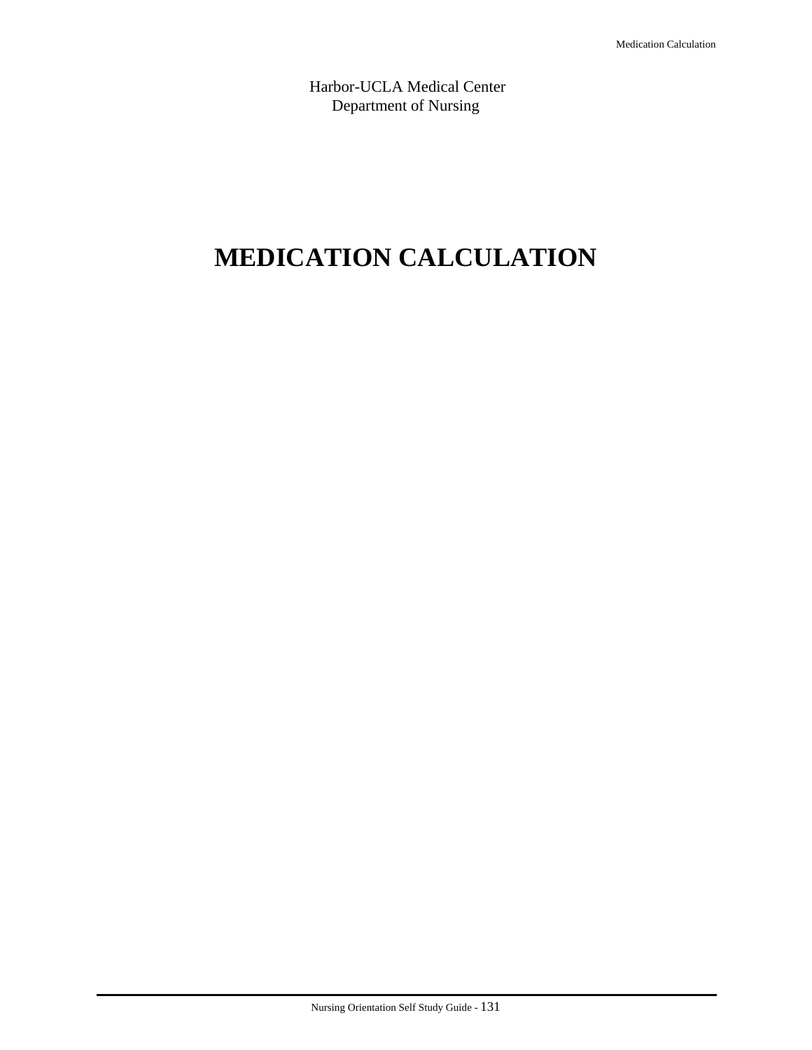Harbor-UCLA Medical Center
Department of Nursing

# MEDICATION CALCULATION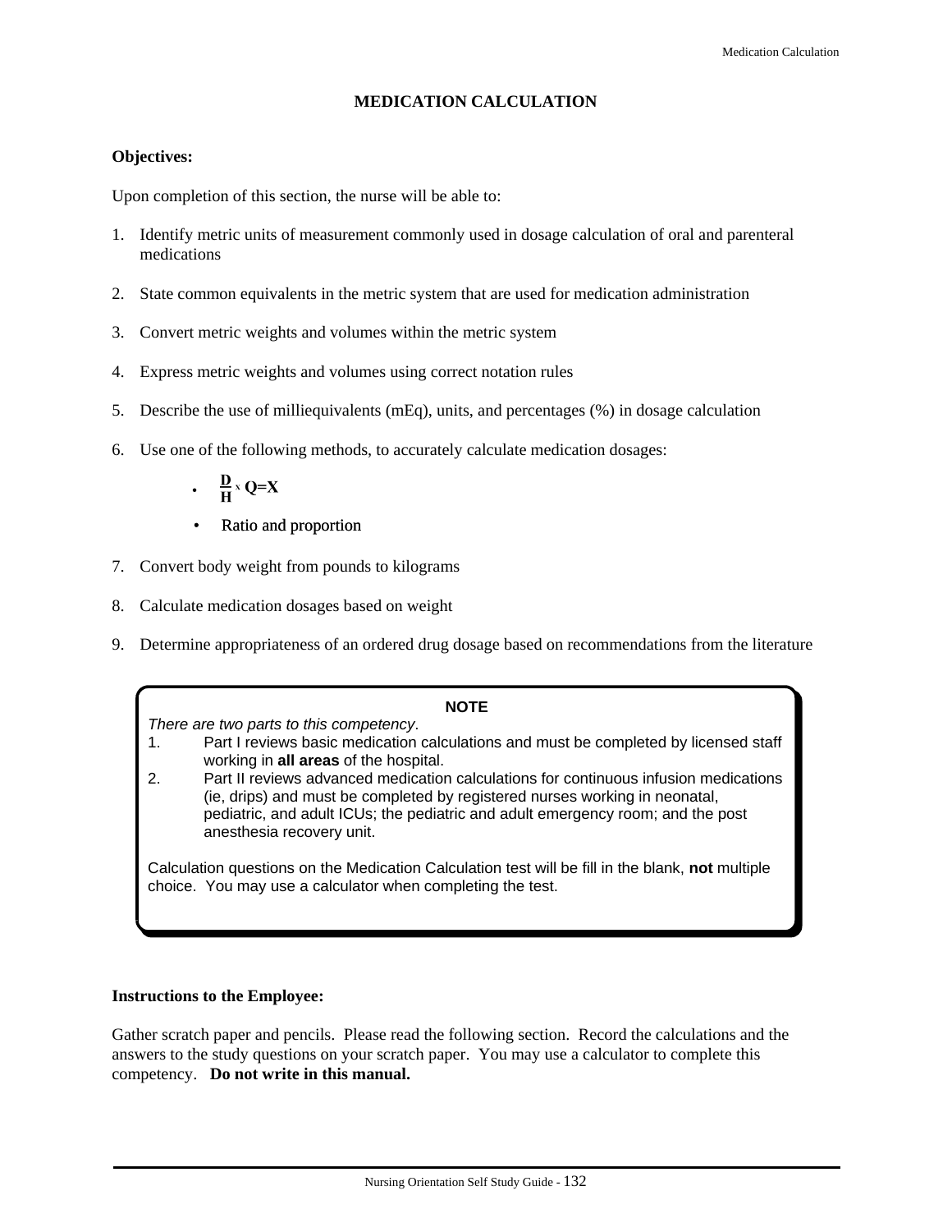# MEDICATION CALCULATION

**Objectives:**

Upon completion of this section, the nurse will be able to:

1. Identify metric units of measurement commonly used in dosage calculation of oral and parenteral medications
2. State common equivalents in the metric system that are used for medication administration
3. Convert metric weights and volumes within the metric system
4. Express metric weights and volumes using correct notation rules
5. Describe the use of milliequivalents (mEq), units, and percentages (%) in dosage calculation
6. Use one of the following methods, to accurately calculate medication dosages:
   - $\frac{D}{H} \times Q = X$
   - Ratio and proportion
7. Convert body weight from pounds to kilograms
8. Calculate medication dosages based on weight
9. Determine appropriateness of an ordered drug dosage based on recommendations from the literature

> **NOTE**
>
> *There are two parts to this competency*.
>
> 1. Part I reviews basic medication calculations and must be completed by licensed staff working in **all areas** of the hospital.
> 2. Part II reviews advanced medication calculations for continuous infusion medications (ie, drips) and must be completed by registered nurses working in neonatal, pediatric, and adult ICUs; the pediatric and adult emergency room; and the post anesthesia recovery unit.
>
> Calculation questions on the Medication Calculation test will be fill in the blank, **not** multiple choice. You may use a calculator when completing the test.

**Instructions to the Employee:**

Gather scratch paper and pencils. Please read the following section. Record the calculations and the answers to the study questions on your scratch paper. You may use a calculator to complete this competency. **Do not write in this manual.**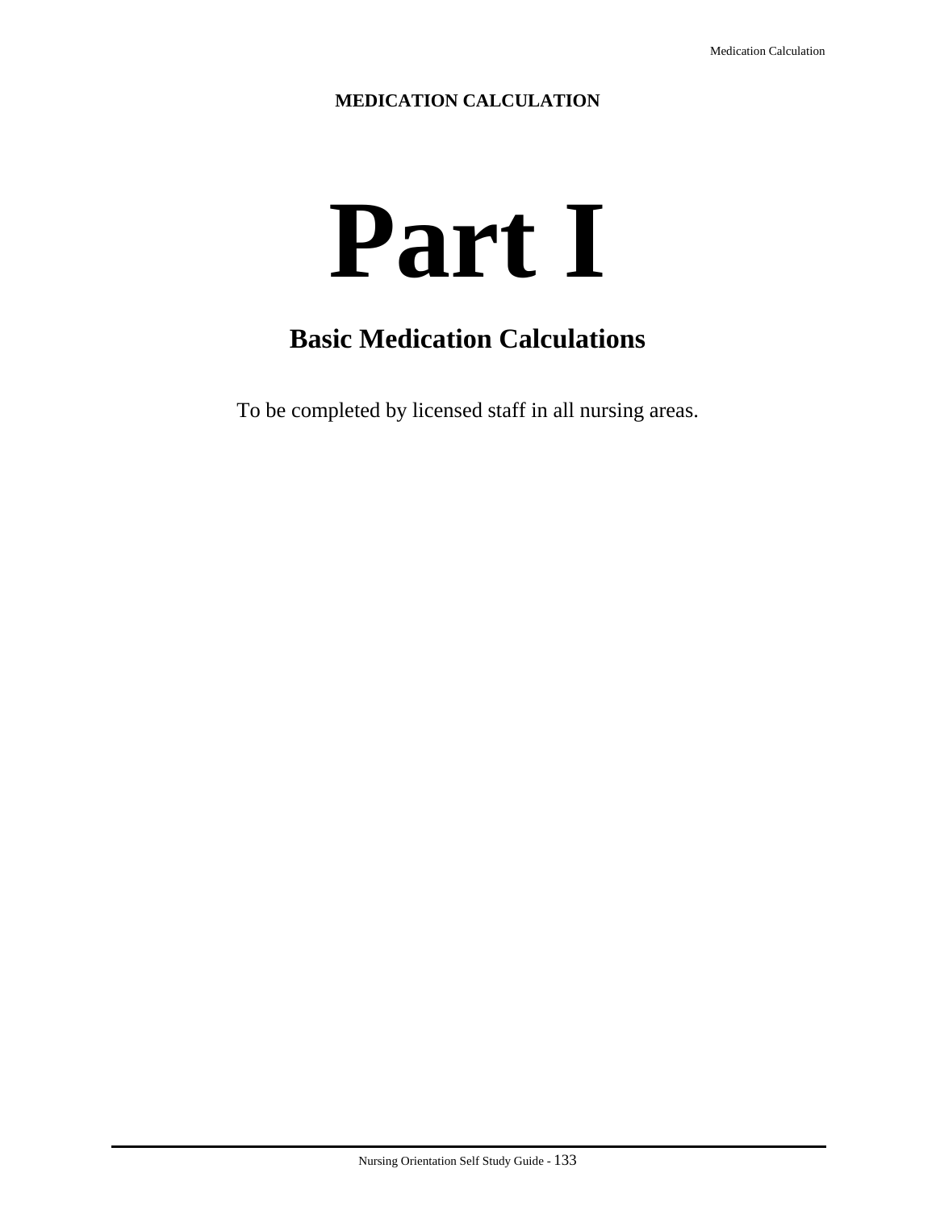**MEDICATION CALCULATION**

# Part I

## Basic Medication Calculations

To be completed by licensed staff in all nursing areas.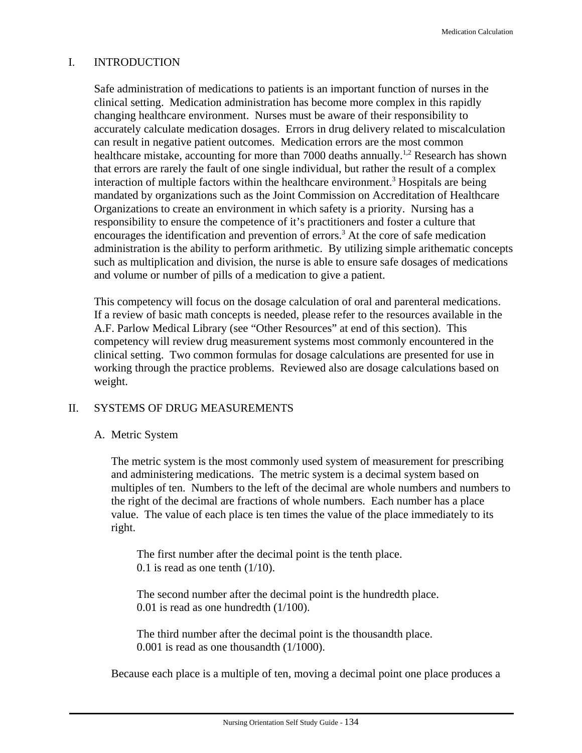## I. INTRODUCTION

Safe administration of medications to patients is an important function of nurses in the clinical setting. Medication administration has become more complex in this rapidly changing healthcare environment. Nurses must be aware of their responsibility to accurately calculate medication dosages. Errors in drug delivery related to miscalculation can result in negative patient outcomes. Medication errors are the most common healthcare mistake, accounting for more than 7000 deaths annually.[1,2] Research has shown that errors are rarely the fault of one single individual, but rather the result of a complex interaction of multiple factors within the healthcare environment.[3] Hospitals are being mandated by organizations such as the Joint Commission on Accreditation of Healthcare Organizations to create an environment in which safety is a priority. Nursing has a responsibility to ensure the competence of it's practitioners and foster a culture that encourages the identification and prevention of errors.[3] At the core of safe medication administration is the ability to perform arithmetic. By utilizing simple arithematic concepts such as multiplication and division, the nurse is able to ensure safe dosages of medications and volume or number of pills of a medication to give a patient.

This competency will focus on the dosage calculation of oral and parenteral medications. If a review of basic math concepts is needed, please refer to the resources available in the A.F. Parlow Medical Library (see "Other Resources" at end of this section). This competency will review drug measurement systems most commonly encountered in the clinical setting. Two common formulas for dosage calculations are presented for use in working through the practice problems. Reviewed also are dosage calculations based on weight.

## II. SYSTEMS OF DRUG MEASUREMENTS

### A. Metric System

The metric system is the most commonly used system of measurement for prescribing and administering medications. The metric system is a decimal system based on multiples of ten. Numbers to the left of the decimal are whole numbers and numbers to the right of the decimal are fractions of whole numbers. Each number has a place value. The value of each place is ten times the value of the place immediately to its right.

The first number after the decimal point is the tenth place.
0.1 is read as one tenth (1/10).

The second number after the decimal point is the hundredth place.
0.01 is read as one hundredth (1/100).

The third number after the decimal point is the thousandth place.
0.001 is read as one thousandth (1/1000).

Because each place is a multiple of ten, moving a decimal point one place produces a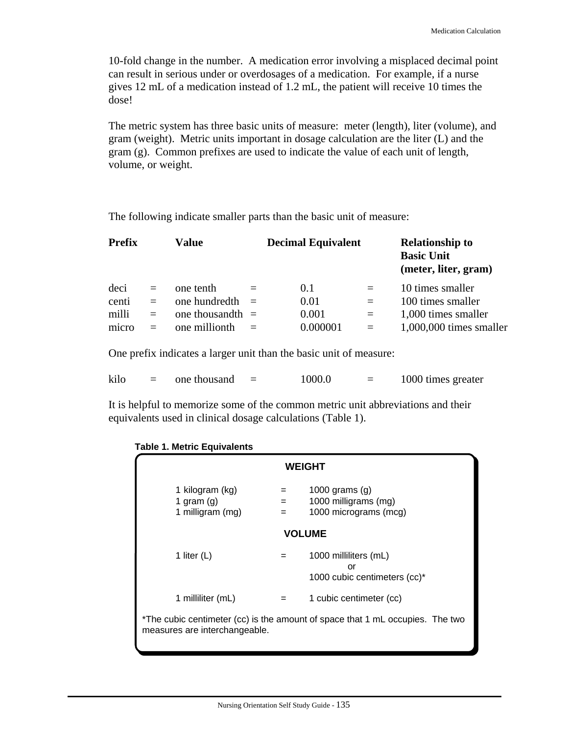10-fold change in the number. A medication error involving a misplaced decimal point can result in serious under or overdosages of a medication. For example, if a nurse gives 12 mL of a medication instead of 1.2 mL, the patient will receive 10 times the dose!

The metric system has three basic units of measure: meter (length), liter (volume), and gram (weight). Metric units important in dosage calculation are the liter (L) and the gram (g). Common prefixes are used to indicate the value of each unit of length, volume, or weight.

The following indicate smaller parts than the basic unit of measure:

| **Prefix** | | **Value** | | **Decimal Equivalent** | | **Relationship to Basic Unit (meter, liter, gram)** |
|---|---|---|---|---|---|---|
| deci | = | one tenth | = | 0.1 | = | 10 times smaller |
| centi | = | one hundredth | = | 0.01 | = | 100 times smaller |
| milli | = | one thousandth | = | 0.001 | = | 1,000 times smaller |
| micro | = | one millionth | = | 0.000001 | = | 1,000,000 times smaller |

One prefix indicates a larger unit than the basic unit of measure:

| | | | | | | |
|---|---|---|---|---|---|---|
| kilo | = | one thousand | = | 1000.0 | = | 1000 times greater |

It is helpful to memorize some of the common metric unit abbreviations and their equivalents used in clinical dosage calculations (Table 1).

**Table 1. Metric Equivalents**

| | | |
|---|---|---|
| **WEIGHT** | | |
| 1 kilogram (kg) | = | 1000 grams (g) |
| 1 gram (g) | = | 1000 milligrams (mg) |
| 1 milligram (mg) | = | 1000 micrograms (mcg) |
| **VOLUME** | | |
| 1 liter (L) | = | 1000 milliliters (mL) or 1000 cubic centimeters (cc)* |
| 1 milliliter (mL) | = | 1 cubic centimeter (cc) |

*The cubic centimeter (cc) is the amount of space that 1 mL occupies. The two measures are interchangeable.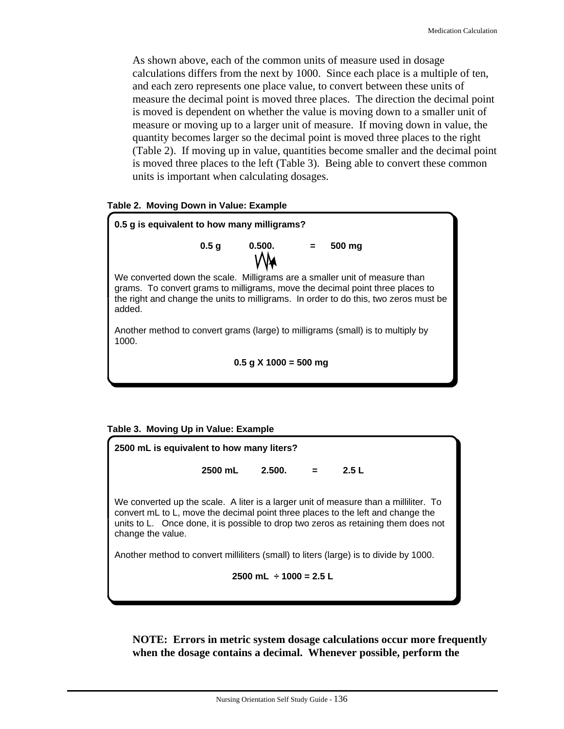As shown above, each of the common units of measure used in dosage calculations differs from the next by 1000. Since each place is a multiple of ten, and each zero represents one place value, to convert between these units of measure the decimal point is moved three places. The direction the decimal point is moved is dependent on whether the value is moving down to a smaller unit of measure or moving up to a larger unit of measure. If moving down in value, the quantity becomes larger so the decimal point is moved three places to the right (Table 2). If moving up in value, quantities become smaller and the decimal point is moved three places to the left (Table 3). Being able to convert these common units is important when calculating dosages.

**Table 2. Moving Down in Value: Example**

**0.5 g is equivalent to how many milligrams?**

**0.5 g    0.500.    =    500 mg**

We converted down the scale. Milligrams are a smaller unit of measure than grams. To convert grams to milligrams, move the decimal point three places to the right and change the units to milligrams. In order to do this, two zeros must be added.

Another method to convert grams (large) to milligrams (small) is to multiply by 1000.

**0.5 g X 1000 = 500 mg**

**Table 3. Moving Up in Value: Example**

**2500 mL is equivalent to how many liters?**

**2500 mL    2.500.    =    2.5 L**

We converted up the scale. A liter is a larger unit of measure than a milliliter. To convert mL to L, move the decimal point three places to the left and change the units to L. Once done, it is possible to drop two zeros as retaining them does not change the value.

Another method to convert milliliters (small) to liters (large) is to divide by 1000.

**2500 mL ÷ 1000 = 2.5 L**

**NOTE: Errors in metric system dosage calculations occur more frequently when the dosage contains a decimal. Whenever possible, perform the**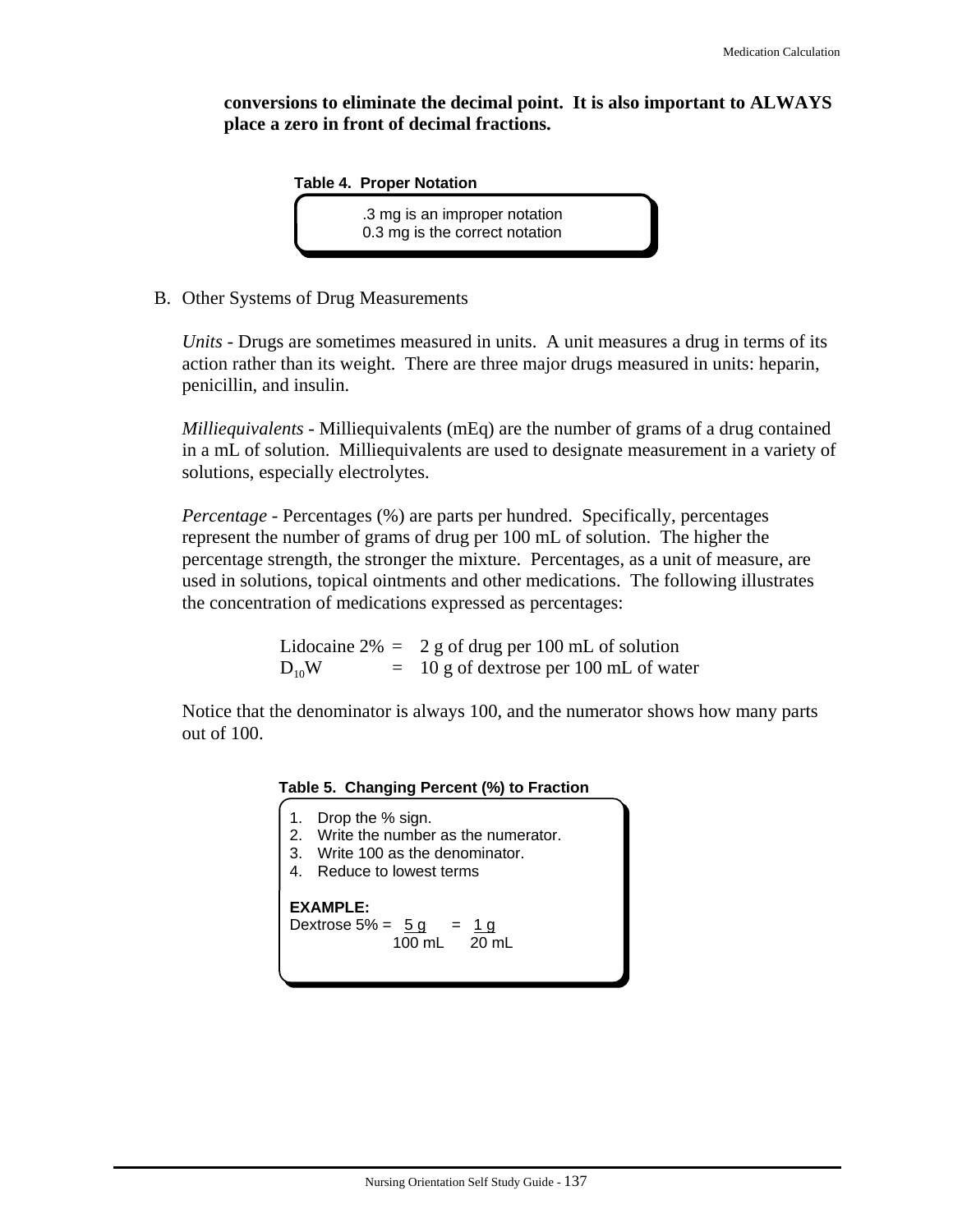**conversions to eliminate the decimal point. It is also important to ALWAYS place a zero in front of decimal fractions.**

**Table 4. Proper Notation**

| |
|---|
| .3 mg is an improper notation |
| 0.3 mg is the correct notation |

B. Other Systems of Drug Measurements

*Units* - Drugs are sometimes measured in units. A unit measures a drug in terms of its action rather than its weight. There are three major drugs measured in units: heparin, penicillin, and insulin.

*Milliequivalents* - Milliequivalents (mEq) are the number of grams of a drug contained in a mL of solution. Milliequivalents are used to designate measurement in a variety of solutions, especially electrolytes.

*Percentage* - Percentages (%) are parts per hundred. Specifically, percentages represent the number of grams of drug per 100 mL of solution. The higher the percentage strength, the stronger the mixture. Percentages, as a unit of measure, are used in solutions, topical ointments and other medications. The following illustrates the concentration of medications expressed as percentages:

Lidocaine 2% = 2 g of drug per 100 mL of solution
$D_{10}W$ = 10 g of dextrose per 100 mL of water

Notice that the denominator is always 100, and the numerator shows how many parts out of 100.

**Table 5. Changing Percent (%) to Fraction**

1. Drop the % sign.
2. Write the number as the numerator.
3. Write 100 as the denominator.
4. Reduce to lowest terms

**EXAMPLE:**

Dextrose 5% = $\frac{5 \text{ g}}{100 \text{ mL}} = \frac{1 \text{ g}}{20 \text{ mL}}$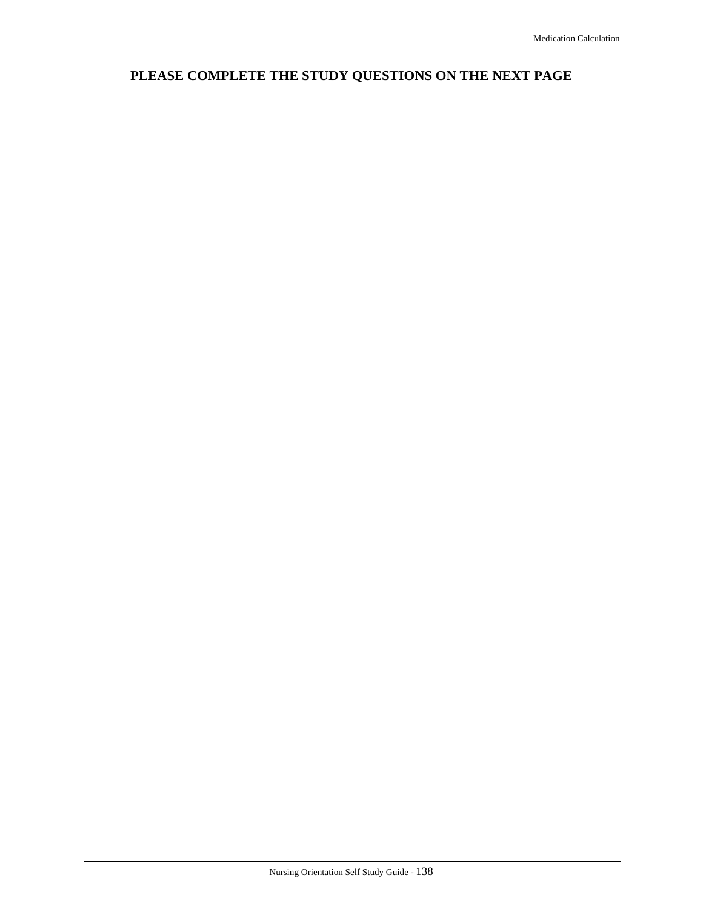**PLEASE COMPLETE THE STUDY QUESTIONS ON THE NEXT PAGE**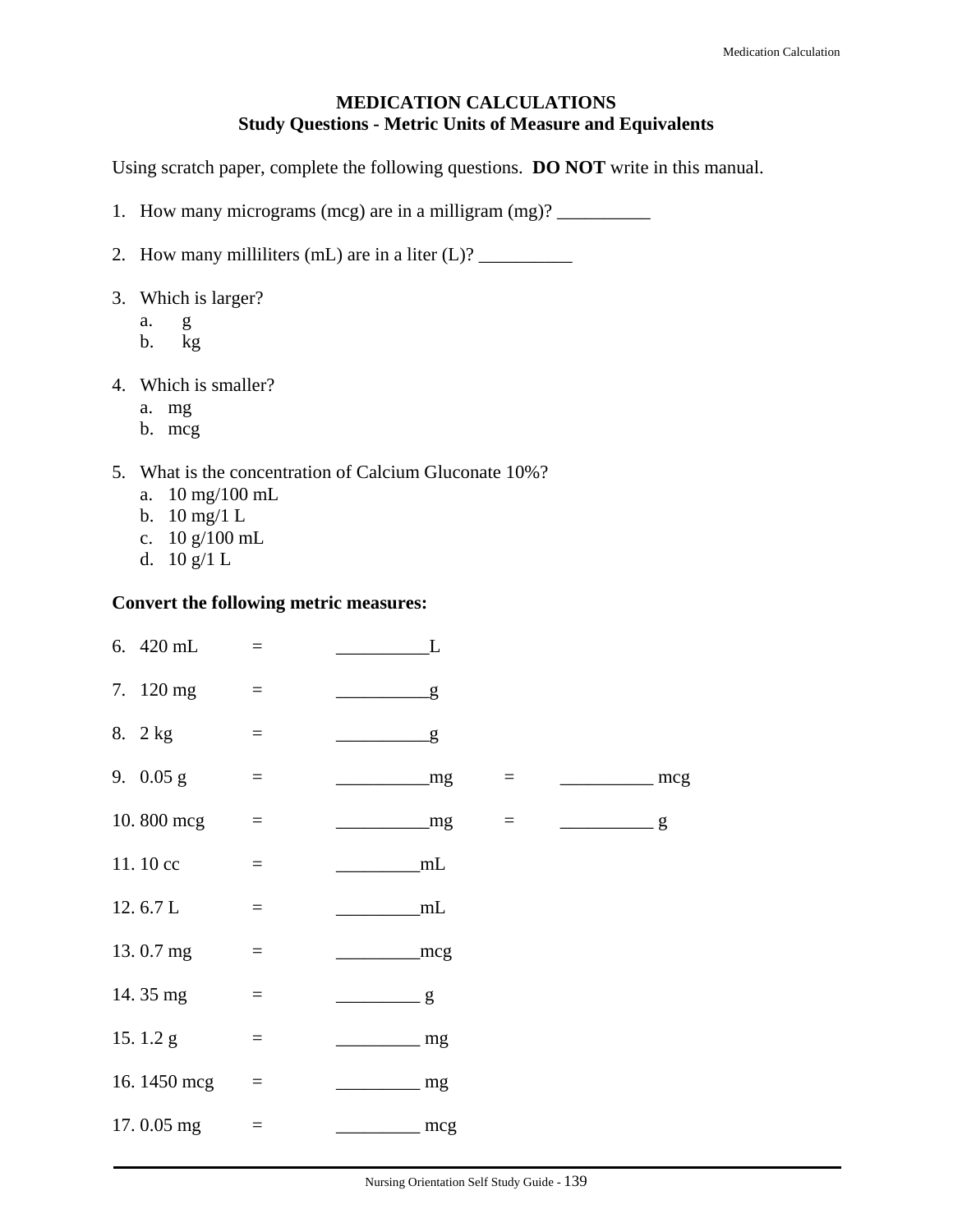# MEDICATION CALCULATIONS
## Study Questions - Metric Units of Measure and Equivalents

Using scratch paper, complete the following questions. **DO NOT** write in this manual.

1. How many micrograms (mcg) are in a milligram (mg)? __________

2. How many milliliters (mL) are in a liter (L)? __________

3. Which is larger?
   a. g
   b. kg

4. Which is smaller?
   a. mg
   b. mcg

5. What is the concentration of Calcium Gluconate 10%?
   a. 10 mg/100 mL
   b. 10 mg/1 L
   c. 10 g/100 mL
   d. 10 g/1 L

**Convert the following metric measures:**

6. 420 mL = __________L

7. 120 mg = __________g

8. 2 kg = __________g

9. 0.05 g = __________mg = __________ mcg

10. 800 mcg = __________mg = __________ g

11. 10 cc = _________mL

12. 6.7 L = _________mL

13. 0.7 mg = _________mcg

14. 35 mg = _________ g

15. 1.2 g = _________ mg

16. 1450 mcg = _________ mg

17. 0.05 mg = _________ mcg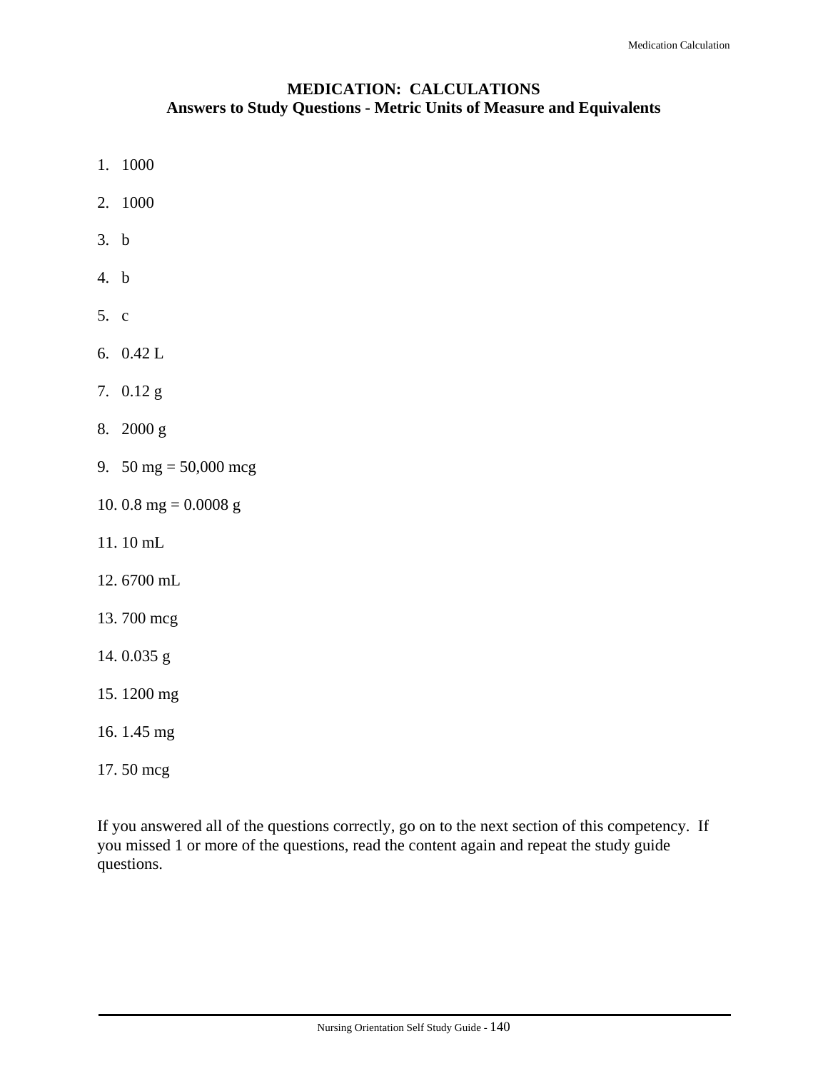# MEDICATION: CALCULATIONS

## Answers to Study Questions - Metric Units of Measure and Equivalents

1. 1000
2. 1000
3. b
4. b
5. c
6. 0.42 L
7. 0.12 g
8. 2000 g
9. 50 mg = 50,000 mcg
10. 0.8 mg = 0.0008 g
11. 10 mL
12. 6700 mL
13. 700 mcg
14. 0.035 g
15. 1200 mg
16. 1.45 mg
17. 50 mcg

If you answered all of the questions correctly, go on to the next section of this competency. If you missed 1 or more of the questions, read the content again and repeat the study guide questions.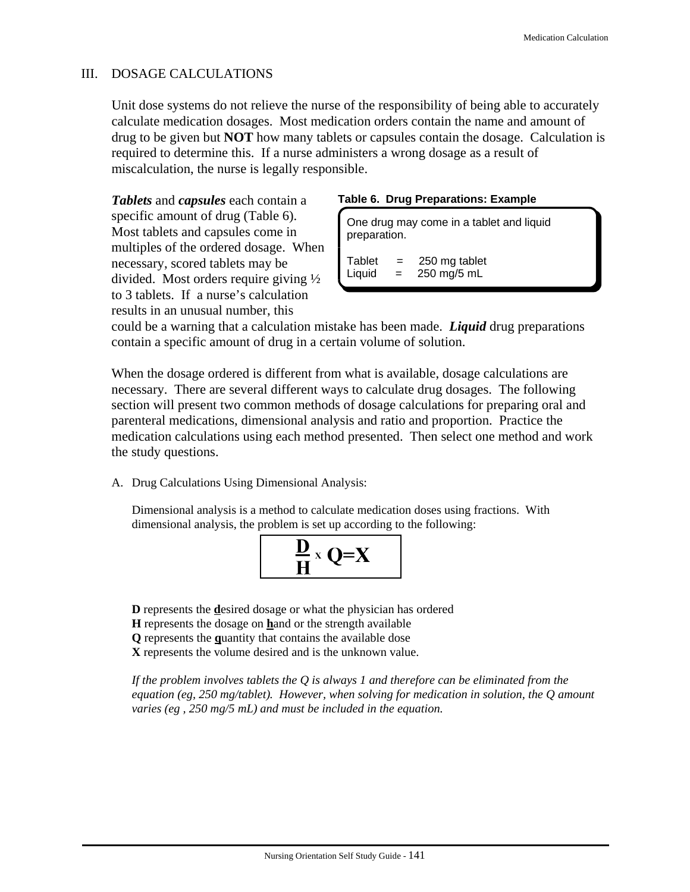## III. DOSAGE CALCULATIONS

Unit dose systems do not relieve the nurse of the responsibility of being able to accurately calculate medication dosages. Most medication orders contain the name and amount of drug to be given but **NOT** how many tablets or capsules contain the dosage. Calculation is required to determine this. If a nurse administers a wrong dosage as a result of miscalculation, the nurse is legally responsible.

***Tablets*** and ***capsules*** each contain a specific amount of drug (Table 6). Most tablets and capsules come in multiples of the ordered dosage. When necessary, scored tablets may be divided. Most orders require giving ½ to 3 tablets. If a nurse's calculation results in an unusual number, this could be a warning that a calculation mistake has been made. ***Liquid*** drug preparations contain a specific amount of drug in a certain volume of solution.

**Table 6. Drug Preparations: Example**

One drug may come in a tablet and liquid preparation.

| | | |
|---|---|---|
| Tablet | = | 250 mg tablet |
| Liquid | = | 250 mg/5 mL |

When the dosage ordered is different from what is available, dosage calculations are necessary. There are several different ways to calculate drug dosages. The following section will present two common methods of dosage calculations for preparing oral and parenteral medications, dimensional analysis and ratio and proportion. Practice the medication calculations using each method presented. Then select one method and work the study questions.

### A. Drug Calculations Using Dimensional Analysis:

Dimensional analysis is a method to calculate medication doses using fractions. With dimensional analysis, the problem is set up according to the following:

$$\frac{D}{H} \times Q = X$$

**D** represents the **d**esired dosage or what the physician has ordered
**H** represents the dosage on **h**and or the strength available
**Q** represents the **q**uantity that contains the available dose
**X** represents the volume desired and is the unknown value.

*If the problem involves tablets the Q is always 1 and therefore can be eliminated from the equation (eg, 250 mg/tablet). However, when solving for medication in solution, the Q amount varies (eg , 250 mg/5 mL) and must be included in the equation.*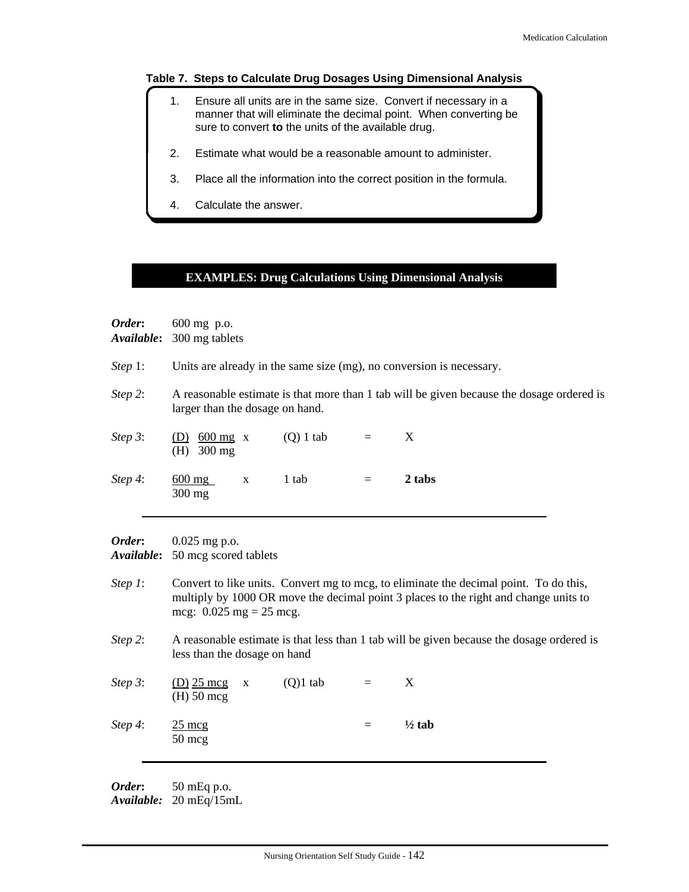**Table 7. Steps to Calculate Drug Dosages Using Dimensional Analysis**

1. Ensure all units are in the same size. Convert if necessary in a manner that will eliminate the decimal point. When converting be sure to convert **to** the units of the available drug.
2. Estimate what would be a reasonable amount to administer.
3. Place all the information into the correct position in the formula.
4. Calculate the answer.

## EXAMPLES: Drug Calculations Using Dimensional Analysis

***Order*:** 600 mg p.o.
***Available*:** 300 mg tablets

*Step* 1: Units are already in the same size (mg), no conversion is necessary.

*Step 2*: A reasonable estimate is that more than 1 tab will be given because the dosage ordered is larger than the dosage on hand.

*Step 3*: $\frac{(D)\ 600\text{ mg}}{(H)\ 300\text{ mg}} \times (Q)\ 1\text{ tab} = X$

*Step 4*: $\frac{600\text{ mg}}{300\text{ mg}} \times 1\text{ tab} =$ **2 tabs**

---

***Order*:** 0.025 mg p.o.
***Available*:** 50 mcg scored tablets

*Step 1*: Convert to like units. Convert mg to mcg, to eliminate the decimal point. To do this, multiply by 1000 OR move the decimal point 3 places to the right and change units to mcg: 0.025 mg = 25 mcg.

*Step 2*: A reasonable estimate is that less than 1 tab will be given because the dosage ordered is less than the dosage on hand

*Step 3*: $\frac{(D)\ 25\text{ mcg}}{(H)\ 50\text{ mcg}} \times (Q)1\text{ tab} = X$

*Step 4*: $\frac{25\text{ mcg}}{50\text{ mcg}} =$ **½ tab**

---

***Order*:** 50 mEq p.o.
***Available:*** 20 mEq/15mL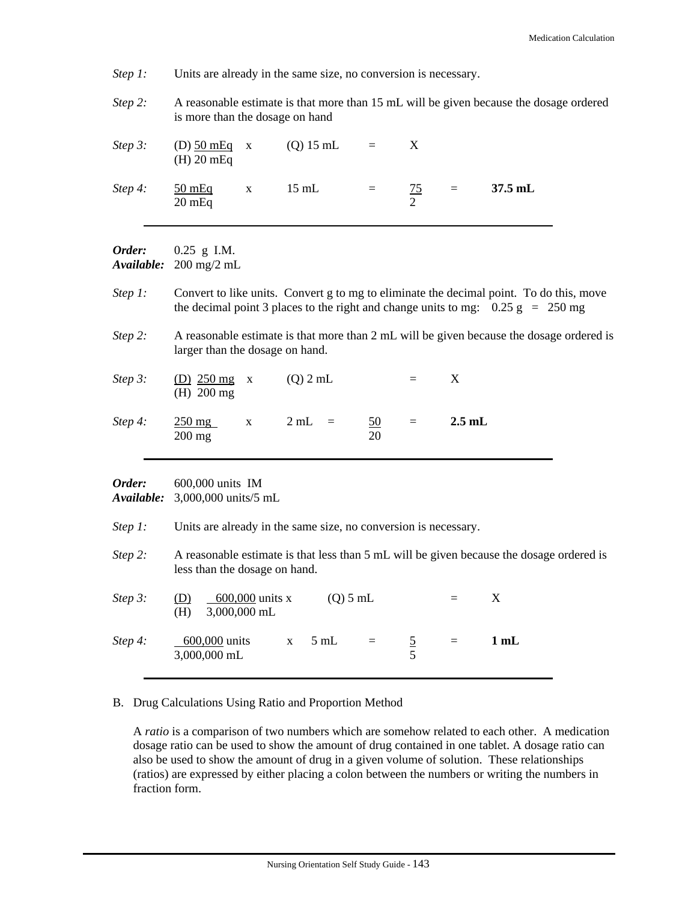*Step 1:* Units are already in the same size, no conversion is necessary.

*Step 2:* A reasonable estimate is that more than 15 mL will be given because the dosage ordered is more than the dosage on hand

*Step 3:* $\frac{\text{(D) 50 mEq}}{\text{(H) 20 mEq}}$ x (Q) 15 mL = X

*Step 4:* $\frac{\text{50 mEq}}{\text{20 mEq}}$ x 15 mL = $\frac{75}{2}$ = **37.5 mL**

---

***Order:*** 0.25 g I.M.
***Available:*** 200 mg/2 mL

*Step 1:* Convert to like units. Convert g to mg to eliminate the decimal point. To do this, move the decimal point 3 places to the right and change units to mg: 0.25 g = 250 mg

*Step 2:* A reasonable estimate is that more than 2 mL will be given because the dosage ordered is larger than the dosage on hand.

*Step 3:* $\frac{\text{(D) 250 mg}}{\text{(H) 200 mg}}$ x (Q) 2 mL = X

*Step 4:* $\frac{\text{250 mg}}{\text{200 mg}}$ x 2 mL = $\frac{50}{20}$ = **2.5 mL**

---

***Order:*** 600,000 units IM
***Available:*** 3,000,000 units/5 mL

*Step 1:* Units are already in the same size, no conversion is necessary.

*Step 2:* A reasonable estimate is that less than 5 mL will be given because the dosage ordered is less than the dosage on hand.

*Step 3:* $\frac{\text{(D) 600,000 units}}{\text{(H) 3,000,000 mL}}$ x (Q) 5 mL = X

*Step 4:* $\frac{\text{600,000 units}}{\text{3,000,000 mL}}$ x 5 mL = $\frac{5}{5}$ = **1 mL**

---

B. Drug Calculations Using Ratio and Proportion Method

A *ratio* is a comparison of two numbers which are somehow related to each other. A medication dosage ratio can be used to show the amount of drug contained in one tablet. A dosage ratio can also be used to show the amount of drug in a given volume of solution. These relationships (ratios) are expressed by either placing a colon between the numbers or writing the numbers in fraction form.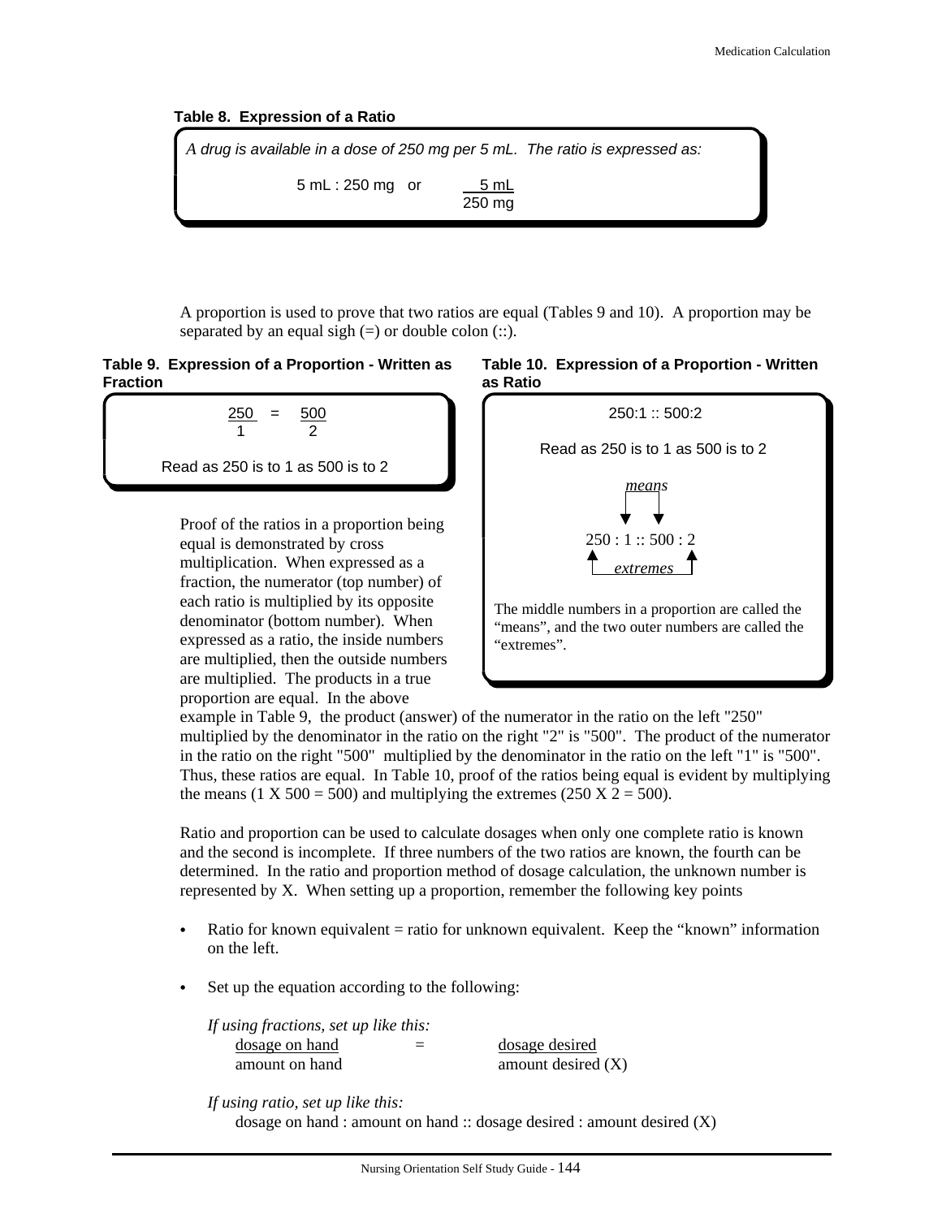**Table 8. Expression of a Ratio**

*A drug is available in a dose of 250 mg per 5 mL. The ratio is expressed as:*

5 mL : 250 mg or $\frac{5 \text{ mL}}{250 \text{ mg}}$

A proportion is used to prove that two ratios are equal (Tables 9 and 10). A proportion may be separated by an equal sigh (=) or double colon (::).

**Table 9. Expression of a Proportion - Written as Fraction**

$$\frac{250}{1} = \frac{500}{2}$$

Read as 250 is to 1 as 500 is to 2

**Table 10. Expression of a Proportion - Written as Ratio**

250:1 :: 500:2

Read as 250 is to 1 as 500 is to 2

*means*

250 : 1 :: 500 : 2

*extremes*

The middle numbers in a proportion are called the "means", and the two outer numbers are called the "extremes".

Proof of the ratios in a proportion being equal is demonstrated by cross multiplication. When expressed as a fraction, the numerator (top number) of each ratio is multiplied by its opposite denominator (bottom number). When expressed as a ratio, the inside numbers are multiplied, then the outside numbers are multiplied. The products in a true proportion are equal. In the above example in Table 9, the product (answer) of the numerator in the ratio on the left "250" multiplied by the denominator in the ratio on the right "2" is "500". The product of the numerator in the ratio on the right "500" multiplied by the denominator in the ratio on the left "1" is "500". Thus, these ratios are equal. In Table 10, proof of the ratios being equal is evident by multiplying the means (1 X 500 = 500) and multiplying the extremes (250 X 2 = 500).

Ratio and proportion can be used to calculate dosages when only one complete ratio is known and the second is incomplete. If three numbers of the two ratios are known, the fourth can be determined. In the ratio and proportion method of dosage calculation, the unknown number is represented by X. When setting up a proportion, remember the following key points

- Ratio for known equivalent = ratio for unknown equivalent. Keep the "known" information on the left.
- Set up the equation according to the following:

  *If using fractions, set up like this:*

  $$\frac{\text{dosage on hand}}{\text{amount on hand}} = \frac{\text{dosage desired}}{\text{amount desired (X)}}$$

  *If using ratio, set up like this:*

  dosage on hand : amount on hand :: dosage desired : amount desired (X)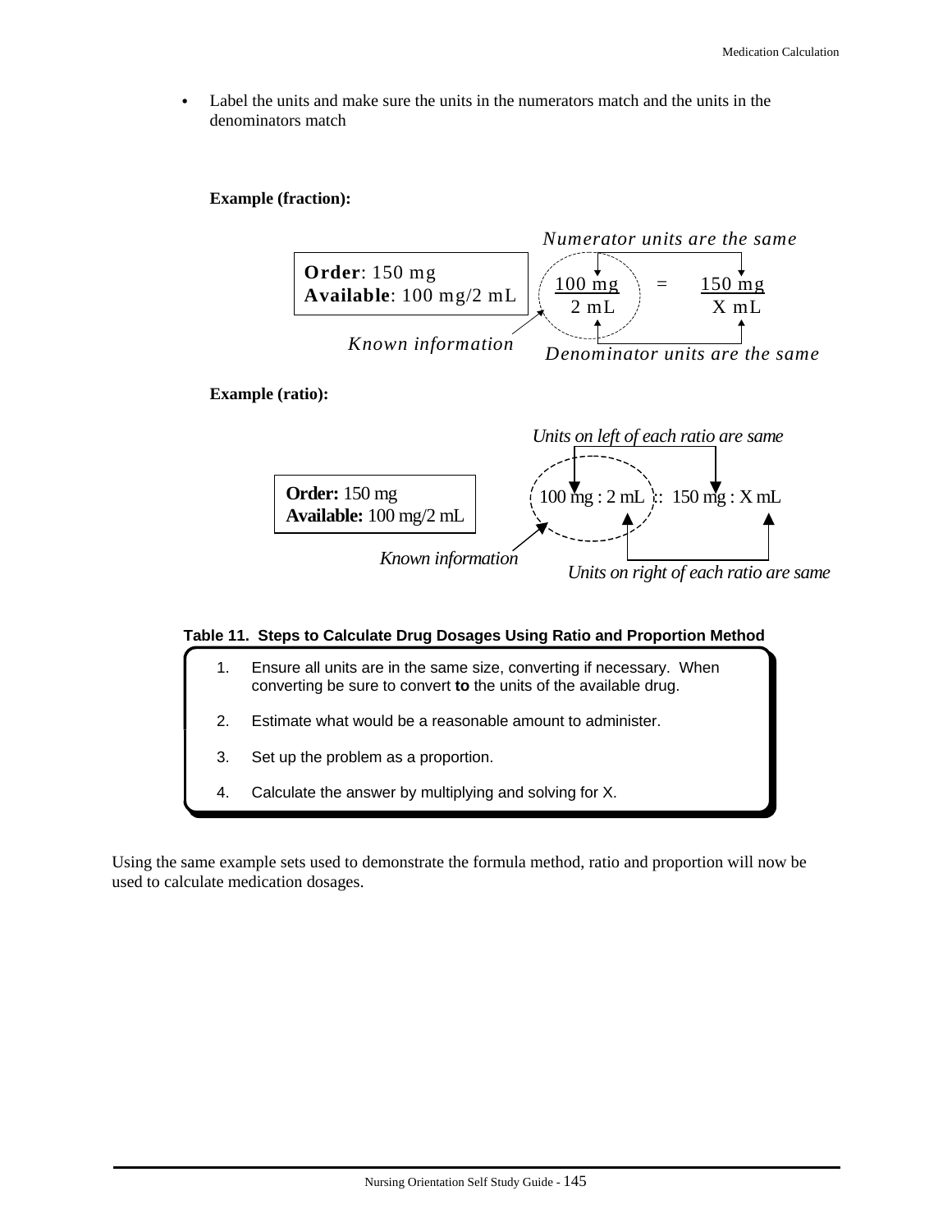- Label the units and make sure the units in the numerators match and the units in the denominators match

**Example (fraction):**

*Numerator units are the same*

**Order**: 150 mg
**Available**: 100 mg/2 mL

$$\frac{100 \text{ mg}}{2 \text{ mL}} = \frac{150 \text{ mg}}{X \text{ mL}}$$

*Known information*

*Denominator units are the same*

**Example (ratio):**

*Units on left of each ratio are same*

**Order:** 150 mg
**Available:** 100 mg/2 mL

100 mg : 2 mL :: 150 mg : X mL

*Known information*

*Units on right of each ratio are same*

**Table 11. Steps to Calculate Drug Dosages Using Ratio and Proportion Method**

1. Ensure all units are in the same size, converting if necessary. When converting be sure to convert **to** the units of the available drug.
2. Estimate what would be a reasonable amount to administer.
3. Set up the problem as a proportion.
4. Calculate the answer by multiplying and solving for X.

Using the same example sets used to demonstrate the formula method, ratio and proportion will now be used to calculate medication dosages.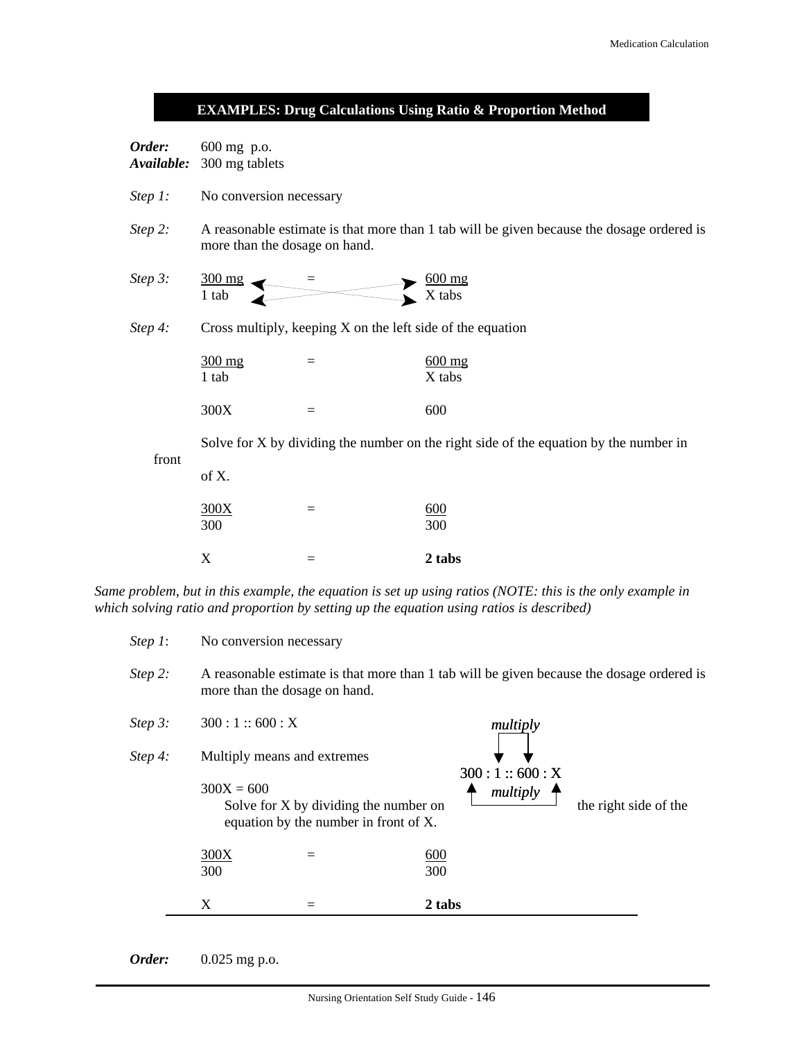## EXAMPLES: Drug Calculations Using Ratio & Proportion Method

***Order:*** 600 mg p.o.
***Available:*** 300 mg tablets

*Step 1:* No conversion necessary

*Step 2:* A reasonable estimate is that more than 1 tab will be given because the dosage ordered is more than the dosage on hand.

*Step 3:*

$$\frac{300 \text{ mg}}{1 \text{ tab}} = \frac{600 \text{ mg}}{X \text{ tabs}}$$

*Step 4:* Cross multiply, keeping X on the left side of the equation

$$\frac{300 \text{ mg}}{1 \text{ tab}} = \frac{600 \text{ mg}}{X \text{ tabs}}$$

$$300X = 600$$

Solve for X by dividing the number on the right side of the equation by the number in front of X.

$$\frac{300X}{300} = \frac{600}{300}$$

$$X = \textbf{2 tabs}$$

*Same problem, but in this example, the equation is set up using ratios (NOTE: this is the only example in which solving ratio and proportion by setting up the equation using ratios is described)*

*Step 1*: No conversion necessary

*Step 2:* A reasonable estimate is that more than 1 tab will be given because the dosage ordered is more than the dosage on hand.

*Step 3:* 300 : 1 :: 600 : X

*Step 4:* Multiply means and extremes

*multiply*
300 : 1 :: 600 : X
*multiply*

$300X = 600$

Solve for X by dividing the number on the right side of the equation by the number in front of X.

$$\frac{300X}{300} = \frac{600}{300}$$

$$X = \textbf{2 tabs}$$

***Order:*** 0.025 mg p.o.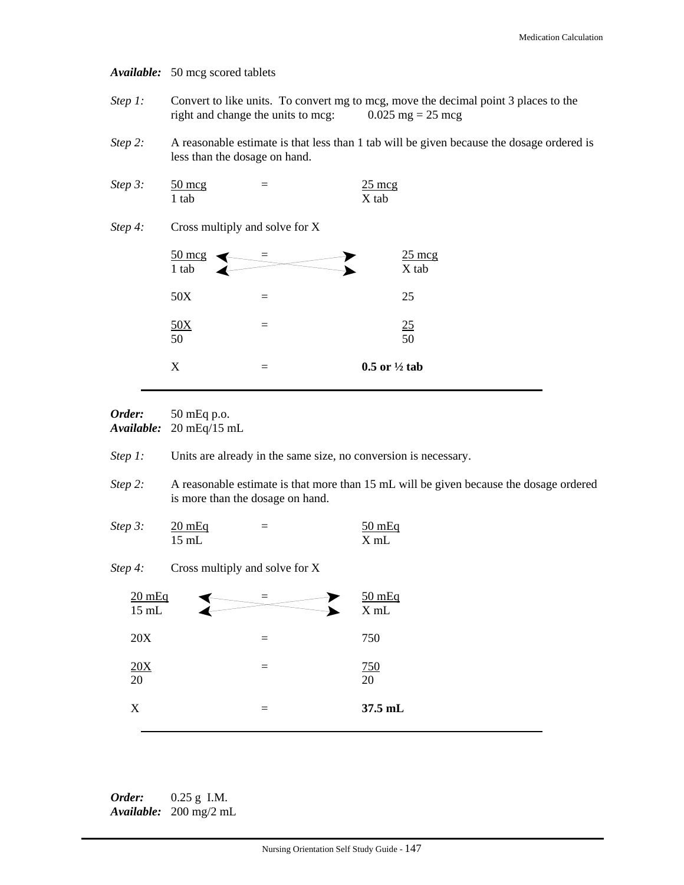***Available:*** 50 mcg scored tablets

*Step 1:* Convert to like units. To convert mg to mcg, move the decimal point 3 places to the right and change the units to mcg: 0.025 mg = 25 mcg

*Step 2:* A reasonable estimate is that less than 1 tab will be given because the dosage ordered is less than the dosage on hand.

*Step 3:*

$$\frac{50 \text{ mcg}}{1 \text{ tab}} = \frac{25 \text{ mcg}}{X \text{ tab}}$$

*Step 4:* Cross multiply and solve for X

$$\frac{50 \text{ mcg}}{1 \text{ tab}} = \frac{25 \text{ mcg}}{X \text{ tab}}$$

$$50X = 25$$

$$\frac{50X}{50} = \frac{25}{50}$$

$$X = \textbf{0.5 or ½ tab}$$

---

***Order:*** 50 mEq p.o.
***Available:*** 20 mEq/15 mL

*Step 1:* Units are already in the same size, no conversion is necessary.

*Step 2:* A reasonable estimate is that more than 15 mL will be given because the dosage ordered is more than the dosage on hand.

*Step 3:*

$$\frac{20 \text{ mEq}}{15 \text{ mL}} = \frac{50 \text{ mEq}}{X \text{ mL}}$$

*Step 4:* Cross multiply and solve for X

$$\frac{20 \text{ mEq}}{15 \text{ mL}} = \frac{50 \text{ mEq}}{X \text{ mL}}$$

$$20X = 750$$

$$\frac{20X}{20} = \frac{750}{20}$$

$$X = \textbf{37.5 mL}$$

---

***Order:*** 0.25 g I.M.
***Available:*** 200 mg/2 mL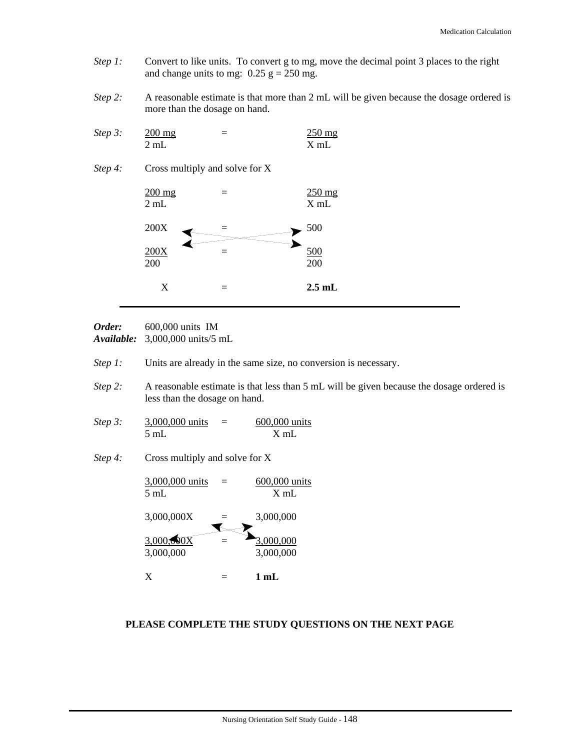*Step 1:* Convert to like units. To convert g to mg, move the decimal point 3 places to the right and change units to mg: 0.25 g = 250 mg.

*Step 2:* A reasonable estimate is that more than 2 mL will be given because the dosage ordered is more than the dosage on hand.

*Step 3:*

$$\frac{200 \text{ mg}}{2 \text{ mL}} = \frac{250 \text{ mg}}{X \text{ mL}}$$

*Step 4:* Cross multiply and solve for X

$$\frac{200 \text{ mg}}{2 \text{ mL}} = \frac{250 \text{ mg}}{X \text{ mL}}$$

$$200X = 500$$

$$\frac{200X}{200} = \frac{500}{200}$$

$$X = \mathbf{2.5 \text{ mL}}$$

---

***Order:*** 600,000 units IM
***Available:*** 3,000,000 units/5 mL

*Step 1:* Units are already in the same size, no conversion is necessary.

*Step 2:* A reasonable estimate is that less than 5 mL will be given because the dosage ordered is less than the dosage on hand.

*Step 3:*

$$\frac{3{,}000{,}000 \text{ units}}{5 \text{ mL}} = \frac{600{,}000 \text{ units}}{X \text{ mL}}$$

*Step 4:* Cross multiply and solve for X

$$\frac{3{,}000{,}000 \text{ units}}{5 \text{ mL}} = \frac{600{,}000 \text{ units}}{X \text{ mL}}$$

$$3{,}000{,}000X = 3{,}000{,}000$$

$$\frac{3{,}000{,}000X}{3{,}000{,}000} = \frac{3{,}000{,}000}{3{,}000{,}000}$$

$$X = \mathbf{1 \text{ mL}}$$

**PLEASE COMPLETE THE STUDY QUESTIONS ON THE NEXT PAGE**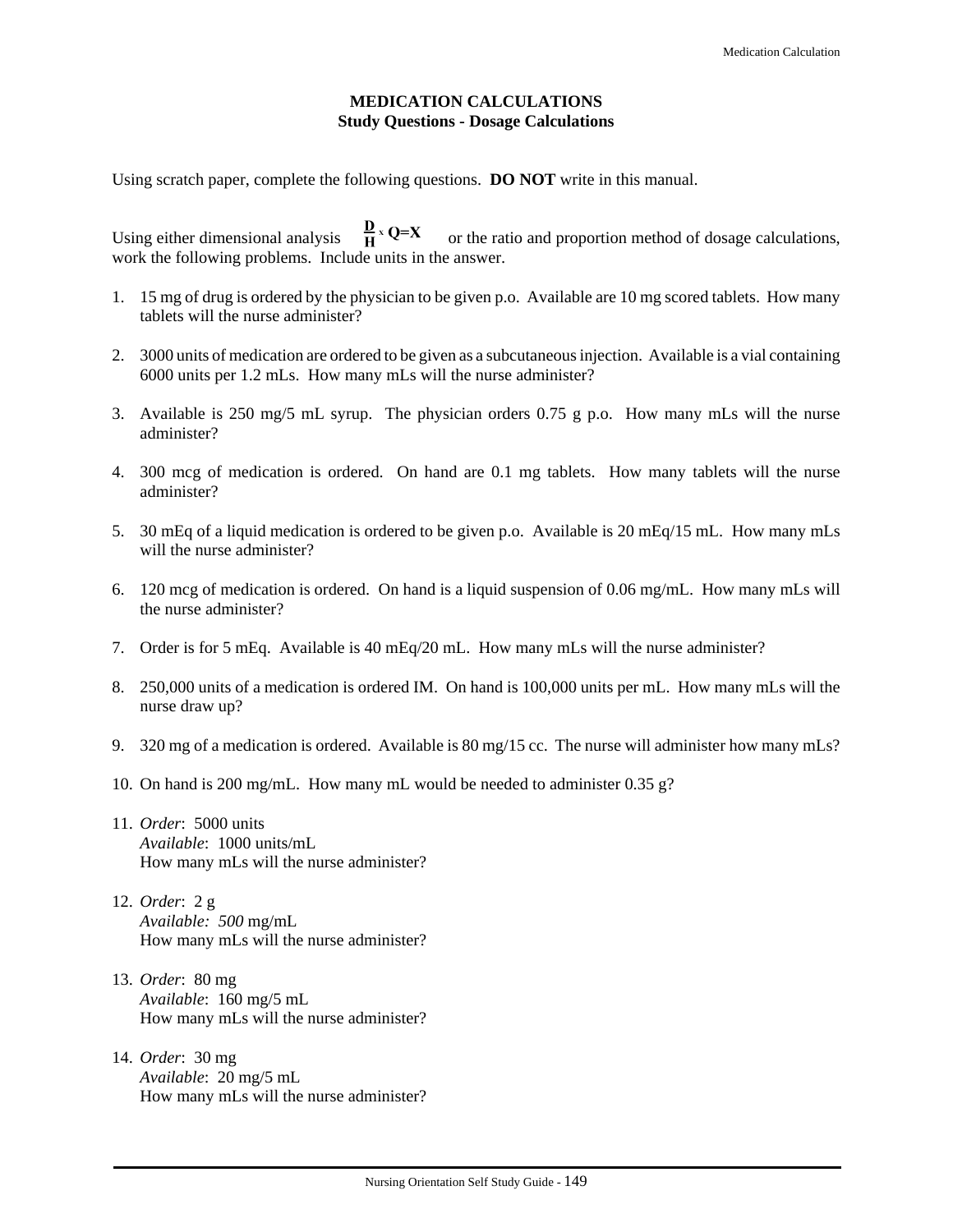# MEDICATION CALCULATIONS
## Study Questions - Dosage Calculations

Using scratch paper, complete the following questions. **DO NOT** write in this manual.

Using either dimensional analysis $\frac{\mathbf{D}}{\mathbf{H}} \times \mathbf{Q=X}$ or the ratio and proportion method of dosage calculations, work the following problems. Include units in the answer.

1. 15 mg of drug is ordered by the physician to be given p.o. Available are 10 mg scored tablets. How many tablets will the nurse administer?

2. 3000 units of medication are ordered to be given as a subcutaneous injection. Available is a vial containing 6000 units per 1.2 mLs. How many mLs will the nurse administer?

3. Available is 250 mg/5 mL syrup. The physician orders 0.75 g p.o. How many mLs will the nurse administer?

4. 300 mcg of medication is ordered. On hand are 0.1 mg tablets. How many tablets will the nurse administer?

5. 30 mEq of a liquid medication is ordered to be given p.o. Available is 20 mEq/15 mL. How many mLs will the nurse administer?

6. 120 mcg of medication is ordered. On hand is a liquid suspension of 0.06 mg/mL. How many mLs will the nurse administer?

7. Order is for 5 mEq. Available is 40 mEq/20 mL. How many mLs will the nurse administer?

8. 250,000 units of a medication is ordered IM. On hand is 100,000 units per mL. How many mLs will the nurse draw up?

9. 320 mg of a medication is ordered. Available is 80 mg/15 cc. The nurse will administer how many mLs?

10. On hand is 200 mg/mL. How many mL would be needed to administer 0.35 g?

11. *Order*: 5000 units
    *Available*: 1000 units/mL
    How many mLs will the nurse administer?

12. *Order*: 2 g
    *Available: 500* mg/mL
    How many mLs will the nurse administer?

13. *Order*: 80 mg
    *Available*: 160 mg/5 mL
    How many mLs will the nurse administer?

14. *Order*: 30 mg
    *Available*: 20 mg/5 mL
    How many mLs will the nurse administer?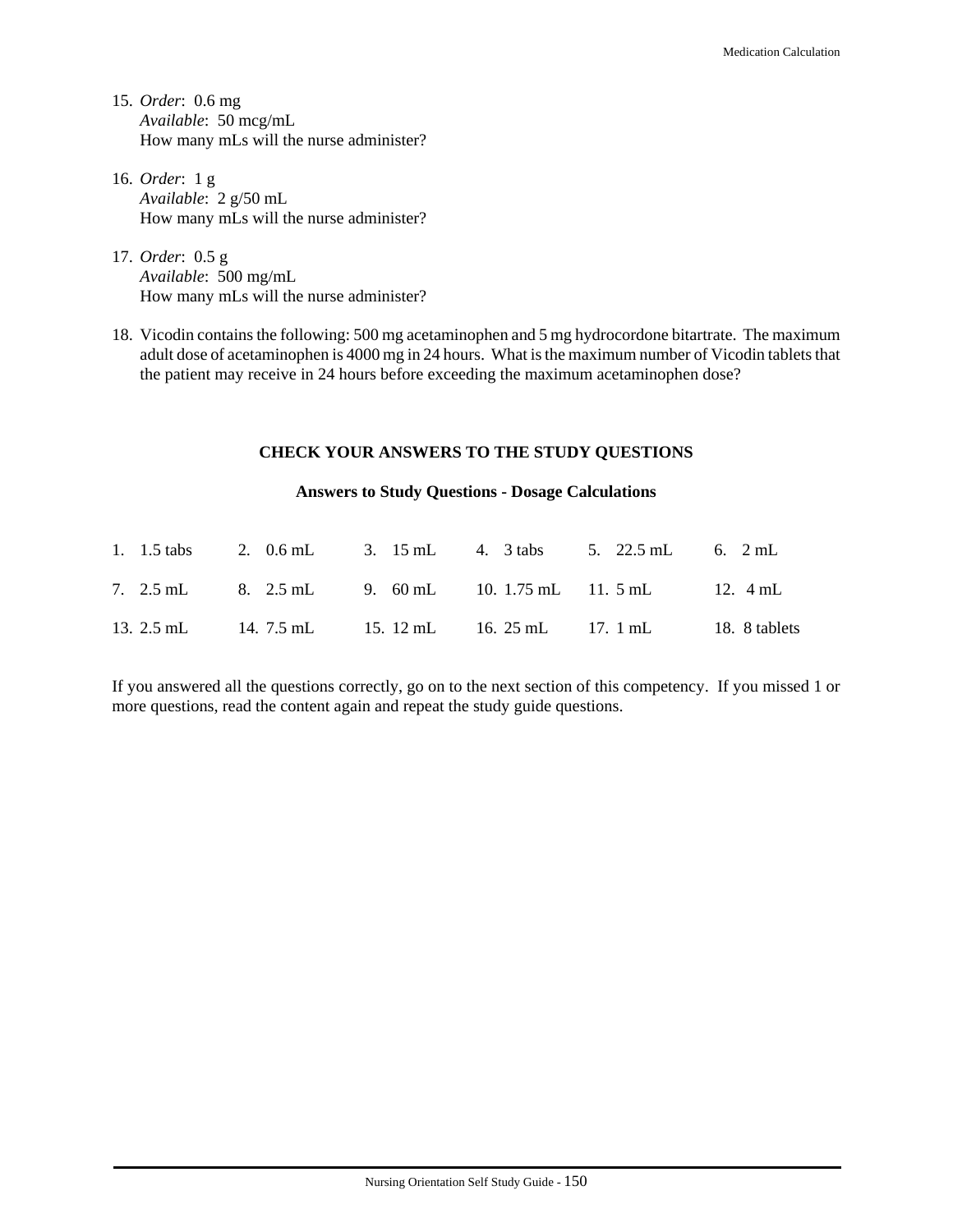15. *Order*: 0.6 mg
    *Available*: 50 mcg/mL
    How many mLs will the nurse administer?

16. *Order*: 1 g
    *Available*: 2 g/50 mL
    How many mLs will the nurse administer?

17. *Order*: 0.5 g
    *Available*: 500 mg/mL
    How many mLs will the nurse administer?

18. Vicodin contains the following: 500 mg acetaminophen and 5 mg hydrocordone bitartrate. The maximum adult dose of acetaminophen is 4000 mg in 24 hours. What is the maximum number of Vicodin tablets that the patient may receive in 24 hours before exceeding the maximum acetaminophen dose?

**CHECK YOUR ANSWERS TO THE STUDY QUESTIONS**

**Answers to Study Questions - Dosage Calculations**

| | | | | | |
|---|---|---|---|---|---|
| 1. 1.5 tabs | 2. 0.6 mL | 3. 15 mL | 4. 3 tabs | 5. 22.5 mL | 6. 2 mL |
| 7. 2.5 mL | 8. 2.5 mL | 9. 60 mL | 10. 1.75 mL | 11. 5 mL | 12. 4 mL |
| 13. 2.5 mL | 14. 7.5 mL | 15. 12 mL | 16. 25 mL | 17. 1 mL | 18. 8 tablets |

If you answered all the questions correctly, go on to the next section of this competency. If you missed 1 or more questions, read the content again and repeat the study guide questions.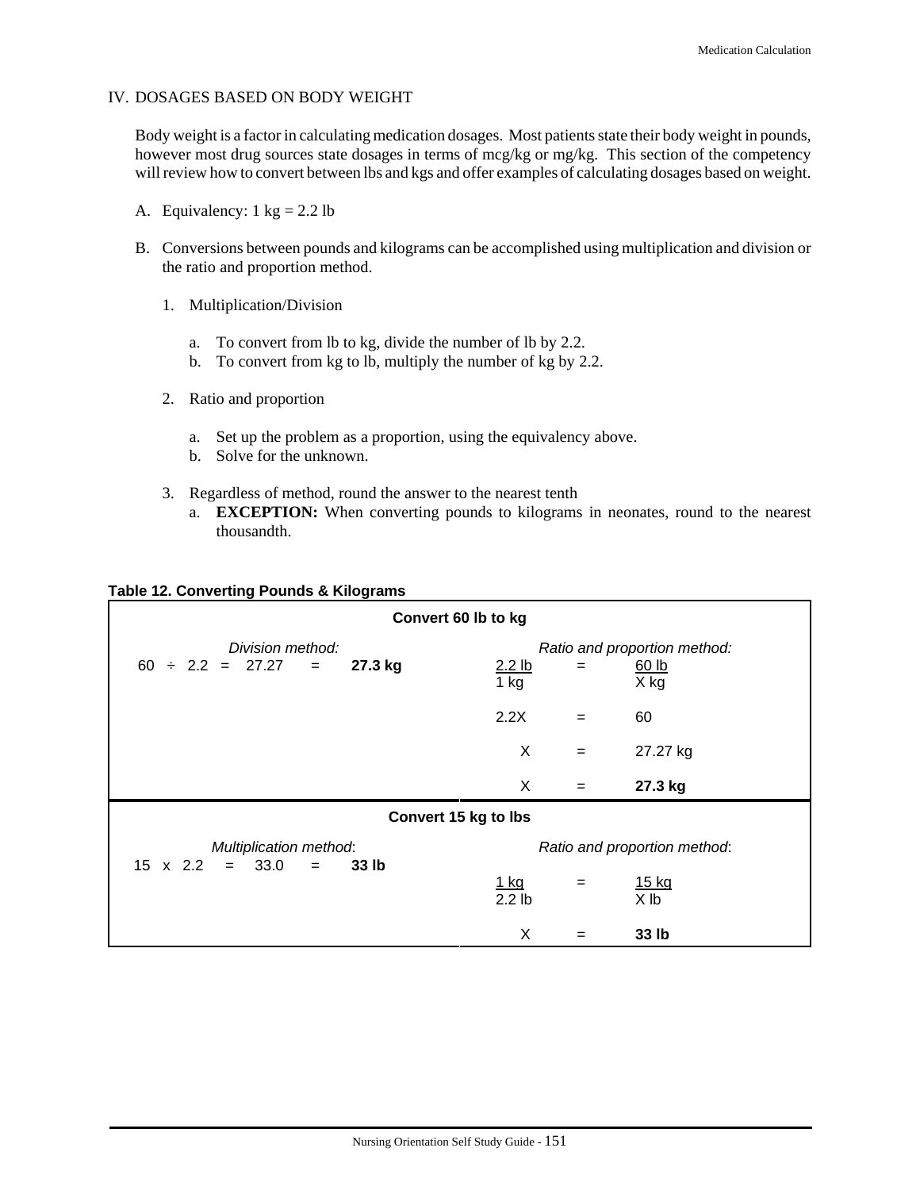## IV. DOSAGES BASED ON BODY WEIGHT

Body weight is a factor in calculating medication dosages. Most patients state their body weight in pounds, however most drug sources state dosages in terms of mcg/kg or mg/kg. This section of the competency will review how to convert between lbs and kgs and offer examples of calculating dosages based on weight.

A. Equivalency: 1 kg = 2.2 lb

B. Conversions between pounds and kilograms can be accomplished using multiplication and division or the ratio and proportion method.

1. Multiplication/Division

   a. To convert from lb to kg, divide the number of lb by 2.2.
   b. To convert from kg to lb, multiply the number of kg by 2.2.

2. Ratio and proportion

   a. Set up the problem as a proportion, using the equivalency above.
   b. Solve for the unknown.

3. Regardless of method, round the answer to the nearest tenth
   a. **EXCEPTION:** When converting pounds to kilograms in neonates, round to the nearest thousandth.

**Table 12. Converting Pounds & Kilograms**

| **Convert 60 lb to kg** | |
|---|---|
| *Division method:* | *Ratio and proportion method:* |
| 60 ÷ 2.2 = 27.27 = **27.3 kg** | $\frac{2.2 \text{ lb}}{1 \text{ kg}} = \frac{60 \text{ lb}}{X \text{ kg}}$ |
| | 2.2X = 60 |
| | X = 27.27 kg |
| | X = **27.3 kg** |
| **Convert 15 kg to lbs** | |
| *Multiplication method*: | *Ratio and proportion method*: |
| 15 x 2.2 = 33.0 = **33 lb** | $\frac{1 \text{ kg}}{2.2 \text{ lb}} = \frac{15 \text{ kg}}{X \text{ lb}}$ |
| | X = **33 lb** |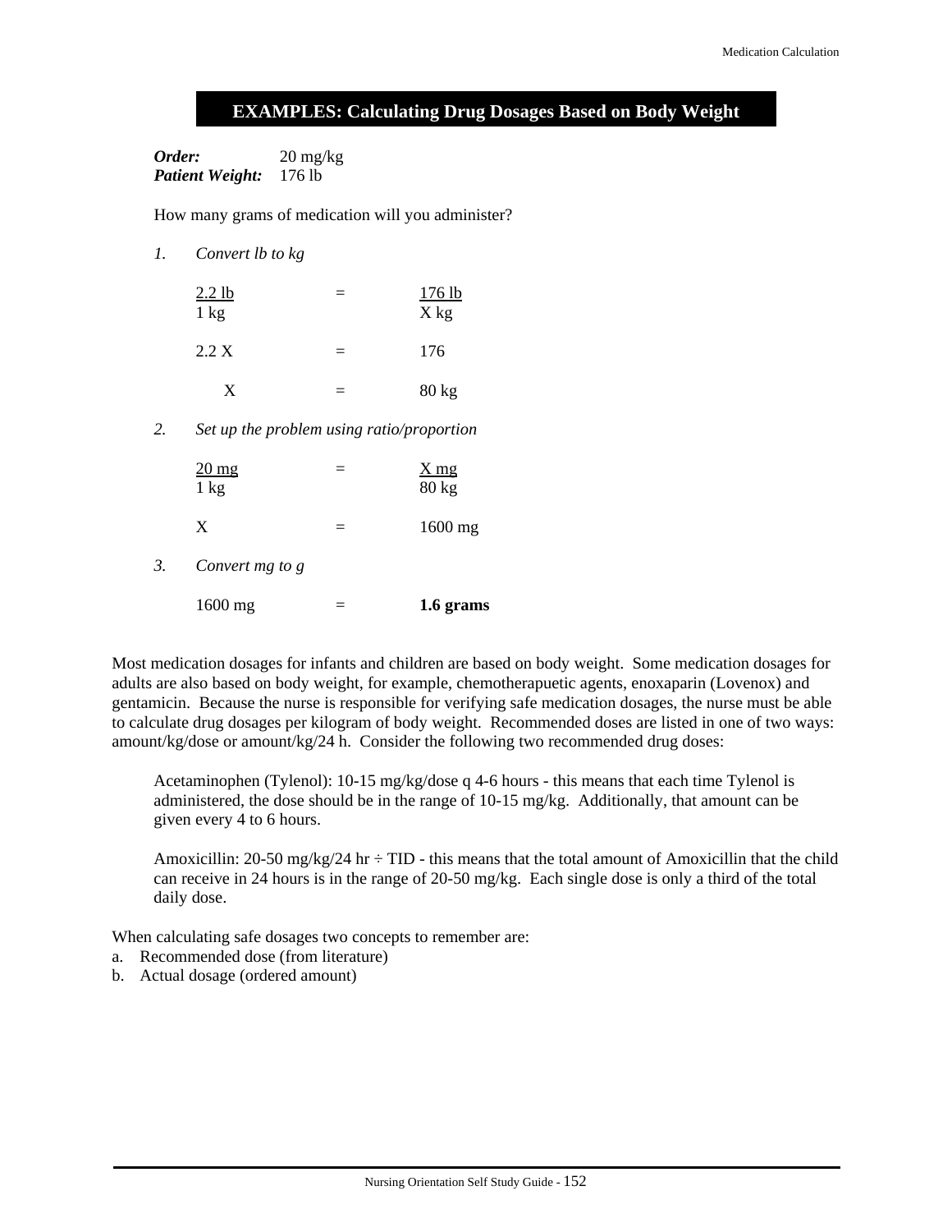## EXAMPLES: Calculating Drug Dosages Based on Body Weight

***Order:*** 20 mg/kg
***Patient Weight:*** 176 lb

How many grams of medication will you administer?

1. *Convert lb to kg*

$$\frac{2.2 \text{ lb}}{1 \text{ kg}} = \frac{176 \text{ lb}}{X \text{ kg}}$$

$$2.2X = 176$$

$$X = 80 \text{ kg}$$

2. *Set up the problem using ratio/proportion*

$$\frac{20 \text{ mg}}{1 \text{ kg}} = \frac{X \text{ mg}}{80 \text{ kg}}$$

$$X = 1600 \text{ mg}$$

3. *Convert mg to g*

1600 mg = **1.6 grams**

Most medication dosages for infants and children are based on body weight. Some medication dosages for adults are also based on body weight, for example, chemotherapuetic agents, enoxaparin (Lovenox) and gentamicin. Because the nurse is responsible for verifying safe medication dosages, the nurse must be able to calculate drug dosages per kilogram of body weight. Recommended doses are listed in one of two ways: amount/kg/dose or amount/kg/24 h. Consider the following two recommended drug doses:

Acetaminophen (Tylenol): 10-15 mg/kg/dose q 4-6 hours - this means that each time Tylenol is administered, the dose should be in the range of 10-15 mg/kg. Additionally, that amount can be given every 4 to 6 hours.

Amoxicillin: 20-50 mg/kg/24 hr ÷ TID - this means that the total amount of Amoxicillin that the child can receive in 24 hours is in the range of 20-50 mg/kg. Each single dose is only a third of the total daily dose.

When calculating safe dosages two concepts to remember are:

a. Recommended dose (from literature)
b. Actual dosage (ordered amount)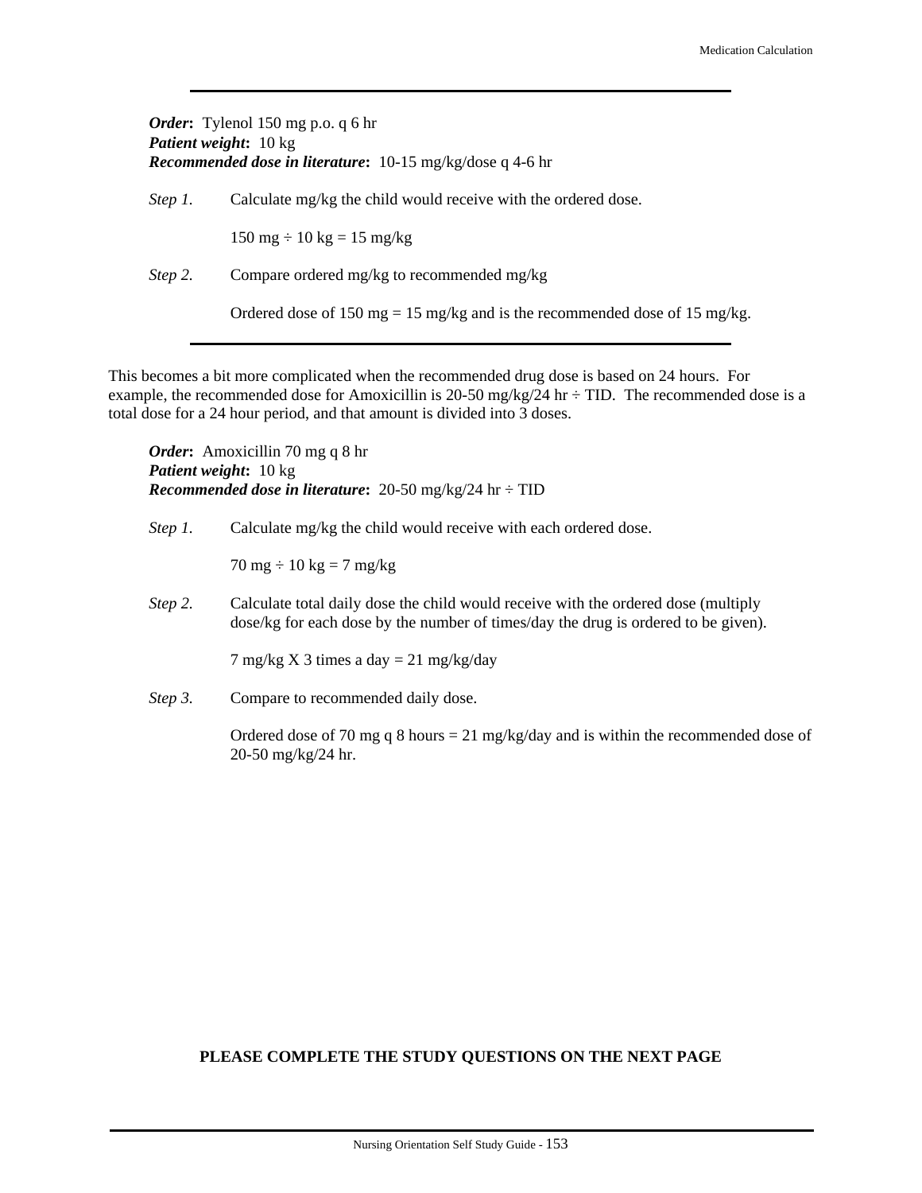---

***Order*:** Tylenol 150 mg p.o. q 6 hr
***Patient weight*:** 10 kg
***Recommended dose in literature*:** 10-15 mg/kg/dose q 4-6 hr

*Step 1.* Calculate mg/kg the child would receive with the ordered dose.

150 mg ÷ 10 kg = 15 mg/kg

*Step 2.* Compare ordered mg/kg to recommended mg/kg

Ordered dose of 150 mg = 15 mg/kg and is the recommended dose of 15 mg/kg.

---

This becomes a bit more complicated when the recommended drug dose is based on 24 hours. For example, the recommended dose for Amoxicillin is 20-50 mg/kg/24 hr ÷ TID. The recommended dose is a total dose for a 24 hour period, and that amount is divided into 3 doses.

***Order*:** Amoxicillin 70 mg q 8 hr
***Patient weight*:** 10 kg
***Recommended dose in literature*:** 20-50 mg/kg/24 hr ÷ TID

*Step 1.* Calculate mg/kg the child would receive with each ordered dose.

70 mg ÷ 10 kg = 7 mg/kg

*Step 2.* Calculate total daily dose the child would receive with the ordered dose (multiply dose/kg for each dose by the number of times/day the drug is ordered to be given).

7 mg/kg X 3 times a day = 21 mg/kg/day

*Step 3.* Compare to recommended daily dose.

Ordered dose of 70 mg q 8 hours = 21 mg/kg/day and is within the recommended dose of 20-50 mg/kg/24 hr.

**PLEASE COMPLETE THE STUDY QUESTIONS ON THE NEXT PAGE**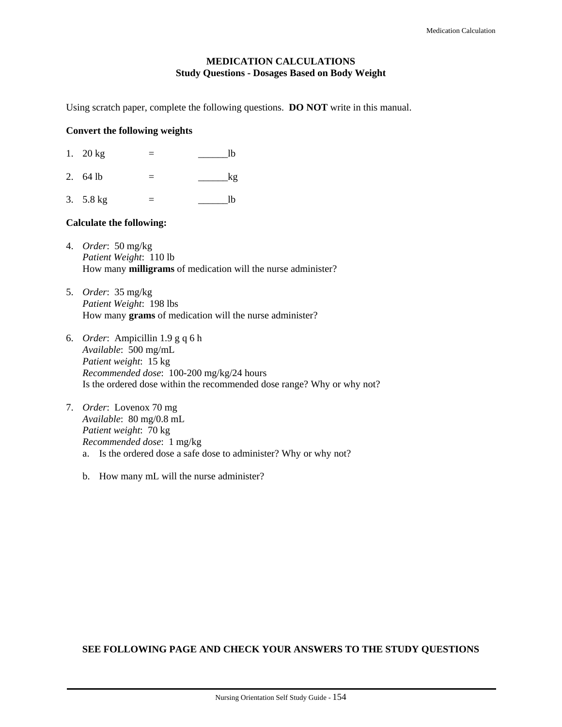# MEDICATION CALCULATIONS
## Study Questions - Dosages Based on Body Weight

Using scratch paper, complete the following questions. **DO NOT** write in this manual.

**Convert the following weights**

1. 20 kg = ______lb

2. 64 lb = ______kg

3. 5.8 kg = ______lb

**Calculate the following:**

4. *Order*: 50 mg/kg
   *Patient Weight*: 110 lb
   How many **milligrams** of medication will the nurse administer?

5. *Order*: 35 mg/kg
   *Patient Weight*: 198 lbs
   How many **grams** of medication will the nurse administer?

6. *Order*: Ampicillin 1.9 g q 6 h
   *Available*: 500 mg/mL
   *Patient weight*: 15 kg
   *Recommended dose*: 100-200 mg/kg/24 hours
   Is the ordered dose within the recommended dose range? Why or why not?

7. *Order*: Lovenox 70 mg
   *Available*: 80 mg/0.8 mL
   *Patient weight*: 70 kg
   *Recommended dose*: 1 mg/kg
   a. Is the ordered dose a safe dose to administer? Why or why not?

   b. How many mL will the nurse administer?

**SEE FOLLOWING PAGE AND CHECK YOUR ANSWERS TO THE STUDY QUESTIONS**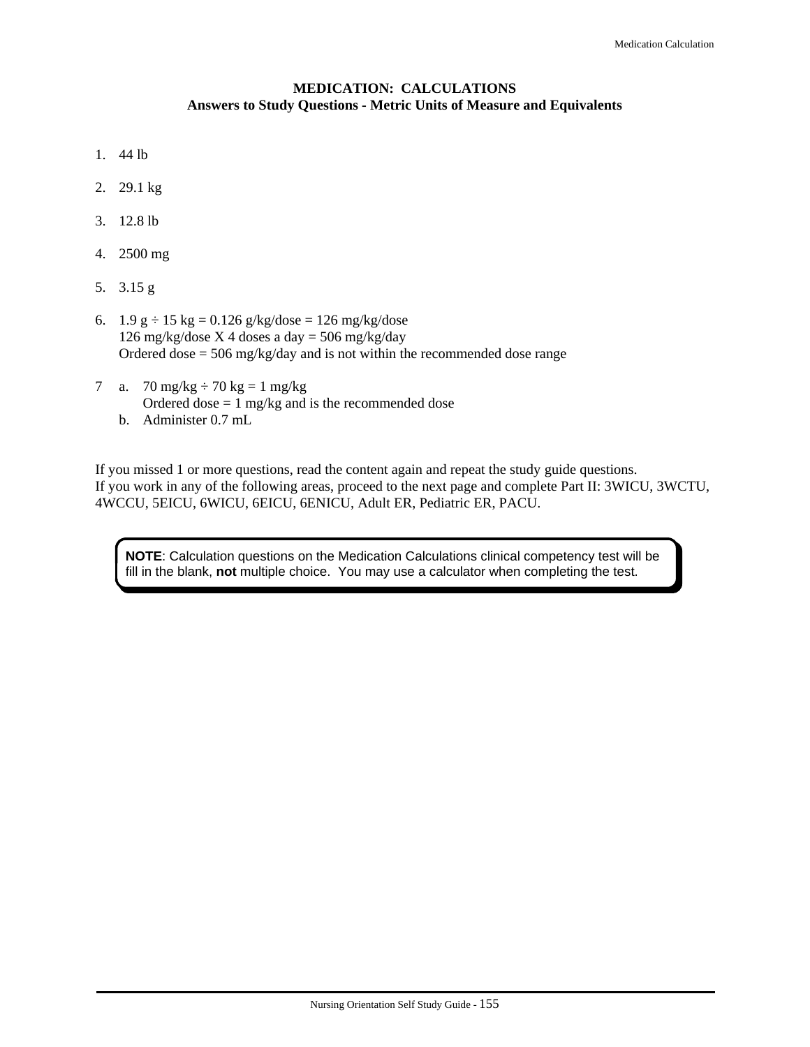# MEDICATION: CALCULATIONS
## Answers to Study Questions - Metric Units of Measure and Equivalents

1. 44 lb

2. 29.1 kg

3. 12.8 lb

4. 2500 mg

5. 3.15 g

6. 1.9 g ÷ 15 kg = 0.126 g/kg/dose = 126 mg/kg/dose
   126 mg/kg/dose X 4 doses a day = 506 mg/kg/day
   Ordered dose = 506 mg/kg/day and is not within the recommended dose range

7. a. 70 mg/kg ÷ 70 kg = 1 mg/kg
      Ordered dose = 1 mg/kg and is the recommended dose
   b. Administer 0.7 mL

If you missed 1 or more questions, read the content again and repeat the study guide questions.
If you work in any of the following areas, proceed to the next page and complete Part II: 3WICU, 3WCTU, 4WCCU, 5EICU, 6WICU, 6EICU, 6ENICU, Adult ER, Pediatric ER, PACU.

**NOTE**: Calculation questions on the Medication Calculations clinical competency test will be fill in the blank, **not** multiple choice. You may use a calculator when completing the test.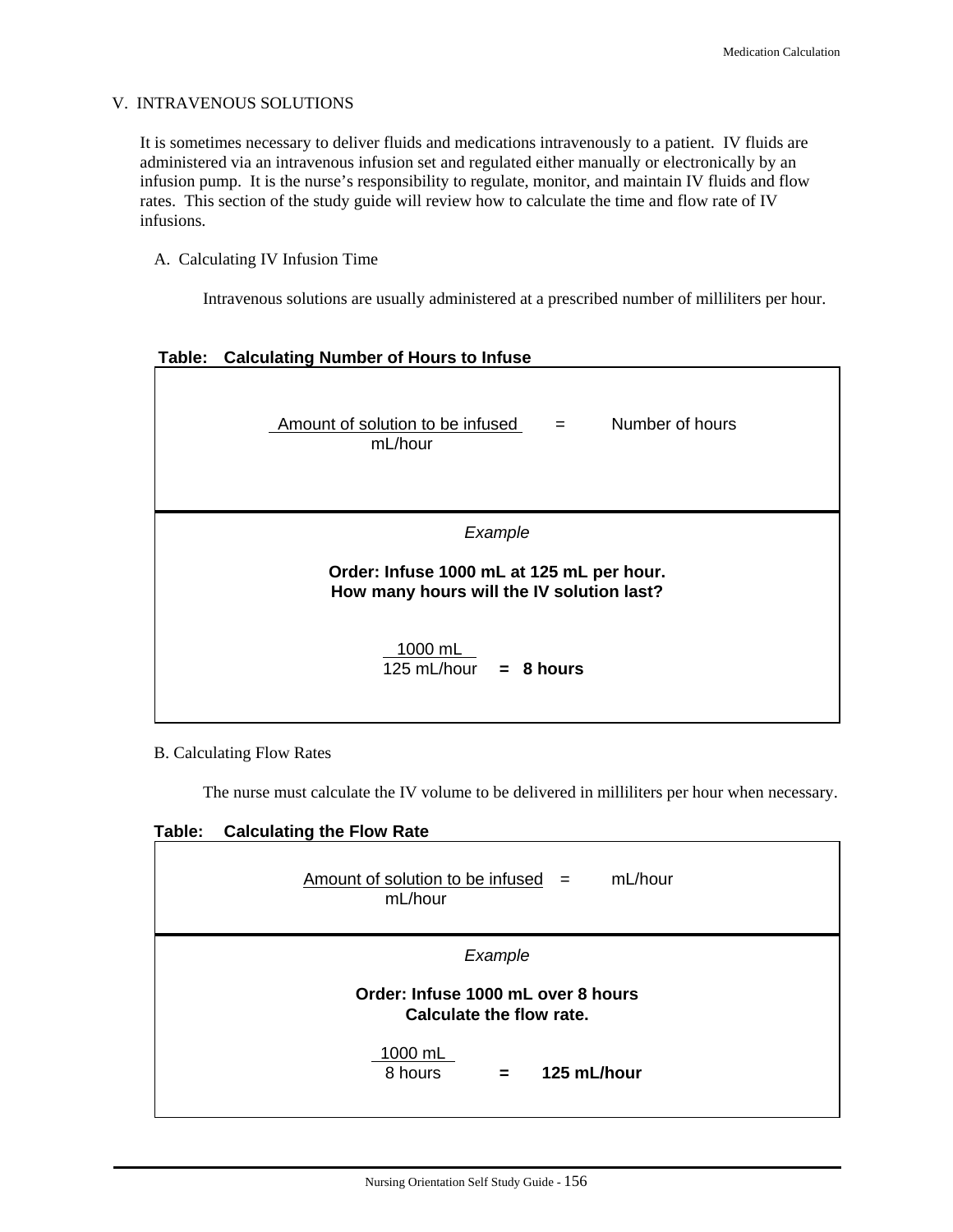## V. INTRAVENOUS SOLUTIONS

It is sometimes necessary to deliver fluids and medications intravenously to a patient. IV fluids are administered via an intravenous infusion set and regulated either manually or electronically by an infusion pump. It is the nurse's responsibility to regulate, monitor, and maintain IV fluids and flow rates. This section of the study guide will review how to calculate the time and flow rate of IV infusions.

### A. Calculating IV Infusion Time

Intravenous solutions are usually administered at a prescribed number of milliliters per hour.

**Table: Calculating Number of Hours to Infuse**

$$\frac{\text{Amount of solution to be infused}}{\text{mL/hour}} = \text{Number of hours}$$

*Example*

**Order: Infuse 1000 mL at 125 mL per hour.**
**How many hours will the IV solution last?**

$$\frac{1000 \text{ mL}}{125 \text{ mL/hour}} = \mathbf{8 \text{ hours}}$$

### B. Calculating Flow Rates

The nurse must calculate the IV volume to be delivered in milliliters per hour when necessary.

**Table: Calculating the Flow Rate**

$$\frac{\text{Amount of solution to be infused}}{\text{mL/hour}} = \text{mL/hour}$$

*Example*

**Order: Infuse 1000 mL over 8 hours**
**Calculate the flow rate.**

$$\frac{1000 \text{ mL}}{8 \text{ hours}} = \mathbf{125 \text{ mL/hour}}$$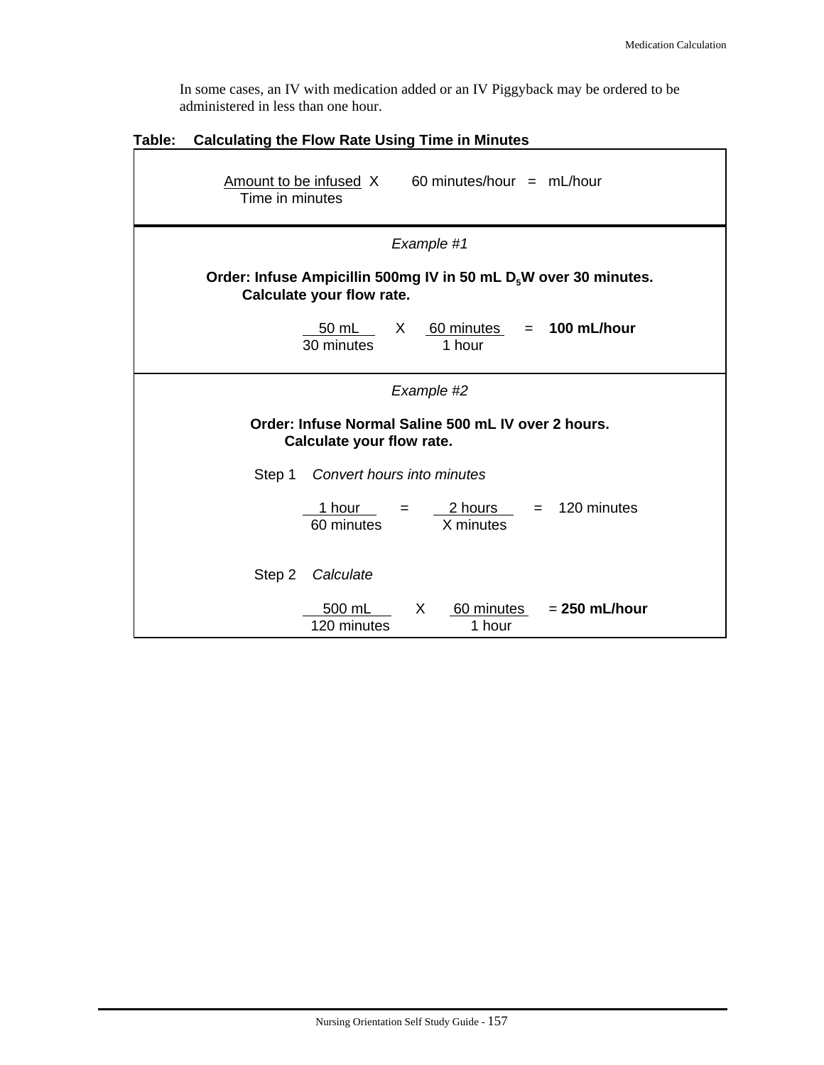In some cases, an IV with medication added or an IV Piggyback may be ordered to be administered in less than one hour.

**Table: Calculating the Flow Rate Using Time in Minutes**

$$\frac{\text{Amount to be infused}}{\text{Time in minutes}} \times 60 \text{ minutes/hour} = \text{mL/hour}$$

*Example #1*

**Order: Infuse Ampicillin 500mg IV in 50 mL $D_5W$ over 30 minutes. Calculate your flow rate.**

$$\frac{50 \text{ mL}}{30 \text{ minutes}} \times \frac{60 \text{ minutes}}{1 \text{ hour}} = \mathbf{100 \text{ mL/hour}}$$

*Example #2*

**Order: Infuse Normal Saline 500 mL IV over 2 hours. Calculate your flow rate.**

Step 1 *Convert hours into minutes*

$$\frac{1 \text{ hour}}{60 \text{ minutes}} = \frac{2 \text{ hours}}{X \text{ minutes}} = 120 \text{ minutes}$$

Step 2 *Calculate*

$$\frac{500 \text{ mL}}{120 \text{ minutes}} \times \frac{60 \text{ minutes}}{1 \text{ hour}} = \mathbf{250 \text{ mL/hour}}$$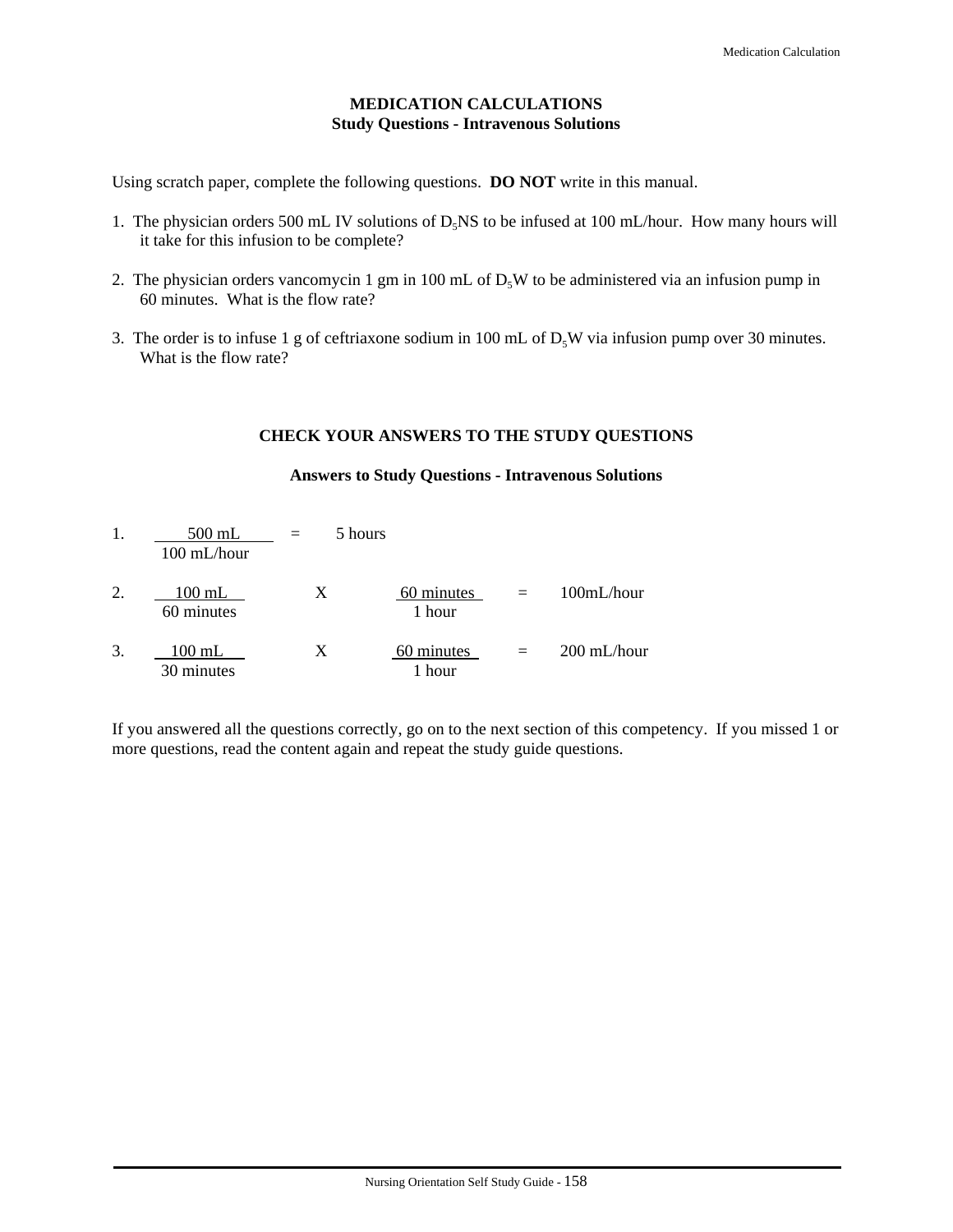# MEDICATION CALCULATIONS
## Study Questions - Intravenous Solutions

Using scratch paper, complete the following questions. **DO NOT** write in this manual.

1. The physician orders 500 mL IV solutions of $D_5NS$ to be infused at 100 mL/hour. How many hours will it take for this infusion to be complete?

2. The physician orders vancomycin 1 gm in 100 mL of $D_5W$ to be administered via an infusion pump in 60 minutes. What is the flow rate?

3. The order is to infuse 1 g of ceftriaxone sodium in 100 mL of $D_5W$ via infusion pump over 30 minutes. What is the flow rate?

## CHECK YOUR ANSWERS TO THE STUDY QUESTIONS

### Answers to Study Questions - Intravenous Solutions

1. $\frac{500 \text{ mL}}{100 \text{ mL/hour}} = 5 \text{ hours}$

2. $\frac{100 \text{ mL}}{60 \text{ minutes}} \times \frac{60 \text{ minutes}}{1 \text{ hour}} = 100\text{mL/hour}$

3. $\frac{100 \text{ mL}}{30 \text{ minutes}} \times \frac{60 \text{ minutes}}{1 \text{ hour}} = 200 \text{ mL/hour}$

If you answered all the questions correctly, go on to the next section of this competency. If you missed 1 or more questions, read the content again and repeat the study guide questions.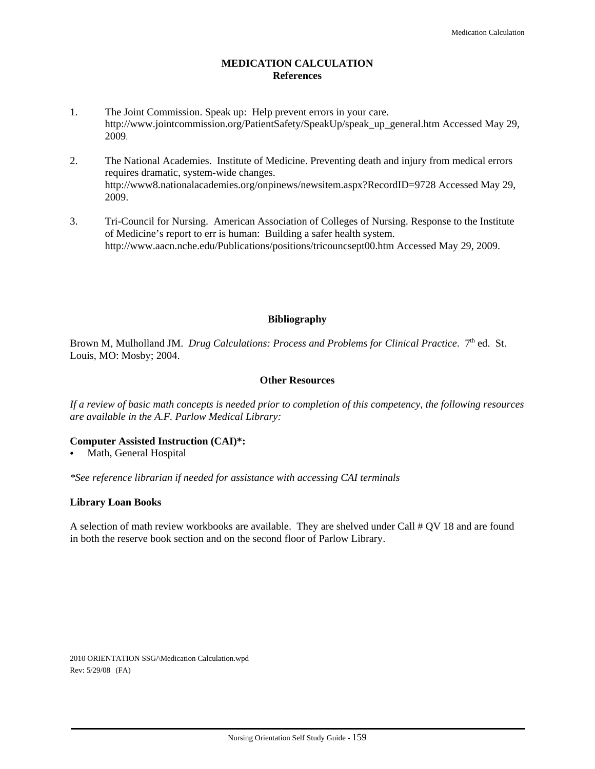# MEDICATION CALCULATION
## References

1. The Joint Commission. Speak up: Help prevent errors in your care. http://www.jointcommission.org/PatientSafety/SpeakUp/speak_up_general.htm Accessed May 29, 2009.

2. The National Academies. Institute of Medicine. Preventing death and injury from medical errors requires dramatic, system-wide changes. http://www8.nationalacademies.org/onpinews/newsitem.aspx?RecordID=9728 Accessed May 29, 2009.

3. Tri-Council for Nursing. American Association of Colleges of Nursing. Response to the Institute of Medicine's report to err is human: Building a safer health system. http://www.aacn.nche.edu/Publications/positions/tricouncsept00.htm Accessed May 29, 2009.

## Bibliography

Brown M, Mulholland JM. *Drug Calculations: Process and Problems for Clinical Practice*. 7th ed. St. Louis, MO: Mosby; 2004.

## Other Resources

*If a review of basic math concepts is needed prior to completion of this competency, the following resources are available in the A.F. Parlow Medical Library:*

**Computer Assisted Instruction (CAI)*:**

- Math, General Hospital

*\*See reference librarian if needed for assistance with accessing CAI terminals*

**Library Loan Books**

A selection of math review workbooks are available. They are shelved under Call # QV 18 and are found in both the reserve book section and on the second floor of Parlow Library.

2010 ORIENTATION SSG/\Medication Calculation.wpd
Rev: 5/29/08 (FA)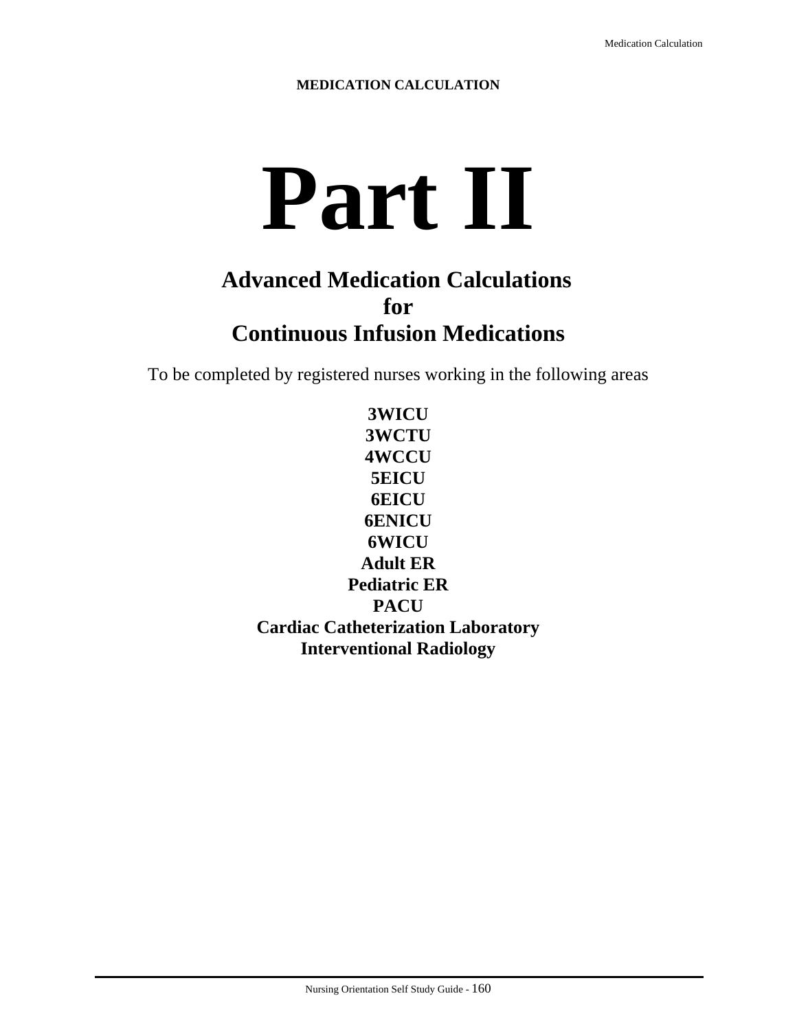**MEDICATION CALCULATION**

# Part II

## Advanced Medication Calculations
## for
## Continuous Infusion Medications

To be completed by registered nurses working in the following areas

**3WICU**
**3WCTU**
**4WCCU**
**5EICU**
**6EICU**
**6ENICU**
**6WICU**
**Adult ER**
**Pediatric ER**
**PACU**
**Cardiac Catheterization Laboratory**
**Interventional Radiology**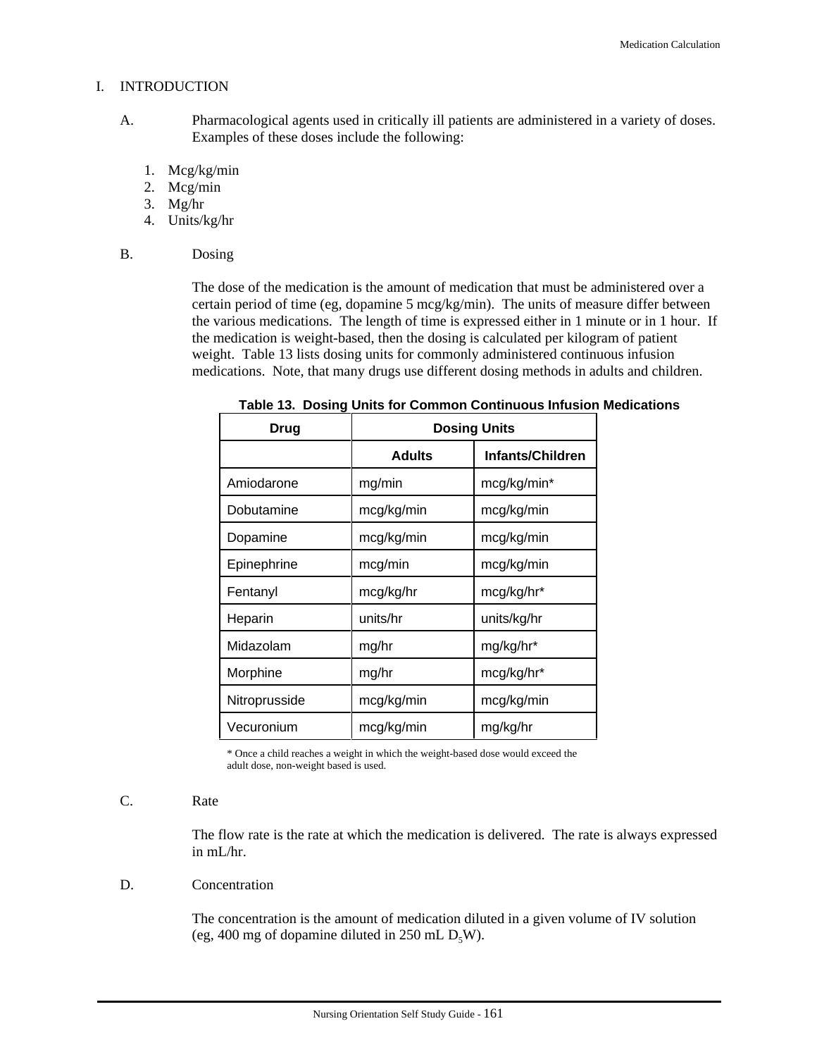# I. INTRODUCTION

A. Pharmacological agents used in critically ill patients are administered in a variety of doses. Examples of these doses include the following:

1. Mcg/kg/min
2. Mcg/min
3. Mg/hr
4. Units/kg/hr

B. Dosing

The dose of the medication is the amount of medication that must be administered over a certain period of time (eg, dopamine 5 mcg/kg/min). The units of measure differ between the various medications. The length of time is expressed either in 1 minute or in 1 hour. If the medication is weight-based, then the dosing is calculated per kilogram of patient weight. Table 13 lists dosing units for commonly administered continuous infusion medications. Note, that many drugs use different dosing methods in adults and children.

**Table 13. Dosing Units for Common Continuous Infusion Medications**

| Drug | Dosing Units | |
|---|---|---|
| | **Adults** | **Infants/Children** |
| Amiodarone | mg/min | mcg/kg/min* |
| Dobutamine | mcg/kg/min | mcg/kg/min |
| Dopamine | mcg/kg/min | mcg/kg/min |
| Epinephrine | mcg/min | mcg/kg/min |
| Fentanyl | mcg/kg/hr | mcg/kg/hr* |
| Heparin | units/hr | units/kg/hr |
| Midazolam | mg/hr | mg/kg/hr* |
| Morphine | mg/hr | mcg/kg/hr* |
| Nitroprusside | mcg/kg/min | mcg/kg/min |
| Vecuronium | mcg/kg/min | mg/kg/hr |

* Once a child reaches a weight in which the weight-based dose would exceed the adult dose, non-weight based is used.

C. Rate

The flow rate is the rate at which the medication is delivered. The rate is always expressed in mL/hr.

D. Concentration

The concentration is the amount of medication diluted in a given volume of IV solution (eg, 400 mg of dopamine diluted in 250 mL $D_5W$).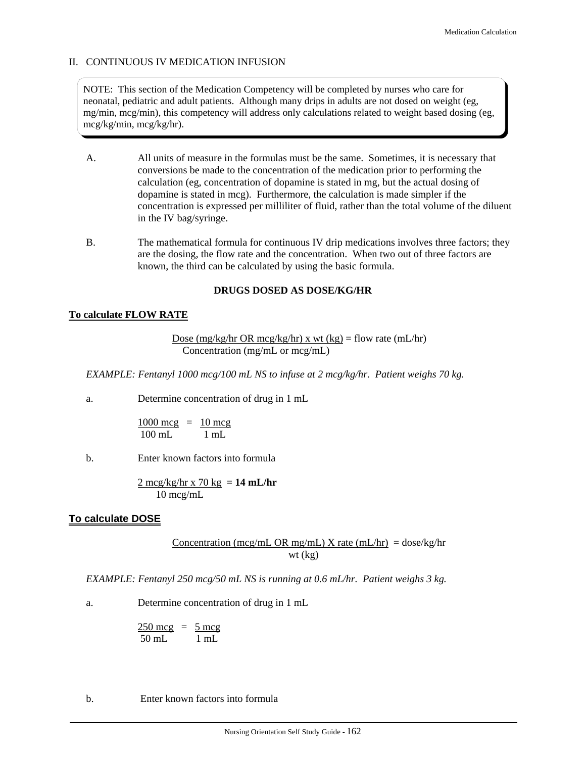## II. CONTINUOUS IV MEDICATION INFUSION

> NOTE: This section of the Medication Competency will be completed by nurses who care for neonatal, pediatric and adult patients. Although many drips in adults are not dosed on weight (eg, mg/min, mcg/min), this competency will address only calculations related to weight based dosing (eg, mcg/kg/min, mcg/kg/hr).

A. All units of measure in the formulas must be the same. Sometimes, it is necessary that conversions be made to the concentration of the medication prior to performing the calculation (eg, concentration of dopamine is stated in mg, but the actual dosing of dopamine is stated in mcg). Furthermore, the calculation is made simpler if the concentration is expressed per milliliter of fluid, rather than the total volume of the diluent in the IV bag/syringe.

B. The mathematical formula for continuous IV drip medications involves three factors; they are the dosing, the flow rate and the concentration. When two out of three factors are known, the third can be calculated by using the basic formula.

### DRUGS DOSED AS DOSE/KG/HR

**To calculate FLOW RATE**

$$\frac{\text{Dose (mg/kg/hr OR mcg/kg/hr)} \times \text{wt (kg)}}{\text{Concentration (mg/mL or mcg/mL)}} = \text{flow rate (mL/hr)}$$

*EXAMPLE: Fentanyl 1000 mcg/100 mL NS to infuse at 2 mcg/kg/hr. Patient weighs 70 kg.*

a. Determine concentration of drug in 1 mL

$$\frac{1000 \text{ mcg}}{100 \text{ mL}} = \frac{10 \text{ mcg}}{1 \text{ mL}}$$

b. Enter known factors into formula

$$\frac{2 \text{ mcg/kg/hr} \times 70 \text{ kg}}{10 \text{ mcg/mL}} = \mathbf{14 \text{ mL/hr}}$$

**To calculate DOSE**

$$\frac{\text{Concentration (mcg/mL OR mg/mL)} \times \text{rate (mL/hr)}}{\text{wt (kg)}} = \text{dose/kg/hr}$$

*EXAMPLE: Fentanyl 250 mcg/50 mL NS is running at 0.6 mL/hr. Patient weighs 3 kg.*

a. Determine concentration of drug in 1 mL

$$\frac{250 \text{ mcg}}{50 \text{ mL}} = \frac{5 \text{ mcg}}{1 \text{ mL}}$$

b. Enter known factors into formula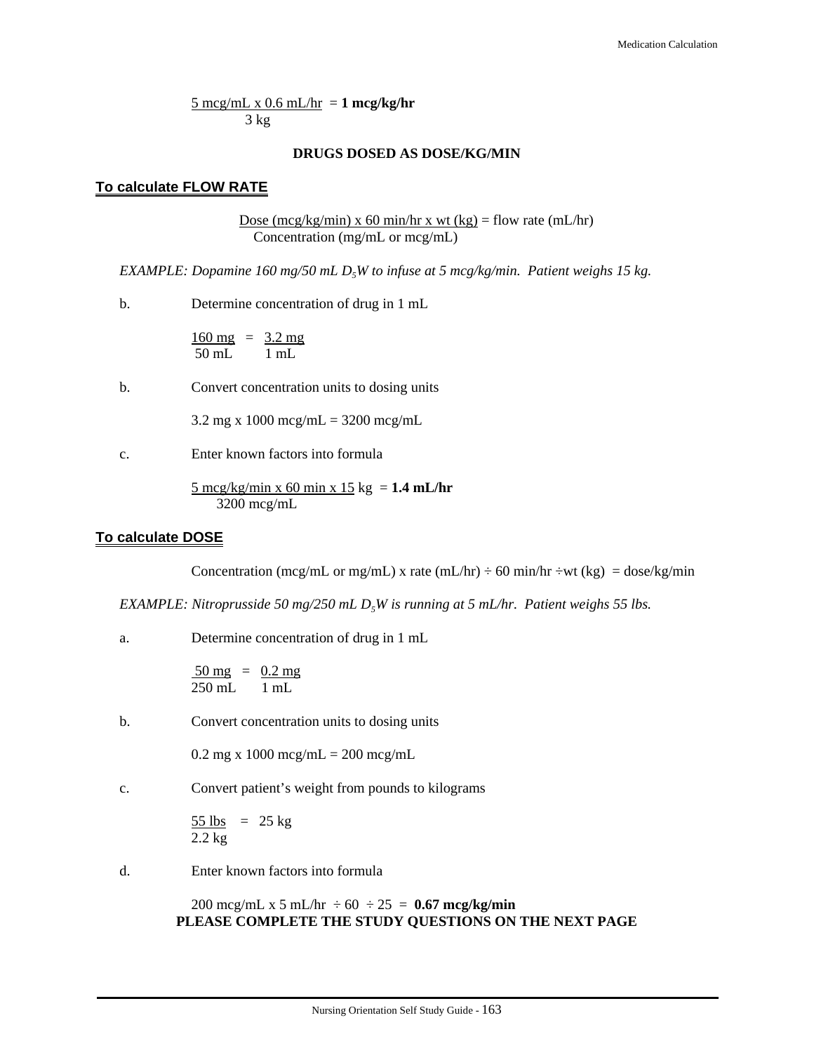$$\frac{5 \text{ mcg/mL} \times 0.6 \text{ mL/hr}}{3 \text{ kg}} = \mathbf{1 \text{ mcg/kg/hr}}$$

**DRUGS DOSED AS DOSE/KG/MIN**

## To calculate FLOW RATE

$$\frac{\text{Dose (mcg/kg/min)} \times 60 \text{ min/hr} \times \text{wt (kg)}}{\text{Concentration (mg/mL or mcg/mL)}} = \text{flow rate (mL/hr)}$$

*EXAMPLE: Dopamine 160 mg/50 mL $D_5W$ to infuse at 5 mcg/kg/min. Patient weighs 15 kg.*

b. Determine concentration of drug in 1 mL

$$\frac{160 \text{ mg}}{50 \text{ mL}} = \frac{3.2 \text{ mg}}{1 \text{ mL}}$$

b. Convert concentration units to dosing units

3.2 mg x 1000 mcg/mL = 3200 mcg/mL

c. Enter known factors into formula

$$\frac{5 \text{ mcg/kg/min} \times 60 \text{ min} \times 15 \text{ kg}}{3200 \text{ mcg/mL}} = \mathbf{1.4 \text{ mL/hr}}$$

## To calculate DOSE

Concentration (mcg/mL or mg/mL) x rate (mL/hr) ÷ 60 min/hr ÷wt (kg) = dose/kg/min

*EXAMPLE: Nitroprusside 50 mg/250 mL $D_5W$ is running at 5 mL/hr. Patient weighs 55 lbs.*

a. Determine concentration of drug in 1 mL

$$\frac{50 \text{ mg}}{250 \text{ mL}} = \frac{0.2 \text{ mg}}{1 \text{ mL}}$$

b. Convert concentration units to dosing units

0.2 mg x 1000 mcg/mL = 200 mcg/mL

c. Convert patient's weight from pounds to kilograms

$$\frac{55 \text{ lbs}}{2.2 \text{ kg}} = 25 \text{ kg}$$

d. Enter known factors into formula

200 mcg/mL x 5 mL/hr ÷ 60 ÷ 25 = **0.67 mcg/kg/min**

**PLEASE COMPLETE THE STUDY QUESTIONS ON THE NEXT PAGE**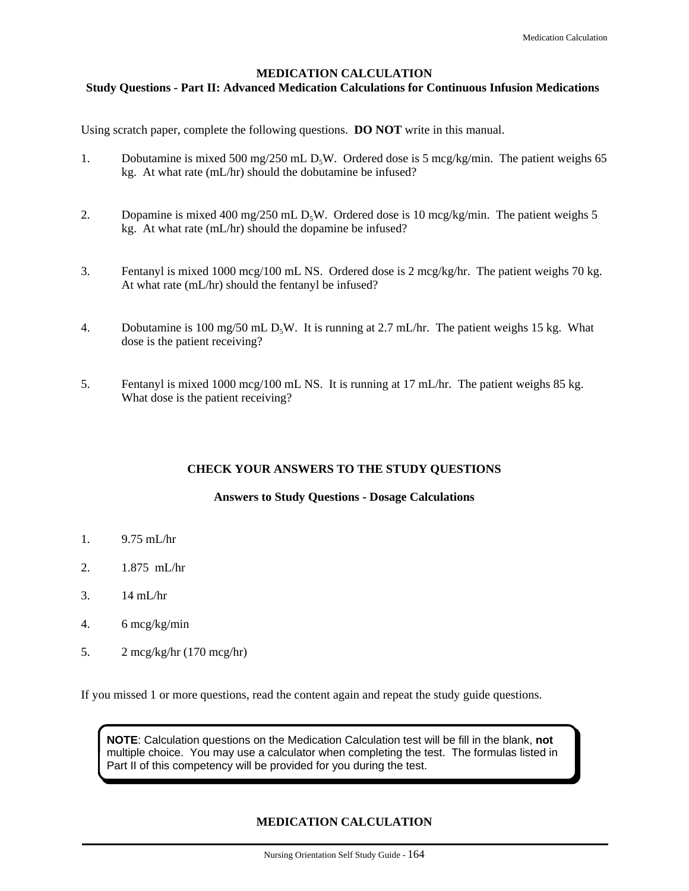## MEDICATION CALCULATION

### Study Questions - Part II: Advanced Medication Calculations for Continuous Infusion Medications

Using scratch paper, complete the following questions. **DO NOT** write in this manual.

1. Dobutamine is mixed 500 mg/250 mL $D_5W$. Ordered dose is 5 mcg/kg/min. The patient weighs 65 kg. At what rate (mL/hr) should the dobutamine be infused?

2. Dopamine is mixed 400 mg/250 mL $D_5W$. Ordered dose is 10 mcg/kg/min. The patient weighs 5 kg. At what rate (mL/hr) should the dopamine be infused?

3. Fentanyl is mixed 1000 mcg/100 mL NS. Ordered dose is 2 mcg/kg/hr. The patient weighs 70 kg. At what rate (mL/hr) should the fentanyl be infused?

4. Dobutamine is 100 mg/50 mL $D_5W$. It is running at 2.7 mL/hr. The patient weighs 15 kg. What dose is the patient receiving?

5. Fentanyl is mixed 1000 mcg/100 mL NS. It is running at 17 mL/hr. The patient weighs 85 kg. What dose is the patient receiving?

### CHECK YOUR ANSWERS TO THE STUDY QUESTIONS

**Answers to Study Questions - Dosage Calculations**

1. 9.75 mL/hr
2. 1.875 mL/hr
3. 14 mL/hr
4. 6 mcg/kg/min
5. 2 mcg/kg/hr (170 mcg/hr)

If you missed 1 or more questions, read the content again and repeat the study guide questions.

> **NOTE**: Calculation questions on the Medication Calculation test will be fill in the blank, **not** multiple choice. You may use a calculator when completing the test. The formulas listed in Part II of this competency will be provided for you during the test.

## MEDICATION CALCULATION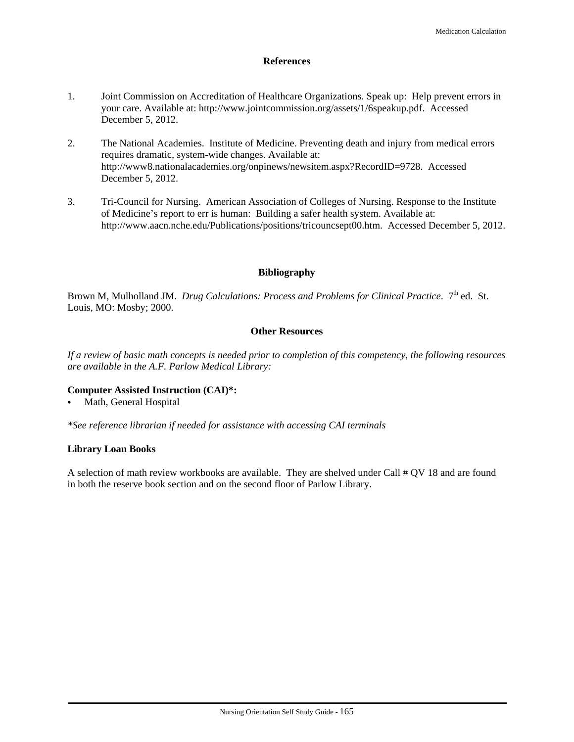## References

1. Joint Commission on Accreditation of Healthcare Organizations. Speak up: Help prevent errors in your care. Available at: http://www.jointcommission.org/assets/1/6speakup.pdf. Accessed December 5, 2012.

2. The National Academies. Institute of Medicine. Preventing death and injury from medical errors requires dramatic, system-wide changes. Available at: http://www8.nationalacademies.org/onpinews/newsitem.aspx?RecordID=9728. Accessed December 5, 2012.

3. Tri-Council for Nursing. American Association of Colleges of Nursing. Response to the Institute of Medicine's report to err is human: Building a safer health system. Available at: http://www.aacn.nche.edu/Publications/positions/tricouncsept00.htm. Accessed December 5, 2012.

## Bibliography

Brown M, Mulholland JM. *Drug Calculations: Process and Problems for Clinical Practice*. 7th ed. St. Louis, MO: Mosby; 2000.

## Other Resources

*If a review of basic math concepts is needed prior to completion of this competency, the following resources are available in the A.F. Parlow Medical Library:*

**Computer Assisted Instruction (CAI)*:**

- Math, General Hospital

*\*See reference librarian if needed for assistance with accessing CAI terminals*

**Library Loan Books**

A selection of math review workbooks are available. They are shelved under Call # QV 18 and are found in both the reserve book section and on the second floor of Parlow Library.